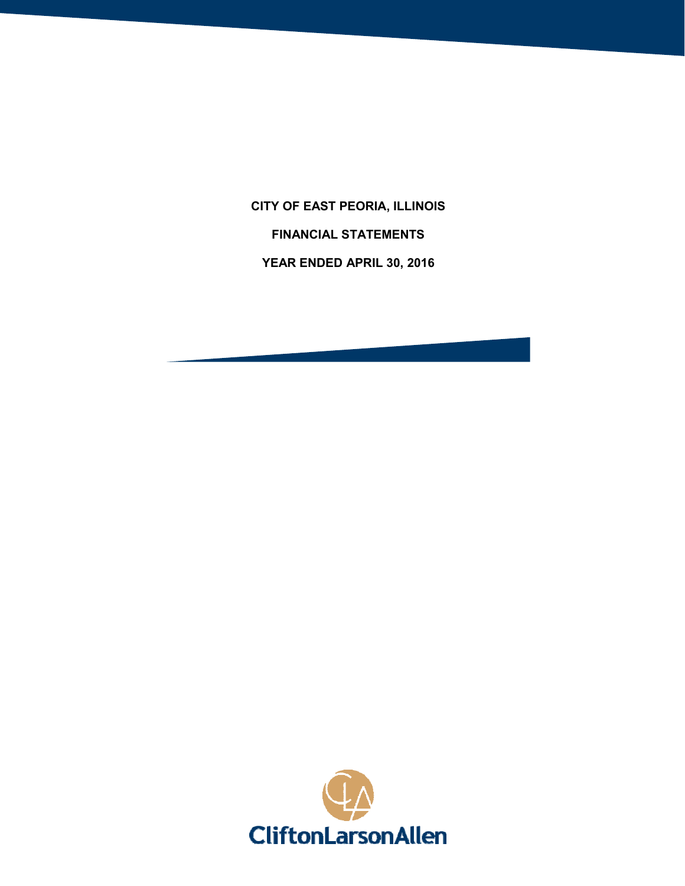# CITY OF EAST PEORIA, ILLINOIS

## FINANCIAL STATEMENTS

## YEAR ENDED APRIL 30, 2016

CliftonLarsonAllen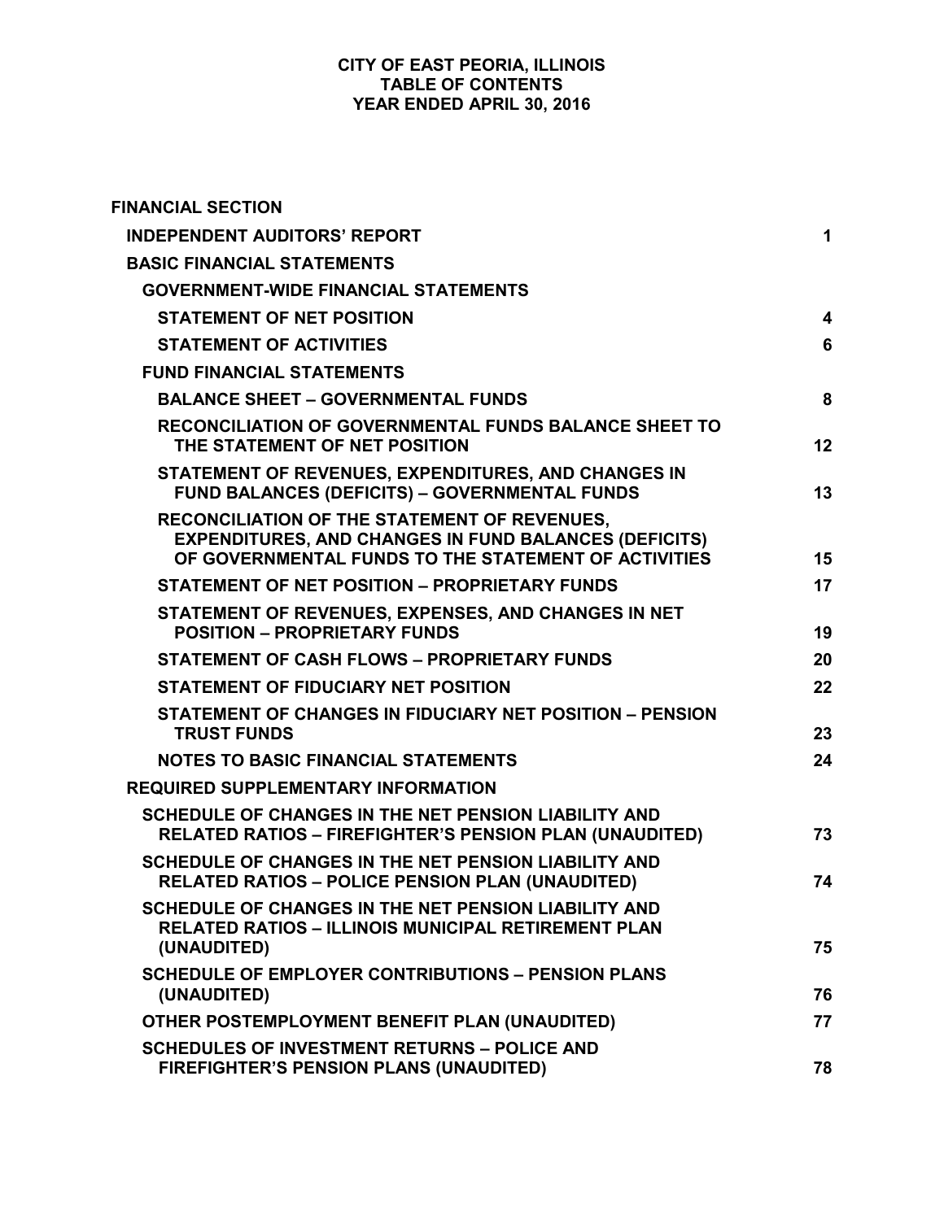**CITY OF EAST PEORIA, ILLINOIS**
**TABLE OF CONTENTS**
**YEAR ENDED APRIL 30, 2016**

| | |
|---|---|
| **FINANCIAL SECTION** | |
| **INDEPENDENT AUDITORS' REPORT** | **1** |
| **BASIC FINANCIAL STATEMENTS** | |
| **GOVERNMENT-WIDE FINANCIAL STATEMENTS** | |
| **STATEMENT OF NET POSITION** | **4** |
| **STATEMENT OF ACTIVITIES** | **6** |
| **FUND FINANCIAL STATEMENTS** | |
| **BALANCE SHEET – GOVERNMENTAL FUNDS** | **8** |
| **RECONCILIATION OF GOVERNMENTAL FUNDS BALANCE SHEET TO THE STATEMENT OF NET POSITION** | **12** |
| **STATEMENT OF REVENUES, EXPENDITURES, AND CHANGES IN FUND BALANCES (DEFICITS) – GOVERNMENTAL FUNDS** | **13** |
| **RECONCILIATION OF THE STATEMENT OF REVENUES, EXPENDITURES, AND CHANGES IN FUND BALANCES (DEFICITS) OF GOVERNMENTAL FUNDS TO THE STATEMENT OF ACTIVITIES** | **15** |
| **STATEMENT OF NET POSITION – PROPRIETARY FUNDS** | **17** |
| **STATEMENT OF REVENUES, EXPENSES, AND CHANGES IN NET POSITION – PROPRIETARY FUNDS** | **19** |
| **STATEMENT OF CASH FLOWS – PROPRIETARY FUNDS** | **20** |
| **STATEMENT OF FIDUCIARY NET POSITION** | **22** |
| **STATEMENT OF CHANGES IN FIDUCIARY NET POSITION – PENSION TRUST FUNDS** | **23** |
| **NOTES TO BASIC FINANCIAL STATEMENTS** | **24** |
| **REQUIRED SUPPLEMENTARY INFORMATION** | |
| **SCHEDULE OF CHANGES IN THE NET PENSION LIABILITY AND RELATED RATIOS – FIREFIGHTER'S PENSION PLAN (UNAUDITED)** | **73** |
| **SCHEDULE OF CHANGES IN THE NET PENSION LIABILITY AND RELATED RATIOS – POLICE PENSION PLAN (UNAUDITED)** | **74** |
| **SCHEDULE OF CHANGES IN THE NET PENSION LIABILITY AND RELATED RATIOS – ILLINOIS MUNICIPAL RETIREMENT PLAN (UNAUDITED)** | **75** |
| **SCHEDULE OF EMPLOYER CONTRIBUTIONS – PENSION PLANS (UNAUDITED)** | **76** |
| **OTHER POSTEMPLOYMENT BENEFIT PLAN (UNAUDITED)** | **77** |
| **SCHEDULES OF INVESTMENT RETURNS – POLICE AND FIREFIGHTER'S PENSION PLANS (UNAUDITED)** | **78** |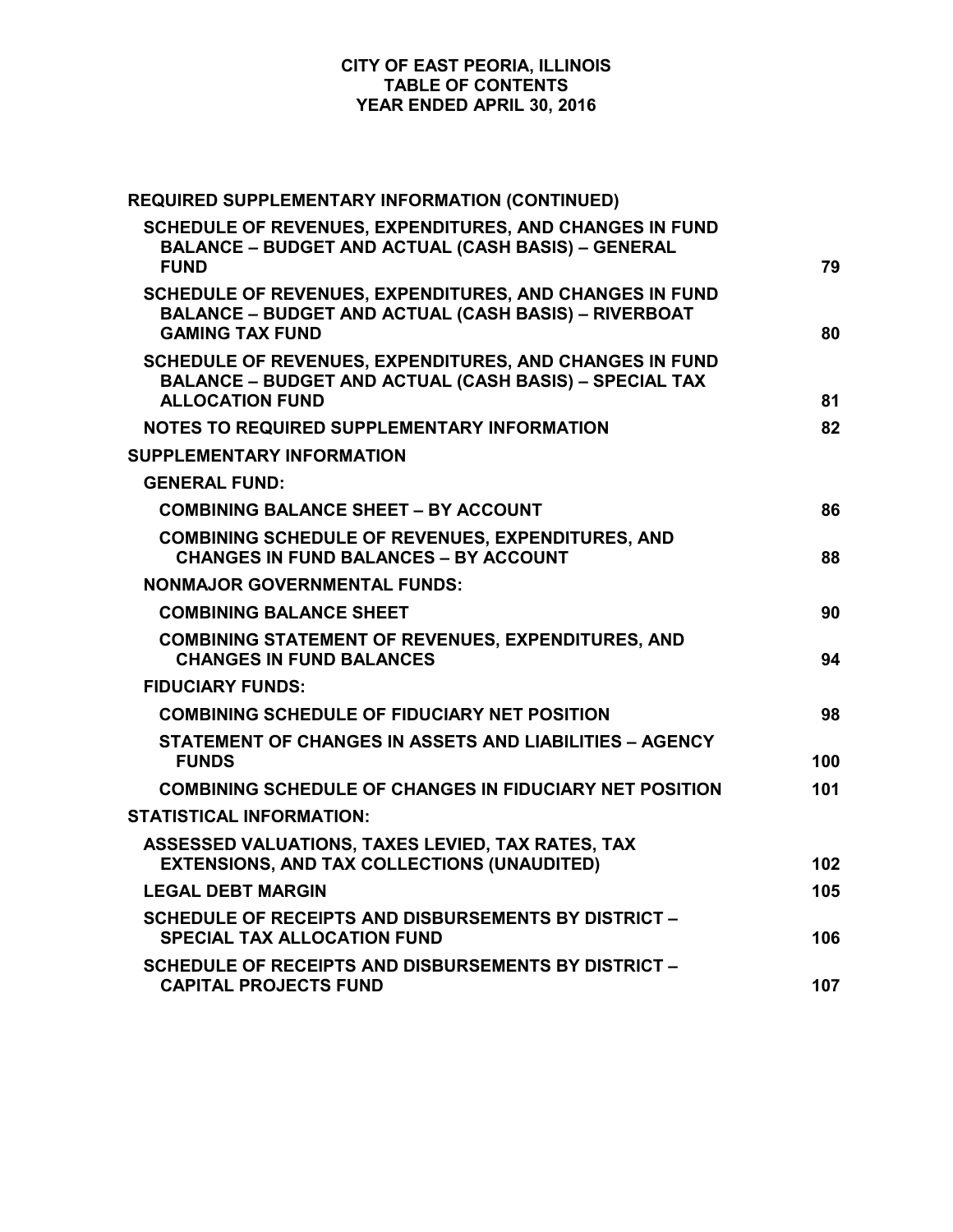# CITY OF EAST PEORIA, ILLINOIS
## TABLE OF CONTENTS
## YEAR ENDED APRIL 30, 2016

| | |
|---|---|
| **REQUIRED SUPPLEMENTARY INFORMATION (CONTINUED)** | |
| **SCHEDULE OF REVENUES, EXPENDITURES, AND CHANGES IN FUND BALANCE – BUDGET AND ACTUAL (CASH BASIS) – GENERAL FUND** | **79** |
| **SCHEDULE OF REVENUES, EXPENDITURES, AND CHANGES IN FUND BALANCE – BUDGET AND ACTUAL (CASH BASIS) – RIVERBOAT GAMING TAX FUND** | **80** |
| **SCHEDULE OF REVENUES, EXPENDITURES, AND CHANGES IN FUND BALANCE – BUDGET AND ACTUAL (CASH BASIS) – SPECIAL TAX ALLOCATION FUND** | **81** |
| **NOTES TO REQUIRED SUPPLEMENTARY INFORMATION** | **82** |
| **SUPPLEMENTARY INFORMATION** | |
| **GENERAL FUND:** | |
| **COMBINING BALANCE SHEET – BY ACCOUNT** | **86** |
| **COMBINING SCHEDULE OF REVENUES, EXPENDITURES, AND CHANGES IN FUND BALANCES – BY ACCOUNT** | **88** |
| **NONMAJOR GOVERNMENTAL FUNDS:** | |
| **COMBINING BALANCE SHEET** | **90** |
| **COMBINING STATEMENT OF REVENUES, EXPENDITURES, AND CHANGES IN FUND BALANCES** | **94** |
| **FIDUCIARY FUNDS:** | |
| **COMBINING SCHEDULE OF FIDUCIARY NET POSITION** | **98** |
| **STATEMENT OF CHANGES IN ASSETS AND LIABILITIES – AGENCY FUNDS** | **100** |
| **COMBINING SCHEDULE OF CHANGES IN FIDUCIARY NET POSITION** | **101** |
| **STATISTICAL INFORMATION:** | |
| **ASSESSED VALUATIONS, TAXES LEVIED, TAX RATES, TAX EXTENSIONS, AND TAX COLLECTIONS (UNAUDITED)** | **102** |
| **LEGAL DEBT MARGIN** | **105** |
| **SCHEDULE OF RECEIPTS AND DISBURSEMENTS BY DISTRICT – SPECIAL TAX ALLOCATION FUND** | **106** |
| **SCHEDULE OF RECEIPTS AND DISBURSEMENTS BY DISTRICT – CAPITAL PROJECTS FUND** | **107** |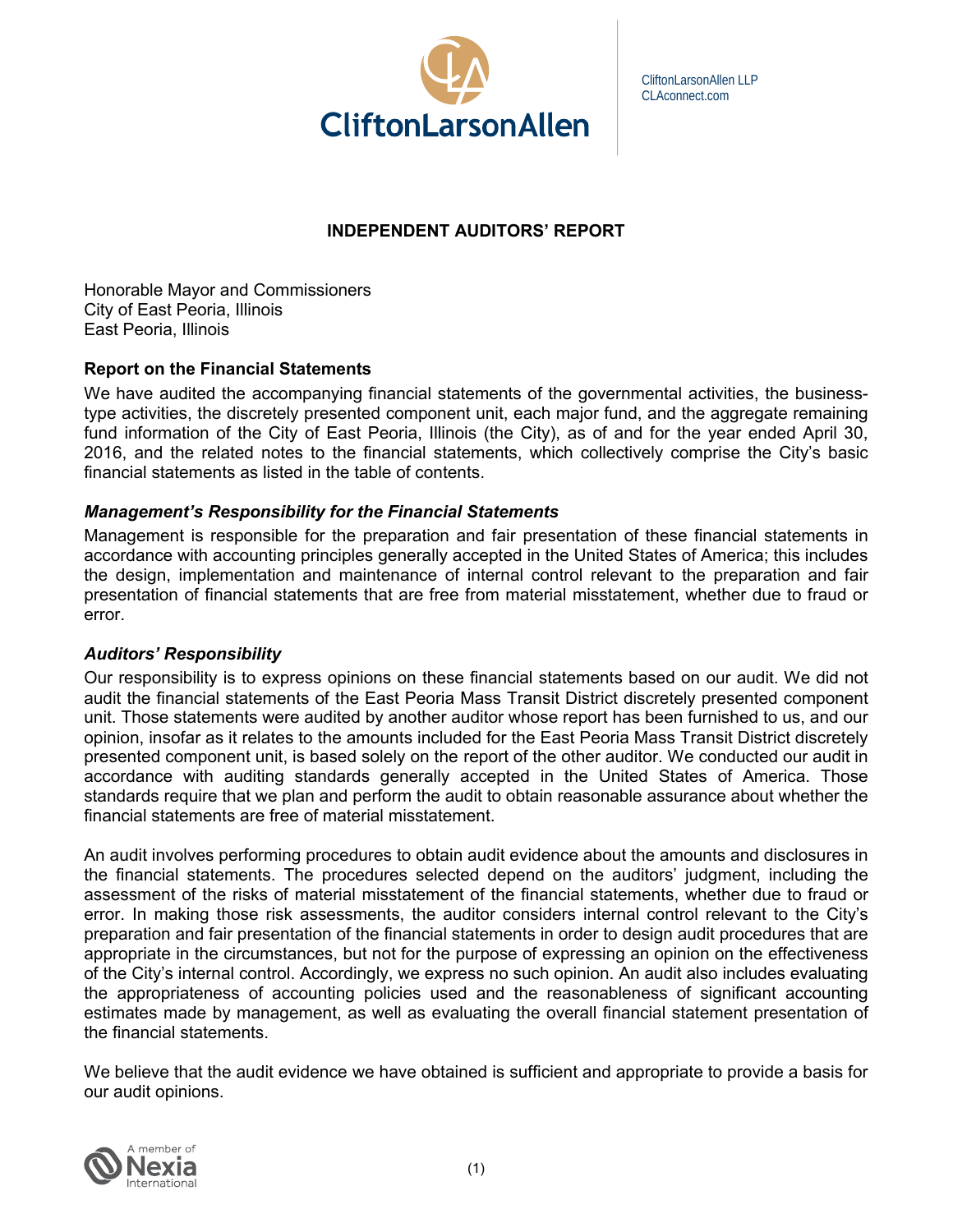CliftonLarsonAllen LLP
CLAconnect.com

# INDEPENDENT AUDITORS' REPORT

Honorable Mayor and Commissioners
City of East Peoria, Illinois
East Peoria, Illinois

## Report on the Financial Statements

We have audited the accompanying financial statements of the governmental activities, the business-type activities, the discretely presented component unit, each major fund, and the aggregate remaining fund information of the City of East Peoria, Illinois (the City), as of and for the year ended April 30, 2016, and the related notes to the financial statements, which collectively comprise the City's basic financial statements as listed in the table of contents.

### *Management's Responsibility for the Financial Statements*

Management is responsible for the preparation and fair presentation of these financial statements in accordance with accounting principles generally accepted in the United States of America; this includes the design, implementation and maintenance of internal control relevant to the preparation and fair presentation of financial statements that are free from material misstatement, whether due to fraud or error.

### *Auditors' Responsibility*

Our responsibility is to express opinions on these financial statements based on our audit. We did not audit the financial statements of the East Peoria Mass Transit District discretely presented component unit. Those statements were audited by another auditor whose report has been furnished to us, and our opinion, insofar as it relates to the amounts included for the East Peoria Mass Transit District discretely presented component unit, is based solely on the report of the other auditor. We conducted our audit in accordance with auditing standards generally accepted in the United States of America. Those standards require that we plan and perform the audit to obtain reasonable assurance about whether the financial statements are free of material misstatement.

An audit involves performing procedures to obtain audit evidence about the amounts and disclosures in the financial statements. The procedures selected depend on the auditors' judgment, including the assessment of the risks of material misstatement of the financial statements, whether due to fraud or error. In making those risk assessments, the auditor considers internal control relevant to the City's preparation and fair presentation of the financial statements in order to design audit procedures that are appropriate in the circumstances, but not for the purpose of expressing an opinion on the effectiveness of the City's internal control. Accordingly, we express no such opinion. An audit also includes evaluating the appropriateness of accounting policies used and the reasonableness of significant accounting estimates made by management, as well as evaluating the overall financial statement presentation of the financial statements.

We believe that the audit evidence we have obtained is sufficient and appropriate to provide a basis for our audit opinions.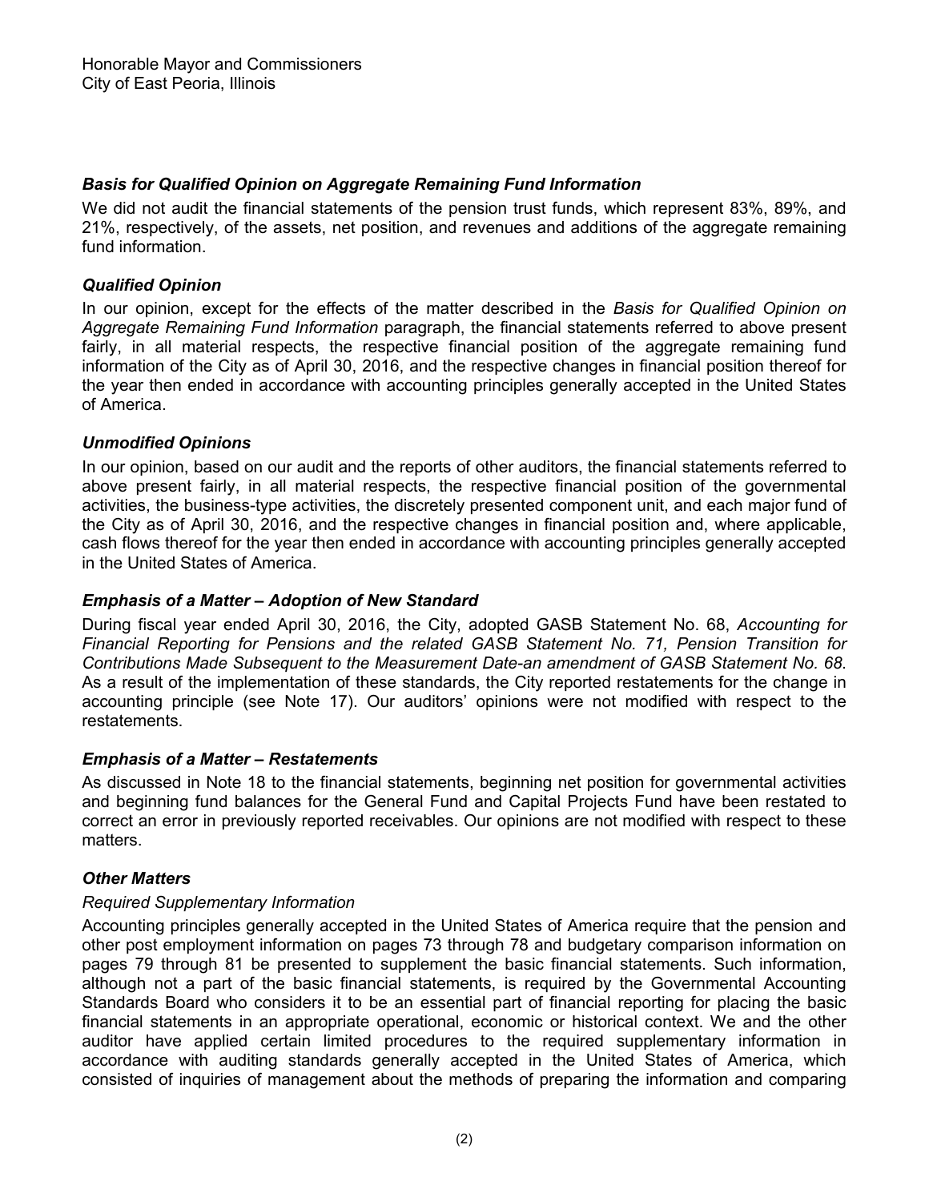Honorable Mayor and Commissioners
City of East Peoria, Illinois

### *Basis for Qualified Opinion on Aggregate Remaining Fund Information*

We did not audit the financial statements of the pension trust funds, which represent 83%, 89%, and 21%, respectively, of the assets, net position, and revenues and additions of the aggregate remaining fund information.

### *Qualified Opinion*

In our opinion, except for the effects of the matter described in the *Basis for Qualified Opinion on Aggregate Remaining Fund Information* paragraph, the financial statements referred to above present fairly, in all material respects, the respective financial position of the aggregate remaining fund information of the City as of April 30, 2016, and the respective changes in financial position thereof for the year then ended in accordance with accounting principles generally accepted in the United States of America.

### *Unmodified Opinions*

In our opinion, based on our audit and the reports of other auditors, the financial statements referred to above present fairly, in all material respects, the respective financial position of the governmental activities, the business-type activities, the discretely presented component unit, and each major fund of the City as of April 30, 2016, and the respective changes in financial position and, where applicable, cash flows thereof for the year then ended in accordance with accounting principles generally accepted in the United States of America.

### *Emphasis of a Matter – Adoption of New Standard*

During fiscal year ended April 30, 2016, the City, adopted GASB Statement No. 68, *Accounting for Financial Reporting for Pensions and the related GASB Statement No. 71, Pension Transition for Contributions Made Subsequent to the Measurement Date-an amendment of GASB Statement No. 68*. As a result of the implementation of these standards, the City reported restatements for the change in accounting principle (see Note 17). Our auditors' opinions were not modified with respect to the restatements.

### *Emphasis of a Matter – Restatements*

As discussed in Note 18 to the financial statements, beginning net position for governmental activities and beginning fund balances for the General Fund and Capital Projects Fund have been restated to correct an error in previously reported receivables. Our opinions are not modified with respect to these matters.

### *Other Matters*

*Required Supplementary Information*

Accounting principles generally accepted in the United States of America require that the pension and other post employment information on pages 73 through 78 and budgetary comparison information on pages 79 through 81 be presented to supplement the basic financial statements. Such information, although not a part of the basic financial statements, is required by the Governmental Accounting Standards Board who considers it to be an essential part of financial reporting for placing the basic financial statements in an appropriate operational, economic or historical context. We and the other auditor have applied certain limited procedures to the required supplementary information in accordance with auditing standards generally accepted in the United States of America, which consisted of inquiries of management about the methods of preparing the information and comparing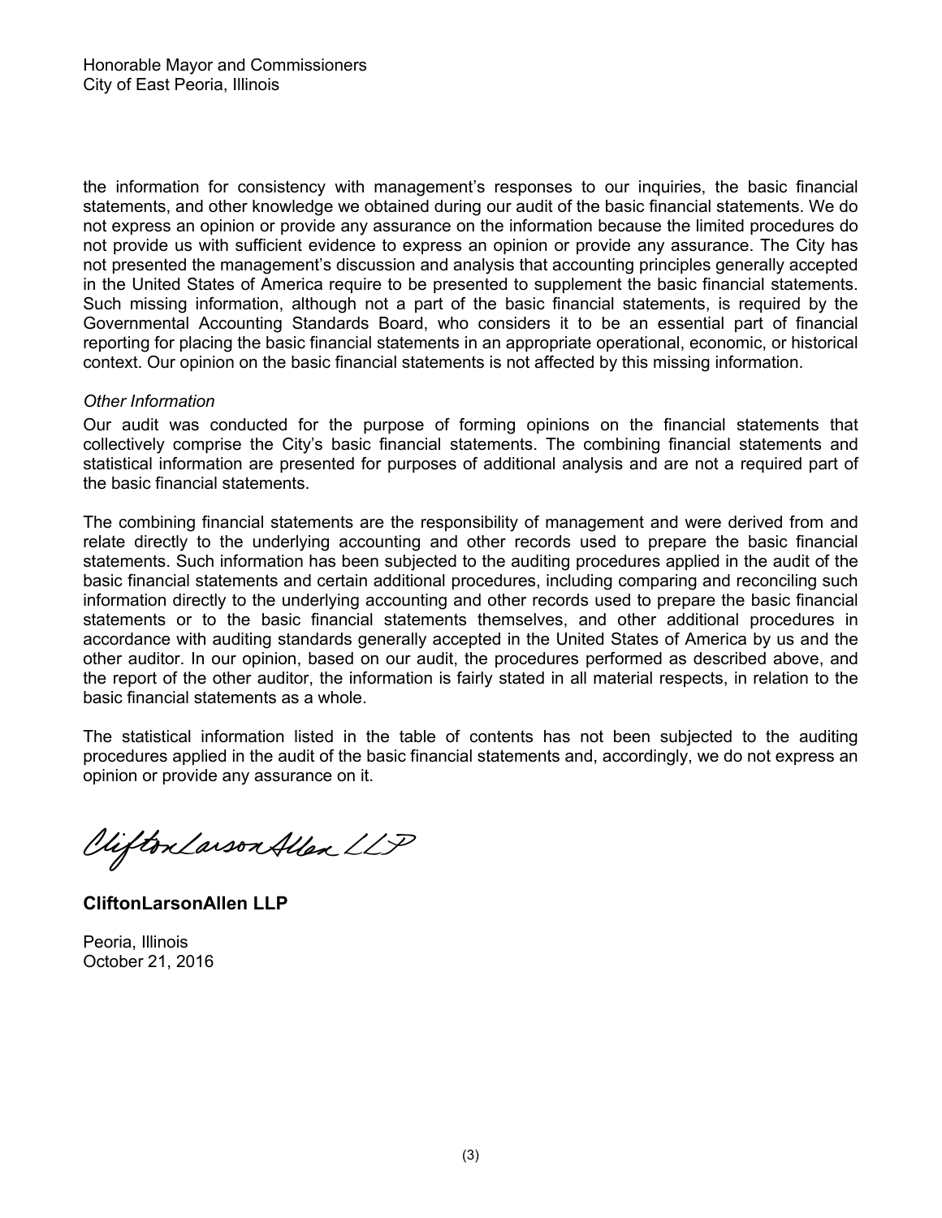Honorable Mayor and Commissioners
City of East Peoria, Illinois

the information for consistency with management's responses to our inquiries, the basic financial statements, and other knowledge we obtained during our audit of the basic financial statements. We do not express an opinion or provide any assurance on the information because the limited procedures do not provide us with sufficient evidence to express an opinion or provide any assurance. The City has not presented the management's discussion and analysis that accounting principles generally accepted in the United States of America require to be presented to supplement the basic financial statements. Such missing information, although not a part of the basic financial statements, is required by the Governmental Accounting Standards Board, who considers it to be an essential part of financial reporting for placing the basic financial statements in an appropriate operational, economic, or historical context. Our opinion on the basic financial statements is not affected by this missing information.

*Other Information*

Our audit was conducted for the purpose of forming opinions on the financial statements that collectively comprise the City's basic financial statements. The combining financial statements and statistical information are presented for purposes of additional analysis and are not a required part of the basic financial statements.

The combining financial statements are the responsibility of management and were derived from and relate directly to the underlying accounting and other records used to prepare the basic financial statements. Such information has been subjected to the auditing procedures applied in the audit of the basic financial statements and certain additional procedures, including comparing and reconciling such information directly to the underlying accounting and other records used to prepare the basic financial statements or to the basic financial statements themselves, and other additional procedures in accordance with auditing standards generally accepted in the United States of America by us and the other auditor. In our opinion, based on our audit, the procedures performed as described above, and the report of the other auditor, the information is fairly stated in all material respects, in relation to the basic financial statements as a whole.

The statistical information listed in the table of contents has not been subjected to the auditing procedures applied in the audit of the basic financial statements and, accordingly, we do not express an opinion or provide any assurance on it.

CliftonLarsonAllen LLP

**CliftonLarsonAllen LLP**

Peoria, Illinois
October 21, 2016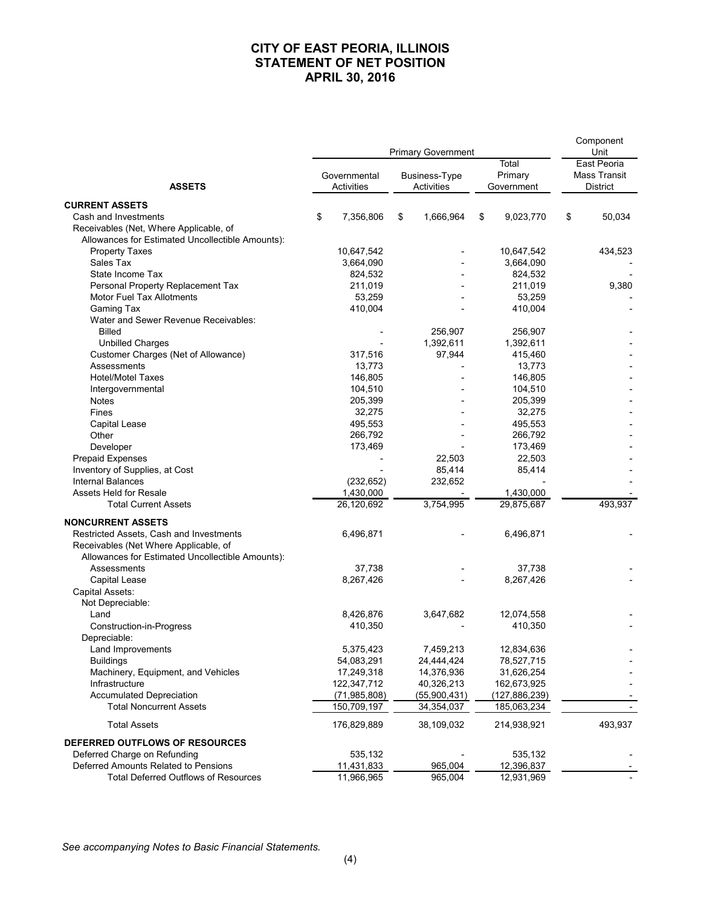# CITY OF EAST PEORIA, ILLINOIS
# STATEMENT OF NET POSITION
# APRIL 30, 2016

| ASSETS | Primary Government | | | Component Unit |
|---|---|---|---|---|
| | Governmental Activities | Business-Type Activities | Total Primary Government | East Peoria Mass Transit District |
| **CURRENT ASSETS** | | | | |
| Cash and Investments | $ 7,356,806 | $ 1,666,964 | $ 9,023,770 | $ 50,034 |
| Receivables (Net, Where Applicable, of Allowances for Estimated Uncollectible Amounts): | | | | |
| Property Taxes | 10,647,542 | - | 10,647,542 | 434,523 |
| Sales Tax | 3,664,090 | - | 3,664,090 | - |
| State Income Tax | 824,532 | - | 824,532 | - |
| Personal Property Replacement Tax | 211,019 | - | 211,019 | 9,380 |
| Motor Fuel Tax Allotments | 53,259 | - | 53,259 | - |
| Gaming Tax | 410,004 | - | 410,004 | - |
| Water and Sewer Revenue Receivables: | | | | |
| Billed | - | 256,907 | 256,907 | - |
| Unbilled Charges | - | 1,392,611 | 1,392,611 | - |
| Customer Charges (Net of Allowance) | 317,516 | 97,944 | 415,460 | - |
| Assessments | 13,773 | - | 13,773 | - |
| Hotel/Motel Taxes | 146,805 | - | 146,805 | - |
| Intergovernmental | 104,510 | - | 104,510 | - |
| Notes | 205,399 | - | 205,399 | - |
| Fines | 32,275 | - | 32,275 | - |
| Capital Lease | 495,553 | - | 495,553 | - |
| Other | 266,792 | - | 266,792 | - |
| Developer | 173,469 | - | 173,469 | - |
| Prepaid Expenses | - | 22,503 | 22,503 | - |
| Inventory of Supplies, at Cost | - | 85,414 | 85,414 | - |
| Internal Balances | (232,652) | 232,652 | - | - |
| Assets Held for Resale | 1,430,000 | - | 1,430,000 | - |
| Total Current Assets | 26,120,692 | 3,754,995 | 29,875,687 | 493,937 |
| **NONCURRENT ASSETS** | | | | |
| Restricted Assets, Cash and Investments | 6,496,871 | - | 6,496,871 | - |
| Receivables (Net Where Applicable, of Allowances for Estimated Uncollectible Amounts): | | | | |
| Assessments | 37,738 | - | 37,738 | - |
| Capital Lease | 8,267,426 | - | 8,267,426 | - |
| Capital Assets: | | | | |
| Not Depreciable: | | | | |
| Land | 8,426,876 | 3,647,682 | 12,074,558 | - |
| Construction-in-Progress | 410,350 | - | 410,350 | - |
| Depreciable: | | | | |
| Land Improvements | 5,375,423 | 7,459,213 | 12,834,636 | - |
| Buildings | 54,083,291 | 24,444,424 | 78,527,715 | - |
| Machinery, Equipment, and Vehicles | 17,249,318 | 14,376,936 | 31,626,254 | - |
| Infrastructure | 122,347,712 | 40,326,213 | 162,673,925 | - |
| Accumulated Depreciation | (71,985,808) | (55,900,431) | (127,886,239) | - |
| Total Noncurrent Assets | 150,709,197 | 34,354,037 | 185,063,234 | - |
| Total Assets | 176,829,889 | 38,109,032 | 214,938,921 | 493,937 |
| **DEFERRED OUTFLOWS OF RESOURCES** | | | | |
| Deferred Charge on Refunding | 535,132 | - | 535,132 | - |
| Deferred Amounts Related to Pensions | 11,431,833 | 965,004 | 12,396,837 | - |
| Total Deferred Outflows of Resources | 11,966,965 | 965,004 | 12,931,969 | - |

*See accompanying Notes to Basic Financial Statements.*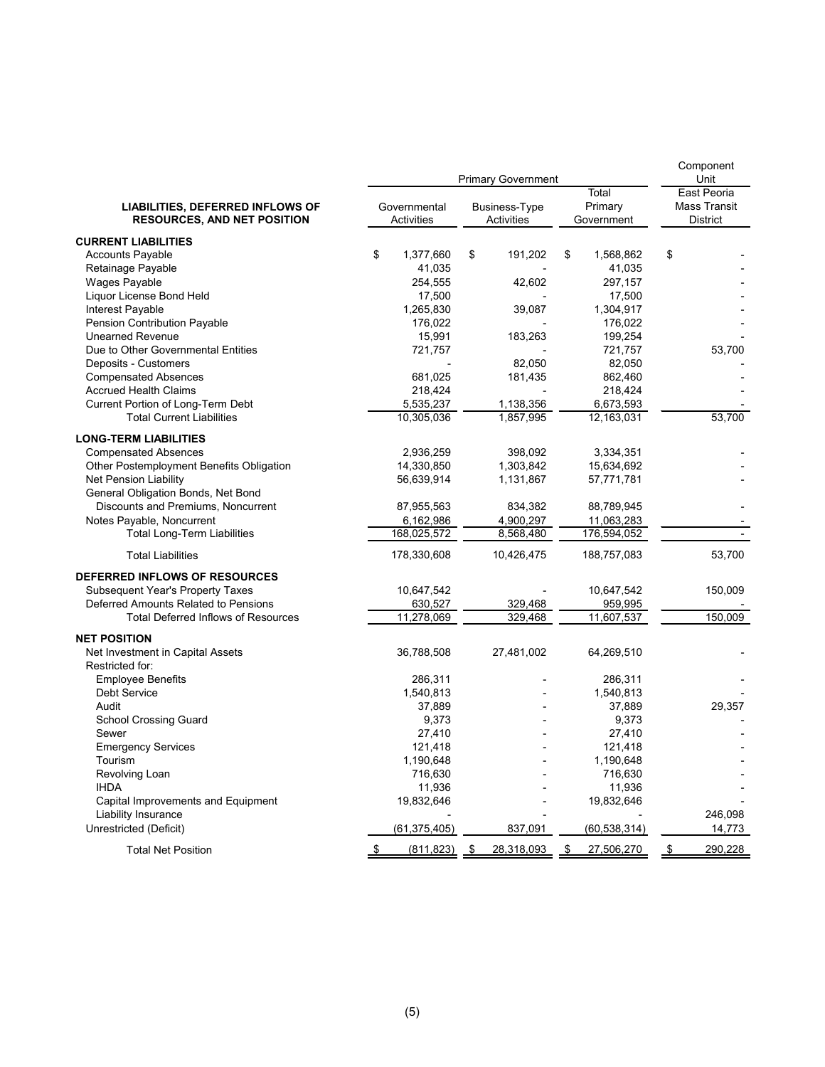| LIABILITIES, DEFERRED INFLOWS OF RESOURCES, AND NET POSITION | Primary Government | | | Component Unit |
|---|---|---|---|---|
| | Governmental Activities | Business-Type Activities | Total Primary Government | East Peoria Mass Transit District |
| **CURRENT LIABILITIES** | | | | |
| Accounts Payable | $ 1,377,660 | $ 191,202 | $ 1,568,862 | $ - |
| Retainage Payable | 41,035 | - | 41,035 | - |
| Wages Payable | 254,555 | 42,602 | 297,157 | - |
| Liquor License Bond Held | 17,500 | - | 17,500 | - |
| Interest Payable | 1,265,830 | 39,087 | 1,304,917 | - |
| Pension Contribution Payable | 176,022 | - | 176,022 | - |
| Unearned Revenue | 15,991 | 183,263 | 199,254 | - |
| Due to Other Governmental Entities | 721,757 | - | 721,757 | 53,700 |
| Deposits - Customers | - | 82,050 | 82,050 | - |
| Compensated Absences | 681,025 | 181,435 | 862,460 | - |
| Accrued Health Claims | 218,424 | - | 218,424 | - |
| Current Portion of Long-Term Debt | 5,535,237 | 1,138,356 | 6,673,593 | - |
| Total Current Liabilities | 10,305,036 | 1,857,995 | 12,163,031 | 53,700 |
| **LONG-TERM LIABILITIES** | | | | |
| Compensated Absences | 2,936,259 | 398,092 | 3,334,351 | - |
| Other Postemployment Benefits Obligation | 14,330,850 | 1,303,842 | 15,634,692 | - |
| Net Pension Liability | 56,639,914 | 1,131,867 | 57,771,781 | - |
| General Obligation Bonds, Net Bond Discounts and Premiums, Noncurrent | 87,955,563 | 834,382 | 88,789,945 | - |
| Notes Payable, Noncurrent | 6,162,986 | 4,900,297 | 11,063,283 | - |
| Total Long-Term Liabilities | 168,025,572 | 8,568,480 | 176,594,052 | - |
| Total Liabilities | 178,330,608 | 10,426,475 | 188,757,083 | 53,700 |
| **DEFERRED INFLOWS OF RESOURCES** | | | | |
| Subsequent Year's Property Taxes | 10,647,542 | - | 10,647,542 | 150,009 |
| Deferred Amounts Related to Pensions | 630,527 | 329,468 | 959,995 | - |
| Total Deferred Inflows of Resources | 11,278,069 | 329,468 | 11,607,537 | 150,009 |
| **NET POSITION** | | | | |
| Net Investment in Capital Assets | 36,788,508 | 27,481,002 | 64,269,510 | - |
| Restricted for: | | | | |
| Employee Benefits | 286,311 | - | 286,311 | - |
| Debt Service | 1,540,813 | - | 1,540,813 | - |
| Audit | 37,889 | - | 37,889 | 29,357 |
| School Crossing Guard | 9,373 | - | 9,373 | - |
| Sewer | 27,410 | - | 27,410 | - |
| Emergency Services | 121,418 | - | 121,418 | - |
| Tourism | 1,190,648 | - | 1,190,648 | - |
| Revolving Loan | 716,630 | - | 716,630 | - |
| IHDA | 11,936 | - | 11,936 | - |
| Capital Improvements and Equipment | 19,832,646 | - | 19,832,646 | - |
| Liability Insurance | - | - | - | 246,098 |
| Unrestricted (Deficit) | (61,375,405) | 837,091 | (60,538,314) | 14,773 |
| Total Net Position | $ (811,823) | $ 28,318,093 | $ 27,506,270 | $ 290,228 |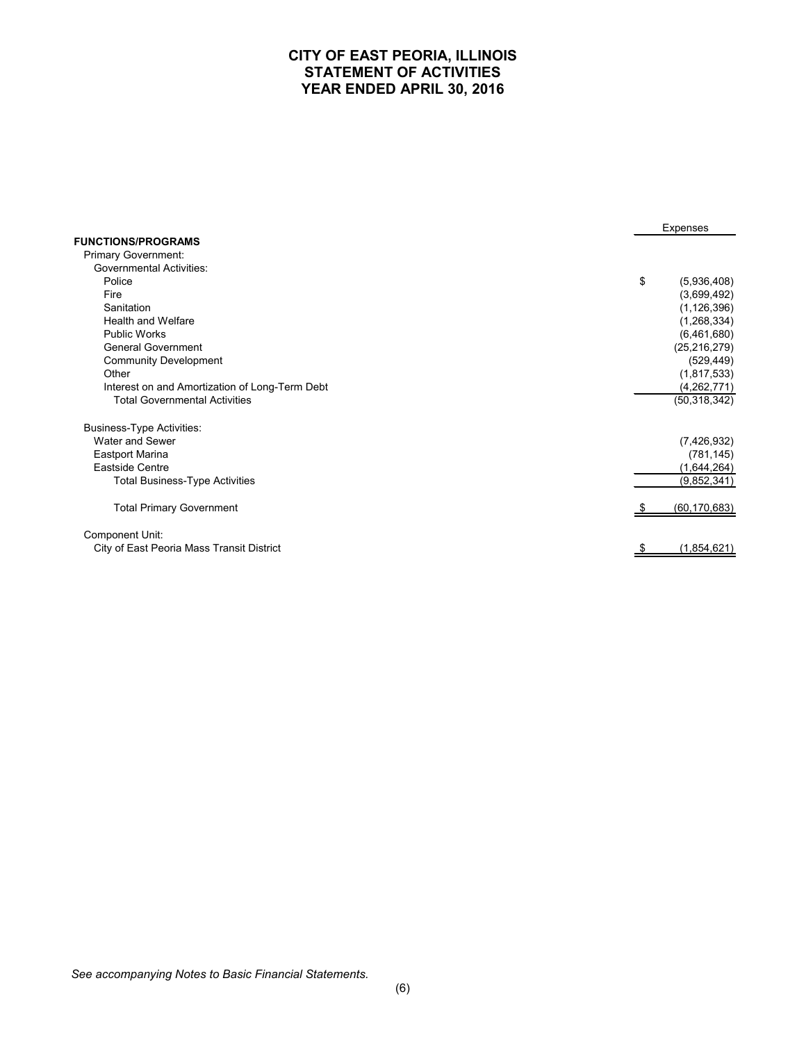# CITY OF EAST PEORIA, ILLINOIS
## STATEMENT OF ACTIVITIES
## YEAR ENDED APRIL 30, 2016

| | Expenses |
|---|---|
| **FUNCTIONS/PROGRAMS** | |
| Primary Government: | |
| Governmental Activities: | |
| Police | $ (5,936,408) |
| Fire | (3,699,492) |
| Sanitation | (1,126,396) |
| Health and Welfare | (1,268,334) |
| Public Works | (6,461,680) |
| General Government | (25,216,279) |
| Community Development | (529,449) |
| Other | (1,817,533) |
| Interest on and Amortization of Long-Term Debt | (4,262,771) |
| Total Governmental Activities | (50,318,342) |
| Business-Type Activities: | |
| Water and Sewer | (7,426,932) |
| Eastport Marina | (781,145) |
| Eastside Centre | (1,644,264) |
| Total Business-Type Activities | (9,852,341) |
| Total Primary Government | $ (60,170,683) |
| Component Unit: | |
| City of East Peoria Mass Transit District | $ (1,854,621) |

*See accompanying Notes to Basic Financial Statements.*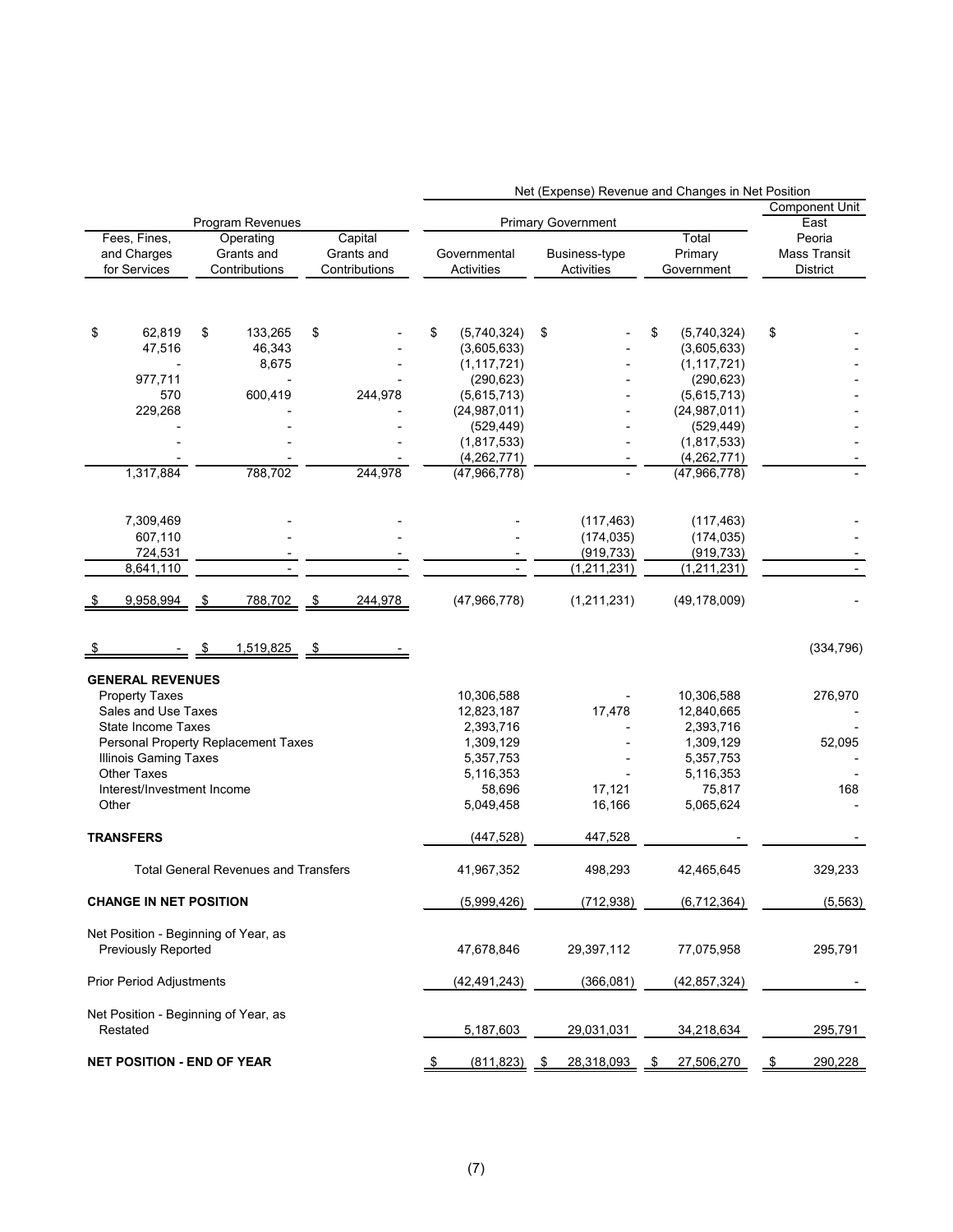| Fees, Fines, and Charges for Services | Operating Grants and Contributions | Capital Grants and Contributions | Governmental Activities | Business-type Activities | Total Primary Government | Component Unit East Peoria Mass Transit District |
|---|---|---|---|---|---|---|
| Program Revenues | | | Net (Expense) Revenue and Changes in Net Position — Primary Government | | | |
| $ 62,819 | $ 133,265 | $ - | $ (5,740,324) | $ - | $ (5,740,324) | $ - |
| 47,516 | 46,343 | - | (3,605,633) | - | (3,605,633) | - |
| - | 8,675 | - | (1,117,721) | - | (1,117,721) | - |
| 977,711 | - | - | (290,623) | - | (290,623) | - |
| 570 | 600,419 | 244,978 | (5,615,713) | - | (5,615,713) | - |
| 229,268 | - | - | (24,987,011) | - | (24,987,011) | - |
| - | - | - | (529,449) | - | (529,449) | - |
| - | - | - | (1,817,533) | - | (1,817,533) | - |
| - | - | - | (4,262,771) | - | (4,262,771) | - |
| 1,317,884 | 788,702 | 244,978 | (47,966,778) | - | (47,966,778) | - |
| | | | | | | |
| 7,309,469 | - | - | - | (117,463) | (117,463) | - |
| 607,110 | - | - | - | (174,035) | (174,035) | - |
| 724,531 | - | - | - | (919,733) | (919,733) | - |
| 8,641,110 | - | - | - | (1,211,231) | (1,211,231) | - |
| | | | | | | |
| $ 9,958,994 | $ 788,702 | $ 244,978 | (47,966,778) | (1,211,231) | (49,178,009) | - |
| | | | | | | |
| $ - | $ 1,519,825 | $ - | | | | (334,796) |

| | Governmental Activities | Business-type Activities | Total Primary Government | Component Unit East Peoria Mass Transit District |
|---|---|---|---|---|
| **GENERAL REVENUES** | | | | |
| Property Taxes | 10,306,588 | - | 10,306,588 | 276,970 |
| Sales and Use Taxes | 12,823,187 | 17,478 | 12,840,665 | - |
| State Income Taxes | 2,393,716 | - | 2,393,716 | - |
| Personal Property Replacement Taxes | 1,309,129 | - | 1,309,129 | 52,095 |
| Illinois Gaming Taxes | 5,357,753 | - | 5,357,753 | - |
| Other Taxes | 5,116,353 | - | 5,116,353 | - |
| Interest/Investment Income | 58,696 | 17,121 | 75,817 | 168 |
| Other | 5,049,458 | 16,166 | 5,065,624 | - |
| **TRANSFERS** | (447,528) | 447,528 | - | - |
| Total General Revenues and Transfers | 41,967,352 | 498,293 | 42,465,645 | 329,233 |
| **CHANGE IN NET POSITION** | (5,999,426) | (712,938) | (6,712,364) | (5,563) |
| Net Position - Beginning of Year, as Previously Reported | 47,678,846 | 29,397,112 | 77,075,958 | 295,791 |
| Prior Period Adjustments | (42,491,243) | (366,081) | (42,857,324) | - |
| Net Position - Beginning of Year, as Restated | 5,187,603 | 29,031,031 | 34,218,634 | 295,791 |
| **NET POSITION - END OF YEAR** | $ (811,823) | $ 28,318,093 | $ 27,506,270 | $ 290,228 |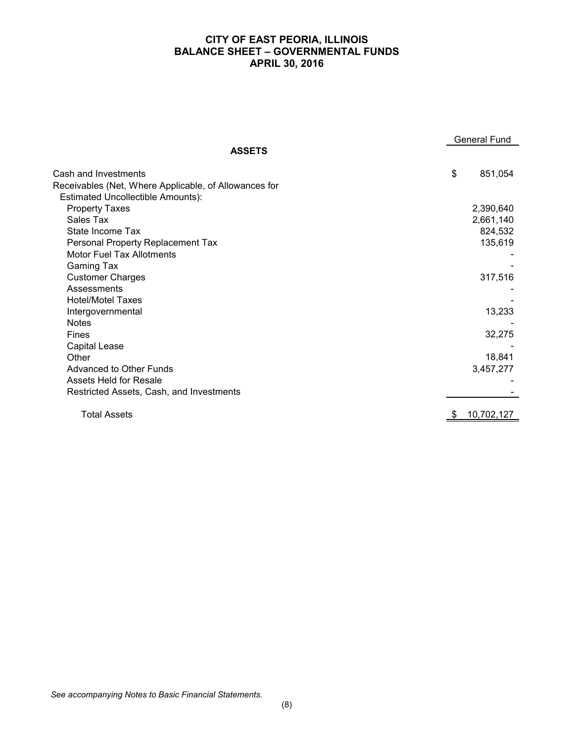# CITY OF EAST PEORIA, ILLINOIS
# BALANCE SHEET – GOVERNMENTAL FUNDS
# APRIL 30, 2016

| | General Fund |
|---|---|
| **ASSETS** | |
| Cash and Investments | $ 851,054 |
| Receivables (Net, Where Applicable, of Allowances for Estimated Uncollectible Amounts): | |
| Property Taxes | 2,390,640 |
| Sales Tax | 2,661,140 |
| State Income Tax | 824,532 |
| Personal Property Replacement Tax | 135,619 |
| Motor Fuel Tax Allotments | - |
| Gaming Tax | - |
| Customer Charges | 317,516 |
| Assessments | - |
| Hotel/Motel Taxes | - |
| Intergovernmental | 13,233 |
| Notes | - |
| Fines | 32,275 |
| Capital Lease | - |
| Other | 18,841 |
| Advanced to Other Funds | 3,457,277 |
| Assets Held for Resale | - |
| Restricted Assets, Cash, and Investments | - |
| Total Assets | $ 10,702,127 |

*See accompanying Notes to Basic Financial Statements.*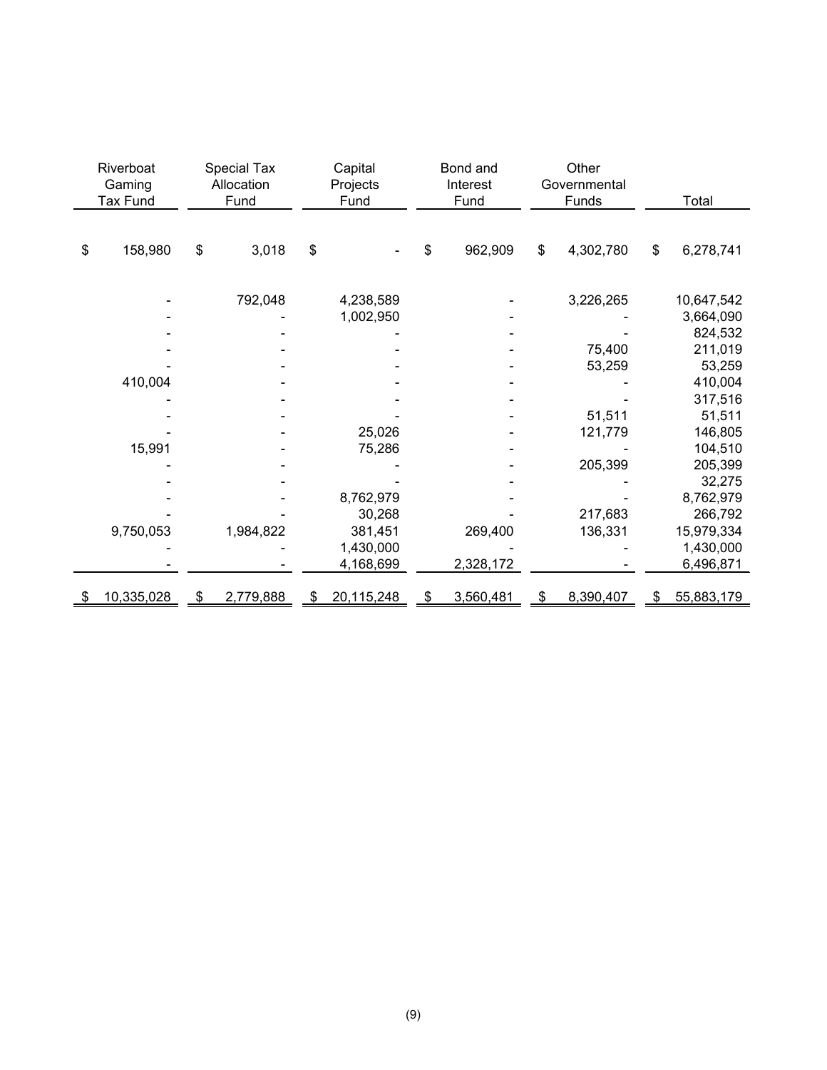| Riverboat Gaming Tax Fund | Special Tax Allocation Fund | Capital Projects Fund | Bond and Interest Fund | Other Governmental Funds | Total |
|---|---|---|---|---|---|
| $ 158,980 | $ 3,018 | $ - | $ 962,909 | $ 4,302,780 | $ 6,278,741 |
| | | | | | |
| - | 792,048 | 4,238,589 | - | 3,226,265 | 10,647,542 |
| - | - | 1,002,950 | - | - | 3,664,090 |
| - | - | - | - | - | 824,532 |
| - | - | - | - | 75,400 | 211,019 |
| - | - | - | - | 53,259 | 53,259 |
| 410,004 | - | - | - | - | 410,004 |
| - | - | - | - | - | 317,516 |
| - | - | - | - | 51,511 | 51,511 |
| - | - | 25,026 | - | 121,779 | 146,805 |
| 15,991 | - | 75,286 | - | - | 104,510 |
| - | - | - | - | 205,399 | 205,399 |
| - | - | - | - | - | 32,275 |
| - | - | 8,762,979 | - | - | 8,762,979 |
| - | - | 30,268 | - | 217,683 | 266,792 |
| 9,750,053 | 1,984,822 | 381,451 | 269,400 | 136,331 | 15,979,334 |
| - | - | 1,430,000 | - | - | 1,430,000 |
| - | - | 4,168,699 | 2,328,172 | - | 6,496,871 |
| $ 10,335,028 | $ 2,779,888 | $ 20,115,248 | $ 3,560,481 | $ 8,390,407 | $ 55,883,179 |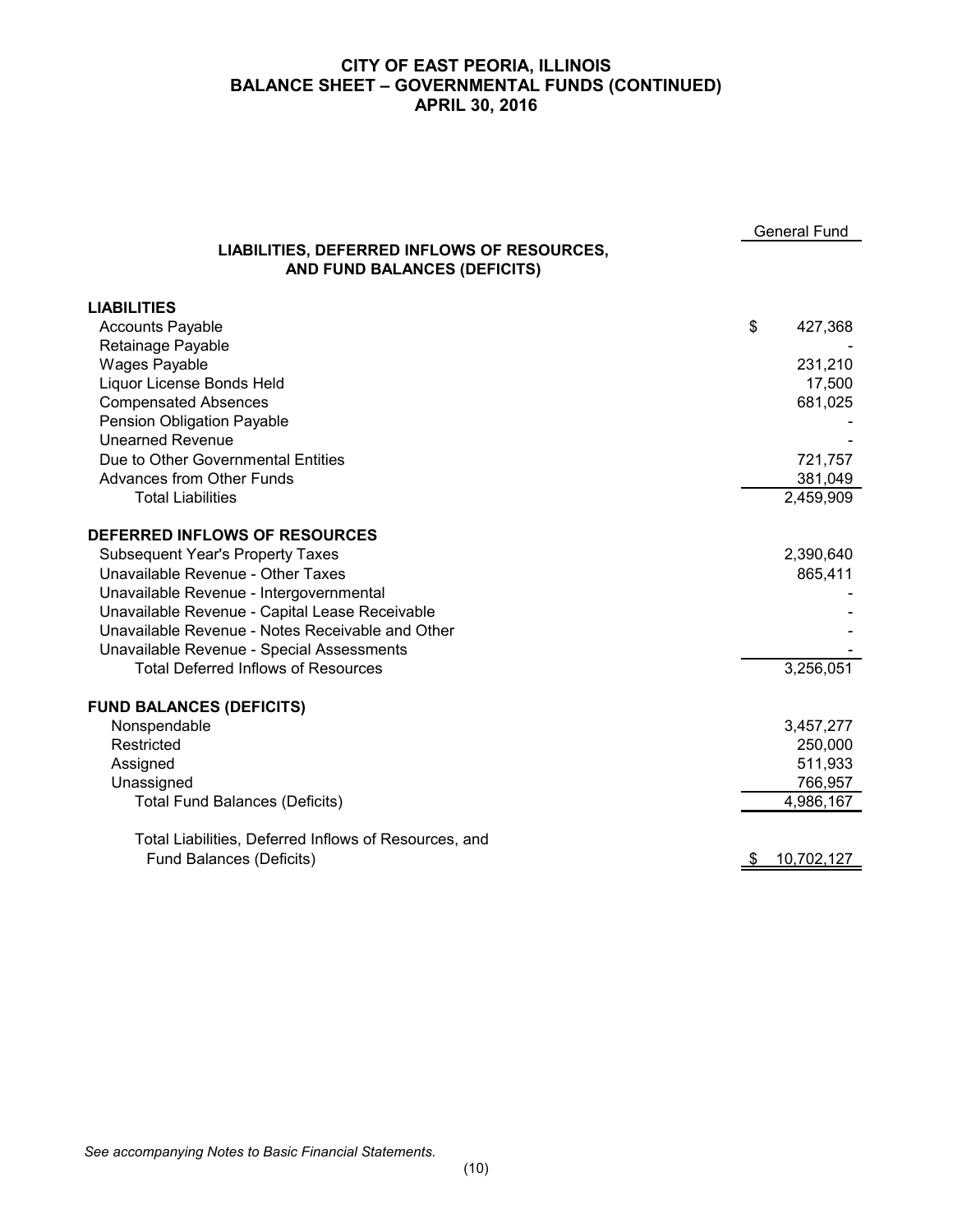# CITY OF EAST PEORIA, ILLINOIS
## BALANCE SHEET – GOVERNMENTAL FUNDS (CONTINUED)
## APRIL 30, 2016

| LIABILITIES, DEFERRED INFLOWS OF RESOURCES, AND FUND BALANCES (DEFICITS) | General Fund |
|---|---|
| **LIABILITIES** | |
| Accounts Payable | $ 427,368 |
| Retainage Payable | - |
| Wages Payable | 231,210 |
| Liquor License Bonds Held | 17,500 |
| Compensated Absences | 681,025 |
| Pension Obligation Payable | - |
| Unearned Revenue | - |
| Due to Other Governmental Entities | 721,757 |
| Advances from Other Funds | 381,049 |
| Total Liabilities | 2,459,909 |
| **DEFERRED INFLOWS OF RESOURCES** | |
| Subsequent Year's Property Taxes | 2,390,640 |
| Unavailable Revenue - Other Taxes | 865,411 |
| Unavailable Revenue - Intergovernmental | - |
| Unavailable Revenue - Capital Lease Receivable | - |
| Unavailable Revenue - Notes Receivable and Other | - |
| Unavailable Revenue - Special Assessments | - |
| Total Deferred Inflows of Resources | 3,256,051 |
| **FUND BALANCES (DEFICITS)** | |
| Nonspendable | 3,457,277 |
| Restricted | 250,000 |
| Assigned | 511,933 |
| Unassigned | 766,957 |
| Total Fund Balances (Deficits) | 4,986,167 |
| Total Liabilities, Deferred Inflows of Resources, and Fund Balances (Deficits) | $ 10,702,127 |

*See accompanying Notes to Basic Financial Statements.*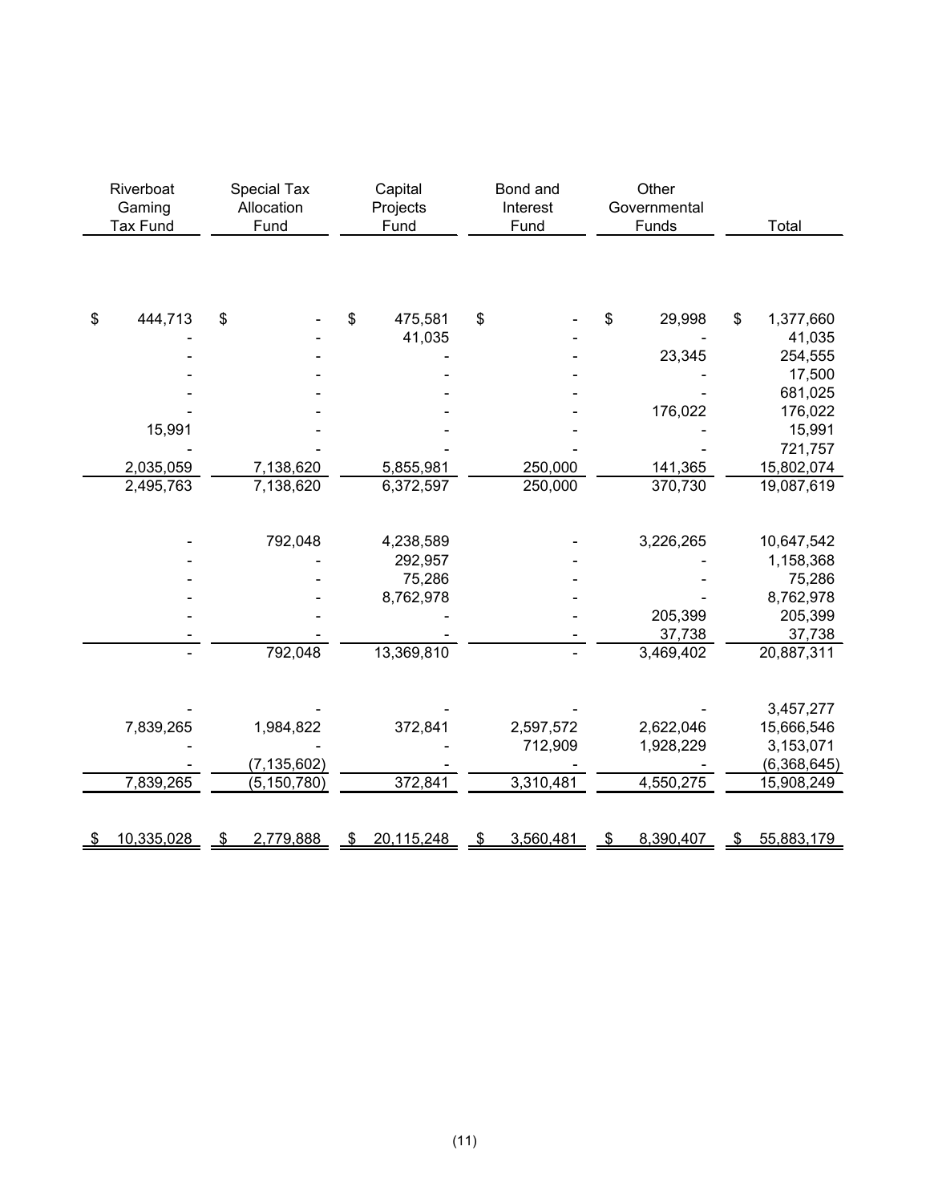| Riverboat Gaming Tax Fund | Special Tax Allocation Fund | Capital Projects Fund | Bond and Interest Fund | Other Governmental Funds | Total |
|---|---|---|---|---|---|
| $ 444,713 | $ - | $ 475,581 | $ - | $ 29,998 | $ 1,377,660 |
| - | - | 41,035 | - | - | 41,035 |
| - | - | - | - | 23,345 | 254,555 |
| - | - | - | - | - | 17,500 |
| - | - | - | - | - | 681,025 |
| - | - | - | - | 176,022 | 176,022 |
| 15,991 | - | - | - | - | 15,991 |
| - | - | - | - | - | 721,757 |
| 2,035,059 | 7,138,620 | 5,855,981 | 250,000 | 141,365 | 15,802,074 |
| 2,495,763 | 7,138,620 | 6,372,597 | 250,000 | 370,730 | 19,087,619 |
| | | | | | |
| - | 792,048 | 4,238,589 | - | 3,226,265 | 10,647,542 |
| - | - | 292,957 | - | - | 1,158,368 |
| - | - | 75,286 | - | - | 75,286 |
| - | - | 8,762,978 | - | - | 8,762,978 |
| - | - | - | - | 205,399 | 205,399 |
| - | - | - | - | 37,738 | 37,738 |
| - | 792,048 | 13,369,810 | - | 3,469,402 | 20,887,311 |
| | | | | | |
| - | - | - | - | - | 3,457,277 |
| 7,839,265 | 1,984,822 | 372,841 | 2,597,572 | 2,622,046 | 15,666,546 |
| - | - | - | 712,909 | 1,928,229 | 3,153,071 |
| - | (7,135,602) | - | - | - | (6,368,645) |
| 7,839,265 | (5,150,780) | 372,841 | 3,310,481 | 4,550,275 | 15,908,249 |
| | | | | | |
| $ 10,335,028 | $ 2,779,888 | $ 20,115,248 | $ 3,560,481 | $ 8,390,407 | $ 55,883,179 |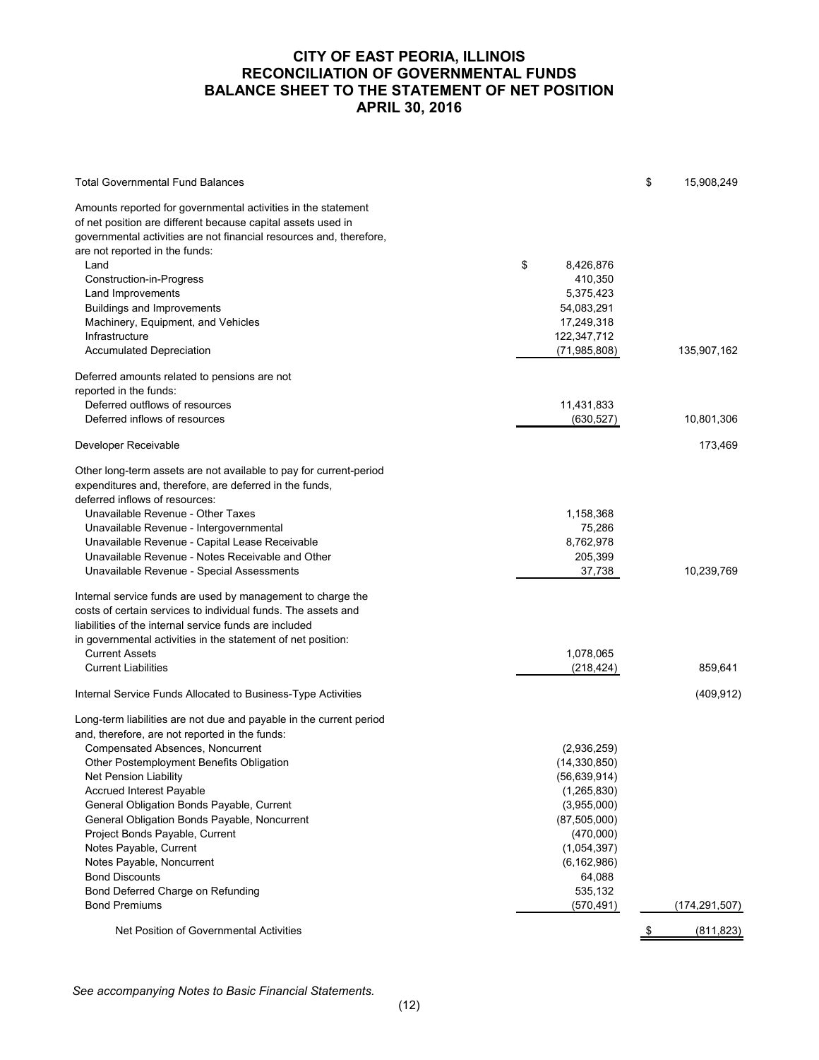# CITY OF EAST PEORIA, ILLINOIS
## RECONCILIATION OF GOVERNMENTAL FUNDS BALANCE SHEET TO THE STATEMENT OF NET POSITION
### APRIL 30, 2016

| | | |
|---|---|---|
| Total Governmental Fund Balances | | $ 15,908,249 |
| Amounts reported for governmental activities in the statement of net position are different because capital assets used in governmental activities are not financial resources and, therefore, are not reported in the funds: | | |
| Land | $ 8,426,876 | |
| Construction-in-Progress | 410,350 | |
| Land Improvements | 5,375,423 | |
| Buildings and Improvements | 54,083,291 | |
| Machinery, Equipment, and Vehicles | 17,249,318 | |
| Infrastructure | 122,347,712 | |
| Accumulated Depreciation | (71,985,808) | 135,907,162 |
| Deferred amounts related to pensions are not reported in the funds: | | |
| Deferred outflows of resources | 11,431,833 | |
| Deferred inflows of resources | (630,527) | 10,801,306 |
| Developer Receivable | | 173,469 |
| Other long-term assets are not available to pay for current-period expenditures and, therefore, are deferred in the funds, deferred inflows of resources: | | |
| Unavailable Revenue - Other Taxes | 1,158,368 | |
| Unavailable Revenue - Intergovernmental | 75,286 | |
| Unavailable Revenue - Capital Lease Receivable | 8,762,978 | |
| Unavailable Revenue - Notes Receivable and Other | 205,399 | |
| Unavailable Revenue - Special Assessments | 37,738 | 10,239,769 |
| Internal service funds are used by management to charge the costs of certain services to individual funds. The assets and liabilities of the internal service funds are included in governmental activities in the statement of net position: | | |
| Current Assets | 1,078,065 | |
| Current Liabilities | (218,424) | 859,641 |
| Internal Service Funds Allocated to Business-Type Activities | | (409,912) |
| Long-term liabilities are not due and payable in the current period and, therefore, are not reported in the funds: | | |
| Compensated Absences, Noncurrent | (2,936,259) | |
| Other Postemployment Benefits Obligation | (14,330,850) | |
| Net Pension Liability | (56,639,914) | |
| Accrued Interest Payable | (1,265,830) | |
| General Obligation Bonds Payable, Current | (3,955,000) | |
| General Obligation Bonds Payable, Noncurrent | (87,505,000) | |
| Project Bonds Payable, Current | (470,000) | |
| Notes Payable, Current | (1,054,397) | |
| Notes Payable, Noncurrent | (6,162,986) | |
| Bond Discounts | 64,088 | |
| Bond Deferred Charge on Refunding | 535,132 | |
| Bond Premiums | (570,491) | (174,291,507) |
| Net Position of Governmental Activities | | $ (811,823) |

*See accompanying Notes to Basic Financial Statements.*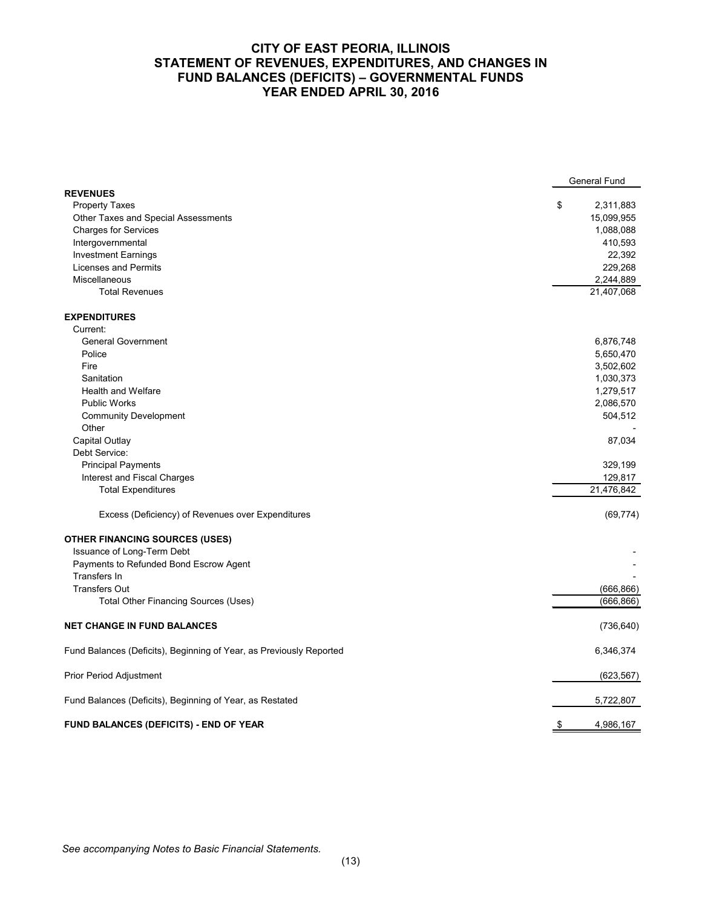# CITY OF EAST PEORIA, ILLINOIS
# STATEMENT OF REVENUES, EXPENDITURES, AND CHANGES IN FUND BALANCES (DEFICITS) – GOVERNMENTAL FUNDS
# YEAR ENDED APRIL 30, 2016

| | General Fund |
|---|---|
| **REVENUES** | |
| Property Taxes | $ 2,311,883 |
| Other Taxes and Special Assessments | 15,099,955 |
| Charges for Services | 1,088,088 |
| Intergovernmental | 410,593 |
| Investment Earnings | 22,392 |
| Licenses and Permits | 229,268 |
| Miscellaneous | 2,244,889 |
| Total Revenues | 21,407,068 |
| | |
| **EXPENDITURES** | |
| Current: | |
| General Government | 6,876,748 |
| Police | 5,650,470 |
| Fire | 3,502,602 |
| Sanitation | 1,030,373 |
| Health and Welfare | 1,279,517 |
| Public Works | 2,086,570 |
| Community Development | 504,512 |
| Other | - |
| Capital Outlay | 87,034 |
| Debt Service: | |
| Principal Payments | 329,199 |
| Interest and Fiscal Charges | 129,817 |
| Total Expenditures | 21,476,842 |
| | |
| Excess (Deficiency) of Revenues over Expenditures | (69,774) |
| | |
| **OTHER FINANCING SOURCES (USES)** | |
| Issuance of Long-Term Debt | - |
| Payments to Refunded Bond Escrow Agent | - |
| Transfers In | - |
| Transfers Out | (666,866) |
| Total Other Financing Sources (Uses) | (666,866) |
| | |
| **NET CHANGE IN FUND BALANCES** | (736,640) |
| | |
| Fund Balances (Deficits), Beginning of Year, as Previously Reported | 6,346,374 |
| | |
| Prior Period Adjustment | (623,567) |
| | |
| Fund Balances (Deficits), Beginning of Year, as Restated | 5,722,807 |
| | |
| **FUND BALANCES (DEFICITS) - END OF YEAR** | $ 4,986,167 |

*See accompanying Notes to Basic Financial Statements.*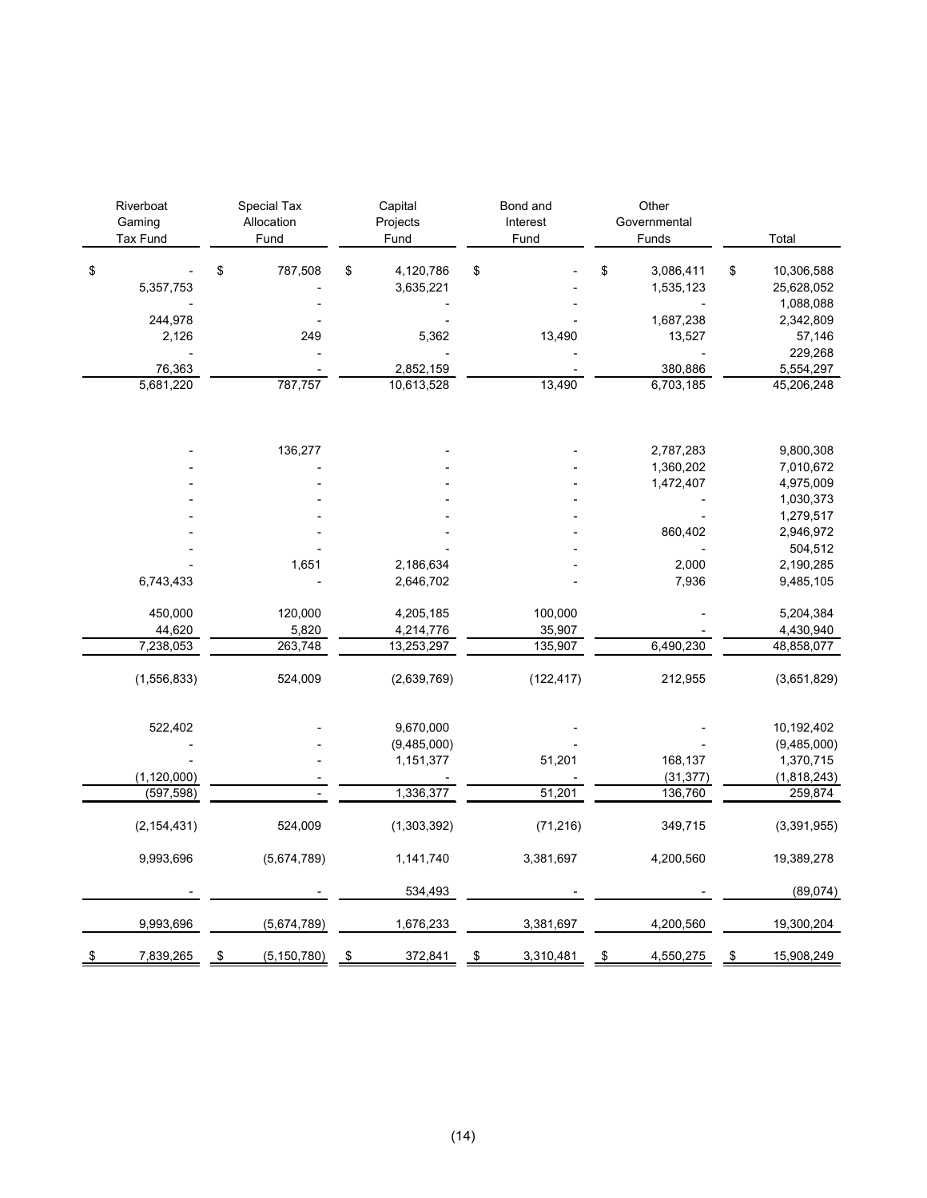| Riverboat Gaming Tax Fund | Special Tax Allocation Fund | Capital Projects Fund | Bond and Interest Fund | Other Governmental Funds | Total |
|---|---|---|---|---|---|
| $ - | $ 787,508 | $ 4,120,786 | $ - | $ 3,086,411 | $ 10,306,588 |
| 5,357,753 | - | 3,635,221 | - | 1,535,123 | 25,628,052 |
| - | - | - | - | - | 1,088,088 |
| 244,978 | - | - | - | 1,687,238 | 2,342,809 |
| 2,126 | 249 | 5,362 | 13,490 | 13,527 | 57,146 |
| - | - | - | - | - | 229,268 |
| 76,363 | - | 2,852,159 | - | 380,886 | 5,554,297 |
| 5,681,220 | 787,757 | 10,613,528 | 13,490 | 6,703,185 | 45,206,248 |
| | | | | | |
| - | 136,277 | - | - | 2,787,283 | 9,800,308 |
| - | - | - | - | 1,360,202 | 7,010,672 |
| - | - | - | - | 1,472,407 | 4,975,009 |
| - | - | - | - | - | 1,030,373 |
| - | - | - | - | - | 1,279,517 |
| - | - | - | - | 860,402 | 2,946,972 |
| - | - | - | - | - | 504,512 |
| - | 1,651 | 2,186,634 | - | 2,000 | 2,190,285 |
| 6,743,433 | - | 2,646,702 | - | 7,936 | 9,485,105 |
| | | | | | |
| 450,000 | 120,000 | 4,205,185 | 100,000 | - | 5,204,384 |
| 44,620 | 5,820 | 4,214,776 | 35,907 | - | 4,430,940 |
| 7,238,053 | 263,748 | 13,253,297 | 135,907 | 6,490,230 | 48,858,077 |
| | | | | | |
| (1,556,833) | 524,009 | (2,639,769) | (122,417) | 212,955 | (3,651,829) |
| | | | | | |
| 522,402 | - | 9,670,000 | - | - | 10,192,402 |
| - | - | (9,485,000) | - | - | (9,485,000) |
| - | - | 1,151,377 | 51,201 | 168,137 | 1,370,715 |
| (1,120,000) | - | - | - | (31,377) | (1,818,243) |
| (597,598) | - | 1,336,377 | 51,201 | 136,760 | 259,874 |
| | | | | | |
| (2,154,431) | 524,009 | (1,303,392) | (71,216) | 349,715 | (3,391,955) |
| | | | | | |
| 9,993,696 | (5,674,789) | 1,141,740 | 3,381,697 | 4,200,560 | 19,389,278 |
| | | | | | |
| - | - | 534,493 | - | - | (89,074) |
| | | | | | |
| 9,993,696 | (5,674,789) | 1,676,233 | 3,381,697 | 4,200,560 | 19,300,204 |
| | | | | | |
| $ 7,839,265 | $ (5,150,780) | $ 372,841 | $ 3,310,481 | $ 4,550,275 | $ 15,908,249 |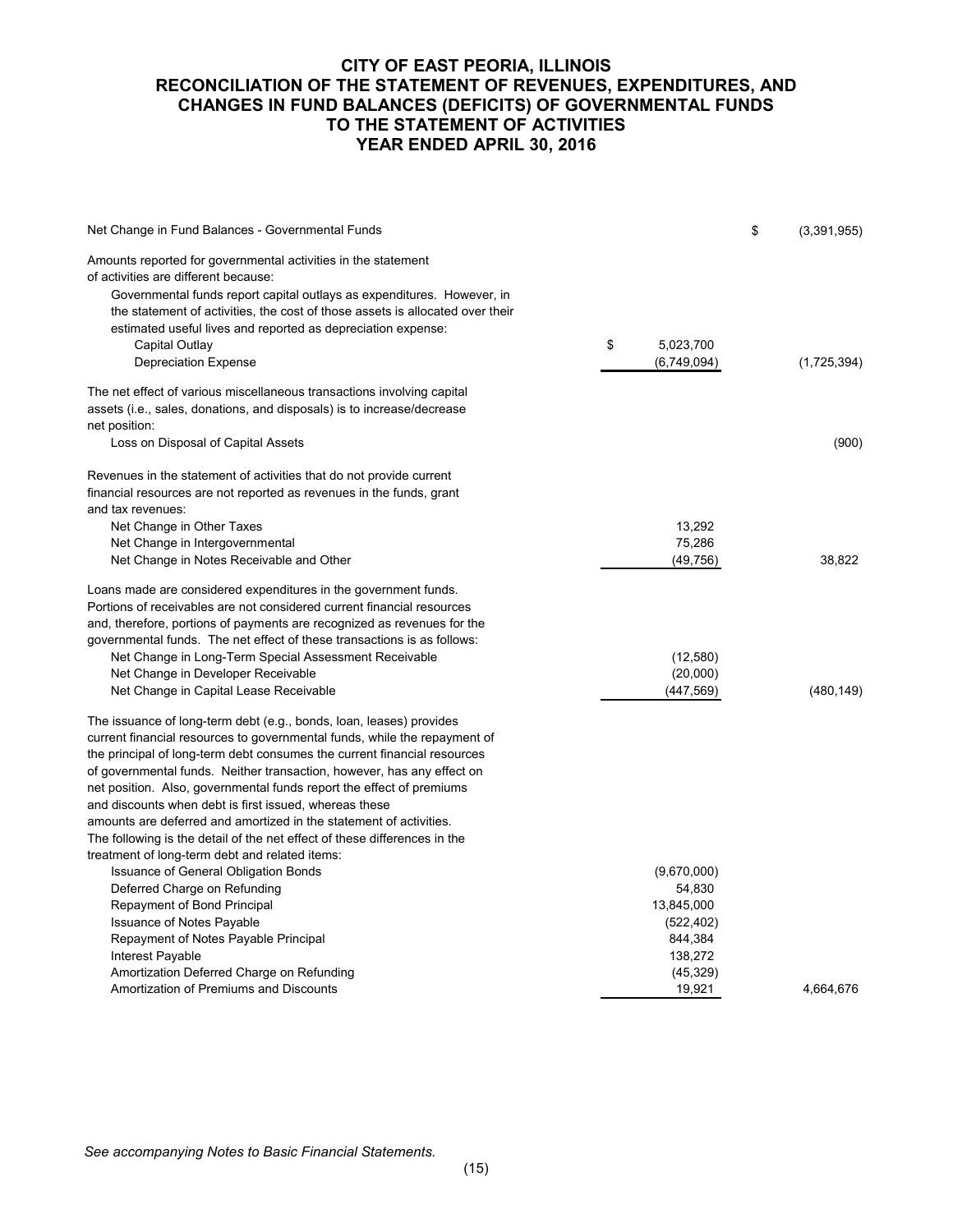# CITY OF EAST PEORIA, ILLINOIS
# RECONCILIATION OF THE STATEMENT OF REVENUES, EXPENDITURES, AND CHANGES IN FUND BALANCES (DEFICITS) OF GOVERNMENTAL FUNDS TO THE STATEMENT OF ACTIVITIES
# YEAR ENDED APRIL 30, 2016

| | | |
|---|---|---|
| Net Change in Fund Balances - Governmental Funds | | $ (3,391,955) |
| Amounts reported for governmental activities in the statement of activities are different because: | | |
| Governmental funds report capital outlays as expenditures. However, in the statement of activities, the cost of those assets is allocated over their estimated useful lives and reported as depreciation expense: | | |
| Capital Outlay | $ 5,023,700 | |
| Depreciation Expense | (6,749,094) | (1,725,394) |
| The net effect of various miscellaneous transactions involving capital assets (i.e., sales, donations, and disposals) is to increase/decrease net position: | | |
| Loss on Disposal of Capital Assets | | (900) |
| Revenues in the statement of activities that do not provide current financial resources are not reported as revenues in the funds, grant and tax revenues: | | |
| Net Change in Other Taxes | 13,292 | |
| Net Change in Intergovernmental | 75,286 | |
| Net Change in Notes Receivable and Other | (49,756) | 38,822 |
| Loans made are considered expenditures in the government funds. Portions of receivables are not considered current financial resources and, therefore, portions of payments are recognized as revenues for the governmental funds. The net effect of these transactions is as follows: | | |
| Net Change in Long-Term Special Assessment Receivable | (12,580) | |
| Net Change in Developer Receivable | (20,000) | |
| Net Change in Capital Lease Receivable | (447,569) | (480,149) |
| The issuance of long-term debt (e.g., bonds, loan, leases) provides current financial resources to governmental funds, while the repayment of the principal of long-term debt consumes the current financial resources of governmental funds. Neither transaction, however, has any effect on net position. Also, governmental funds report the effect of premiums and discounts when debt is first issued, whereas these amounts are deferred and amortized in the statement of activities. The following is the detail of the net effect of these differences in the treatment of long-term debt and related items: | | |
| Issuance of General Obligation Bonds | (9,670,000) | |
| Deferred Charge on Refunding | 54,830 | |
| Repayment of Bond Principal | 13,845,000 | |
| Issuance of Notes Payable | (522,402) | |
| Repayment of Notes Payable Principal | 844,384 | |
| Interest Payable | 138,272 | |
| Amortization Deferred Charge on Refunding | (45,329) | |
| Amortization of Premiums and Discounts | 19,921 | 4,664,676 |

*See accompanying Notes to Basic Financial Statements.*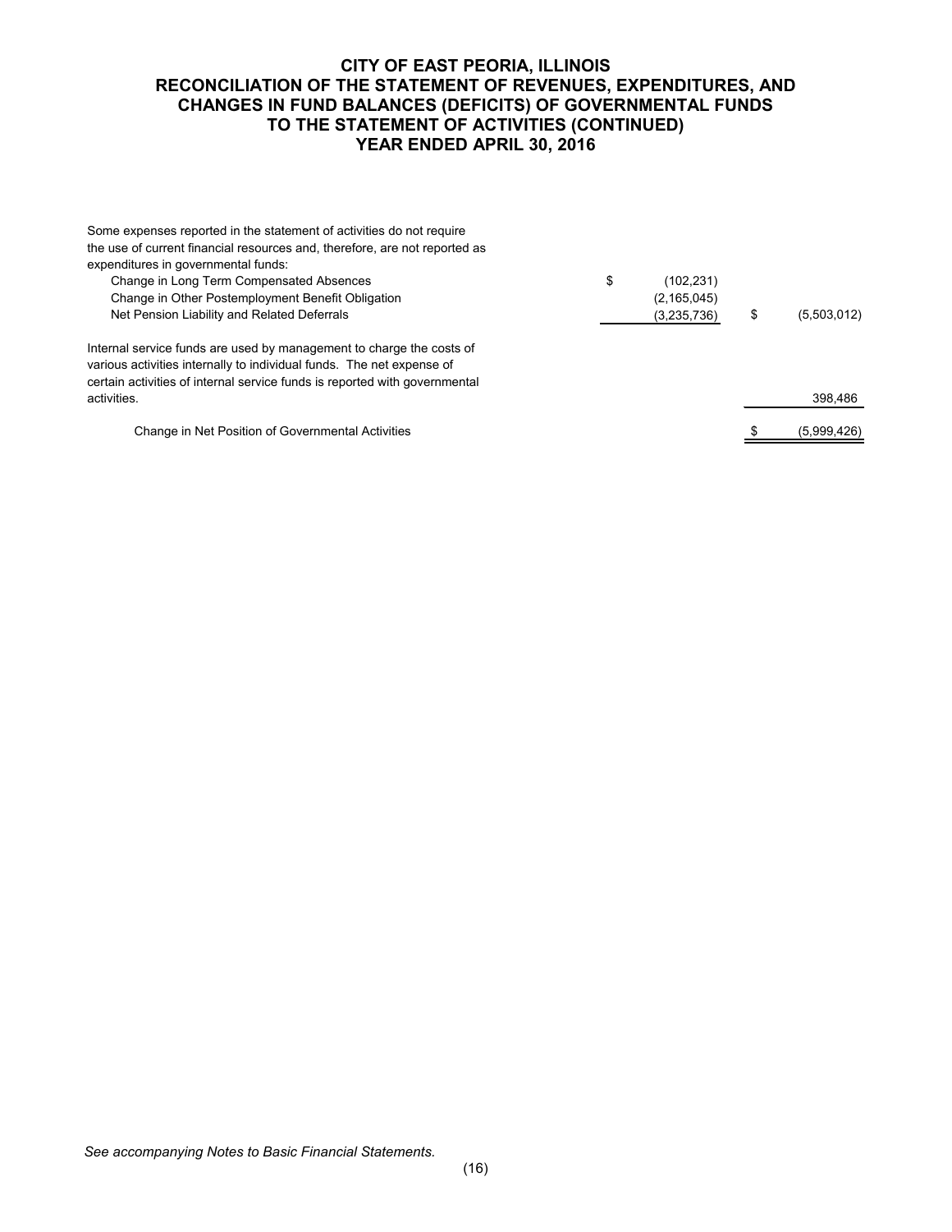# CITY OF EAST PEORIA, ILLINOIS
## RECONCILIATION OF THE STATEMENT OF REVENUES, EXPENDITURES, AND CHANGES IN FUND BALANCES (DEFICITS) OF GOVERNMENTAL FUNDS TO THE STATEMENT OF ACTIVITIES (CONTINUED)
## YEAR ENDED APRIL 30, 2016

| | | |
|---|---|---|
| Some expenses reported in the statement of activities do not require the use of current financial resources and, therefore, are not reported as expenditures in governmental funds: | | |
| Change in Long Term Compensated Absences | $ (102,231) | |
| Change in Other Postemployment Benefit Obligation | (2,165,045) | |
| Net Pension Liability and Related Deferrals | (3,235,736) | $ (5,503,012) |
| Internal service funds are used by management to charge the costs of various activities internally to individual funds. The net expense of certain activities of internal service funds is reported with governmental activities. | | 398,486 |
| Change in Net Position of Governmental Activities | | $ (5,999,426) |

*See accompanying Notes to Basic Financial Statements.*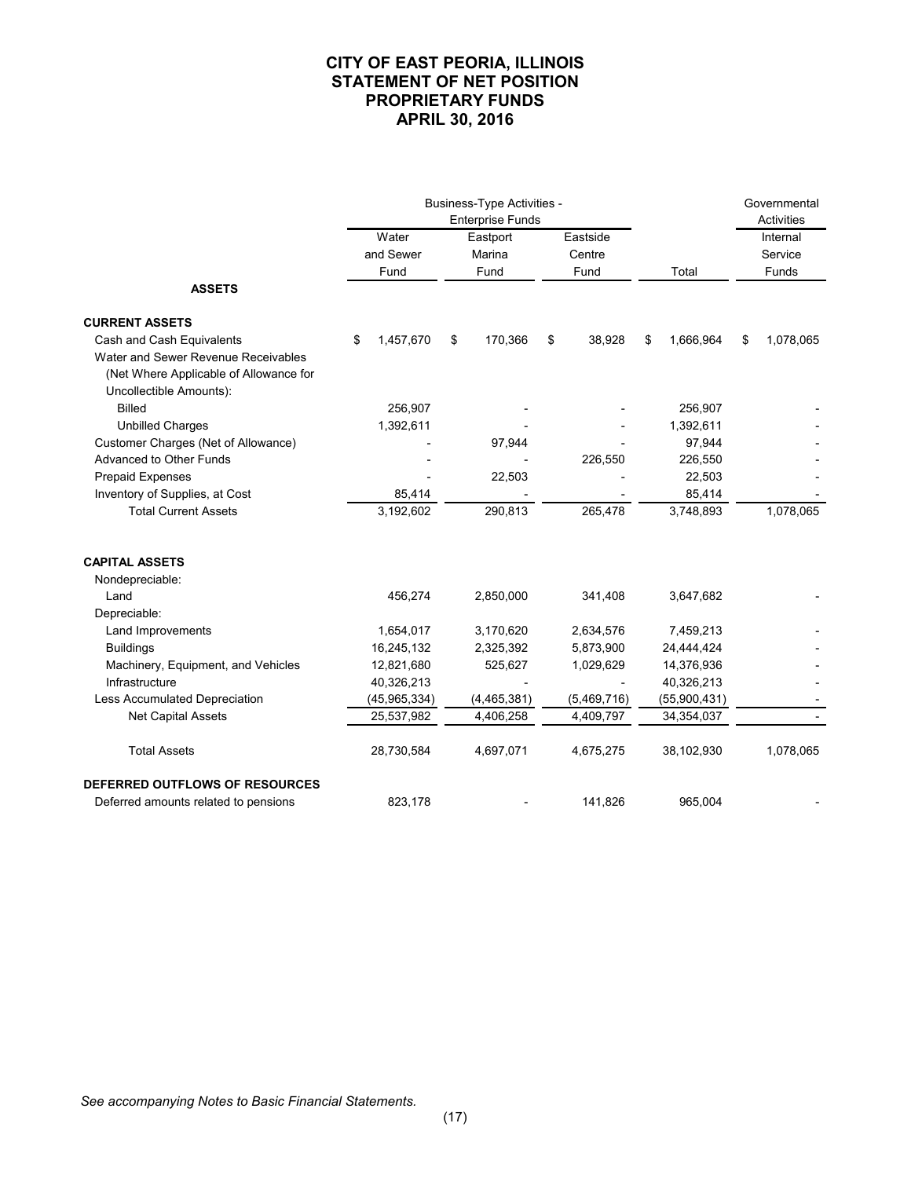# CITY OF EAST PEORIA, ILLINOIS
## STATEMENT OF NET POSITION
## PROPRIETARY FUNDS
## APRIL 30, 2016

| | Business-Type Activities - Enterprise Funds | | | | Governmental Activities |
|---|---|---|---|---|---|
| | Water and Sewer Fund | Eastport Marina Fund | Eastside Centre Fund | Total | Internal Service Funds |
| **ASSETS** | | | | | |
| **CURRENT ASSETS** | | | | | |
| Cash and Cash Equivalents | $ 1,457,670 | $ 170,366 | $ 38,928 | $ 1,666,964 | $ 1,078,065 |
| Water and Sewer Revenue Receivables (Net Where Applicable of Allowance for Uncollectible Amounts): | | | | | |
| Billed | 256,907 | - | - | 256,907 | - |
| Unbilled Charges | 1,392,611 | - | - | 1,392,611 | - |
| Customer Charges (Net of Allowance) | - | 97,944 | - | 97,944 | - |
| Advanced to Other Funds | - | - | 226,550 | 226,550 | - |
| Prepaid Expenses | - | 22,503 | - | 22,503 | - |
| Inventory of Supplies, at Cost | 85,414 | - | - | 85,414 | - |
| Total Current Assets | 3,192,602 | 290,813 | 265,478 | 3,748,893 | 1,078,065 |
| **CAPITAL ASSETS** | | | | | |
| Nondepreciable: | | | | | |
| Land | 456,274 | 2,850,000 | 341,408 | 3,647,682 | - |
| Depreciable: | | | | | |
| Land Improvements | 1,654,017 | 3,170,620 | 2,634,576 | 7,459,213 | - |
| Buildings | 16,245,132 | 2,325,392 | 5,873,900 | 24,444,424 | - |
| Machinery, Equipment, and Vehicles | 12,821,680 | 525,627 | 1,029,629 | 14,376,936 | - |
| Infrastructure | 40,326,213 | - | - | 40,326,213 | - |
| Less Accumulated Depreciation | (45,965,334) | (4,465,381) | (5,469,716) | (55,900,431) | - |
| Net Capital Assets | 25,537,982 | 4,406,258 | 4,409,797 | 34,354,037 | - |
| Total Assets | 28,730,584 | 4,697,071 | 4,675,275 | 38,102,930 | 1,078,065 |
| **DEFERRED OUTFLOWS OF RESOURCES** | | | | | |
| Deferred amounts related to pensions | 823,178 | - | 141,826 | 965,004 | - |

*See accompanying Notes to Basic Financial Statements.*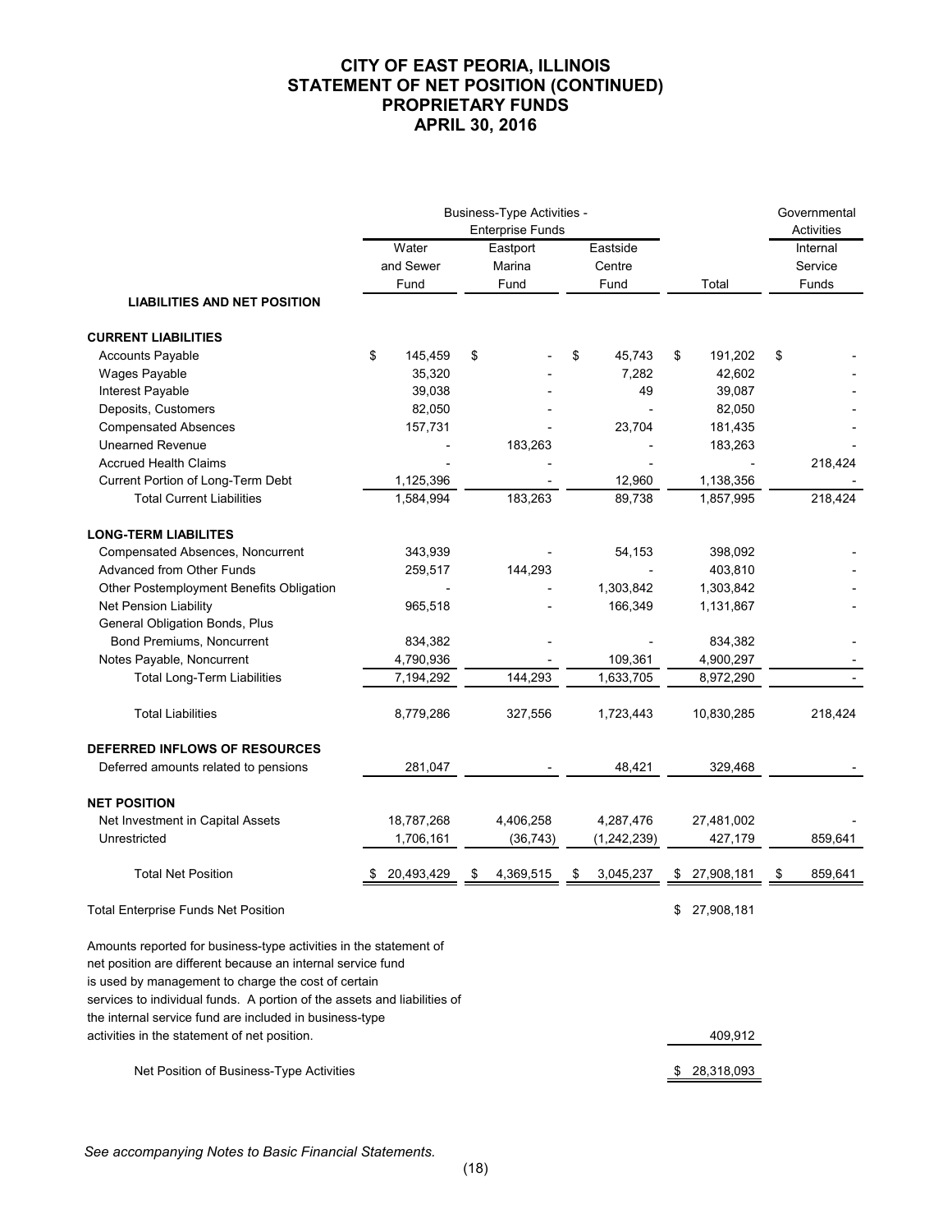# CITY OF EAST PEORIA, ILLINOIS
# STATEMENT OF NET POSITION (CONTINUED)
# PROPRIETARY FUNDS
# APRIL 30, 2016

| | Business-Type Activities - Enterprise Funds | | | | Governmental Activities |
|---|---|---|---|---|---|
| | Water and Sewer Fund | Eastport Marina Fund | Eastside Centre Fund | Total | Internal Service Funds |
| **LIABILITIES AND NET POSITION** | | | | | |
| **CURRENT LIABILITIES** | | | | | |
| Accounts Payable | $ 145,459 | $ - | $ 45,743 | $ 191,202 | $ - |
| Wages Payable | 35,320 | - | 7,282 | 42,602 | - |
| Interest Payable | 39,038 | - | 49 | 39,087 | - |
| Deposits, Customers | 82,050 | - | - | 82,050 | - |
| Compensated Absences | 157,731 | - | 23,704 | 181,435 | - |
| Unearned Revenue | - | 183,263 | - | 183,263 | - |
| Accrued Health Claims | - | - | - | - | 218,424 |
| Current Portion of Long-Term Debt | 1,125,396 | - | 12,960 | 1,138,356 | - |
| Total Current Liabilities | 1,584,994 | 183,263 | 89,738 | 1,857,995 | 218,424 |
| **LONG-TERM LIABILITES** | | | | | |
| Compensated Absences, Noncurrent | 343,939 | - | 54,153 | 398,092 | - |
| Advanced from Other Funds | 259,517 | 144,293 | - | 403,810 | - |
| Other Postemployment Benefits Obligation | - | - | 1,303,842 | 1,303,842 | - |
| Net Pension Liability | 965,518 | - | 166,349 | 1,131,867 | - |
| General Obligation Bonds, Plus Bond Premiums, Noncurrent | 834,382 | - | - | 834,382 | - |
| Notes Payable, Noncurrent | 4,790,936 | - | 109,361 | 4,900,297 | - |
| Total Long-Term Liabilities | 7,194,292 | 144,293 | 1,633,705 | 8,972,290 | - |
| Total Liabilities | 8,779,286 | 327,556 | 1,723,443 | 10,830,285 | 218,424 |
| **DEFERRED INFLOWS OF RESOURCES** | | | | | |
| Deferred amounts related to pensions | 281,047 | - | 48,421 | 329,468 | - |
| **NET POSITION** | | | | | |
| Net Investment in Capital Assets | 18,787,268 | 4,406,258 | 4,287,476 | 27,481,002 | - |
| Unrestricted | 1,706,161 | (36,743) | (1,242,239) | 427,179 | 859,641 |
| Total Net Position | $ 20,493,429 | $ 4,369,515 | $ 3,045,237 | $ 27,908,181 | $ 859,641 |
| Total Enterprise Funds Net Position | | | | $ 27,908,181 | |
| Amounts reported for business-type activities in the statement of net position are different because an internal service fund is used by management to charge the cost of certain services to individual funds. A portion of the assets and liabilities of the internal service fund are included in business-type activities in the statement of net position. | | | | 409,912 | |
| Net Position of Business-Type Activities | | | | $ 28,318,093 | |

*See accompanying Notes to Basic Financial Statements.*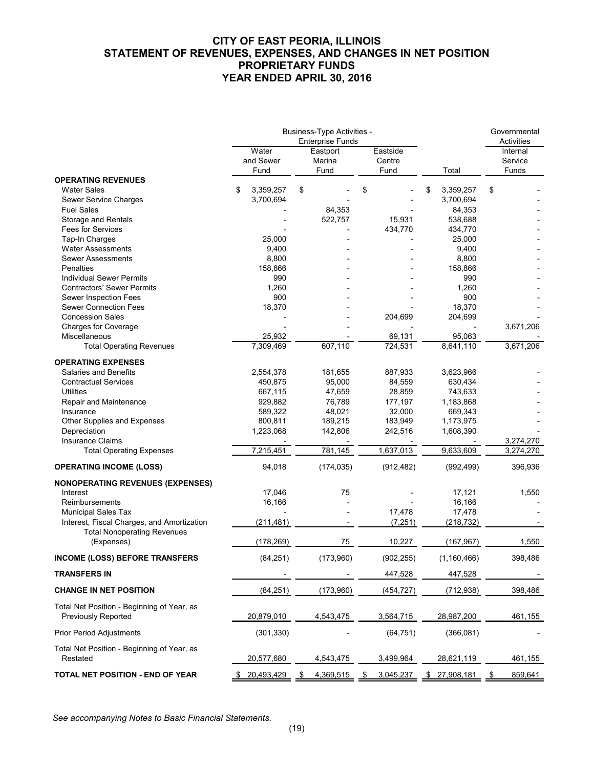# CITY OF EAST PEORIA, ILLINOIS
## STATEMENT OF REVENUES, EXPENSES, AND CHANGES IN NET POSITION
## PROPRIETARY FUNDS
## YEAR ENDED APRIL 30, 2016

| | Business-Type Activities - Enterprise Funds | | | | Governmental Activities |
|---|---|---|---|---|---|
| | Water and Sewer Fund | Eastport Marina Fund | Eastside Centre Fund | Total | Internal Service Funds |
| **OPERATING REVENUES** | | | | | |
| Water Sales | $ 3,359,257 | $ - | $ - | $ 3,359,257 | $ - |
| Sewer Service Charges | 3,700,694 | - | - | 3,700,694 | - |
| Fuel Sales | - | 84,353 | - | 84,353 | - |
| Storage and Rentals | - | 522,757 | 15,931 | 538,688 | - |
| Fees for Services | - | - | 434,770 | 434,770 | - |
| Tap-In Charges | 25,000 | - | - | 25,000 | - |
| Water Assessments | 9,400 | - | - | 9,400 | - |
| Sewer Assessments | 8,800 | - | - | 8,800 | - |
| Penalties | 158,866 | - | - | 158,866 | - |
| Individual Sewer Permits | 990 | - | - | 990 | - |
| Contractors' Sewer Permits | 1,260 | - | - | 1,260 | - |
| Sewer Inspection Fees | 900 | - | - | 900 | - |
| Sewer Connection Fees | 18,370 | - | - | 18,370 | - |
| Concession Sales | - | - | 204,699 | 204,699 | - |
| Charges for Coverage | - | - | - | - | 3,671,206 |
| Miscellaneous | 25,932 | - | 69,131 | 95,063 | - |
| Total Operating Revenues | 7,309,469 | 607,110 | 724,531 | 8,641,110 | 3,671,206 |
| **OPERATING EXPENSES** | | | | | |
| Salaries and Benefits | 2,554,378 | 181,655 | 887,933 | 3,623,966 | - |
| Contractual Services | 450,875 | 95,000 | 84,559 | 630,434 | - |
| Utilities | 667,115 | 47,659 | 28,859 | 743,633 | - |
| Repair and Maintenance | 929,882 | 76,789 | 177,197 | 1,183,868 | - |
| Insurance | 589,322 | 48,021 | 32,000 | 669,343 | - |
| Other Supplies and Expenses | 800,811 | 189,215 | 183,949 | 1,173,975 | - |
| Depreciation | 1,223,068 | 142,806 | 242,516 | 1,608,390 | - |
| Insurance Claims | - | - | - | - | 3,274,270 |
| Total Operating Expenses | 7,215,451 | 781,145 | 1,637,013 | 9,633,609 | 3,274,270 |
| **OPERATING INCOME (LOSS)** | 94,018 | (174,035) | (912,482) | (992,499) | 396,936 |
| **NONOPERATING REVENUES (EXPENSES)** | | | | | |
| Interest | 17,046 | 75 | - | 17,121 | 1,550 |
| Reimbursements | 16,166 | - | - | 16,166 | - |
| Municipal Sales Tax | - | - | 17,478 | 17,478 | - |
| Interest, Fiscal Charges, and Amortization | (211,481) | - | (7,251) | (218,732) | - |
| Total Nonoperating Revenues (Expenses) | (178,269) | 75 | 10,227 | (167,967) | 1,550 |
| **INCOME (LOSS) BEFORE TRANSFERS** | (84,251) | (173,960) | (902,255) | (1,160,466) | 398,486 |
| **TRANSFERS IN** | - | - | 447,528 | 447,528 | - |
| **CHANGE IN NET POSITION** | (84,251) | (173,960) | (454,727) | (712,938) | 398,486 |
| Total Net Position - Beginning of Year, as Previously Reported | 20,879,010 | 4,543,475 | 3,564,715 | 28,987,200 | 461,155 |
| Prior Period Adjustments | (301,330) | - | (64,751) | (366,081) | - |
| Total Net Position - Beginning of Year, as Restated | 20,577,680 | 4,543,475 | 3,499,964 | 28,621,119 | 461,155 |
| **TOTAL NET POSITION - END OF YEAR** | $ 20,493,429 | $ 4,369,515 | $ 3,045,237 | $ 27,908,181 | $ 859,641 |

*See accompanying Notes to Basic Financial Statements.*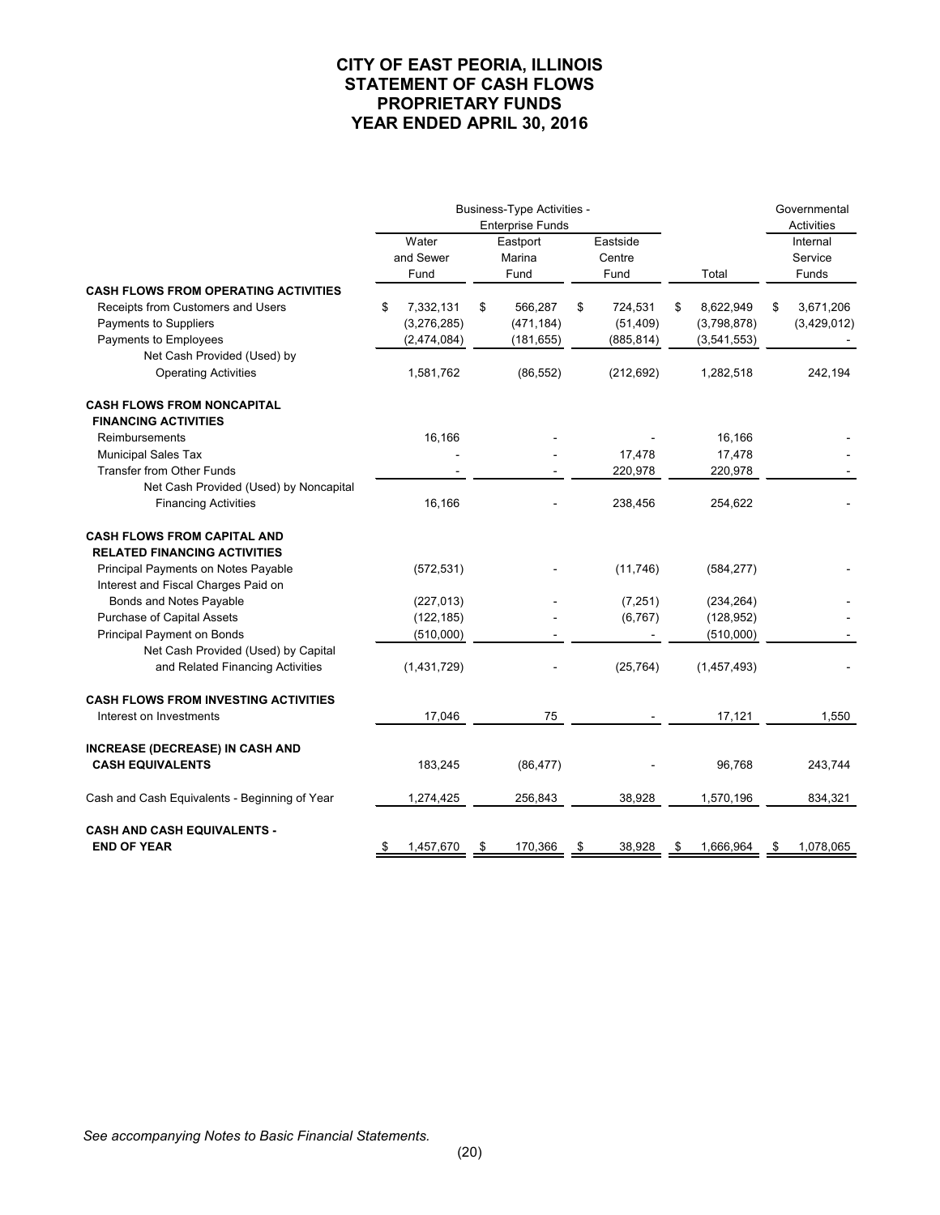# CITY OF EAST PEORIA, ILLINOIS
# STATEMENT OF CASH FLOWS
# PROPRIETARY FUNDS
# YEAR ENDED APRIL 30, 2016

| | Business-Type Activities - Enterprise Funds | | | | Governmental Activities |
|---|---|---|---|---|---|
| | Water and Sewer Fund | Eastport Marina Fund | Eastside Centre Fund | Total | Internal Service Funds |
| **CASH FLOWS FROM OPERATING ACTIVITIES** | | | | | |
| Receipts from Customers and Users | $ 7,332,131 | $ 566,287 | $ 724,531 | $ 8,622,949 | $ 3,671,206 |
| Payments to Suppliers | (3,276,285) | (471,184) | (51,409) | (3,798,878) | (3,429,012) |
| Payments to Employees | (2,474,084) | (181,655) | (885,814) | (3,541,553) | - |
| Net Cash Provided (Used) by Operating Activities | 1,581,762 | (86,552) | (212,692) | 1,282,518 | 242,194 |
| **CASH FLOWS FROM NONCAPITAL FINANCING ACTIVITIES** | | | | | |
| Reimbursements | 16,166 | - | - | 16,166 | - |
| Municipal Sales Tax | - | - | 17,478 | 17,478 | - |
| Transfer from Other Funds | - | - | 220,978 | 220,978 | - |
| Net Cash Provided (Used) by Noncapital Financing Activities | 16,166 | - | 238,456 | 254,622 | - |
| **CASH FLOWS FROM CAPITAL AND RELATED FINANCING ACTIVITIES** | | | | | |
| Principal Payments on Notes Payable | (572,531) | - | (11,746) | (584,277) | - |
| Interest and Fiscal Charges Paid on Bonds and Notes Payable | (227,013) | - | (7,251) | (234,264) | - |
| Purchase of Capital Assets | (122,185) | - | (6,767) | (128,952) | - |
| Principal Payment on Bonds | (510,000) | - | - | (510,000) | - |
| Net Cash Provided (Used) by Capital and Related Financing Activities | (1,431,729) | - | (25,764) | (1,457,493) | - |
| **CASH FLOWS FROM INVESTING ACTIVITIES** | | | | | |
| Interest on Investments | 17,046 | 75 | - | 17,121 | 1,550 |
| **INCREASE (DECREASE) IN CASH AND CASH EQUIVALENTS** | 183,245 | (86,477) | - | 96,768 | 243,744 |
| Cash and Cash Equivalents - Beginning of Year | 1,274,425 | 256,843 | 38,928 | 1,570,196 | 834,321 |
| **CASH AND CASH EQUIVALENTS - END OF YEAR** | $ 1,457,670 | $ 170,366 | $ 38,928 | $ 1,666,964 | $ 1,078,065 |

*See accompanying Notes to Basic Financial Statements.*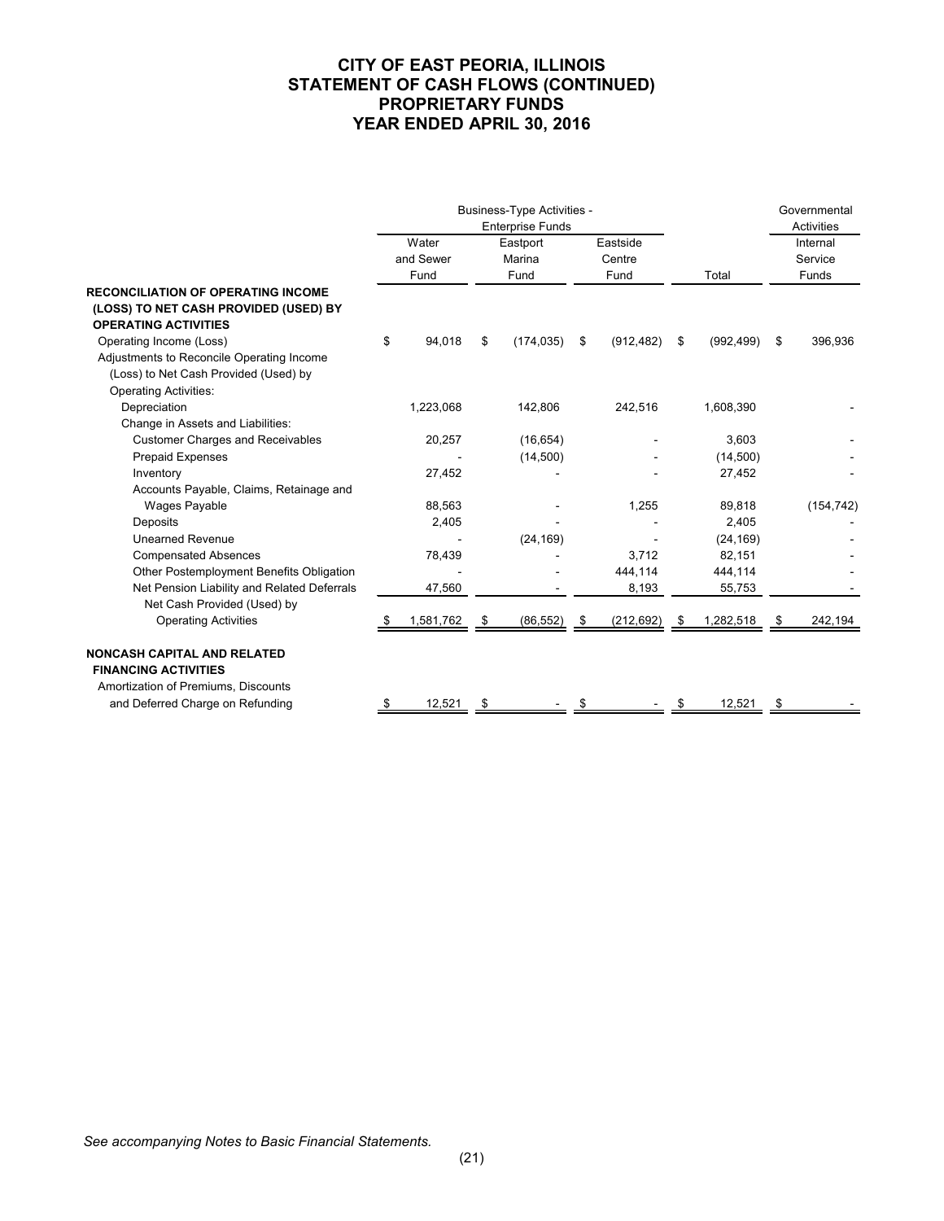# CITY OF EAST PEORIA, ILLINOIS
# STATEMENT OF CASH FLOWS (CONTINUED)
# PROPRIETARY FUNDS
# YEAR ENDED APRIL 30, 2016

| | Business-Type Activities - Enterprise Funds | | | | Governmental Activities |
|---|---|---|---|---|---|
| | Water and Sewer Fund | Eastport Marina Fund | Eastside Centre Fund | Total | Internal Service Funds |
| **RECONCILIATION OF OPERATING INCOME (LOSS) TO NET CASH PROVIDED (USED) BY OPERATING ACTIVITIES** | | | | | |
| Operating Income (Loss) | $ 94,018 | $ (174,035) | $ (912,482) | $ (992,499) | $ 396,936 |
| Adjustments to Reconcile Operating Income (Loss) to Net Cash Provided (Used) by Operating Activities: | | | | | |
| Depreciation | 1,223,068 | 142,806 | 242,516 | 1,608,390 | - |
| Change in Assets and Liabilities: | | | | | |
| Customer Charges and Receivables | 20,257 | (16,654) | - | 3,603 | - |
| Prepaid Expenses | - | (14,500) | - | (14,500) | - |
| Inventory | 27,452 | - | - | 27,452 | - |
| Accounts Payable, Claims, Retainage and Wages Payable | 88,563 | - | 1,255 | 89,818 | (154,742) |
| Deposits | 2,405 | - | - | 2,405 | - |
| Unearned Revenue | - | (24,169) | - | (24,169) | - |
| Compensated Absences | 78,439 | - | 3,712 | 82,151 | - |
| Other Postemployment Benefits Obligation | - | - | 444,114 | 444,114 | - |
| Net Pension Liability and Related Deferrals | 47,560 | - | 8,193 | 55,753 | - |
| Net Cash Provided (Used) by Operating Activities | $ 1,581,762 | $ (86,552) | $ (212,692) | $ 1,282,518 | $ 242,194 |
| **NONCASH CAPITAL AND RELATED FINANCING ACTIVITIES** | | | | | |
| Amortization of Premiums, Discounts and Deferred Charge on Refunding | $ 12,521 | $ - | $ - | $ 12,521 | $ - |

*See accompanying Notes to Basic Financial Statements.*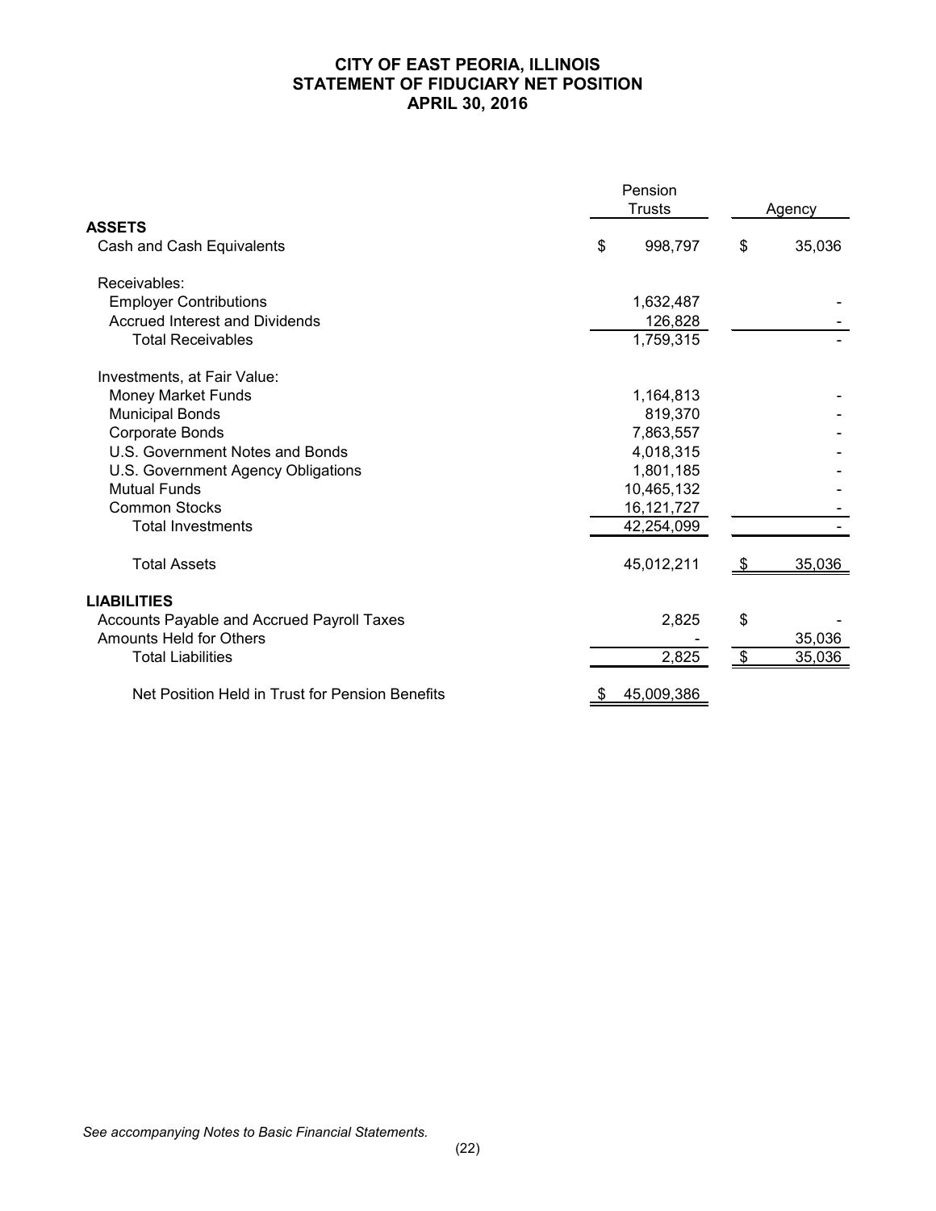# CITY OF EAST PEORIA, ILLINOIS
# STATEMENT OF FIDUCIARY NET POSITION
# APRIL 30, 2016

| | Pension Trusts | Agency |
|---|---|---|
| **ASSETS** | | |
| Cash and Cash Equivalents | $ 998,797 | $ 35,036 |
| Receivables: | | |
| Employer Contributions | 1,632,487 | - |
| Accrued Interest and Dividends | 126,828 | - |
| Total Receivables | 1,759,315 | - |
| Investments, at Fair Value: | | |
| Money Market Funds | 1,164,813 | - |
| Municipal Bonds | 819,370 | - |
| Corporate Bonds | 7,863,557 | - |
| U.S. Government Notes and Bonds | 4,018,315 | - |
| U.S. Government Agency Obligations | 1,801,185 | - |
| Mutual Funds | 10,465,132 | - |
| Common Stocks | 16,121,727 | - |
| Total Investments | 42,254,099 | - |
| Total Assets | 45,012,211 | $ 35,036 |
| **LIABILITIES** | | |
| Accounts Payable and Accrued Payroll Taxes | 2,825 | $ - |
| Amounts Held for Others | - | 35,036 |
| Total Liabilities | 2,825 | $ 35,036 |
| Net Position Held in Trust for Pension Benefits | $ 45,009,386 | |

*See accompanying Notes to Basic Financial Statements.*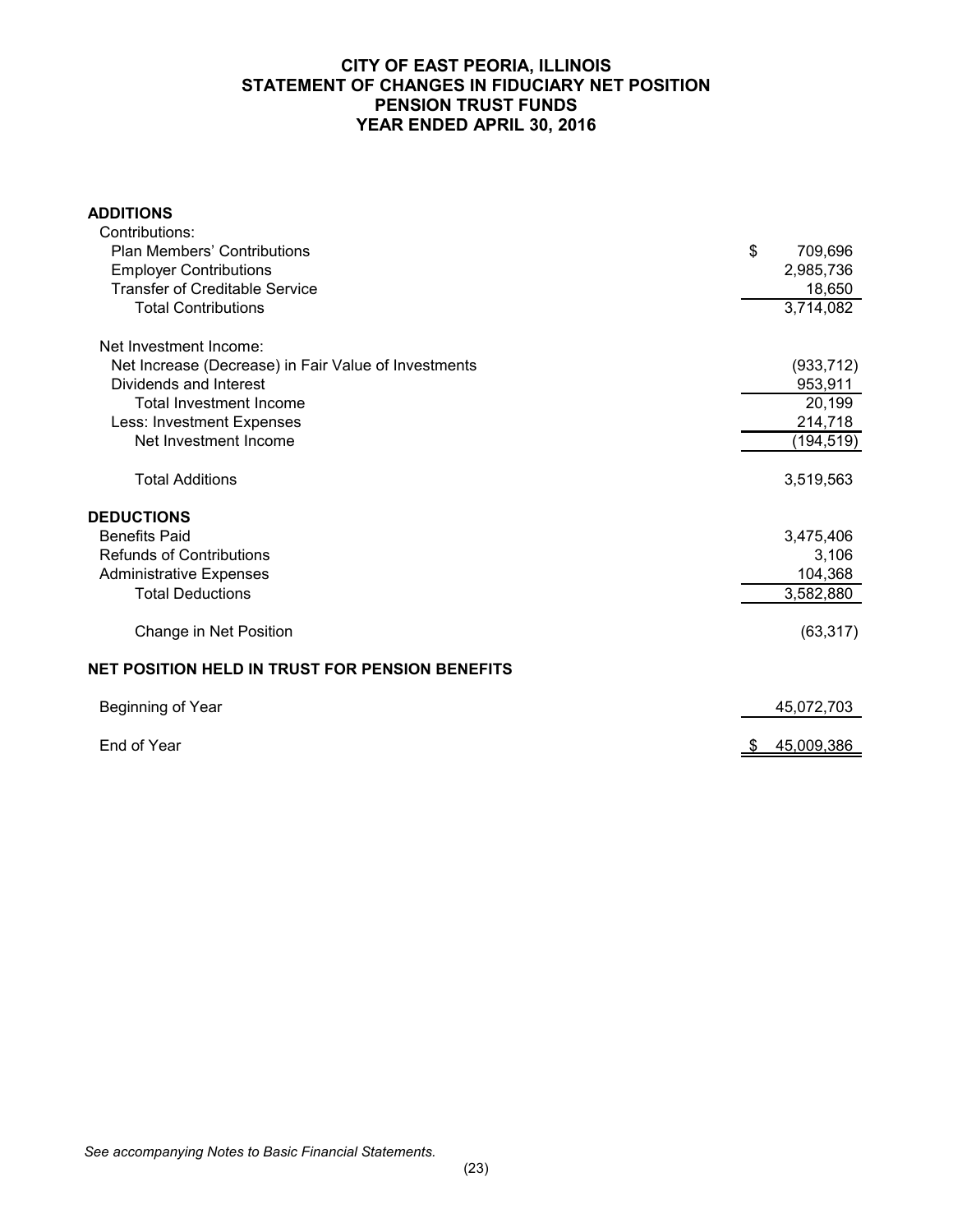# CITY OF EAST PEORIA, ILLINOIS
## STATEMENT OF CHANGES IN FIDUCIARY NET POSITION
## PENSION TRUST FUNDS
## YEAR ENDED APRIL 30, 2016

| | |
|---|---|
| **ADDITIONS** | |
| Contributions: | |
| Plan Members' Contributions | $ 709,696 |
| Employer Contributions | 2,985,736 |
| Transfer of Creditable Service | 18,650 |
| Total Contributions | 3,714,082 |
| | |
| Net Investment Income: | |
| Net Increase (Decrease) in Fair Value of Investments | (933,712) |
| Dividends and Interest | 953,911 |
| Total Investment Income | 20,199 |
| Less: Investment Expenses | 214,718 |
| Net Investment Income | (194,519) |
| | |
| Total Additions | 3,519,563 |
| | |
| **DEDUCTIONS** | |
| Benefits Paid | 3,475,406 |
| Refunds of Contributions | 3,106 |
| Administrative Expenses | 104,368 |
| Total Deductions | 3,582,880 |
| | |
| Change in Net Position | (63,317) |
| | |
| **NET POSITION HELD IN TRUST FOR PENSION BENEFITS** | |
| | |
| Beginning of Year | 45,072,703 |
| | |
| End of Year | $ 45,009,386 |

*See accompanying Notes to Basic Financial Statements.*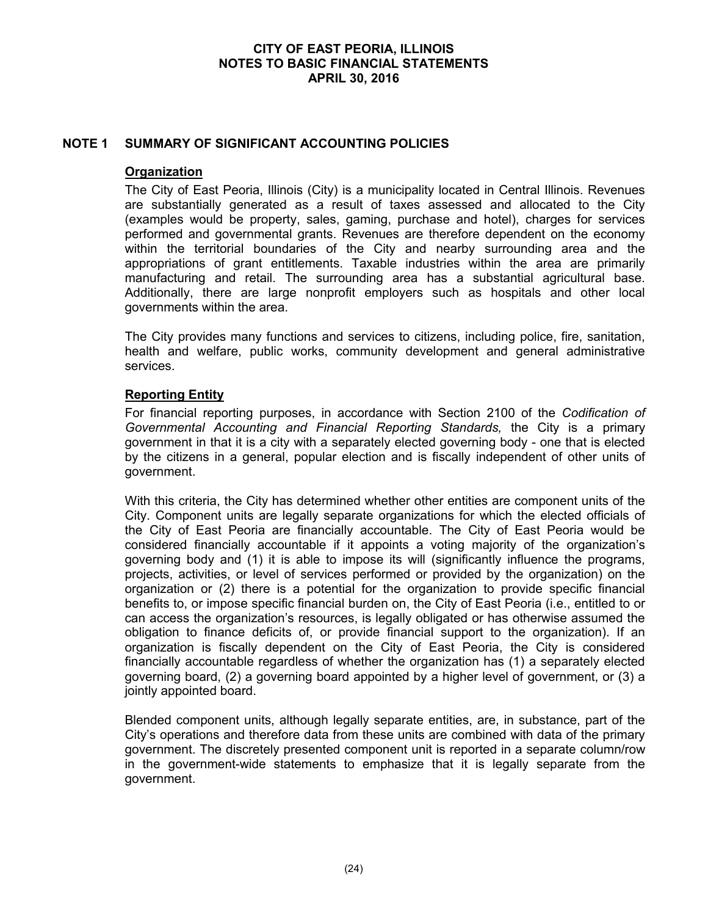# CITY OF EAST PEORIA, ILLINOIS
## NOTES TO BASIC FINANCIAL STATEMENTS
### APRIL 30, 2016

## NOTE 1 SUMMARY OF SIGNIFICANT ACCOUNTING POLICIES

**Organization**

The City of East Peoria, Illinois (City) is a municipality located in Central Illinois. Revenues are substantially generated as a result of taxes assessed and allocated to the City (examples would be property, sales, gaming, purchase and hotel), charges for services performed and governmental grants. Revenues are therefore dependent on the economy within the territorial boundaries of the City and nearby surrounding area and the appropriations of grant entitlements. Taxable industries within the area are primarily manufacturing and retail. The surrounding area has a substantial agricultural base. Additionally, there are large nonprofit employers such as hospitals and other local governments within the area.

The City provides many functions and services to citizens, including police, fire, sanitation, health and welfare, public works, community development and general administrative services.

**Reporting Entity**

For financial reporting purposes, in accordance with Section 2100 of the *Codification of Governmental Accounting and Financial Reporting Standards,* the City is a primary government in that it is a city with a separately elected governing body - one that is elected by the citizens in a general, popular election and is fiscally independent of other units of government.

With this criteria, the City has determined whether other entities are component units of the City. Component units are legally separate organizations for which the elected officials of the City of East Peoria are financially accountable. The City of East Peoria would be considered financially accountable if it appoints a voting majority of the organization's governing body and (1) it is able to impose its will (significantly influence the programs, projects, activities, or level of services performed or provided by the organization) on the organization or (2) there is a potential for the organization to provide specific financial benefits to, or impose specific financial burden on, the City of East Peoria (i.e., entitled to or can access the organization's resources, is legally obligated or has otherwise assumed the obligation to finance deficits of, or provide financial support to the organization). If an organization is fiscally dependent on the City of East Peoria, the City is considered financially accountable regardless of whether the organization has (1) a separately elected governing board, (2) a governing board appointed by a higher level of government, or (3) a jointly appointed board.

Blended component units, although legally separate entities, are, in substance, part of the City's operations and therefore data from these units are combined with data of the primary government. The discretely presented component unit is reported in a separate column/row in the government-wide statements to emphasize that it is legally separate from the government.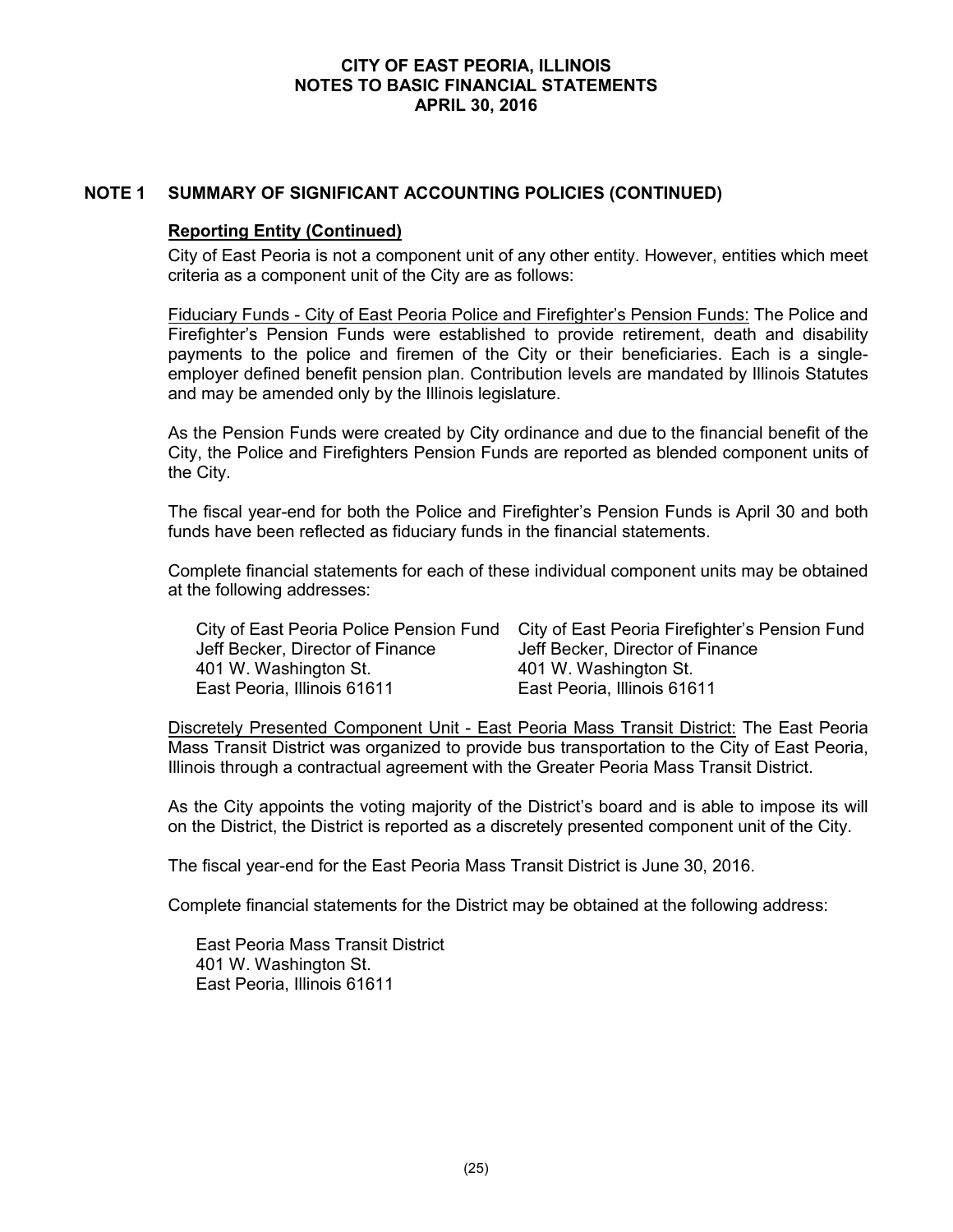## NOTE 1 SUMMARY OF SIGNIFICANT ACCOUNTING POLICIES (CONTINUED)

### Reporting Entity (Continued)

City of East Peoria is not a component unit of any other entity. However, entities which meet criteria as a component unit of the City are as follows:

Fiduciary Funds - City of East Peoria Police and Firefighter's Pension Funds: The Police and Firefighter's Pension Funds were established to provide retirement, death and disability payments to the police and firemen of the City or their beneficiaries. Each is a single-employer defined benefit pension plan. Contribution levels are mandated by Illinois Statutes and may be amended only by the Illinois legislature.

As the Pension Funds were created by City ordinance and due to the financial benefit of the City, the Police and Firefighters Pension Funds are reported as blended component units of the City.

The fiscal year-end for both the Police and Firefighter's Pension Funds is April 30 and both funds have been reflected as fiduciary funds in the financial statements.

Complete financial statements for each of these individual component units may be obtained at the following addresses:

City of East Peoria Police Pension Fund
Jeff Becker, Director of Finance
401 W. Washington St.
East Peoria, Illinois 61611

City of East Peoria Firefighter's Pension Fund
Jeff Becker, Director of Finance
401 W. Washington St.
East Peoria, Illinois 61611

Discretely Presented Component Unit - East Peoria Mass Transit District: The East Peoria Mass Transit District was organized to provide bus transportation to the City of East Peoria, Illinois through a contractual agreement with the Greater Peoria Mass Transit District.

As the City appoints the voting majority of the District's board and is able to impose its will on the District, the District is reported as a discretely presented component unit of the City.

The fiscal year-end for the East Peoria Mass Transit District is June 30, 2016.

Complete financial statements for the District may be obtained at the following address:

East Peoria Mass Transit District
401 W. Washington St.
East Peoria, Illinois 61611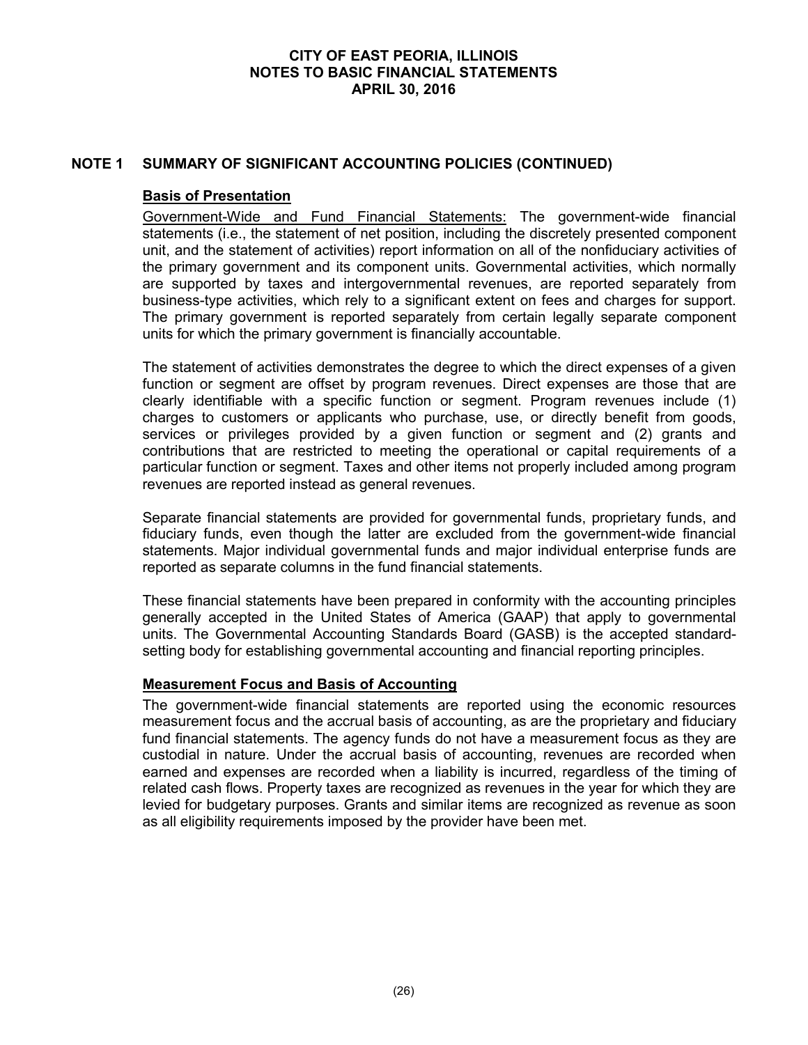## NOTE 1 SUMMARY OF SIGNIFICANT ACCOUNTING POLICIES (CONTINUED)

### Basis of Presentation

Government-Wide and Fund Financial Statements: The government-wide financial statements (i.e., the statement of net position, including the discretely presented component unit, and the statement of activities) report information on all of the nonfiduciary activities of the primary government and its component units. Governmental activities, which normally are supported by taxes and intergovernmental revenues, are reported separately from business-type activities, which rely to a significant extent on fees and charges for support. The primary government is reported separately from certain legally separate component units for which the primary government is financially accountable.

The statement of activities demonstrates the degree to which the direct expenses of a given function or segment are offset by program revenues. Direct expenses are those that are clearly identifiable with a specific function or segment. Program revenues include (1) charges to customers or applicants who purchase, use, or directly benefit from goods, services or privileges provided by a given function or segment and (2) grants and contributions that are restricted to meeting the operational or capital requirements of a particular function or segment. Taxes and other items not properly included among program revenues are reported instead as general revenues.

Separate financial statements are provided for governmental funds, proprietary funds, and fiduciary funds, even though the latter are excluded from the government-wide financial statements. Major individual governmental funds and major individual enterprise funds are reported as separate columns in the fund financial statements.

These financial statements have been prepared in conformity with the accounting principles generally accepted in the United States of America (GAAP) that apply to governmental units. The Governmental Accounting Standards Board (GASB) is the accepted standard-setting body for establishing governmental accounting and financial reporting principles.

### Measurement Focus and Basis of Accounting

The government-wide financial statements are reported using the economic resources measurement focus and the accrual basis of accounting, as are the proprietary and fiduciary fund financial statements. The agency funds do not have a measurement focus as they are custodial in nature. Under the accrual basis of accounting, revenues are recorded when earned and expenses are recorded when a liability is incurred, regardless of the timing of related cash flows. Property taxes are recognized as revenues in the year for which they are levied for budgetary purposes. Grants and similar items are recognized as revenue as soon as all eligibility requirements imposed by the provider have been met.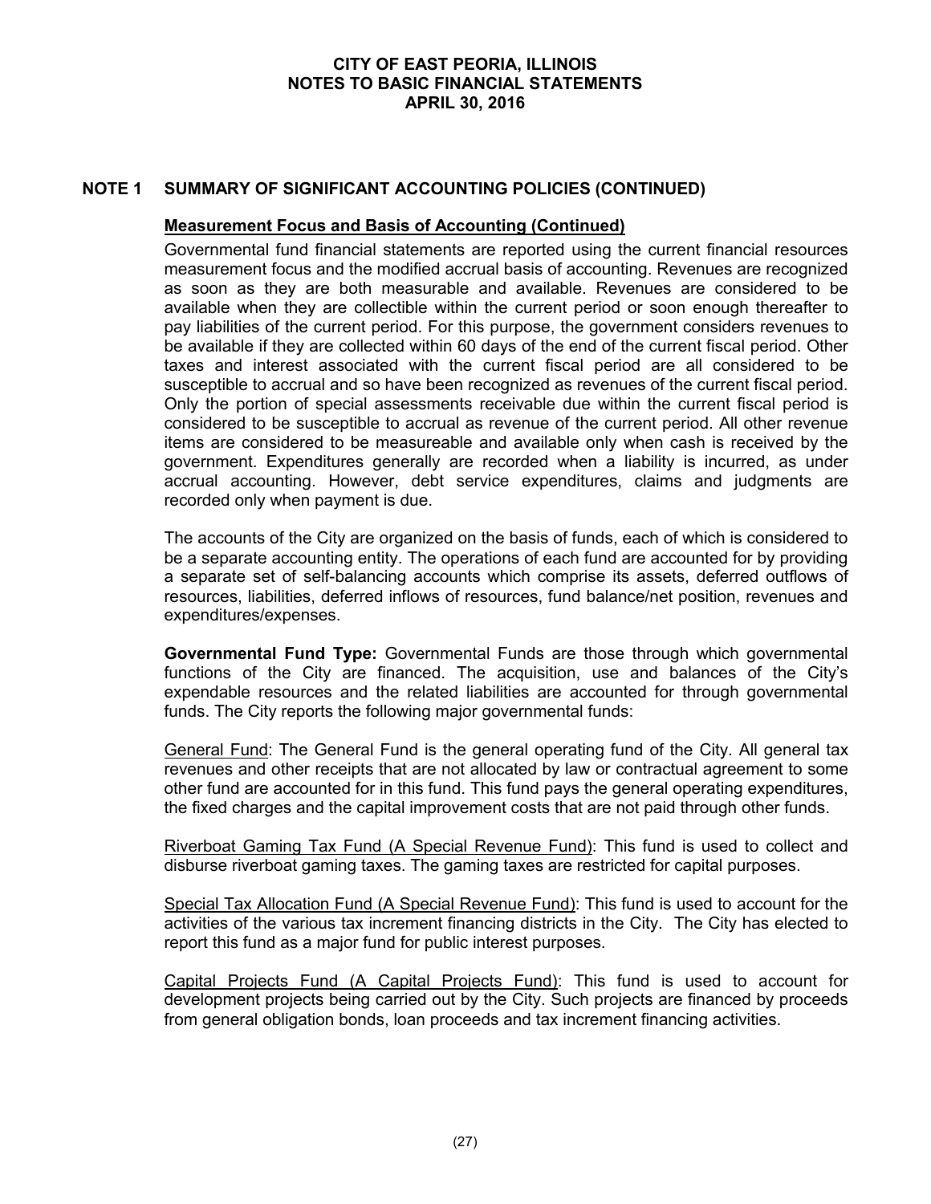## NOTE 1 SUMMARY OF SIGNIFICANT ACCOUNTING POLICIES (CONTINUED)

### Measurement Focus and Basis of Accounting (Continued)

Governmental fund financial statements are reported using the current financial resources measurement focus and the modified accrual basis of accounting. Revenues are recognized as soon as they are both measurable and available. Revenues are considered to be available when they are collectible within the current period or soon enough thereafter to pay liabilities of the current period. For this purpose, the government considers revenues to be available if they are collected within 60 days of the end of the current fiscal period. Other taxes and interest associated with the current fiscal period are all considered to be susceptible to accrual and so have been recognized as revenues of the current fiscal period. Only the portion of special assessments receivable due within the current fiscal period is considered to be susceptible to accrual as revenue of the current period. All other revenue items are considered to be measureable and available only when cash is received by the government. Expenditures generally are recorded when a liability is incurred, as under accrual accounting. However, debt service expenditures, claims and judgments are recorded only when payment is due.

The accounts of the City are organized on the basis of funds, each of which is considered to be a separate accounting entity. The operations of each fund are accounted for by providing a separate set of self-balancing accounts which comprise its assets, deferred outflows of resources, liabilities, deferred inflows of resources, fund balance/net position, revenues and expenditures/expenses.

**Governmental Fund Type:** Governmental Funds are those through which governmental functions of the City are financed. The acquisition, use and balances of the City's expendable resources and the related liabilities are accounted for through governmental funds. The City reports the following major governmental funds:

General Fund: The General Fund is the general operating fund of the City. All general tax revenues and other receipts that are not allocated by law or contractual agreement to some other fund are accounted for in this fund. This fund pays the general operating expenditures, the fixed charges and the capital improvement costs that are not paid through other funds.

Riverboat Gaming Tax Fund (A Special Revenue Fund): This fund is used to collect and disburse riverboat gaming taxes. The gaming taxes are restricted for capital purposes.

Special Tax Allocation Fund (A Special Revenue Fund): This fund is used to account for the activities of the various tax increment financing districts in the City. The City has elected to report this fund as a major fund for public interest purposes.

Capital Projects Fund (A Capital Projects Fund): This fund is used to account for development projects being carried out by the City. Such projects are financed by proceeds from general obligation bonds, loan proceeds and tax increment financing activities.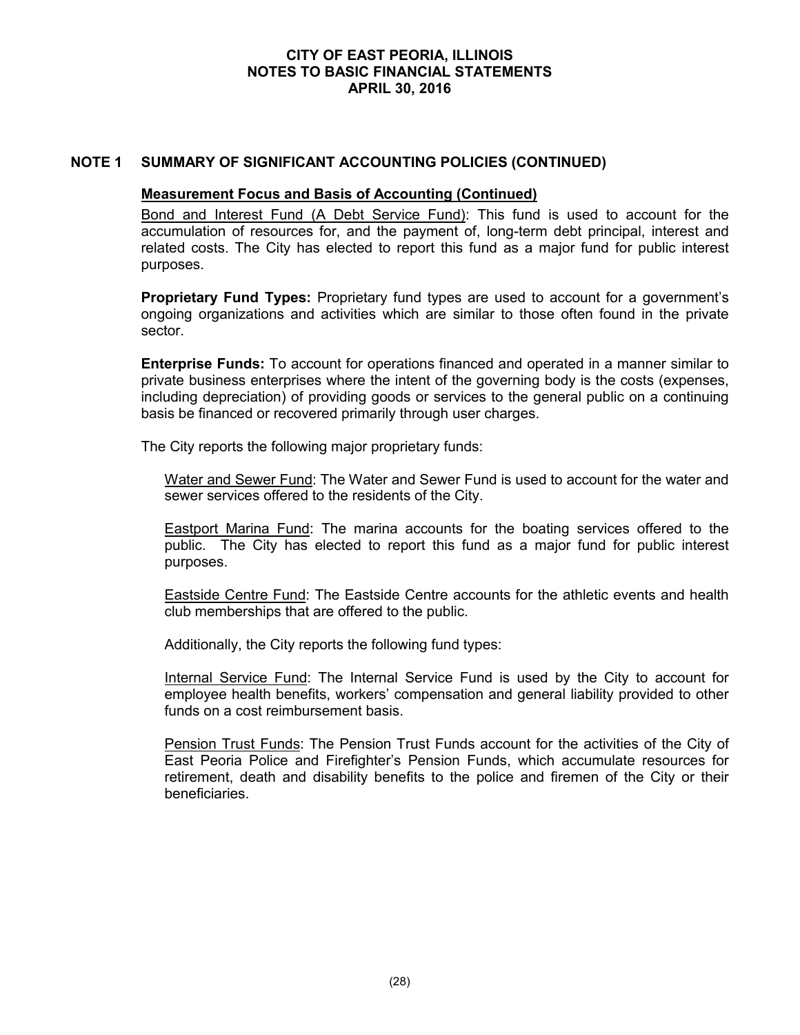## NOTE 1 SUMMARY OF SIGNIFICANT ACCOUNTING POLICIES (CONTINUED)

### Measurement Focus and Basis of Accounting (Continued)

Bond and Interest Fund (A Debt Service Fund): This fund is used to account for the accumulation of resources for, and the payment of, long-term debt principal, interest and related costs. The City has elected to report this fund as a major fund for public interest purposes.

**Proprietary Fund Types:** Proprietary fund types are used to account for a government's ongoing organizations and activities which are similar to those often found in the private sector.

**Enterprise Funds:** To account for operations financed and operated in a manner similar to private business enterprises where the intent of the governing body is the costs (expenses, including depreciation) of providing goods or services to the general public on a continuing basis be financed or recovered primarily through user charges.

The City reports the following major proprietary funds:

Water and Sewer Fund: The Water and Sewer Fund is used to account for the water and sewer services offered to the residents of the City.

Eastport Marina Fund: The marina accounts for the boating services offered to the public. The City has elected to report this fund as a major fund for public interest purposes.

Eastside Centre Fund: The Eastside Centre accounts for the athletic events and health club memberships that are offered to the public.

Additionally, the City reports the following fund types:

Internal Service Fund: The Internal Service Fund is used by the City to account for employee health benefits, workers' compensation and general liability provided to other funds on a cost reimbursement basis.

Pension Trust Funds: The Pension Trust Funds account for the activities of the City of East Peoria Police and Firefighter's Pension Funds, which accumulate resources for retirement, death and disability benefits to the police and firemen of the City or their beneficiaries.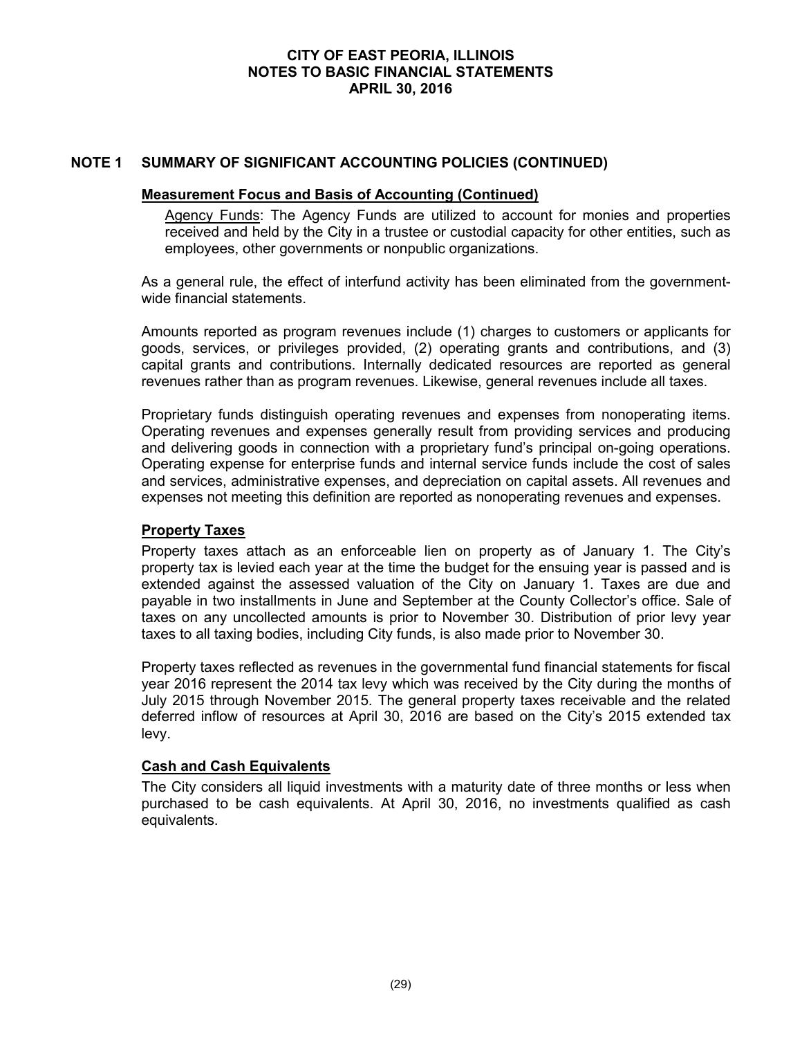# CITY OF EAST PEORIA, ILLINOIS
# NOTES TO BASIC FINANCIAL STATEMENTS
# APRIL 30, 2016

## NOTE 1 SUMMARY OF SIGNIFICANT ACCOUNTING POLICIES (CONTINUED)

### Measurement Focus and Basis of Accounting (Continued)

Agency Funds: The Agency Funds are utilized to account for monies and properties received and held by the City in a trustee or custodial capacity for other entities, such as employees, other governments or nonpublic organizations.

As a general rule, the effect of interfund activity has been eliminated from the government-wide financial statements.

Amounts reported as program revenues include (1) charges to customers or applicants for goods, services, or privileges provided, (2) operating grants and contributions, and (3) capital grants and contributions. Internally dedicated resources are reported as general revenues rather than as program revenues. Likewise, general revenues include all taxes.

Proprietary funds distinguish operating revenues and expenses from nonoperating items. Operating revenues and expenses generally result from providing services and producing and delivering goods in connection with a proprietary fund's principal on-going operations. Operating expense for enterprise funds and internal service funds include the cost of sales and services, administrative expenses, and depreciation on capital assets. All revenues and expenses not meeting this definition are reported as nonoperating revenues and expenses.

### Property Taxes

Property taxes attach as an enforceable lien on property as of January 1. The City's property tax is levied each year at the time the budget for the ensuing year is passed and is extended against the assessed valuation of the City on January 1. Taxes are due and payable in two installments in June and September at the County Collector's office. Sale of taxes on any uncollected amounts is prior to November 30. Distribution of prior levy year taxes to all taxing bodies, including City funds, is also made prior to November 30.

Property taxes reflected as revenues in the governmental fund financial statements for fiscal year 2016 represent the 2014 tax levy which was received by the City during the months of July 2015 through November 2015. The general property taxes receivable and the related deferred inflow of resources at April 30, 2016 are based on the City's 2015 extended tax levy.

### Cash and Cash Equivalents

The City considers all liquid investments with a maturity date of three months or less when purchased to be cash equivalents. At April 30, 2016, no investments qualified as cash equivalents.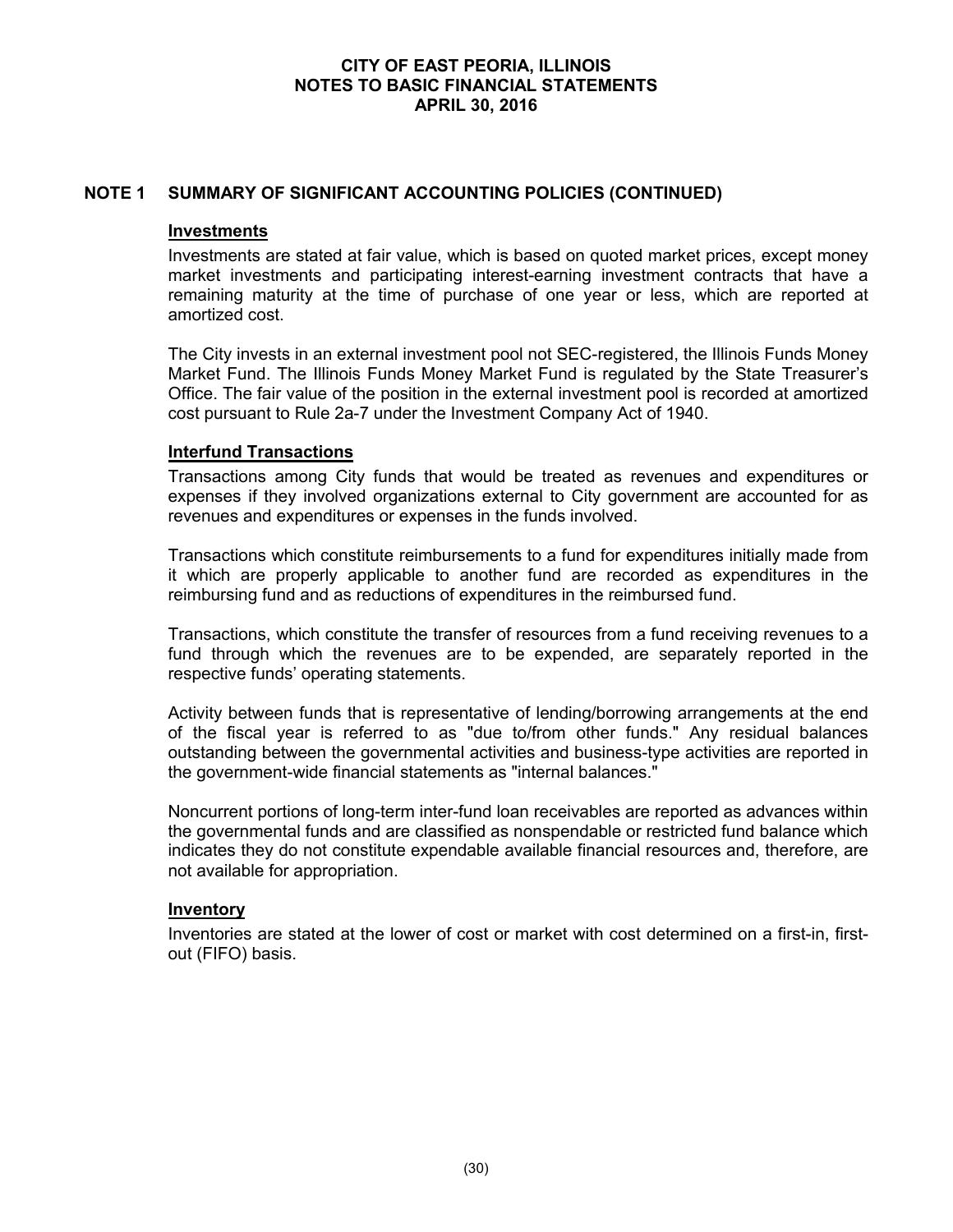# CITY OF EAST PEORIA, ILLINOIS
# NOTES TO BASIC FINANCIAL STATEMENTS
# APRIL 30, 2016

## NOTE 1 SUMMARY OF SIGNIFICANT ACCOUNTING POLICIES (CONTINUED)

### Investments

Investments are stated at fair value, which is based on quoted market prices, except money market investments and participating interest-earning investment contracts that have a remaining maturity at the time of purchase of one year or less, which are reported at amortized cost.

The City invests in an external investment pool not SEC-registered, the Illinois Funds Money Market Fund. The Illinois Funds Money Market Fund is regulated by the State Treasurer's Office. The fair value of the position in the external investment pool is recorded at amortized cost pursuant to Rule 2a-7 under the Investment Company Act of 1940.

### Interfund Transactions

Transactions among City funds that would be treated as revenues and expenditures or expenses if they involved organizations external to City government are accounted for as revenues and expenditures or expenses in the funds involved.

Transactions which constitute reimbursements to a fund for expenditures initially made from it which are properly applicable to another fund are recorded as expenditures in the reimbursing fund and as reductions of expenditures in the reimbursed fund.

Transactions, which constitute the transfer of resources from a fund receiving revenues to a fund through which the revenues are to be expended, are separately reported in the respective funds' operating statements.

Activity between funds that is representative of lending/borrowing arrangements at the end of the fiscal year is referred to as "due to/from other funds." Any residual balances outstanding between the governmental activities and business-type activities are reported in the government-wide financial statements as "internal balances."

Noncurrent portions of long-term inter-fund loan receivables are reported as advances within the governmental funds and are classified as nonspendable or restricted fund balance which indicates they do not constitute expendable available financial resources and, therefore, are not available for appropriation.

### Inventory

Inventories are stated at the lower of cost or market with cost determined on a first-in, first-out (FIFO) basis.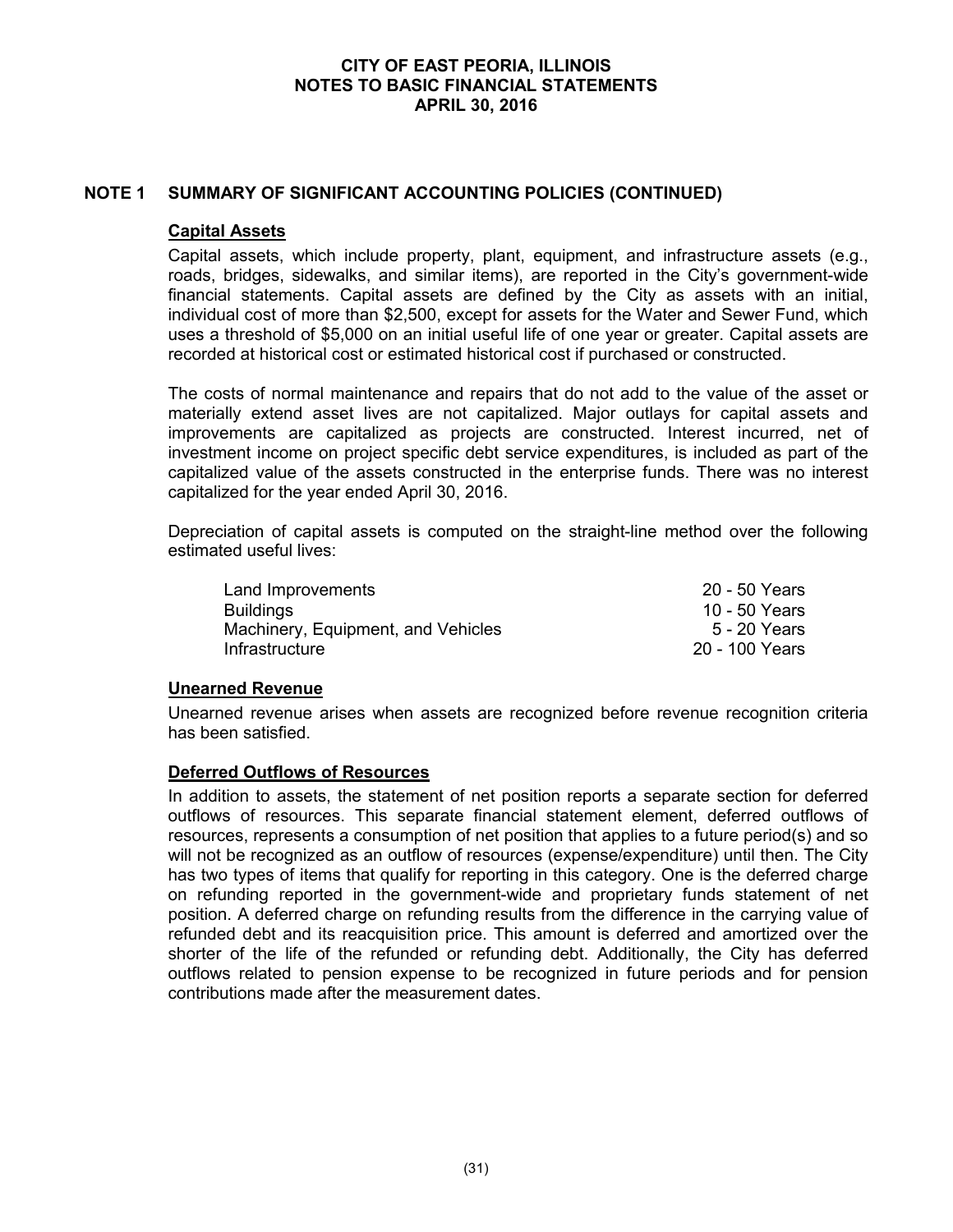## NOTE 1 SUMMARY OF SIGNIFICANT ACCOUNTING POLICIES (CONTINUED)

### Capital Assets

Capital assets, which include property, plant, equipment, and infrastructure assets (e.g., roads, bridges, sidewalks, and similar items), are reported in the City's government-wide financial statements. Capital assets are defined by the City as assets with an initial, individual cost of more than $2,500, except for assets for the Water and Sewer Fund, which uses a threshold of $5,000 on an initial useful life of one year or greater. Capital assets are recorded at historical cost or estimated historical cost if purchased or constructed.

The costs of normal maintenance and repairs that do not add to the value of the asset or materially extend asset lives are not capitalized. Major outlays for capital assets and improvements are capitalized as projects are constructed. Interest incurred, net of investment income on project specific debt service expenditures, is included as part of the capitalized value of the assets constructed in the enterprise funds. There was no interest capitalized for the year ended April 30, 2016.

Depreciation of capital assets is computed on the straight-line method over the following estimated useful lives:

| | |
|---|---|
| Land Improvements | 20 - 50 Years |
| Buildings | 10 - 50 Years |
| Machinery, Equipment, and Vehicles | 5 - 20 Years |
| Infrastructure | 20 - 100 Years |

### Unearned Revenue

Unearned revenue arises when assets are recognized before revenue recognition criteria has been satisfied.

### Deferred Outflows of Resources

In addition to assets, the statement of net position reports a separate section for deferred outflows of resources. This separate financial statement element, deferred outflows of resources, represents a consumption of net position that applies to a future period(s) and so will not be recognized as an outflow of resources (expense/expenditure) until then. The City has two types of items that qualify for reporting in this category. One is the deferred charge on refunding reported in the government-wide and proprietary funds statement of net position. A deferred charge on refunding results from the difference in the carrying value of refunded debt and its reacquisition price. This amount is deferred and amortized over the shorter of the life of the refunded or refunding debt. Additionally, the City has deferred outflows related to pension expense to be recognized in future periods and for pension contributions made after the measurement dates.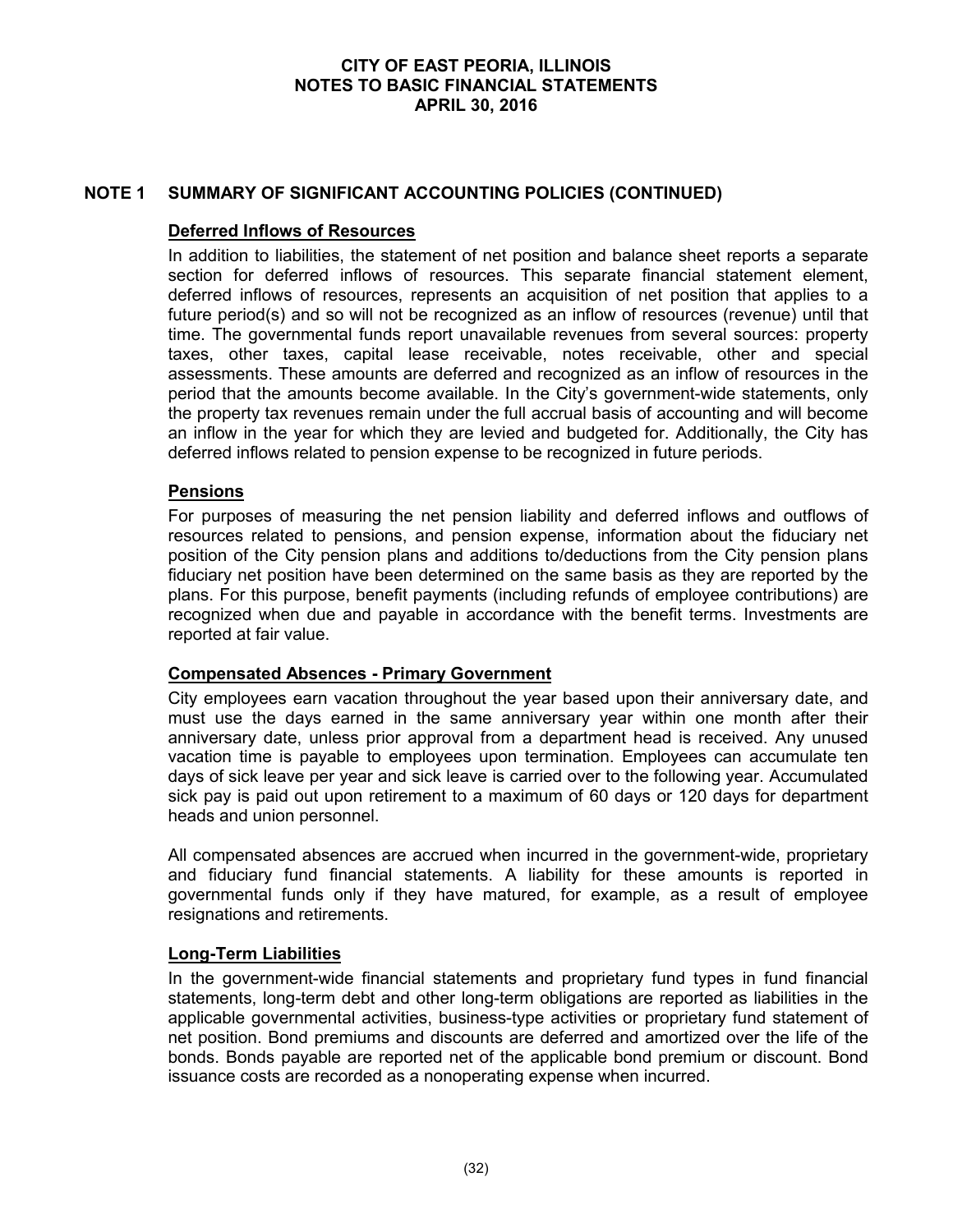# NOTE 1 SUMMARY OF SIGNIFICANT ACCOUNTING POLICIES (CONTINUED)

## Deferred Inflows of Resources

In addition to liabilities, the statement of net position and balance sheet reports a separate section for deferred inflows of resources. This separate financial statement element, deferred inflows of resources, represents an acquisition of net position that applies to a future period(s) and so will not be recognized as an inflow of resources (revenue) until that time. The governmental funds report unavailable revenues from several sources: property taxes, other taxes, capital lease receivable, notes receivable, other and special assessments. These amounts are deferred and recognized as an inflow of resources in the period that the amounts become available. In the City's government-wide statements, only the property tax revenues remain under the full accrual basis of accounting and will become an inflow in the year for which they are levied and budgeted for. Additionally, the City has deferred inflows related to pension expense to be recognized in future periods.

## Pensions

For purposes of measuring the net pension liability and deferred inflows and outflows of resources related to pensions, and pension expense, information about the fiduciary net position of the City pension plans and additions to/deductions from the City pension plans fiduciary net position have been determined on the same basis as they are reported by the plans. For this purpose, benefit payments (including refunds of employee contributions) are recognized when due and payable in accordance with the benefit terms. Investments are reported at fair value.

## Compensated Absences - Primary Government

City employees earn vacation throughout the year based upon their anniversary date, and must use the days earned in the same anniversary year within one month after their anniversary date, unless prior approval from a department head is received. Any unused vacation time is payable to employees upon termination. Employees can accumulate ten days of sick leave per year and sick leave is carried over to the following year. Accumulated sick pay is paid out upon retirement to a maximum of 60 days or 120 days for department heads and union personnel.

All compensated absences are accrued when incurred in the government-wide, proprietary and fiduciary fund financial statements. A liability for these amounts is reported in governmental funds only if they have matured, for example, as a result of employee resignations and retirements.

## Long-Term Liabilities

In the government-wide financial statements and proprietary fund types in fund financial statements, long-term debt and other long-term obligations are reported as liabilities in the applicable governmental activities, business-type activities or proprietary fund statement of net position. Bond premiums and discounts are deferred and amortized over the life of the bonds. Bonds payable are reported net of the applicable bond premium or discount. Bond issuance costs are recorded as a nonoperating expense when incurred.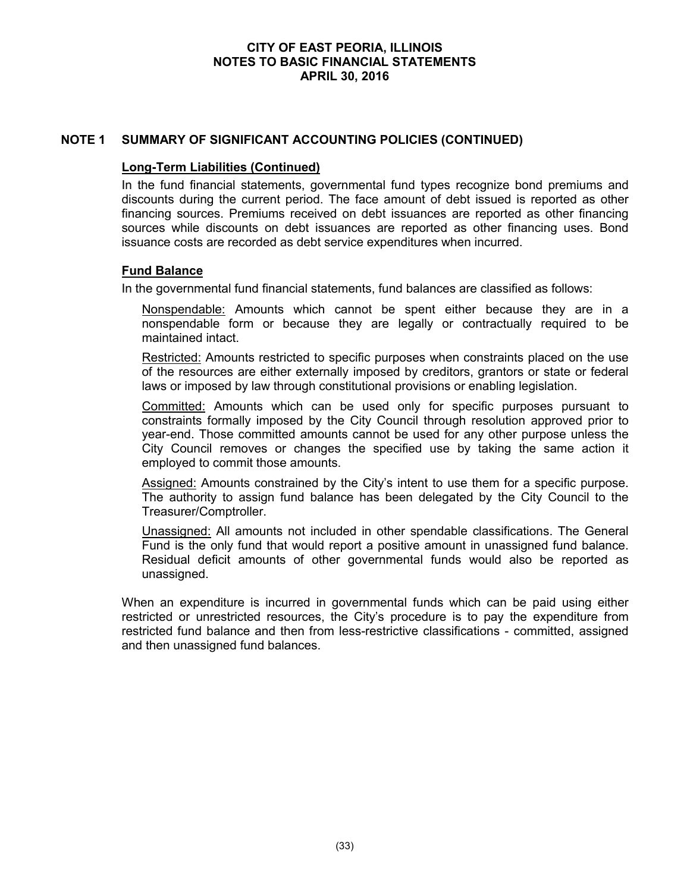## NOTE 1 SUMMARY OF SIGNIFICANT ACCOUNTING POLICIES (CONTINUED)

### Long-Term Liabilities (Continued)

In the fund financial statements, governmental fund types recognize bond premiums and discounts during the current period. The face amount of debt issued is reported as other financing sources. Premiums received on debt issuances are reported as other financing sources while discounts on debt issuances are reported as other financing uses. Bond issuance costs are recorded as debt service expenditures when incurred.

### Fund Balance

In the governmental fund financial statements, fund balances are classified as follows:

Nonspendable: Amounts which cannot be spent either because they are in a nonspendable form or because they are legally or contractually required to be maintained intact.

Restricted: Amounts restricted to specific purposes when constraints placed on the use of the resources are either externally imposed by creditors, grantors or state or federal laws or imposed by law through constitutional provisions or enabling legislation.

Committed: Amounts which can be used only for specific purposes pursuant to constraints formally imposed by the City Council through resolution approved prior to year-end. Those committed amounts cannot be used for any other purpose unless the City Council removes or changes the specified use by taking the same action it employed to commit those amounts.

Assigned: Amounts constrained by the City's intent to use them for a specific purpose. The authority to assign fund balance has been delegated by the City Council to the Treasurer/Comptroller.

Unassigned: All amounts not included in other spendable classifications. The General Fund is the only fund that would report a positive amount in unassigned fund balance. Residual deficit amounts of other governmental funds would also be reported as unassigned.

When an expenditure is incurred in governmental funds which can be paid using either restricted or unrestricted resources, the City's procedure is to pay the expenditure from restricted fund balance and then from less-restrictive classifications - committed, assigned and then unassigned fund balances.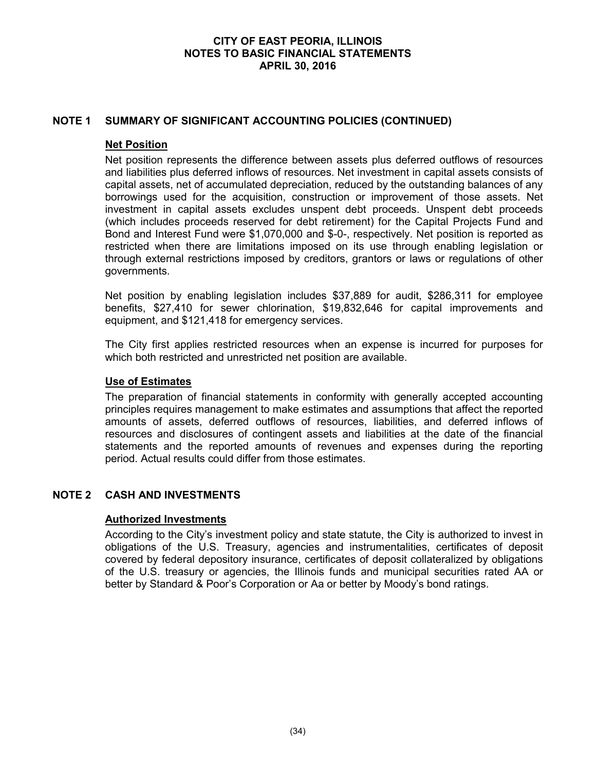## NOTE 1 SUMMARY OF SIGNIFICANT ACCOUNTING POLICIES (CONTINUED)

### Net Position

Net position represents the difference between assets plus deferred outflows of resources and liabilities plus deferred inflows of resources. Net investment in capital assets consists of capital assets, net of accumulated depreciation, reduced by the outstanding balances of any borrowings used for the acquisition, construction or improvement of those assets. Net investment in capital assets excludes unspent debt proceeds. Unspent debt proceeds (which includes proceeds reserved for debt retirement) for the Capital Projects Fund and Bond and Interest Fund were $1,070,000 and $-0-, respectively. Net position is reported as restricted when there are limitations imposed on its use through enabling legislation or through external restrictions imposed by creditors, grantors or laws or regulations of other governments.

Net position by enabling legislation includes $37,889 for audit, $286,311 for employee benefits, $27,410 for sewer chlorination, $19,832,646 for capital improvements and equipment, and $121,418 for emergency services.

The City first applies restricted resources when an expense is incurred for purposes for which both restricted and unrestricted net position are available.

### Use of Estimates

The preparation of financial statements in conformity with generally accepted accounting principles requires management to make estimates and assumptions that affect the reported amounts of assets, deferred outflows of resources, liabilities, and deferred inflows of resources and disclosures of contingent assets and liabilities at the date of the financial statements and the reported amounts of revenues and expenses during the reporting period. Actual results could differ from those estimates.

## NOTE 2 CASH AND INVESTMENTS

### Authorized Investments

According to the City's investment policy and state statute, the City is authorized to invest in obligations of the U.S. Treasury, agencies and instrumentalities, certificates of deposit covered by federal depository insurance, certificates of deposit collateralized by obligations of the U.S. treasury or agencies, the Illinois funds and municipal securities rated AA or better by Standard & Poor's Corporation or Aa or better by Moody's bond ratings.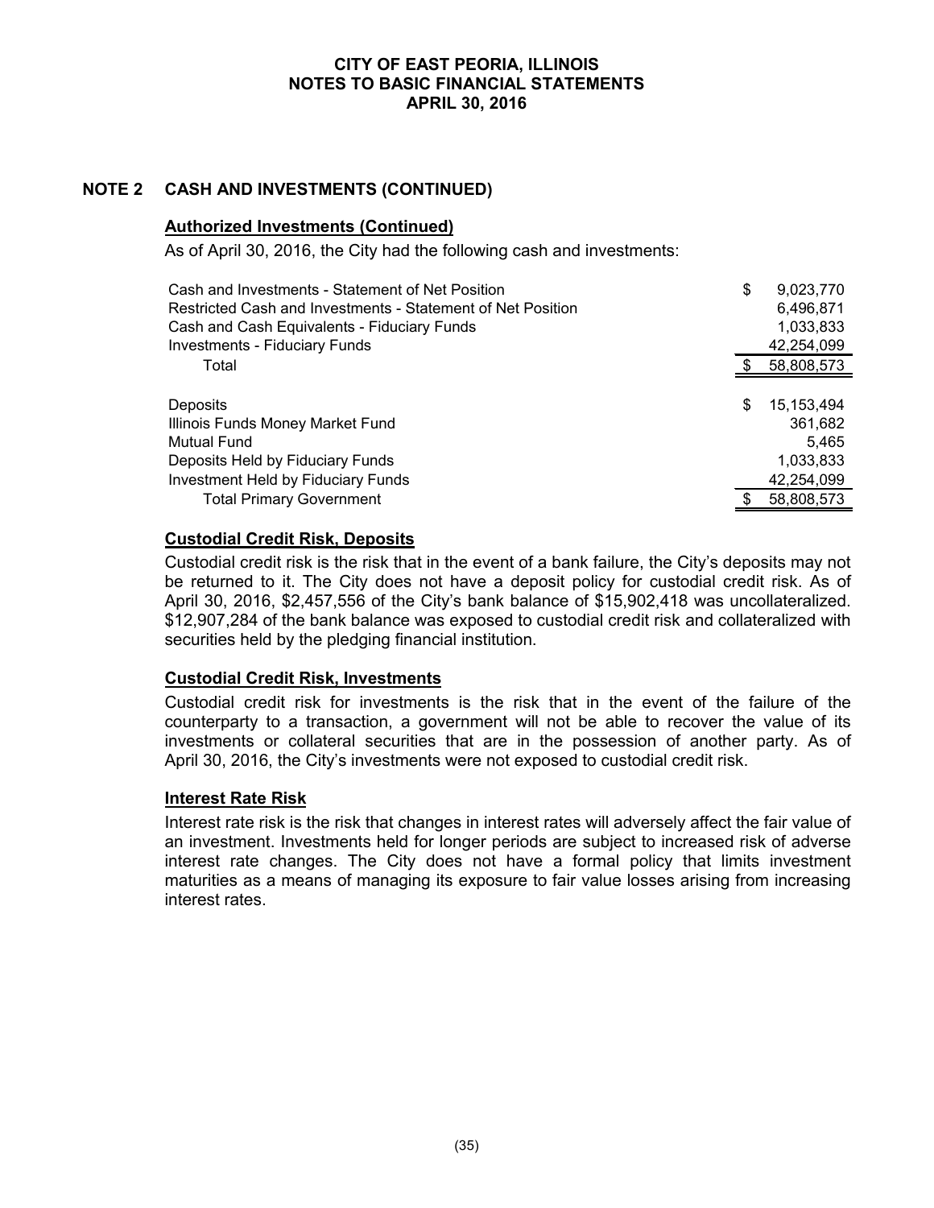## NOTE 2 CASH AND INVESTMENTS (CONTINUED)

### Authorized Investments (Continued)

As of April 30, 2016, the City had the following cash and investments:

| | |
|---|---|
| Cash and Investments - Statement of Net Position | $ 9,023,770 |
| Restricted Cash and Investments - Statement of Net Position | 6,496,871 |
| Cash and Cash Equivalents - Fiduciary Funds | 1,033,833 |
| Investments - Fiduciary Funds | 42,254,099 |
| Total | $ 58,808,573 |

| | |
|---|---|
| Deposits | $ 15,153,494 |
| Illinois Funds Money Market Fund | 361,682 |
| Mutual Fund | 5,465 |
| Deposits Held by Fiduciary Funds | 1,033,833 |
| Investment Held by Fiduciary Funds | 42,254,099 |
| Total Primary Government | $ 58,808,573 |

### Custodial Credit Risk, Deposits

Custodial credit risk is the risk that in the event of a bank failure, the City's deposits may not be returned to it. The City does not have a deposit policy for custodial credit risk. As of April 30, 2016, $2,457,556 of the City's bank balance of $15,902,418 was uncollateralized. $12,907,284 of the bank balance was exposed to custodial credit risk and collateralized with securities held by the pledging financial institution.

### Custodial Credit Risk, Investments

Custodial credit risk for investments is the risk that in the event of the failure of the counterparty to a transaction, a government will not be able to recover the value of its investments or collateral securities that are in the possession of another party. As of April 30, 2016, the City's investments were not exposed to custodial credit risk.

### Interest Rate Risk

Interest rate risk is the risk that changes in interest rates will adversely affect the fair value of an investment. Investments held for longer periods are subject to increased risk of adverse interest rate changes. The City does not have a formal policy that limits investment maturities as a means of managing its exposure to fair value losses arising from increasing interest rates.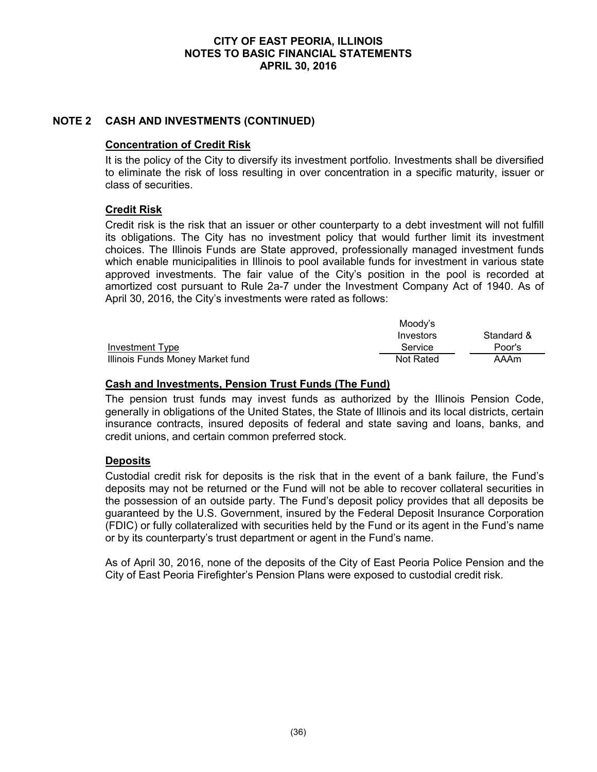## NOTE 2 CASH AND INVESTMENTS (CONTINUED)

### Concentration of Credit Risk

It is the policy of the City to diversify its investment portfolio. Investments shall be diversified to eliminate the risk of loss resulting in over concentration in a specific maturity, issuer or class of securities.

### Credit Risk

Credit risk is the risk that an issuer or other counterparty to a debt investment will not fulfill its obligations. The City has no investment policy that would further limit its investment choices. The Illinois Funds are State approved, professionally managed investment funds which enable municipalities in Illinois to pool available funds for investment in various state approved investments. The fair value of the City's position in the pool is recorded at amortized cost pursuant to Rule 2a-7 under the Investment Company Act of 1940. As of April 30, 2016, the City's investments were rated as follows:

| Investment Type | Moody's Investors Service | Standard & Poor's |
|---|---|---|
| Illinois Funds Money Market fund | Not Rated | AAAm |

### Cash and Investments, Pension Trust Funds (The Fund)

The pension trust funds may invest funds as authorized by the Illinois Pension Code, generally in obligations of the United States, the State of Illinois and its local districts, certain insurance contracts, insured deposits of federal and state saving and loans, banks, and credit unions, and certain common preferred stock.

### Deposits

Custodial credit risk for deposits is the risk that in the event of a bank failure, the Fund's deposits may not be returned or the Fund will not be able to recover collateral securities in the possession of an outside party. The Fund's deposit policy provides that all deposits be guaranteed by the U.S. Government, insured by the Federal Deposit Insurance Corporation (FDIC) or fully collateralized with securities held by the Fund or its agent in the Fund's name or by its counterparty's trust department or agent in the Fund's name.

As of April 30, 2016, none of the deposits of the City of East Peoria Police Pension and the City of East Peoria Firefighter's Pension Plans were exposed to custodial credit risk.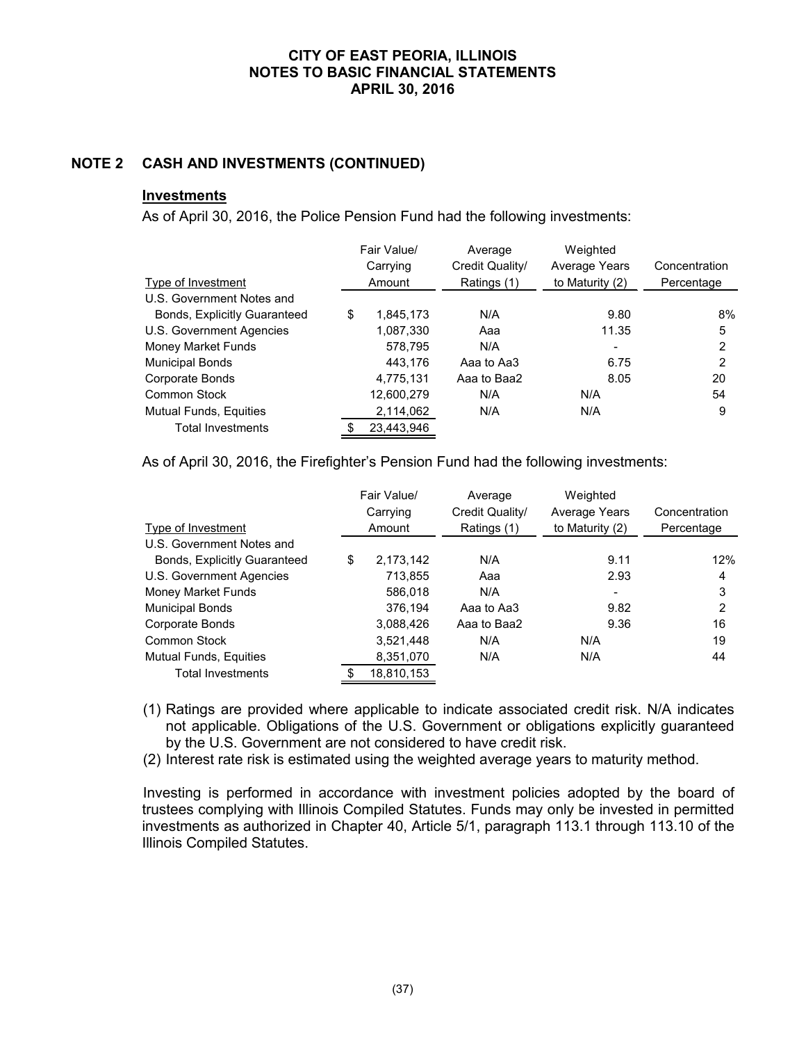CITY OF EAST PEORIA, ILLINOIS
NOTES TO BASIC FINANCIAL STATEMENTS
APRIL 30, 2016

## NOTE 2 CASH AND INVESTMENTS (CONTINUED)

**Investments**

As of April 30, 2016, the Police Pension Fund had the following investments:

| Type of Investment | Fair Value/ Carrying Amount | Average Credit Quality/ Ratings (1) | Weighted Average Years to Maturity (2) | Concentration Percentage |
|---|---|---|---|---|
| U.S. Government Notes and Bonds, Explicitly Guaranteed | $ 1,845,173 | N/A | 9.80 | 8% |
| U.S. Government Agencies | 1,087,330 | Aaa | 11.35 | 5 |
| Money Market Funds | 578,795 | N/A | - | 2 |
| Municipal Bonds | 443,176 | Aaa to Aa3 | 6.75 | 2 |
| Corporate Bonds | 4,775,131 | Aaa to Baa2 | 8.05 | 20 |
| Common Stock | 12,600,279 | N/A | N/A | 54 |
| Mutual Funds, Equities | 2,114,062 | N/A | N/A | 9 |
| Total Investments | $ 23,443,946 | | | |

As of April 30, 2016, the Firefighter's Pension Fund had the following investments:

| Type of Investment | Fair Value/ Carrying Amount | Average Credit Quality/ Ratings (1) | Weighted Average Years to Maturity (2) | Concentration Percentage |
|---|---|---|---|---|
| U.S. Government Notes and Bonds, Explicitly Guaranteed | $ 2,173,142 | N/A | 9.11 | 12% |
| U.S. Government Agencies | 713,855 | Aaa | 2.93 | 4 |
| Money Market Funds | 586,018 | N/A | - | 3 |
| Municipal Bonds | 376,194 | Aaa to Aa3 | 9.82 | 2 |
| Corporate Bonds | 3,088,426 | Aaa to Baa2 | 9.36 | 16 |
| Common Stock | 3,521,448 | N/A | N/A | 19 |
| Mutual Funds, Equities | 8,351,070 | N/A | N/A | 44 |
| Total Investments | $ 18,810,153 | | | |

(1) Ratings are provided where applicable to indicate associated credit risk. N/A indicates not applicable. Obligations of the U.S. Government or obligations explicitly guaranteed by the U.S. Government are not considered to have credit risk.

(2) Interest rate risk is estimated using the weighted average years to maturity method.

Investing is performed in accordance with investment policies adopted by the board of trustees complying with Illinois Compiled Statutes. Funds may only be invested in permitted investments as authorized in Chapter 40, Article 5/1, paragraph 113.1 through 113.10 of the Illinois Compiled Statutes.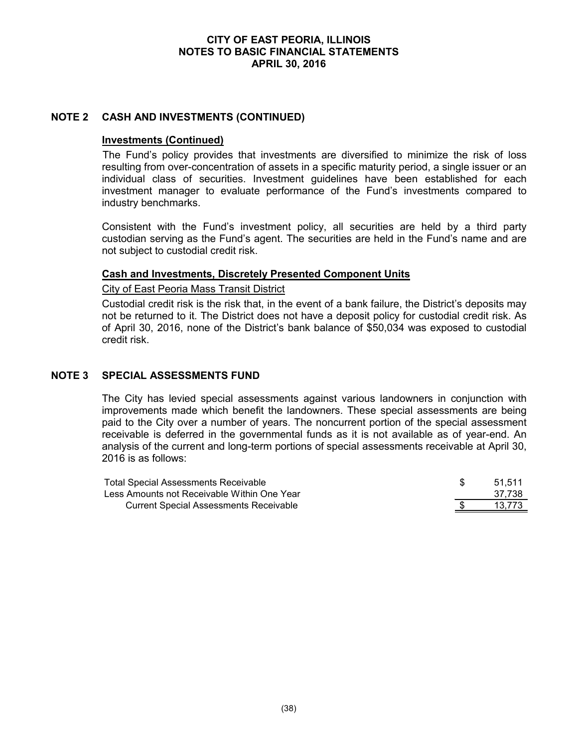## NOTE 2 CASH AND INVESTMENTS (CONTINUED)

### Investments (Continued)

The Fund's policy provides that investments are diversified to minimize the risk of loss resulting from over-concentration of assets in a specific maturity period, a single issuer or an individual class of securities. Investment guidelines have been established for each investment manager to evaluate performance of the Fund's investments compared to industry benchmarks.

Consistent with the Fund's investment policy, all securities are held by a third party custodian serving as the Fund's agent. The securities are held in the Fund's name and are not subject to custodial credit risk.

### Cash and Investments, Discretely Presented Component Units

City of East Peoria Mass Transit District

Custodial credit risk is the risk that, in the event of a bank failure, the District's deposits may not be returned to it. The District does not have a deposit policy for custodial credit risk. As of April 30, 2016, none of the District's bank balance of $50,034 was exposed to custodial credit risk.

## NOTE 3 SPECIAL ASSESSMENTS FUND

The City has levied special assessments against various landowners in conjunction with improvements made which benefit the landowners. These special assessments are being paid to the City over a number of years. The noncurrent portion of the special assessment receivable is deferred in the governmental funds as it is not available as of year-end. An analysis of the current and long-term portions of special assessments receivable at April 30, 2016 is as follows:

| | |
|---|---|
| Total Special Assessments Receivable | $ 51,511 |
| Less Amounts not Receivable Within One Year | 37,738 |
| Current Special Assessments Receivable | $ 13,773 |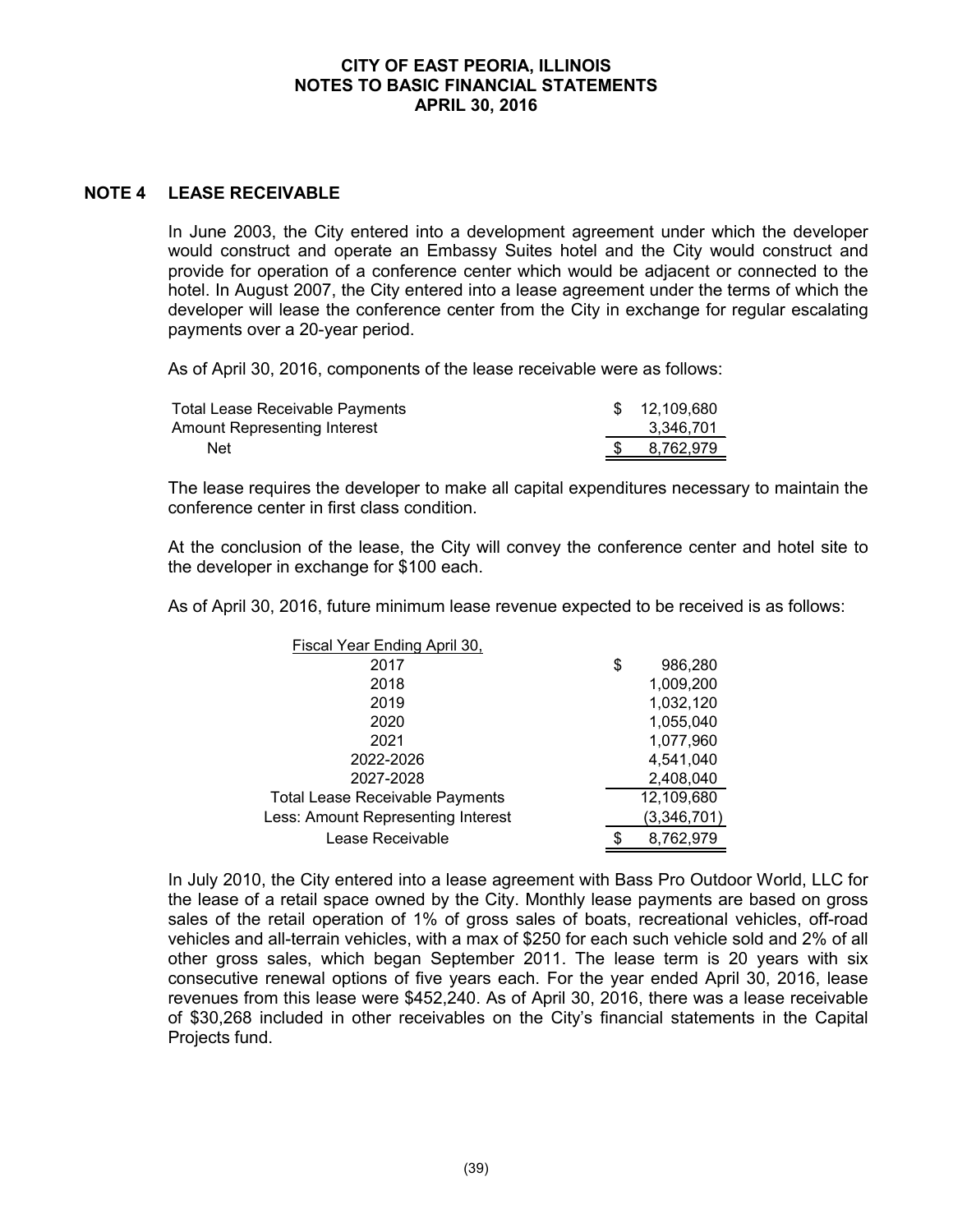## NOTE 4 LEASE RECEIVABLE

In June 2003, the City entered into a development agreement under which the developer would construct and operate an Embassy Suites hotel and the City would construct and provide for operation of a conference center which would be adjacent or connected to the hotel. In August 2007, the City entered into a lease agreement under the terms of which the developer will lease the conference center from the City in exchange for regular escalating payments over a 20-year period.

As of April 30, 2016, components of the lease receivable were as follows:

| | |
|---|---|
| Total Lease Receivable Payments | $ 12,109,680 |
| Amount Representing Interest | 3,346,701 |
| Net | $ 8,762,979 |

The lease requires the developer to make all capital expenditures necessary to maintain the conference center in first class condition.

At the conclusion of the lease, the City will convey the conference center and hotel site to the developer in exchange for $100 each.

As of April 30, 2016, future minimum lease revenue expected to be received is as follows:

| Fiscal Year Ending April 30, | |
|---|---|
| 2017 | $ 986,280 |
| 2018 | 1,009,200 |
| 2019 | 1,032,120 |
| 2020 | 1,055,040 |
| 2021 | 1,077,960 |
| 2022-2026 | 4,541,040 |
| 2027-2028 | 2,408,040 |
| Total Lease Receivable Payments | 12,109,680 |
| Less: Amount Representing Interest | (3,346,701) |
| Lease Receivable | $ 8,762,979 |

In July 2010, the City entered into a lease agreement with Bass Pro Outdoor World, LLC for the lease of a retail space owned by the City. Monthly lease payments are based on gross sales of the retail operation of 1% of gross sales of boats, recreational vehicles, off-road vehicles and all-terrain vehicles, with a max of $250 for each such vehicle sold and 2% of all other gross sales, which began September 2011. The lease term is 20 years with six consecutive renewal options of five years each. For the year ended April 30, 2016, lease revenues from this lease were $452,240. As of April 30, 2016, there was a lease receivable of $30,268 included in other receivables on the City's financial statements in the Capital Projects fund.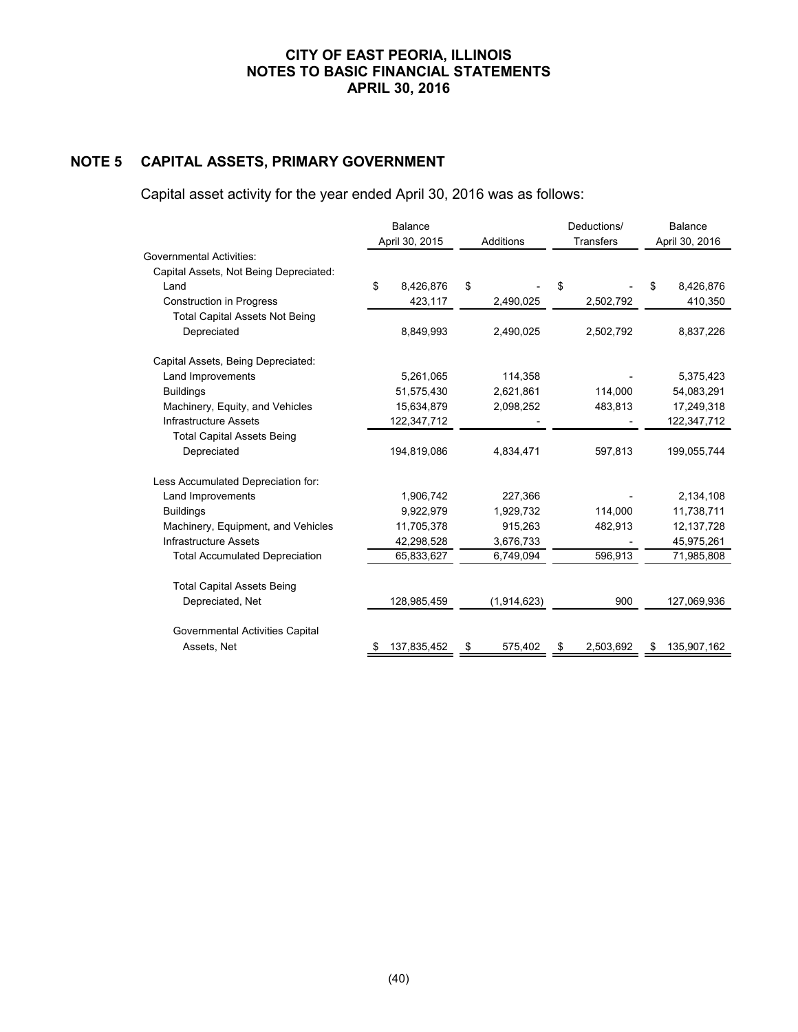# CITY OF EAST PEORIA, ILLINOIS
# NOTES TO BASIC FINANCIAL STATEMENTS
# APRIL 30, 2016

## NOTE 5 CAPITAL ASSETS, PRIMARY GOVERNMENT

Capital asset activity for the year ended April 30, 2016 was as follows:

| | Balance April 30, 2015 | Additions | Deductions/ Transfers | Balance April 30, 2016 |
|---|---|---|---|---|
| Governmental Activities: | | | | |
| Capital Assets, Not Being Depreciated: | | | | |
| Land | $ 8,426,876 | $ - | $ - | $ 8,426,876 |
| Construction in Progress | 423,117 | 2,490,025 | 2,502,792 | 410,350 |
| Total Capital Assets Not Being Depreciated | 8,849,993 | 2,490,025 | 2,502,792 | 8,837,226 |
| Capital Assets, Being Depreciated: | | | | |
| Land Improvements | 5,261,065 | 114,358 | - | 5,375,423 |
| Buildings | 51,575,430 | 2,621,861 | 114,000 | 54,083,291 |
| Machinery, Equity, and Vehicles | 15,634,879 | 2,098,252 | 483,813 | 17,249,318 |
| Infrastructure Assets | 122,347,712 | - | - | 122,347,712 |
| Total Capital Assets Being Depreciated | 194,819,086 | 4,834,471 | 597,813 | 199,055,744 |
| Less Accumulated Depreciation for: | | | | |
| Land Improvements | 1,906,742 | 227,366 | - | 2,134,108 |
| Buildings | 9,922,979 | 1,929,732 | 114,000 | 11,738,711 |
| Machinery, Equipment, and Vehicles | 11,705,378 | 915,263 | 482,913 | 12,137,728 |
| Infrastructure Assets | 42,298,528 | 3,676,733 | - | 45,975,261 |
| Total Accumulated Depreciation | 65,833,627 | 6,749,094 | 596,913 | 71,985,808 |
| Total Capital Assets Being Depreciated, Net | 128,985,459 | (1,914,623) | 900 | 127,069,936 |
| Governmental Activities Capital Assets, Net | $ 137,835,452 | $ 575,402 | $ 2,503,692 | $ 135,907,162 |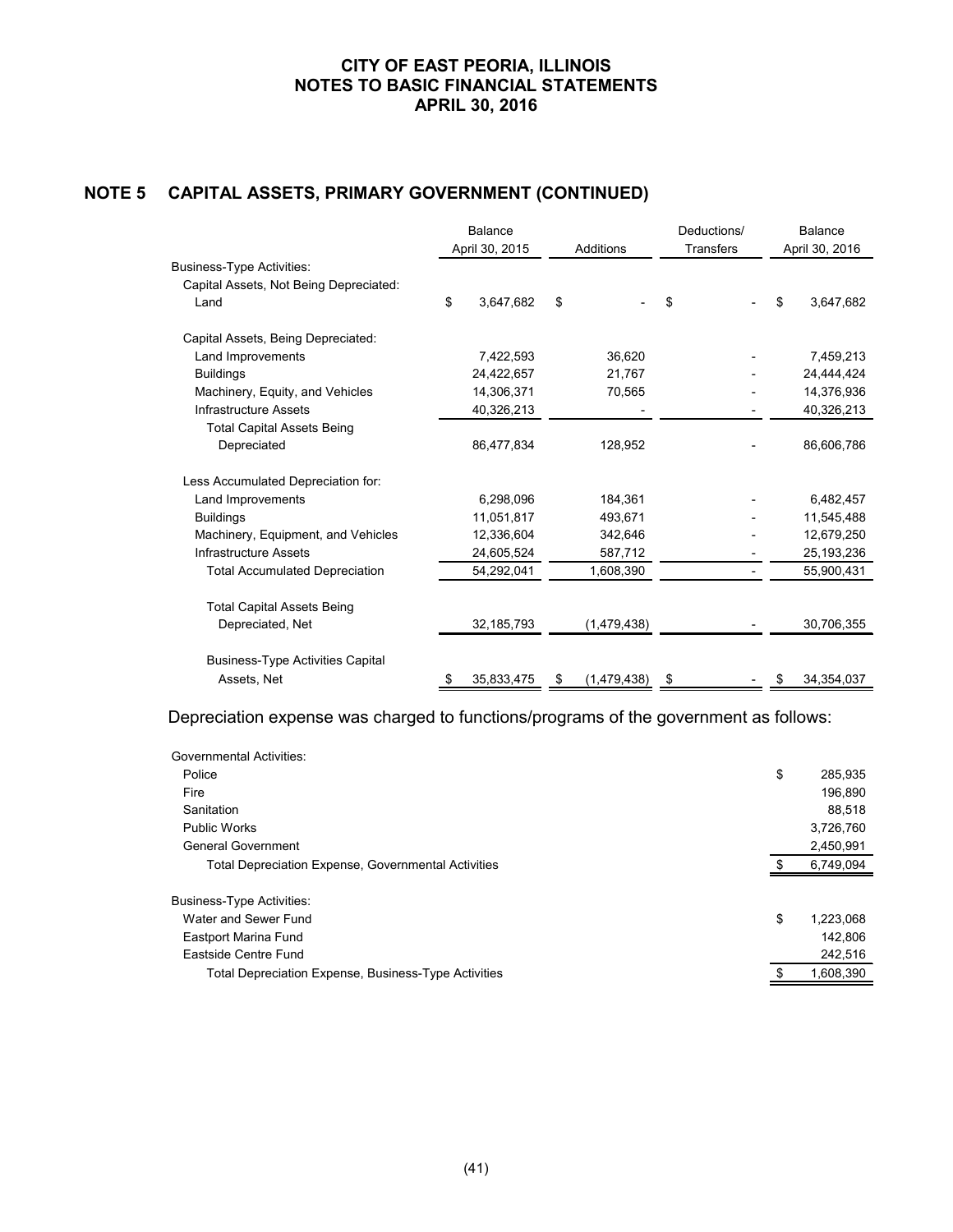# CITY OF EAST PEORIA, ILLINOIS
# NOTES TO BASIC FINANCIAL STATEMENTS
# APRIL 30, 2016

## NOTE 5 CAPITAL ASSETS, PRIMARY GOVERNMENT (CONTINUED)

| | Balance April 30, 2015 | Additions | Deductions/ Transfers | Balance April 30, 2016 |
|---|---|---|---|---|
| Business-Type Activities: | | | | |
| Capital Assets, Not Being Depreciated: | | | | |
| Land | $ 3,647,682 | $ - | $ - | $ 3,647,682 |
| Capital Assets, Being Depreciated: | | | | |
| Land Improvements | 7,422,593 | 36,620 | - | 7,459,213 |
| Buildings | 24,422,657 | 21,767 | - | 24,444,424 |
| Machinery, Equity, and Vehicles | 14,306,371 | 70,565 | - | 14,376,936 |
| Infrastructure Assets | 40,326,213 | - | - | 40,326,213 |
| Total Capital Assets Being Depreciated | 86,477,834 | 128,952 | - | 86,606,786 |
| Less Accumulated Depreciation for: | | | | |
| Land Improvements | 6,298,096 | 184,361 | - | 6,482,457 |
| Buildings | 11,051,817 | 493,671 | - | 11,545,488 |
| Machinery, Equipment, and Vehicles | 12,336,604 | 342,646 | - | 12,679,250 |
| Infrastructure Assets | 24,605,524 | 587,712 | - | 25,193,236 |
| Total Accumulated Depreciation | 54,292,041 | 1,608,390 | - | 55,900,431 |
| Total Capital Assets Being Depreciated, Net | 32,185,793 | (1,479,438) | - | 30,706,355 |
| Business-Type Activities Capital Assets, Net | $ 35,833,475 | $ (1,479,438) | $ - | $ 34,354,037 |

Depreciation expense was charged to functions/programs of the government as follows:

| | |
|---|---|
| Governmental Activities: | |
| Police | $ 285,935 |
| Fire | 196,890 |
| Sanitation | 88,518 |
| Public Works | 3,726,760 |
| General Government | 2,450,991 |
| Total Depreciation Expense, Governmental Activities | $ 6,749,094 |
| Business-Type Activities: | |
| Water and Sewer Fund | $ 1,223,068 |
| Eastport Marina Fund | 142,806 |
| Eastside Centre Fund | 242,516 |
| Total Depreciation Expense, Business-Type Activities | $ 1,608,390 |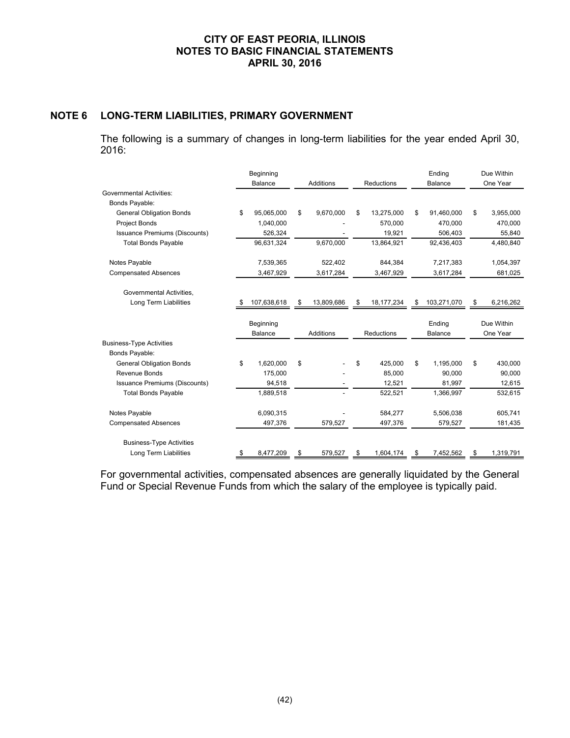# CITY OF EAST PEORIA, ILLINOIS
## NOTES TO BASIC FINANCIAL STATEMENTS
### APRIL 30, 2016

## NOTE 6 LONG-TERM LIABILITIES, PRIMARY GOVERNMENT

The following is a summary of changes in long-term liabilities for the year ended April 30, 2016:

| | Beginning Balance | Additions | Reductions | Ending Balance | Due Within One Year |
|---|---|---|---|---|---|
| **Governmental Activities:** | | | | | |
| Bonds Payable: | | | | | |
| General Obligation Bonds | $ 95,065,000 | $ 9,670,000 | $ 13,275,000 | $ 91,460,000 | $ 3,955,000 |
| Project Bonds | 1,040,000 | - | 570,000 | 470,000 | 470,000 |
| Issuance Premiums (Discounts) | 526,324 | - | 19,921 | 506,403 | 55,840 |
| Total Bonds Payable | 96,631,324 | 9,670,000 | 13,864,921 | 92,436,403 | 4,480,840 |
| Notes Payable | 7,539,365 | 522,402 | 844,384 | 7,217,383 | 1,054,397 |
| Compensated Absences | 3,467,929 | 3,617,284 | 3,467,929 | 3,617,284 | 681,025 |
| Governmental Activities, Long Term Liabilities | $ 107,638,618 | $ 13,809,686 | $ 18,177,234 | $ 103,271,070 | $ 6,216,262 |

| | Beginning Balance | Additions | Reductions | Ending Balance | Due Within One Year |
|---|---|---|---|---|---|
| **Business-Type Activities** | | | | | |
| Bonds Payable: | | | | | |
| General Obligation Bonds | $ 1,620,000 | $ - | $ 425,000 | $ 1,195,000 | $ 430,000 |
| Revenue Bonds | 175,000 | - | 85,000 | 90,000 | 90,000 |
| Issuance Premiums (Discounts) | 94,518 | - | 12,521 | 81,997 | 12,615 |
| Total Bonds Payable | 1,889,518 | - | 522,521 | 1,366,997 | 532,615 |
| Notes Payable | 6,090,315 | - | 584,277 | 5,506,038 | 605,741 |
| Compensated Absences | 497,376 | 579,527 | 497,376 | 579,527 | 181,435 |
| Business-Type Activities Long Term Liabilities | $ 8,477,209 | $ 579,527 | $ 1,604,174 | $ 7,452,562 | $ 1,319,791 |

For governmental activities, compensated absences are generally liquidated by the General Fund or Special Revenue Funds from which the salary of the employee is typically paid.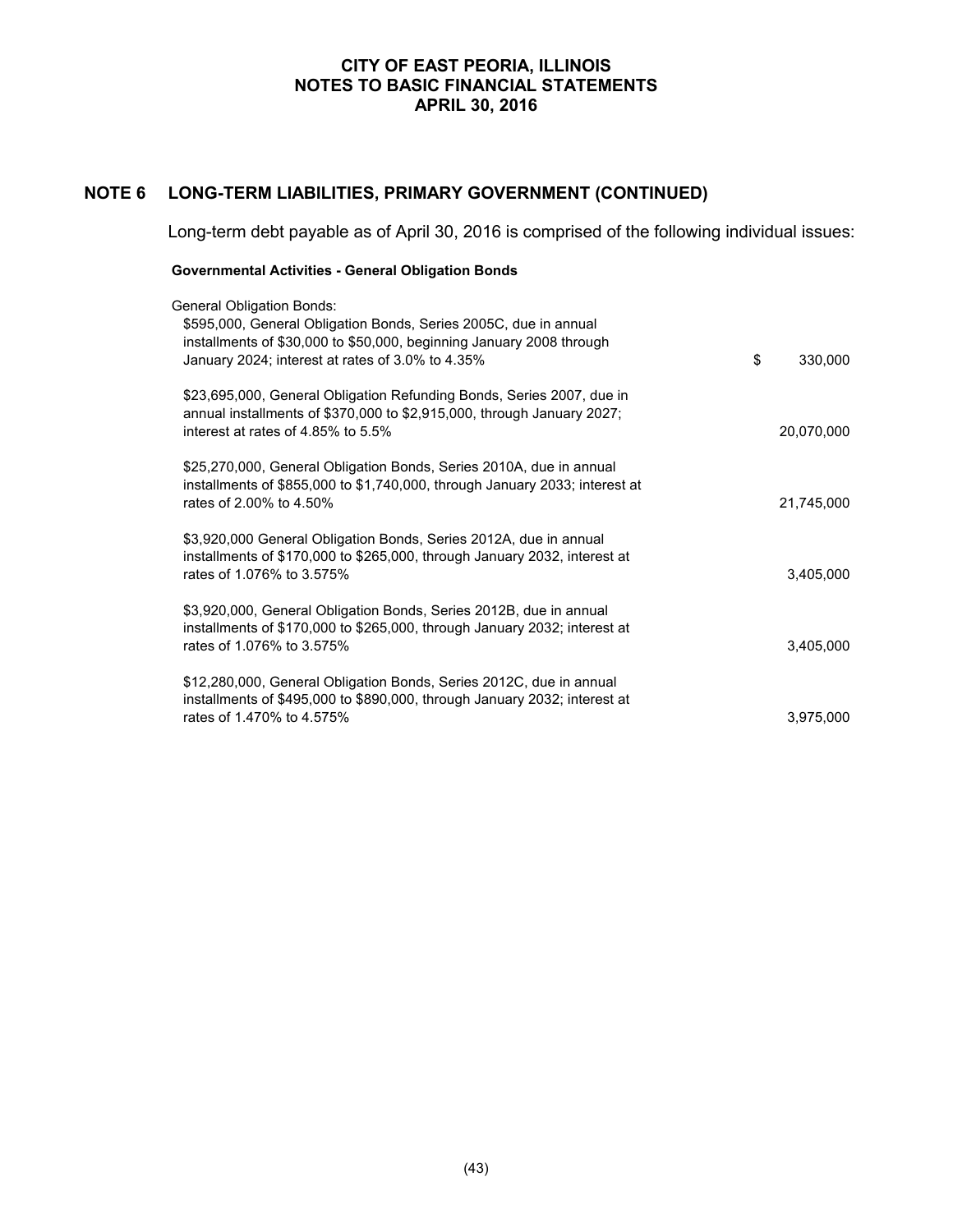## NOTE 6 LONG-TERM LIABILITIES, PRIMARY GOVERNMENT (CONTINUED)

Long-term debt payable as of April 30, 2016 is comprised of the following individual issues:

**Governmental Activities - General Obligation Bonds**

| General Obligation Bonds: | |
|---|---|
| $595,000, General Obligation Bonds, Series 2005C, due in annual installments of $30,000 to $50,000, beginning January 2008 through January 2024; interest at rates of 3.0% to 4.35% | $ 330,000 |
| $23,695,000, General Obligation Refunding Bonds, Series 2007, due in annual installments of $370,000 to $2,915,000, through January 2027; interest at rates of 4.85% to 5.5% | 20,070,000 |
| $25,270,000, General Obligation Bonds, Series 2010A, due in annual installments of $855,000 to $1,740,000, through January 2033; interest at rates of 2.00% to 4.50% | 21,745,000 |
| $3,920,000 General Obligation Bonds, Series 2012A, due in annual installments of $170,000 to $265,000, through January 2032, interest at rates of 1.076% to 3.575% | 3,405,000 |
| $3,920,000, General Obligation Bonds, Series 2012B, due in annual installments of $170,000 to $265,000, through January 2032; interest at rates of 1.076% to 3.575% | 3,405,000 |
| $12,280,000, General Obligation Bonds, Series 2012C, due in annual installments of $495,000 to $890,000, through January 2032; interest at rates of 1.470% to 4.575% | 3,975,000 |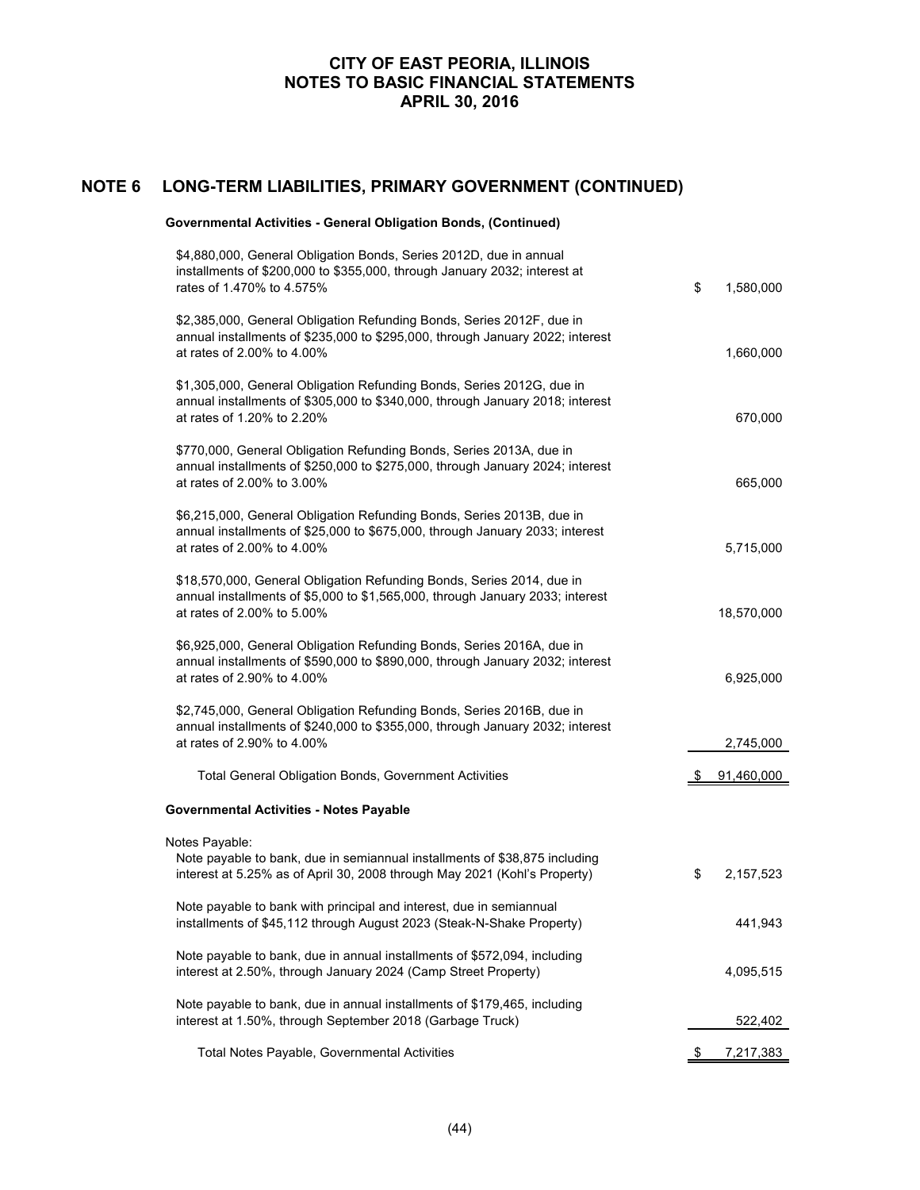# CITY OF EAST PEORIA, ILLINOIS
# NOTES TO BASIC FINANCIAL STATEMENTS
# APRIL 30, 2016

## NOTE 6 LONG-TERM LIABILITIES, PRIMARY GOVERNMENT (CONTINUED)

**Governmental Activities - General Obligation Bonds, (Continued)**

| | |
|---|---|
| $4,880,000, General Obligation Bonds, Series 2012D, due in annual installments of $200,000 to $355,000, through January 2032; interest at rates of 1.470% to 4.575% | $ 1,580,000 |
| $2,385,000, General Obligation Refunding Bonds, Series 2012F, due in annual installments of $235,000 to $295,000, through January 2022; interest at rates of 2.00% to 4.00% | 1,660,000 |
| $1,305,000, General Obligation Refunding Bonds, Series 2012G, due in annual installments of $305,000 to $340,000, through January 2018; interest at rates of 1.20% to 2.20% | 670,000 |
| $770,000, General Obligation Refunding Bonds, Series 2013A, due in annual installments of $250,000 to $275,000, through January 2024; interest at rates of 2.00% to 3.00% | 665,000 |
| $6,215,000, General Obligation Refunding Bonds, Series 2013B, due in annual installments of $25,000 to $675,000, through January 2033; interest at rates of 2.00% to 4.00% | 5,715,000 |
| $18,570,000, General Obligation Refunding Bonds, Series 2014, due in annual installments of $5,000 to $1,565,000, through January 2033; interest at rates of 2.00% to 5.00% | 18,570,000 |
| $6,925,000, General Obligation Refunding Bonds, Series 2016A, due in annual installments of $590,000 to $890,000, through January 2032; interest at rates of 2.90% to 4.00% | 6,925,000 |
| $2,745,000, General Obligation Refunding Bonds, Series 2016B, due in annual installments of $240,000 to $355,000, through January 2032; interest at rates of 2.90% to 4.00% | 2,745,000 |
| Total General Obligation Bonds, Government Activities | $ 91,460,000 |

**Governmental Activities - Notes Payable**

Notes Payable:

| | |
|---|---|
| Note payable to bank, due in semiannual installments of $38,875 including interest at 5.25% as of April 30, 2008 through May 2021 (Kohl's Property) | $ 2,157,523 |
| Note payable to bank with principal and interest, due in semiannual installments of $45,112 through August 2023 (Steak-N-Shake Property) | 441,943 |
| Note payable to bank, due in annual installments of $572,094, including interest at 2.50%, through January 2024 (Camp Street Property) | 4,095,515 |
| Note payable to bank, due in annual installments of $179,465, including interest at 1.50%, through September 2018 (Garbage Truck) | 522,402 |
| Total Notes Payable, Governmental Activities | $ 7,217,383 |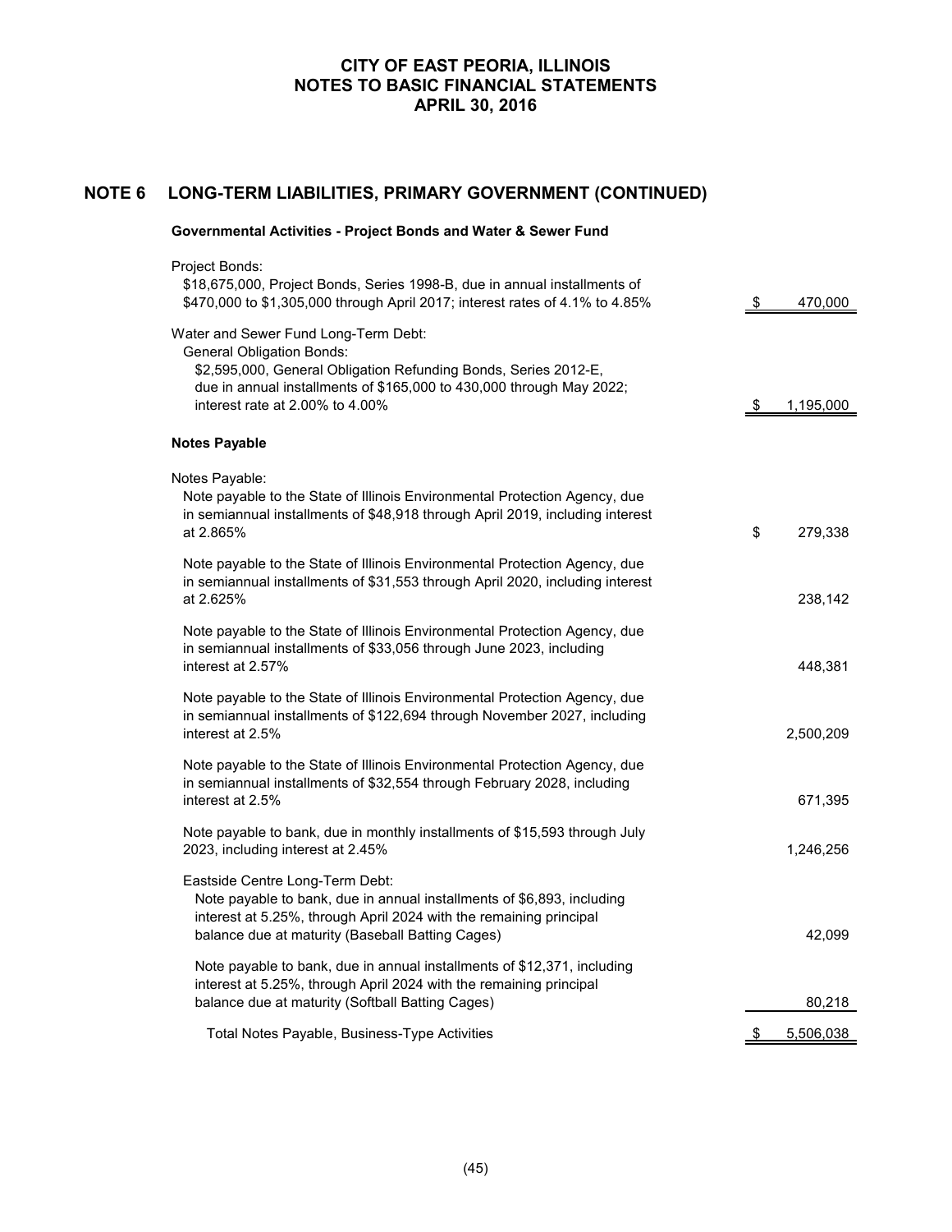# CITY OF EAST PEORIA, ILLINOIS
## NOTES TO BASIC FINANCIAL STATEMENTS
## APRIL 30, 2016

## NOTE 6 LONG-TERM LIABILITIES, PRIMARY GOVERNMENT (CONTINUED)

**Governmental Activities - Project Bonds and Water & Sewer Fund**

| | |
|---|---|
| Project Bonds: | |
| $18,675,000, Project Bonds, Series 1998-B, due in annual installments of $470,000 to $1,305,000 through April 2017; interest rates of 4.1% to 4.85% | $ 470,000 |
| Water and Sewer Fund Long-Term Debt: | |
| General Obligation Bonds: | |
| $2,595,000, General Obligation Refunding Bonds, Series 2012-E, due in annual installments of $165,000 to 430,000 through May 2022; interest rate at 2.00% to 4.00% | $ 1,195,000 |

**Notes Payable**

| | |
|---|---|
| Notes Payable: | |
| Note payable to the State of Illinois Environmental Protection Agency, due in semiannual installments of $48,918 through April 2019, including interest at 2.865% | $ 279,338 |
| Note payable to the State of Illinois Environmental Protection Agency, due in semiannual installments of $31,553 through April 2020, including interest at 2.625% | 238,142 |
| Note payable to the State of Illinois Environmental Protection Agency, due in semiannual installments of $33,056 through June 2023, including interest at 2.57% | 448,381 |
| Note payable to the State of Illinois Environmental Protection Agency, due in semiannual installments of $122,694 through November 2027, including interest at 2.5% | 2,500,209 |
| Note payable to the State of Illinois Environmental Protection Agency, due in semiannual installments of $32,554 through February 2028, including interest at 2.5% | 671,395 |
| Note payable to bank, due in monthly installments of $15,593 through July 2023, including interest at 2.45% | 1,246,256 |
| Eastside Centre Long-Term Debt: | |
| Note payable to bank, due in annual installments of $6,893, including interest at 5.25%, through April 2024 with the remaining principal balance due at maturity (Baseball Batting Cages) | 42,099 |
| Note payable to bank, due in annual installments of $12,371, including interest at 5.25%, through April 2024 with the remaining principal balance due at maturity (Softball Batting Cages) | 80,218 |
| Total Notes Payable, Business-Type Activities | $ 5,506,038 |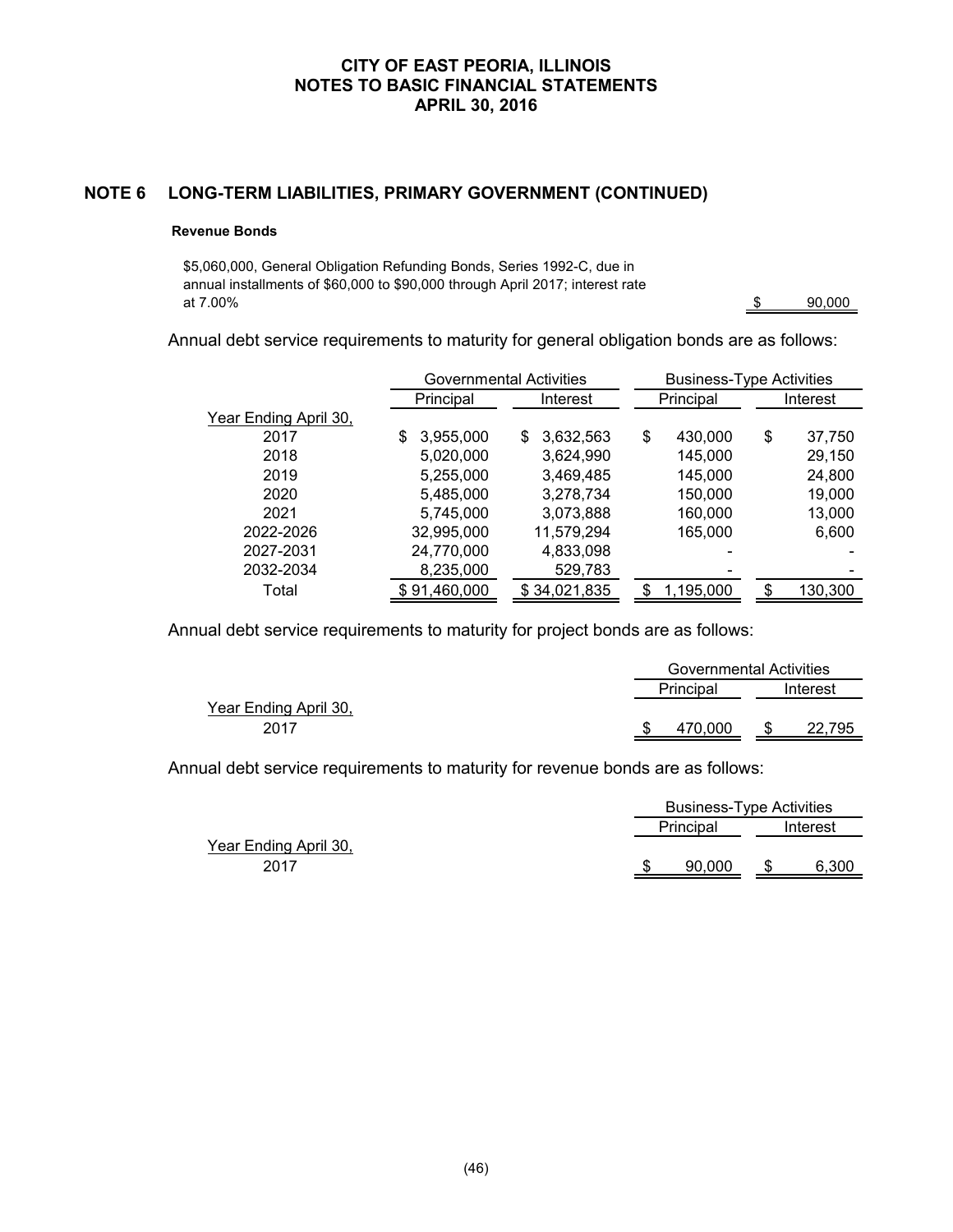## NOTE 6 LONG-TERM LIABILITIES, PRIMARY GOVERNMENT (CONTINUED)

**Revenue Bonds**

| | |
|---|---|
| \$5,060,000, General Obligation Refunding Bonds, Series 1992-C, due in annual installments of \$60,000 to \$90,000 through April 2017; interest rate at 7.00% | \$ 90,000 |

Annual debt service requirements to maturity for general obligation bonds are as follows:

| | Governmental Activities | | Business-Type Activities | |
|---|---|---|---|---|
| | Principal | Interest | Principal | Interest |
| Year Ending April 30, | | | | |
| 2017 | \$ 3,955,000 | \$ 3,632,563 | \$ 430,000 | \$ 37,750 |
| 2018 | 5,020,000 | 3,624,990 | 145,000 | 29,150 |
| 2019 | 5,255,000 | 3,469,485 | 145,000 | 24,800 |
| 2020 | 5,485,000 | 3,278,734 | 150,000 | 19,000 |
| 2021 | 5,745,000 | 3,073,888 | 160,000 | 13,000 |
| 2022-2026 | 32,995,000 | 11,579,294 | 165,000 | 6,600 |
| 2027-2031 | 24,770,000 | 4,833,098 | - | - |
| 2032-2034 | 8,235,000 | 529,783 | - | - |
| Total | \$ 91,460,000 | \$ 34,021,835 | \$ 1,195,000 | \$ 130,300 |

Annual debt service requirements to maturity for project bonds are as follows:

| | Governmental Activities | |
|---|---|---|
| | Principal | Interest |
| Year Ending April 30, | | |
| 2017 | \$ 470,000 | \$ 22,795 |

Annual debt service requirements to maturity for revenue bonds are as follows:

| | Business-Type Activities | |
|---|---|---|
| | Principal | Interest |
| Year Ending April 30, | | |
| 2017 | \$ 90,000 | \$ 6,300 |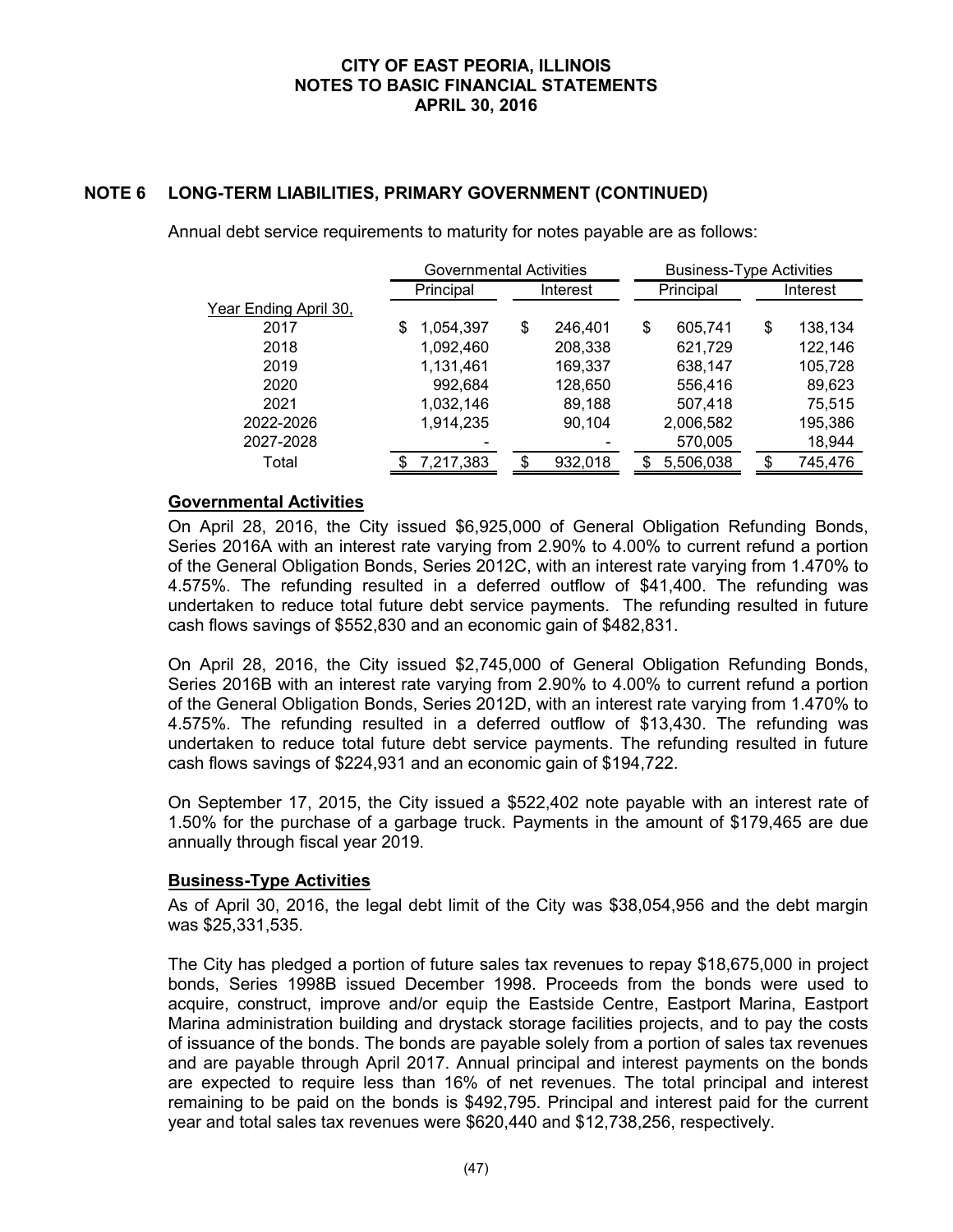## NOTE 6 LONG-TERM LIABILITIES, PRIMARY GOVERNMENT (CONTINUED)

Annual debt service requirements to maturity for notes payable are as follows:

| | Governmental Activities | | Business-Type Activities | |
|---|---|---|---|---|
| | Principal | Interest | Principal | Interest |
| Year Ending April 30, | | | | |
| 2017 | $ 1,054,397 | $ 246,401 | $ 605,741 | $ 138,134 |
| 2018 | 1,092,460 | 208,338 | 621,729 | 122,146 |
| 2019 | 1,131,461 | 169,337 | 638,147 | 105,728 |
| 2020 | 992,684 | 128,650 | 556,416 | 89,623 |
| 2021 | 1,032,146 | 89,188 | 507,418 | 75,515 |
| 2022-2026 | 1,914,235 | 90,104 | 2,006,582 | 195,386 |
| 2027-2028 | - | - | 570,005 | 18,944 |
| Total | $ 7,217,383 | $ 932,018 | $ 5,506,038 | $ 745,476 |

**Governmental Activities**

On April 28, 2016, the City issued $6,925,000 of General Obligation Refunding Bonds, Series 2016A with an interest rate varying from 2.90% to 4.00% to current refund a portion of the General Obligation Bonds, Series 2012C, with an interest rate varying from 1.470% to 4.575%. The refunding resulted in a deferred outflow of $41,400. The refunding was undertaken to reduce total future debt service payments. The refunding resulted in future cash flows savings of $552,830 and an economic gain of $482,831.

On April 28, 2016, the City issued $2,745,000 of General Obligation Refunding Bonds, Series 2016B with an interest rate varying from 2.90% to 4.00% to current refund a portion of the General Obligation Bonds, Series 2012D, with an interest rate varying from 1.470% to 4.575%. The refunding resulted in a deferred outflow of $13,430. The refunding was undertaken to reduce total future debt service payments. The refunding resulted in future cash flows savings of $224,931 and an economic gain of $194,722.

On September 17, 2015, the City issued a $522,402 note payable with an interest rate of 1.50% for the purchase of a garbage truck. Payments in the amount of $179,465 are due annually through fiscal year 2019.

**Business-Type Activities**

As of April 30, 2016, the legal debt limit of the City was $38,054,956 and the debt margin was $25,331,535.

The City has pledged a portion of future sales tax revenues to repay $18,675,000 in project bonds, Series 1998B issued December 1998. Proceeds from the bonds were used to acquire, construct, improve and/or equip the Eastside Centre, Eastport Marina, Eastport Marina administration building and drystack storage facilities projects, and to pay the costs of issuance of the bonds. The bonds are payable solely from a portion of sales tax revenues and are payable through April 2017. Annual principal and interest payments on the bonds are expected to require less than 16% of net revenues. The total principal and interest remaining to be paid on the bonds is $492,795. Principal and interest paid for the current year and total sales tax revenues were $620,440 and $12,738,256, respectively.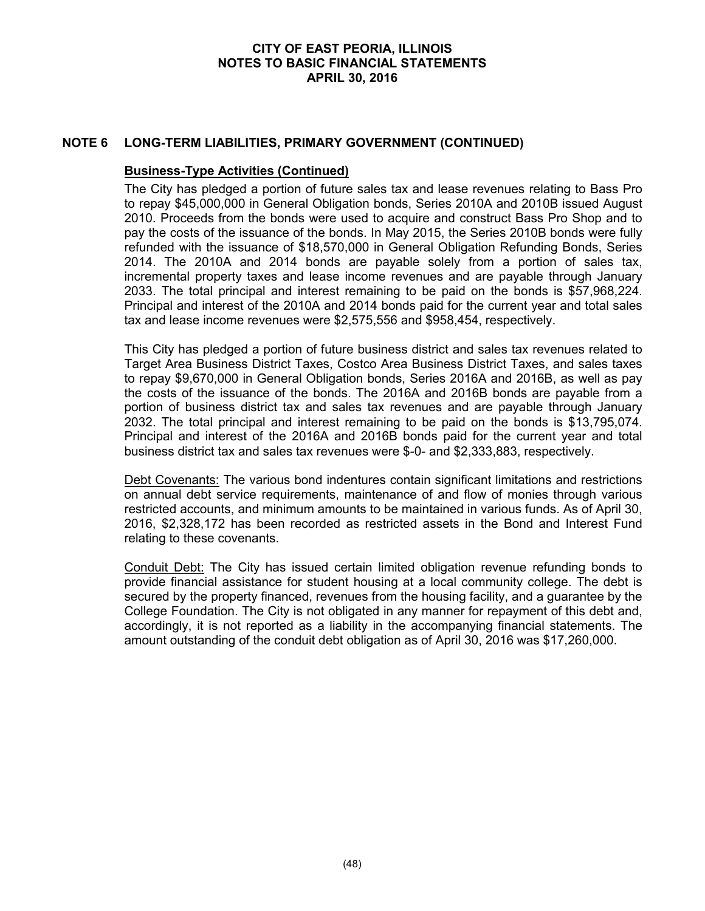## NOTE 6 LONG-TERM LIABILITIES, PRIMARY GOVERNMENT (CONTINUED)

**Business-Type Activities (Continued)**

The City has pledged a portion of future sales tax and lease revenues relating to Bass Pro to repay $45,000,000 in General Obligation bonds, Series 2010A and 2010B issued August 2010. Proceeds from the bonds were used to acquire and construct Bass Pro Shop and to pay the costs of the issuance of the bonds. In May 2015, the Series 2010B bonds were fully refunded with the issuance of $18,570,000 in General Obligation Refunding Bonds, Series 2014. The 2010A and 2014 bonds are payable solely from a portion of sales tax, incremental property taxes and lease income revenues and are payable through January 2033. The total principal and interest remaining to be paid on the bonds is $57,968,224. Principal and interest of the 2010A and 2014 bonds paid for the current year and total sales tax and lease income revenues were $2,575,556 and $958,454, respectively.

This City has pledged a portion of future business district and sales tax revenues related to Target Area Business District Taxes, Costco Area Business District Taxes, and sales taxes to repay $9,670,000 in General Obligation bonds, Series 2016A and 2016B, as well as pay the costs of the issuance of the bonds. The 2016A and 2016B bonds are payable from a portion of business district tax and sales tax revenues and are payable through January 2032. The total principal and interest remaining to be paid on the bonds is $13,795,074. Principal and interest of the 2016A and 2016B bonds paid for the current year and total business district tax and sales tax revenues were $-0- and $2,333,883, respectively.

Debt Covenants: The various bond indentures contain significant limitations and restrictions on annual debt service requirements, maintenance of and flow of monies through various restricted accounts, and minimum amounts to be maintained in various funds. As of April 30, 2016, $2,328,172 has been recorded as restricted assets in the Bond and Interest Fund relating to these covenants.

Conduit Debt: The City has issued certain limited obligation revenue refunding bonds to provide financial assistance for student housing at a local community college. The debt is secured by the property financed, revenues from the housing facility, and a guarantee by the College Foundation. The City is not obligated in any manner for repayment of this debt and, accordingly, it is not reported as a liability in the accompanying financial statements. The amount outstanding of the conduit debt obligation as of April 30, 2016 was $17,260,000.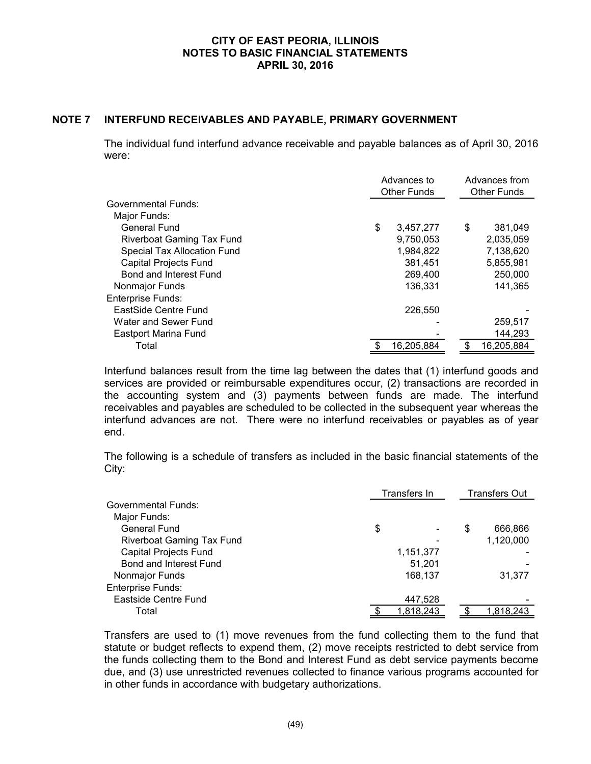# CITY OF EAST PEORIA, ILLINOIS
# NOTES TO BASIC FINANCIAL STATEMENTS
# APRIL 30, 2016

## NOTE 7 INTERFUND RECEIVABLES AND PAYABLE, PRIMARY GOVERNMENT

The individual fund interfund advance receivable and payable balances as of April 30, 2016 were:

| | Advances to Other Funds | Advances from Other Funds |
|---|---|---|
| Governmental Funds: | | |
| Major Funds: | | |
| General Fund | $ 3,457,277 | $ 381,049 |
| Riverboat Gaming Tax Fund | 9,750,053 | 2,035,059 |
| Special Tax Allocation Fund | 1,984,822 | 7,138,620 |
| Capital Projects Fund | 381,451 | 5,855,981 |
| Bond and Interest Fund | 269,400 | 250,000 |
| Nonmajor Funds | 136,331 | 141,365 |
| Enterprise Funds: | | |
| EastSide Centre Fund | 226,550 | - |
| Water and Sewer Fund | - | 259,517 |
| Eastport Marina Fund | - | 144,293 |
| Total | $ 16,205,884 | $ 16,205,884 |

Interfund balances result from the time lag between the dates that (1) interfund goods and services are provided or reimbursable expenditures occur, (2) transactions are recorded in the accounting system and (3) payments between funds are made. The interfund receivables and payables are scheduled to be collected in the subsequent year whereas the interfund advances are not. There were no interfund receivables or payables as of year end.

The following is a schedule of transfers as included in the basic financial statements of the City:

| | Transfers In | Transfers Out |
|---|---|---|
| Governmental Funds: | | |
| Major Funds: | | |
| General Fund | $ - | $ 666,866 |
| Riverboat Gaming Tax Fund | - | 1,120,000 |
| Capital Projects Fund | 1,151,377 | - |
| Bond and Interest Fund | 51,201 | - |
| Nonmajor Funds | 168,137 | 31,377 |
| Enterprise Funds: | | |
| Eastside Centre Fund | 447,528 | - |
| Total | $ 1,818,243 | $ 1,818,243 |

Transfers are used to (1) move revenues from the fund collecting them to the fund that statute or budget reflects to expend them, (2) move receipts restricted to debt service from the funds collecting them to the Bond and Interest Fund as debt service payments become due, and (3) use unrestricted revenues collected to finance various programs accounted for in other funds in accordance with budgetary authorizations.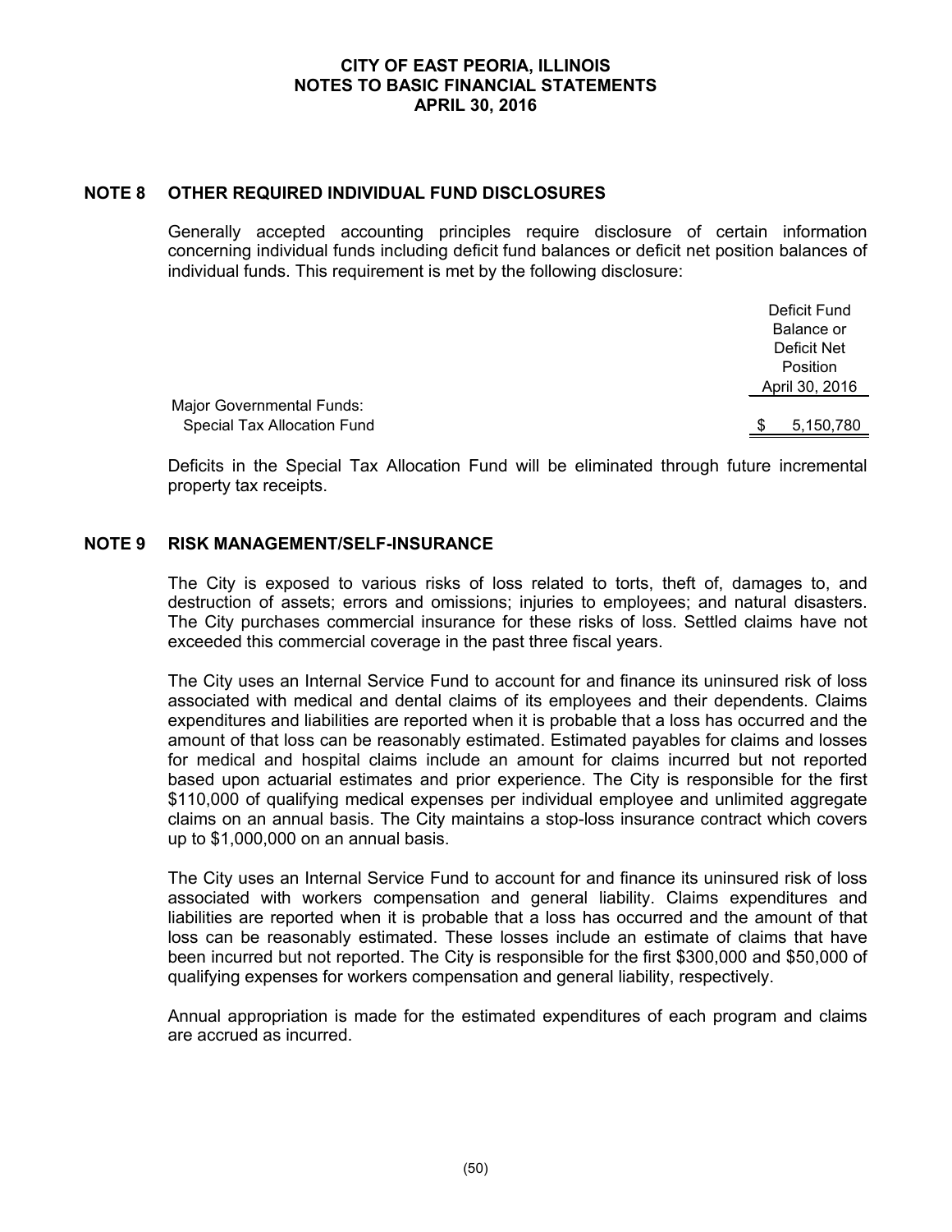## NOTE 8 OTHER REQUIRED INDIVIDUAL FUND DISCLOSURES

Generally accepted accounting principles require disclosure of certain information concerning individual funds including deficit fund balances or deficit net position balances of individual funds. This requirement is met by the following disclosure:

| | Deficit Fund Balance or Deficit Net Position April 30, 2016 |
|---|---|
| Major Governmental Funds: | |
| Special Tax Allocation Fund | $ 5,150,780 |

Deficits in the Special Tax Allocation Fund will be eliminated through future incremental property tax receipts.

## NOTE 9 RISK MANAGEMENT/SELF-INSURANCE

The City is exposed to various risks of loss related to torts, theft of, damages to, and destruction of assets; errors and omissions; injuries to employees; and natural disasters. The City purchases commercial insurance for these risks of loss. Settled claims have not exceeded this commercial coverage in the past three fiscal years.

The City uses an Internal Service Fund to account for and finance its uninsured risk of loss associated with medical and dental claims of its employees and their dependents. Claims expenditures and liabilities are reported when it is probable that a loss has occurred and the amount of that loss can be reasonably estimated. Estimated payables for claims and losses for medical and hospital claims include an amount for claims incurred but not reported based upon actuarial estimates and prior experience. The City is responsible for the first $110,000 of qualifying medical expenses per individual employee and unlimited aggregate claims on an annual basis. The City maintains a stop-loss insurance contract which covers up to $1,000,000 on an annual basis.

The City uses an Internal Service Fund to account for and finance its uninsured risk of loss associated with workers compensation and general liability. Claims expenditures and liabilities are reported when it is probable that a loss has occurred and the amount of that loss can be reasonably estimated. These losses include an estimate of claims that have been incurred but not reported. The City is responsible for the first $300,000 and $50,000 of qualifying expenses for workers compensation and general liability, respectively.

Annual appropriation is made for the estimated expenditures of each program and claims are accrued as incurred.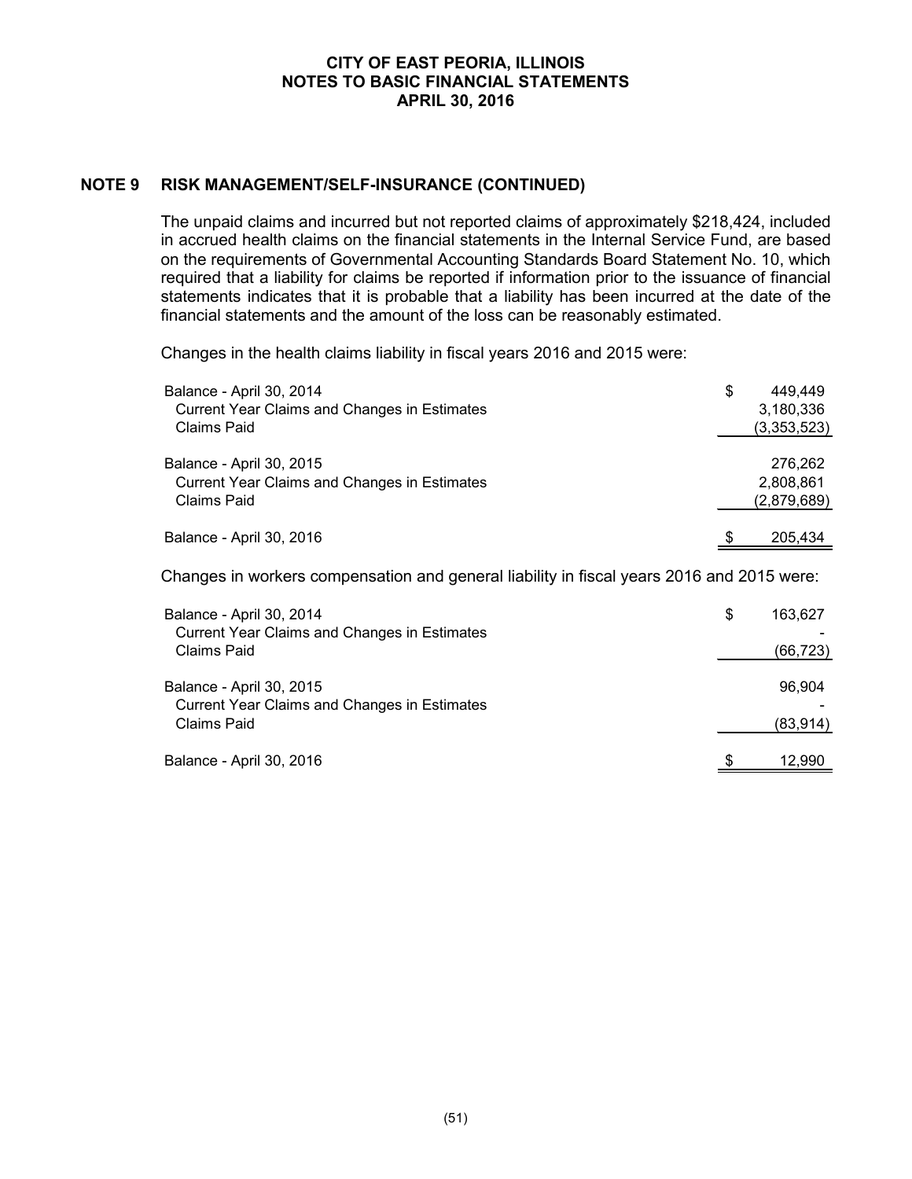## NOTE 9 RISK MANAGEMENT/SELF-INSURANCE (CONTINUED)

The unpaid claims and incurred but not reported claims of approximately $218,424, included in accrued health claims on the financial statements in the Internal Service Fund, are based on the requirements of Governmental Accounting Standards Board Statement No. 10, which required that a liability for claims be reported if information prior to the issuance of financial statements indicates that it is probable that a liability has been incurred at the date of the financial statements and the amount of the loss can be reasonably estimated.

Changes in the health claims liability in fiscal years 2016 and 2015 were:

| | |
|---|---|
| Balance - April 30, 2014 | $ 449,449 |
| Current Year Claims and Changes in Estimates | 3,180,336 |
| Claims Paid | (3,353,523) |
| Balance - April 30, 2015 | 276,262 |
| Current Year Claims and Changes in Estimates | 2,808,861 |
| Claims Paid | (2,879,689) |
| Balance - April 30, 2016 | $ 205,434 |

Changes in workers compensation and general liability in fiscal years 2016 and 2015 were:

| | |
|---|---|
| Balance - April 30, 2014 | $ 163,627 |
| Current Year Claims and Changes in Estimates | - |
| Claims Paid | (66,723) |
| Balance - April 30, 2015 | 96,904 |
| Current Year Claims and Changes in Estimates | - |
| Claims Paid | (83,914) |
| Balance - April 30, 2016 | $ 12,990 |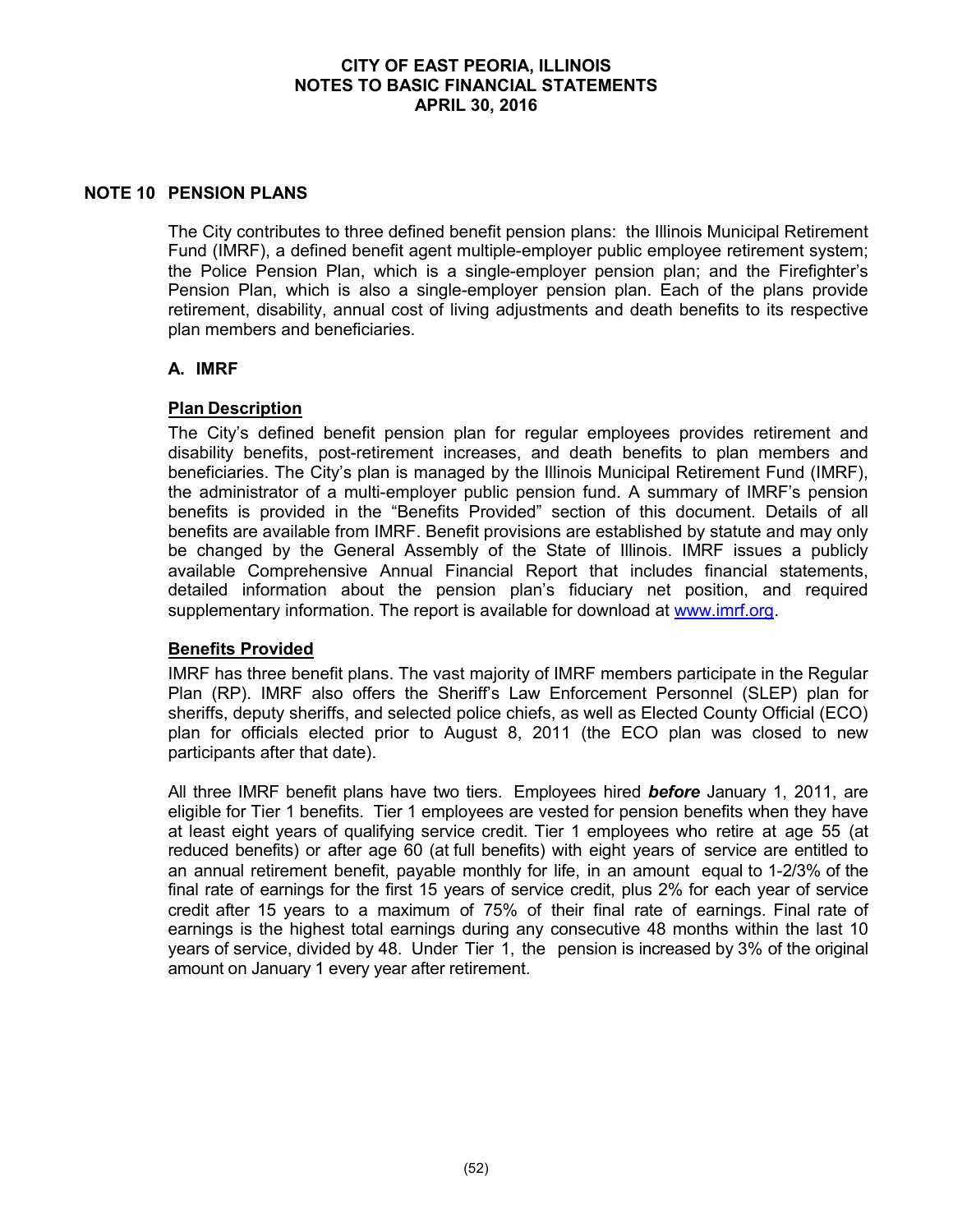## NOTE 10 PENSION PLANS

The City contributes to three defined benefit pension plans: the Illinois Municipal Retirement Fund (IMRF), a defined benefit agent multiple-employer public employee retirement system; the Police Pension Plan, which is a single-employer pension plan; and the Firefighter's Pension Plan, which is also a single-employer pension plan. Each of the plans provide retirement, disability, annual cost of living adjustments and death benefits to its respective plan members and beneficiaries.

### A. IMRF

**Plan Description**

The City's defined benefit pension plan for regular employees provides retirement and disability benefits, post-retirement increases, and death benefits to plan members and beneficiaries. The City's plan is managed by the Illinois Municipal Retirement Fund (IMRF), the administrator of a multi-employer public pension fund. A summary of IMRF's pension benefits is provided in the "Benefits Provided" section of this document. Details of all benefits are available from IMRF. Benefit provisions are established by statute and may only be changed by the General Assembly of the State of Illinois. IMRF issues a publicly available Comprehensive Annual Financial Report that includes financial statements, detailed information about the pension plan's fiduciary net position, and required supplementary information. The report is available for download at www.imrf.org.

**Benefits Provided**

IMRF has three benefit plans. The vast majority of IMRF members participate in the Regular Plan (RP). IMRF also offers the Sheriff's Law Enforcement Personnel (SLEP) plan for sheriffs, deputy sheriffs, and selected police chiefs, as well as Elected County Official (ECO) plan for officials elected prior to August 8, 2011 (the ECO plan was closed to new participants after that date).

All three IMRF benefit plans have two tiers. Employees hired ***before*** January 1, 2011, are eligible for Tier 1 benefits. Tier 1 employees are vested for pension benefits when they have at least eight years of qualifying service credit. Tier 1 employees who retire at age 55 (at reduced benefits) or after age 60 (at full benefits) with eight years of service are entitled to an annual retirement benefit, payable monthly for life, in an amount equal to 1-2/3% of the final rate of earnings for the first 15 years of service credit, plus 2% for each year of service credit after 15 years to a maximum of 75% of their final rate of earnings. Final rate of earnings is the highest total earnings during any consecutive 48 months within the last 10 years of service, divided by 48. Under Tier 1, the pension is increased by 3% of the original amount on January 1 every year after retirement.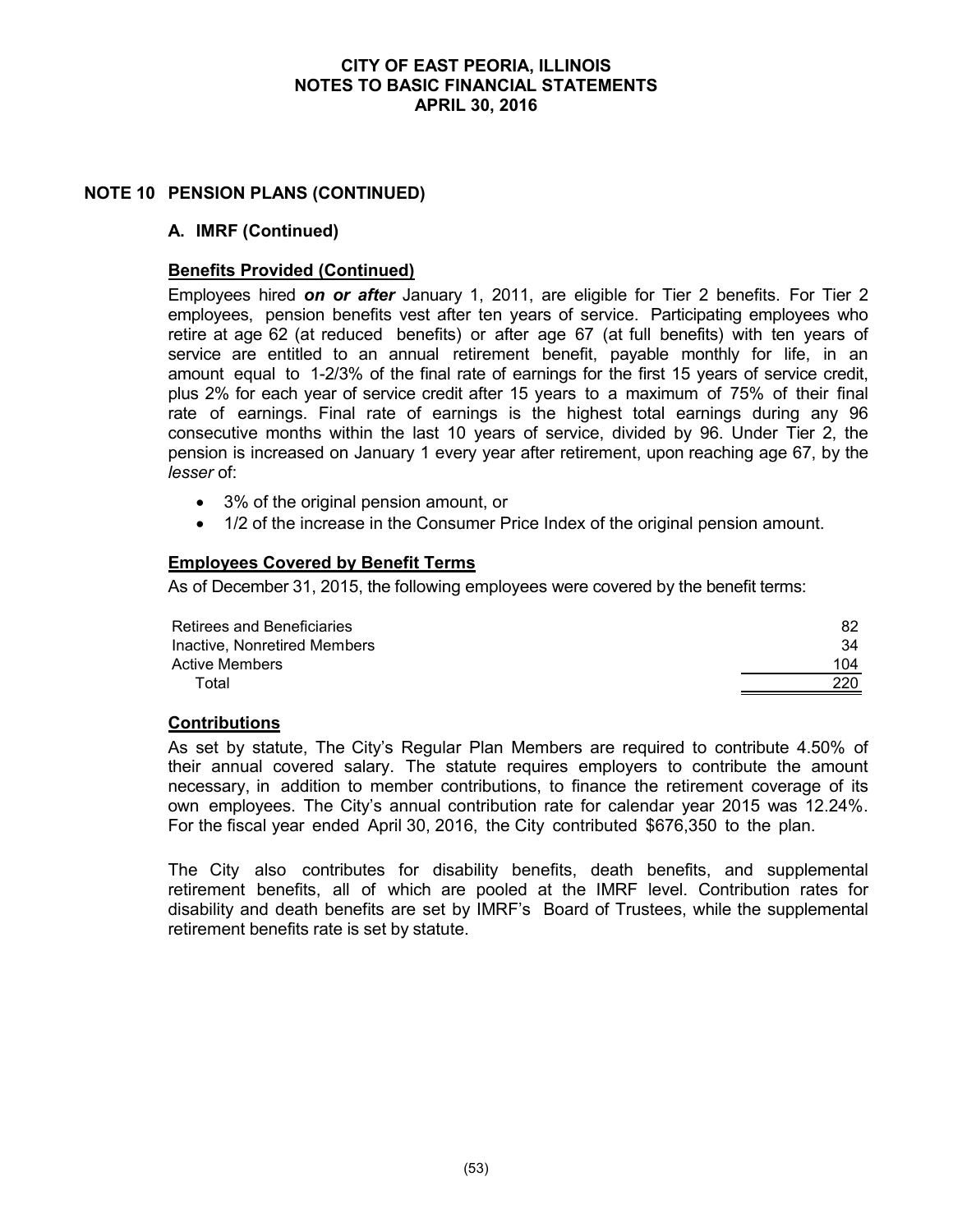## NOTE 10 PENSION PLANS (CONTINUED)

### A. IMRF (Continued)

**Benefits Provided (Continued)**

Employees hired ***on or after*** January 1, 2011, are eligible for Tier 2 benefits. For Tier 2 employees, pension benefits vest after ten years of service. Participating employees who retire at age 62 (at reduced benefits) or after age 67 (at full benefits) with ten years of service are entitled to an annual retirement benefit, payable monthly for life, in an amount equal to 1-2/3% of the final rate of earnings for the first 15 years of service credit, plus 2% for each year of service credit after 15 years to a maximum of 75% of their final rate of earnings. Final rate of earnings is the highest total earnings during any 96 consecutive months within the last 10 years of service, divided by 96. Under Tier 2, the pension is increased on January 1 every year after retirement, upon reaching age 67, by the *lesser* of:

- 3% of the original pension amount, or
- 1/2 of the increase in the Consumer Price Index of the original pension amount.

**Employees Covered by Benefit Terms**

As of December 31, 2015, the following employees were covered by the benefit terms:

| | |
|---|---|
| Retirees and Beneficiaries | 82 |
| Inactive, Nonretired Members | 34 |
| Active Members | 104 |
| Total | 220 |

**Contributions**

As set by statute, The City's Regular Plan Members are required to contribute 4.50% of their annual covered salary. The statute requires employers to contribute the amount necessary, in addition to member contributions, to finance the retirement coverage of its own employees. The City's annual contribution rate for calendar year 2015 was 12.24%. For the fiscal year ended April 30, 2016, the City contributed $676,350 to the plan.

The City also contributes for disability benefits, death benefits, and supplemental retirement benefits, all of which are pooled at the IMRF level. Contribution rates for disability and death benefits are set by IMRF's Board of Trustees, while the supplemental retirement benefits rate is set by statute.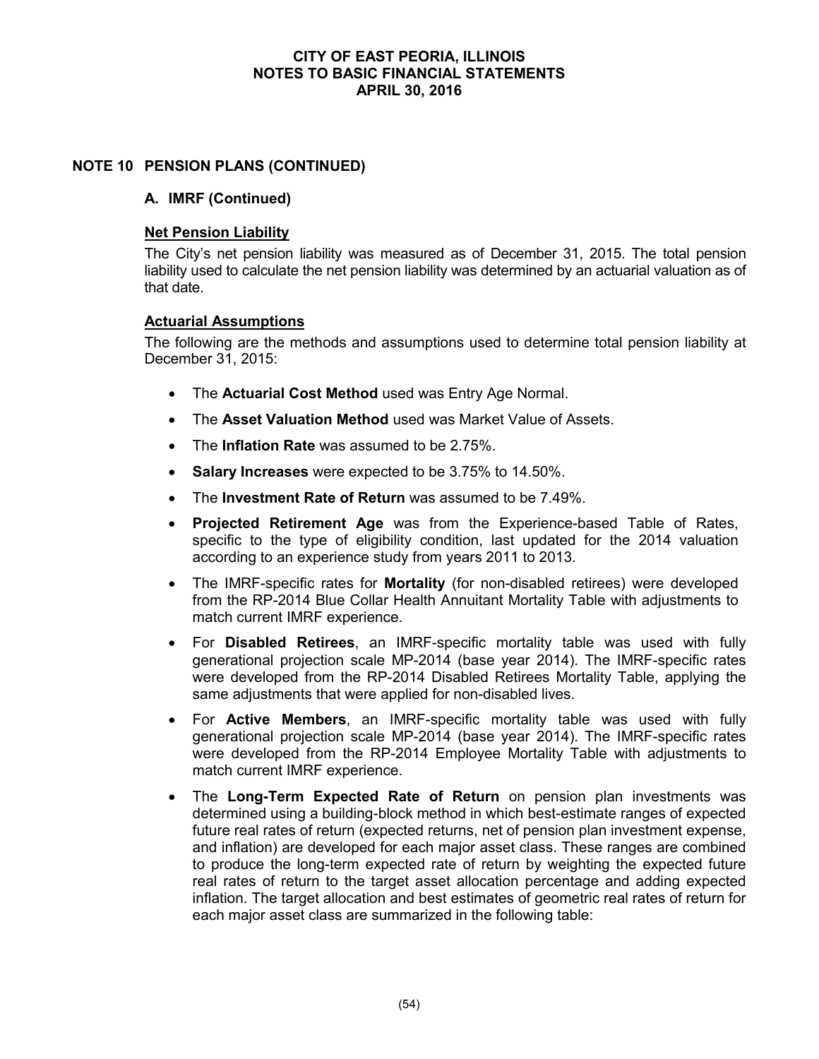# CITY OF EAST PEORIA, ILLINOIS
# NOTES TO BASIC FINANCIAL STATEMENTS
# APRIL 30, 2016

## NOTE 10 PENSION PLANS (CONTINUED)

### A. IMRF (Continued)

**Net Pension Liability**

The City's net pension liability was measured as of December 31, 2015. The total pension liability used to calculate the net pension liability was determined by an actuarial valuation as of that date.

**Actuarial Assumptions**

The following are the methods and assumptions used to determine total pension liability at December 31, 2015:

- The **Actuarial Cost Method** used was Entry Age Normal.
- The **Asset Valuation Method** used was Market Value of Assets.
- The **Inflation Rate** was assumed to be 2.75%.
- **Salary Increases** were expected to be 3.75% to 14.50%.
- The **Investment Rate of Return** was assumed to be 7.49%.
- **Projected Retirement Age** was from the Experience-based Table of Rates, specific to the type of eligibility condition, last updated for the 2014 valuation according to an experience study from years 2011 to 2013.
- The IMRF-specific rates for **Mortality** (for non-disabled retirees) were developed from the RP-2014 Blue Collar Health Annuitant Mortality Table with adjustments to match current IMRF experience.
- For **Disabled Retirees**, an IMRF-specific mortality table was used with fully generational projection scale MP-2014 (base year 2014). The IMRF-specific rates were developed from the RP-2014 Disabled Retirees Mortality Table, applying the same adjustments that were applied for non-disabled lives.
- For **Active Members**, an IMRF-specific mortality table was used with fully generational projection scale MP-2014 (base year 2014). The IMRF-specific rates were developed from the RP-2014 Employee Mortality Table with adjustments to match current IMRF experience.
- The **Long-Term Expected Rate of Return** on pension plan investments was determined using a building-block method in which best-estimate ranges of expected future real rates of return (expected returns, net of pension plan investment expense, and inflation) are developed for each major asset class. These ranges are combined to produce the long-term expected rate of return by weighting the expected future real rates of return to the target asset allocation percentage and adding expected inflation. The target allocation and best estimates of geometric real rates of return for each major asset class are summarized in the following table: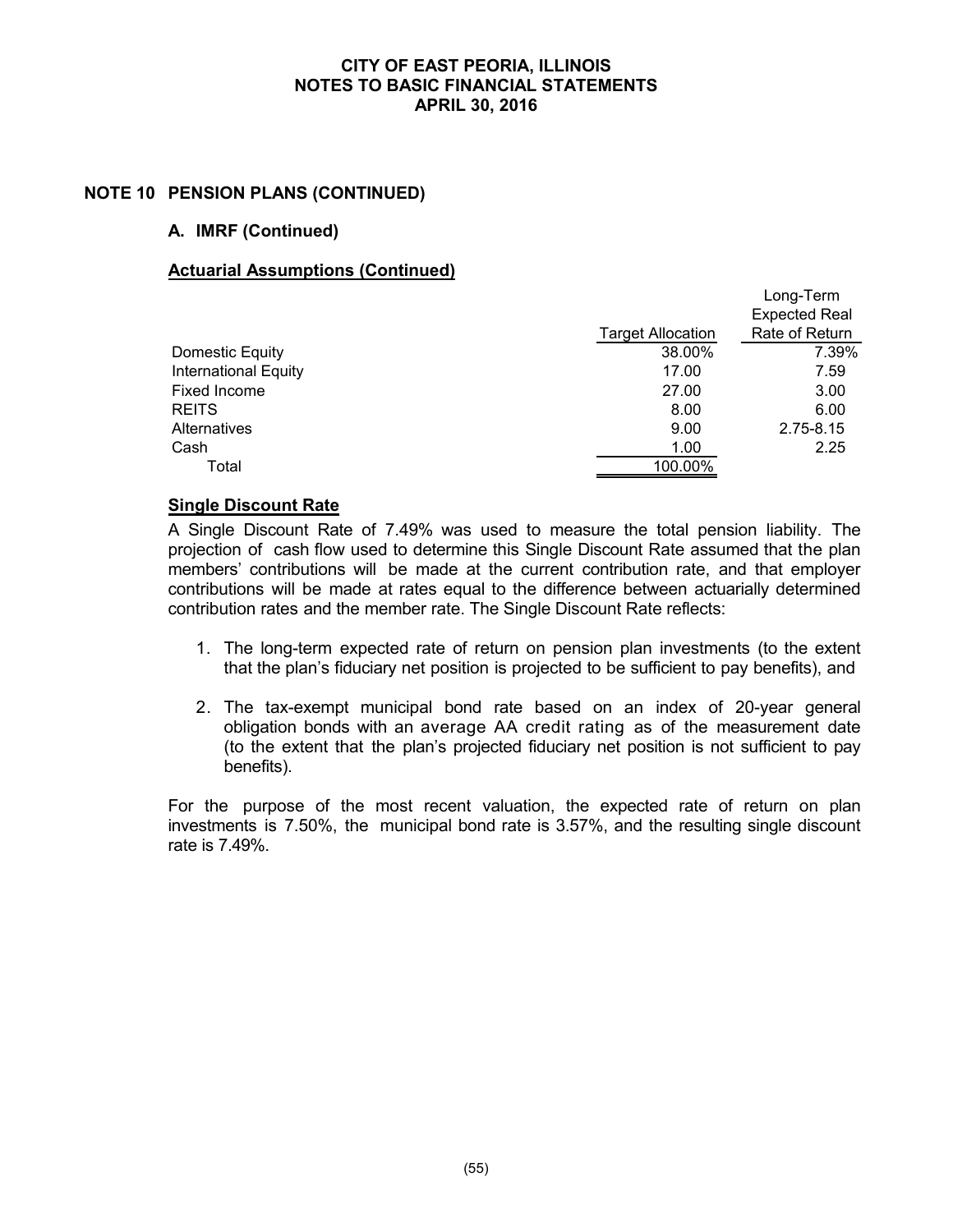## NOTE 10 PENSION PLANS (CONTINUED)

### A. IMRF (Continued)

**Actuarial Assumptions (Continued)**

| | Target Allocation | Long-Term Expected Real Rate of Return |
|---|---|---|
| Domestic Equity | 38.00% | 7.39% |
| International Equity | 17.00 | 7.59 |
| Fixed Income | 27.00 | 3.00 |
| REITS | 8.00 | 6.00 |
| Alternatives | 9.00 | 2.75-8.15 |
| Cash | 1.00 | 2.25 |
| Total | 100.00% | |

**Single Discount Rate**

A Single Discount Rate of 7.49% was used to measure the total pension liability. The projection of cash flow used to determine this Single Discount Rate assumed that the plan members' contributions will be made at the current contribution rate, and that employer contributions will be made at rates equal to the difference between actuarially determined contribution rates and the member rate. The Single Discount Rate reflects:

1. The long-term expected rate of return on pension plan investments (to the extent that the plan's fiduciary net position is projected to be sufficient to pay benefits), and

2. The tax-exempt municipal bond rate based on an index of 20-year general obligation bonds with an average AA credit rating as of the measurement date (to the extent that the plan's projected fiduciary net position is not sufficient to pay benefits).

For the purpose of the most recent valuation, the expected rate of return on plan investments is 7.50%, the municipal bond rate is 3.57%, and the resulting single discount rate is 7.49%.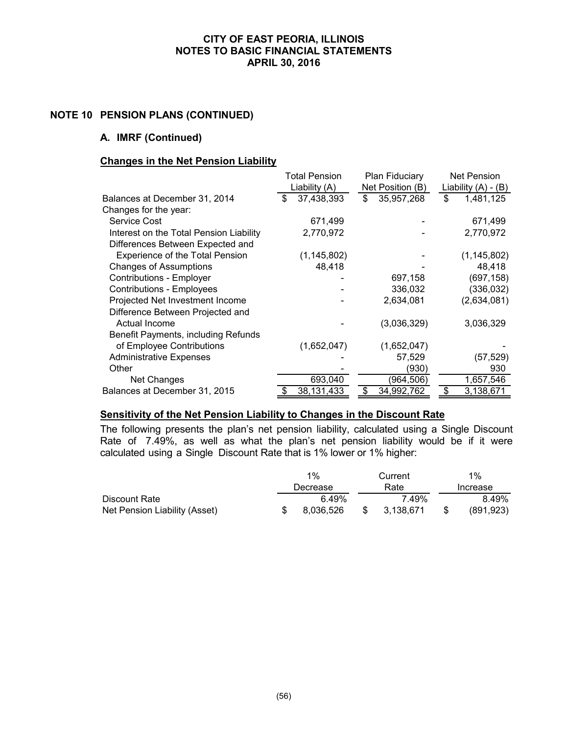# CITY OF EAST PEORIA, ILLINOIS
## NOTES TO BASIC FINANCIAL STATEMENTS
### APRIL 30, 2016

## NOTE 10 PENSION PLANS (CONTINUED)

### A. IMRF (Continued)

**Changes in the Net Pension Liability**

| | Total Pension Liability (A) | Plan Fiduciary Net Position (B) | Net Pension Liability (A) - (B) |
|---|---|---|---|
| Balances at December 31, 2014 | $ 37,438,393 | $ 35,957,268 | $ 1,481,125 |
| Changes for the year: | | | |
| Service Cost | 671,499 | - | 671,499 |
| Interest on the Total Pension Liability | 2,770,972 | - | 2,770,972 |
| Differences Between Expected and Experience of the Total Pension | (1,145,802) | - | (1,145,802) |
| Changes of Assumptions | 48,418 | - | 48,418 |
| Contributions - Employer | - | 697,158 | (697,158) |
| Contributions - Employees | - | 336,032 | (336,032) |
| Projected Net Investment Income | - | 2,634,081 | (2,634,081) |
| Difference Between Projected and Actual Income | - | (3,036,329) | 3,036,329 |
| Benefit Payments, including Refunds of Employee Contributions | (1,652,047) | (1,652,047) | - |
| Administrative Expenses | - | 57,529 | (57,529) |
| Other | - | (930) | 930 |
| Net Changes | 693,040 | (964,506) | 1,657,546 |
| Balances at December 31, 2015 | $ 38,131,433 | $ 34,992,762 | $ 3,138,671 |

**Sensitivity of the Net Pension Liability to Changes in the Discount Rate**

The following presents the plan's net pension liability, calculated using a Single Discount Rate of 7.49%, as well as what the plan's net pension liability would be if it were calculated using a Single Discount Rate that is 1% lower or 1% higher:

| | 1% Decrease | Current Rate | 1% Increase |
|---|---|---|---|
| Discount Rate | 6.49% | 7.49% | 8.49% |
| Net Pension Liability (Asset) | $ 8,036,526 | $ 3,138,671 | $ (891,923) |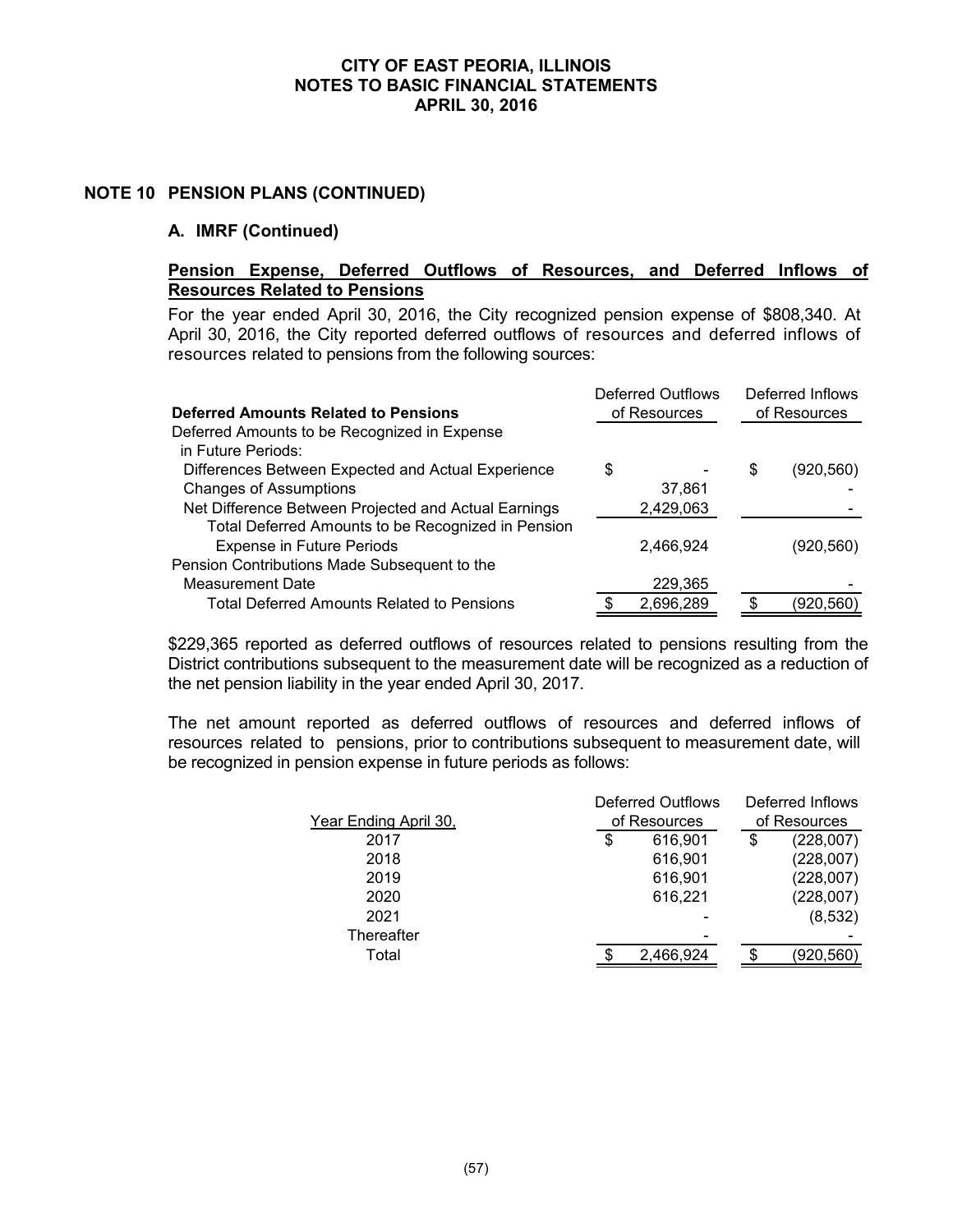# CITY OF EAST PEORIA, ILLINOIS
# NOTES TO BASIC FINANCIAL STATEMENTS
# APRIL 30, 2016

## NOTE 10 PENSION PLANS (CONTINUED)

### A. IMRF (Continued)

**Pension Expense, Deferred Outflows of Resources, and Deferred Inflows of Resources Related to Pensions**

For the year ended April 30, 2016, the City recognized pension expense of $808,340. At April 30, 2016, the City reported deferred outflows of resources and deferred inflows of resources related to pensions from the following sources:

| Deferred Amounts Related to Pensions | Deferred Outflows of Resources | Deferred Inflows of Resources |
|---|---|---|
| Deferred Amounts to be Recognized in Expense in Future Periods: | | |
| Differences Between Expected and Actual Experience | $ - | $ (920,560) |
| Changes of Assumptions | 37,861 | - |
| Net Difference Between Projected and Actual Earnings | 2,429,063 | - |
| Total Deferred Amounts to be Recognized in Pension Expense in Future Periods | 2,466,924 | (920,560) |
| Pension Contributions Made Subsequent to the Measurement Date | 229,365 | - |
| Total Deferred Amounts Related to Pensions | $ 2,696,289 | $ (920,560) |

$229,365 reported as deferred outflows of resources related to pensions resulting from the District contributions subsequent to the measurement date will be recognized as a reduction of the net pension liability in the year ended April 30, 2017.

The net amount reported as deferred outflows of resources and deferred inflows of resources related to pensions, prior to contributions subsequent to measurement date, will be recognized in pension expense in future periods as follows:

| Year Ending April 30, | Deferred Outflows of Resources | Deferred Inflows of Resources |
|---|---|---|
| 2017 | $ 616,901 | $ (228,007) |
| 2018 | 616,901 | (228,007) |
| 2019 | 616,901 | (228,007) |
| 2020 | 616,221 | (228,007) |
| 2021 | - | (8,532) |
| Thereafter | - | - |
| Total | $ 2,466,924 | $ (920,560) |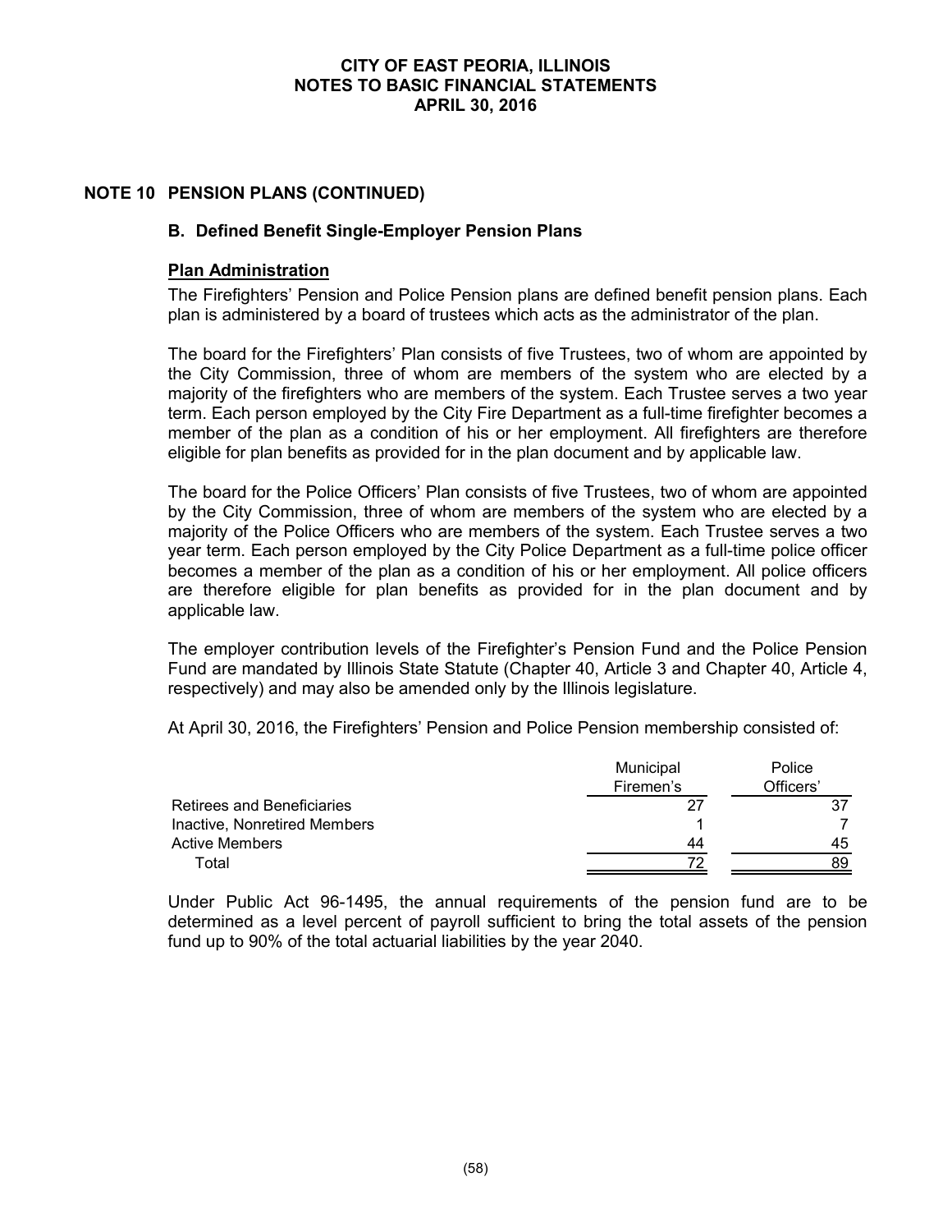# CITY OF EAST PEORIA, ILLINOIS
## NOTES TO BASIC FINANCIAL STATEMENTS
## APRIL 30, 2016

## NOTE 10 PENSION PLANS (CONTINUED)

### B. Defined Benefit Single-Employer Pension Plans

**Plan Administration**

The Firefighters' Pension and Police Pension plans are defined benefit pension plans. Each plan is administered by a board of trustees which acts as the administrator of the plan.

The board for the Firefighters' Plan consists of five Trustees, two of whom are appointed by the City Commission, three of whom are members of the system who are elected by a majority of the firefighters who are members of the system. Each Trustee serves a two year term. Each person employed by the City Fire Department as a full-time firefighter becomes a member of the plan as a condition of his or her employment. All firefighters are therefore eligible for plan benefits as provided for in the plan document and by applicable law.

The board for the Police Officers' Plan consists of five Trustees, two of whom are appointed by the City Commission, three of whom are members of the system who are elected by a majority of the Police Officers who are members of the system. Each Trustee serves a two year term. Each person employed by the City Police Department as a full-time police officer becomes a member of the plan as a condition of his or her employment. All police officers are therefore eligible for plan benefits as provided for in the plan document and by applicable law.

The employer contribution levels of the Firefighter's Pension Fund and the Police Pension Fund are mandated by Illinois State Statute (Chapter 40, Article 3 and Chapter 40, Article 4, respectively) and may also be amended only by the Illinois legislature.

At April 30, 2016, the Firefighters' Pension and Police Pension membership consisted of:

| | Municipal Firemen's | Police Officers' |
|---|---|---|
| Retirees and Beneficiaries | 27 | 37 |
| Inactive, Nonretired Members | 1 | 7 |
| Active Members | 44 | 45 |
| Total | 72 | 89 |

Under Public Act 96-1495, the annual requirements of the pension fund are to be determined as a level percent of payroll sufficient to bring the total assets of the pension fund up to 90% of the total actuarial liabilities by the year 2040.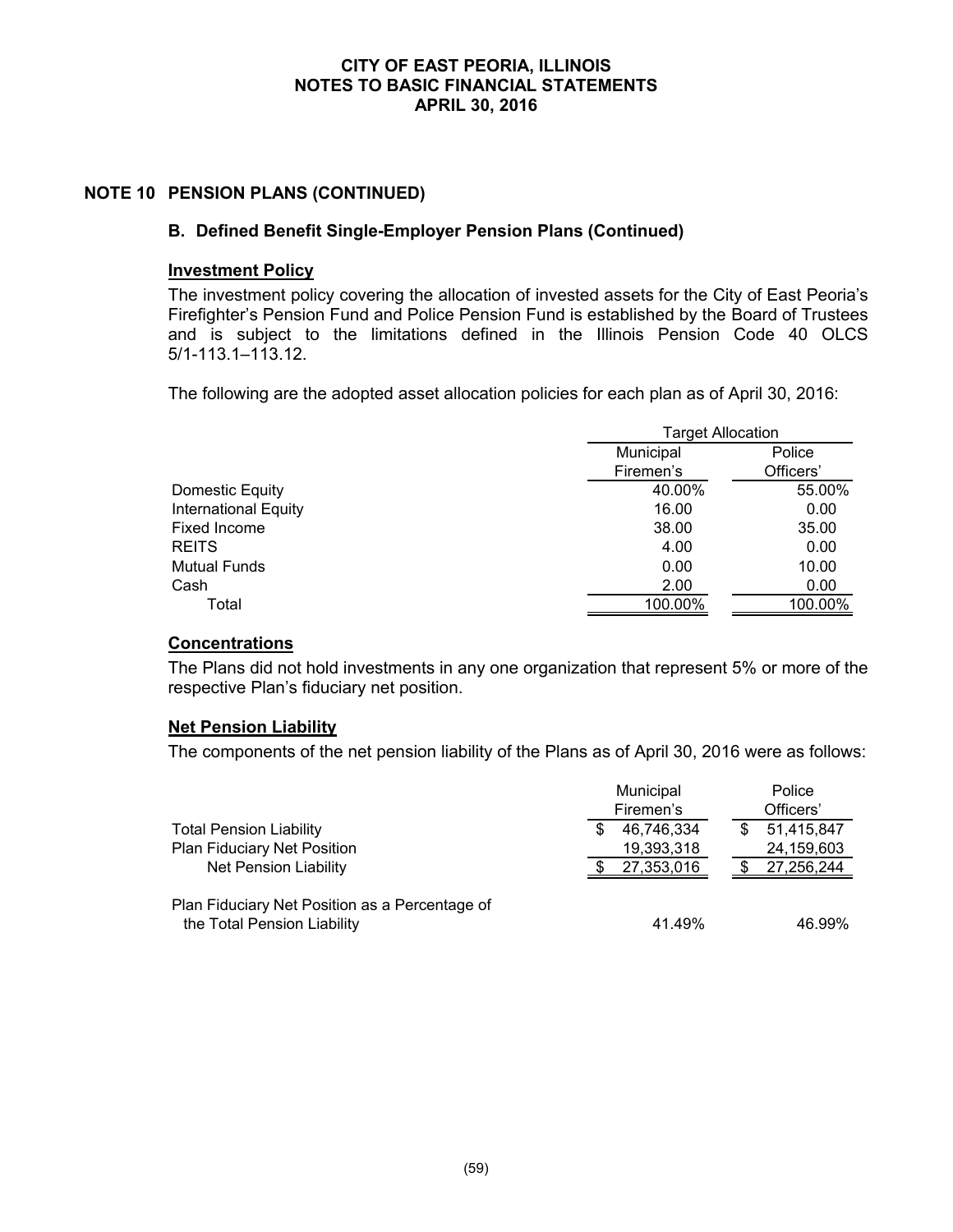## NOTE 10 PENSION PLANS (CONTINUED)

### B. Defined Benefit Single-Employer Pension Plans (Continued)

**Investment Policy**

The investment policy covering the allocation of invested assets for the City of East Peoria's Firefighter's Pension Fund and Police Pension Fund is established by the Board of Trustees and is subject to the limitations defined in the Illinois Pension Code 40 OLCS 5/1-113.1–113.12.

The following are the adopted asset allocation policies for each plan as of April 30, 2016:

| | Target Allocation | |
|---|---|---|
| | Municipal Firemen's | Police Officers' |
| Domestic Equity | 40.00% | 55.00% |
| International Equity | 16.00 | 0.00 |
| Fixed Income | 38.00 | 35.00 |
| REITS | 4.00 | 0.00 |
| Mutual Funds | 0.00 | 10.00 |
| Cash | 2.00 | 0.00 |
| Total | 100.00% | 100.00% |

**Concentrations**

The Plans did not hold investments in any one organization that represent 5% or more of the respective Plan's fiduciary net position.

**Net Pension Liability**

The components of the net pension liability of the Plans as of April 30, 2016 were as follows:

| | Municipal Firemen's | Police Officers' |
|---|---|---|
| Total Pension Liability | $ 46,746,334 | $ 51,415,847 |
| Plan Fiduciary Net Position | 19,393,318 | 24,159,603 |
| Net Pension Liability | $ 27,353,016 | $ 27,256,244 |
| Plan Fiduciary Net Position as a Percentage of the Total Pension Liability | 41.49% | 46.99% |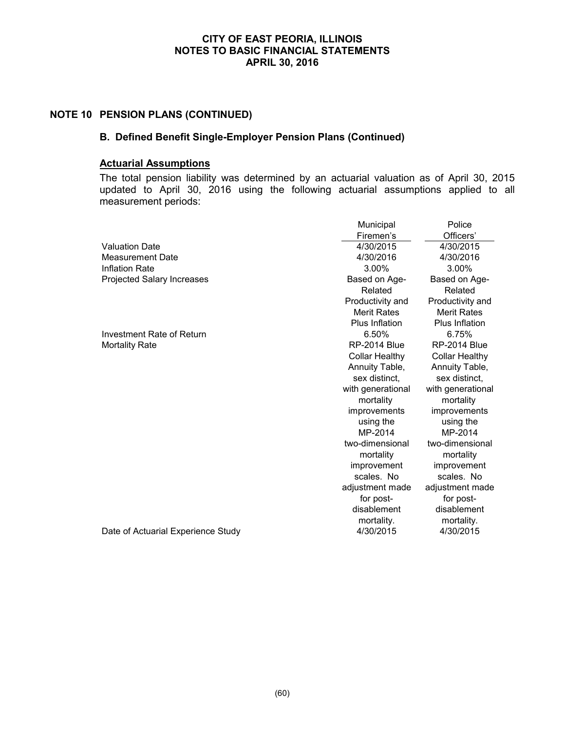CITY OF EAST PEORIA, ILLINOIS
NOTES TO BASIC FINANCIAL STATEMENTS
APRIL 30, 2016

## NOTE 10 PENSION PLANS (CONTINUED)

### B. Defined Benefit Single-Employer Pension Plans (Continued)

#### Actuarial Assumptions

The total pension liability was determined by an actuarial valuation as of April 30, 2015 updated to April 30, 2016 using the following actuarial assumptions applied to all measurement periods:

| | Municipal Firemen's | Police Officers' |
|---|---|---|
| Valuation Date | 4/30/2015 | 4/30/2015 |
| Measurement Date | 4/30/2016 | 4/30/2016 |
| Inflation Rate | 3.00% | 3.00% |
| Projected Salary Increases | Based on Age-Related Productivity and Merit Rates Plus Inflation | Based on Age-Related Productivity and Merit Rates Plus Inflation |
| Investment Rate of Return | 6.50% | 6.75% |
| Mortality Rate | RP-2014 Blue Collar Healthy Annuity Table, sex distinct, with generational mortality improvements using the MP-2014 two-dimensional mortality improvement scales. No adjustment made for post-disablement mortality. | RP-2014 Blue Collar Healthy Annuity Table, sex distinct, with generational mortality improvements using the MP-2014 two-dimensional mortality improvement scales. No adjustment made for post-disablement mortality. |
| Date of Actuarial Experience Study | 4/30/2015 | 4/30/2015 |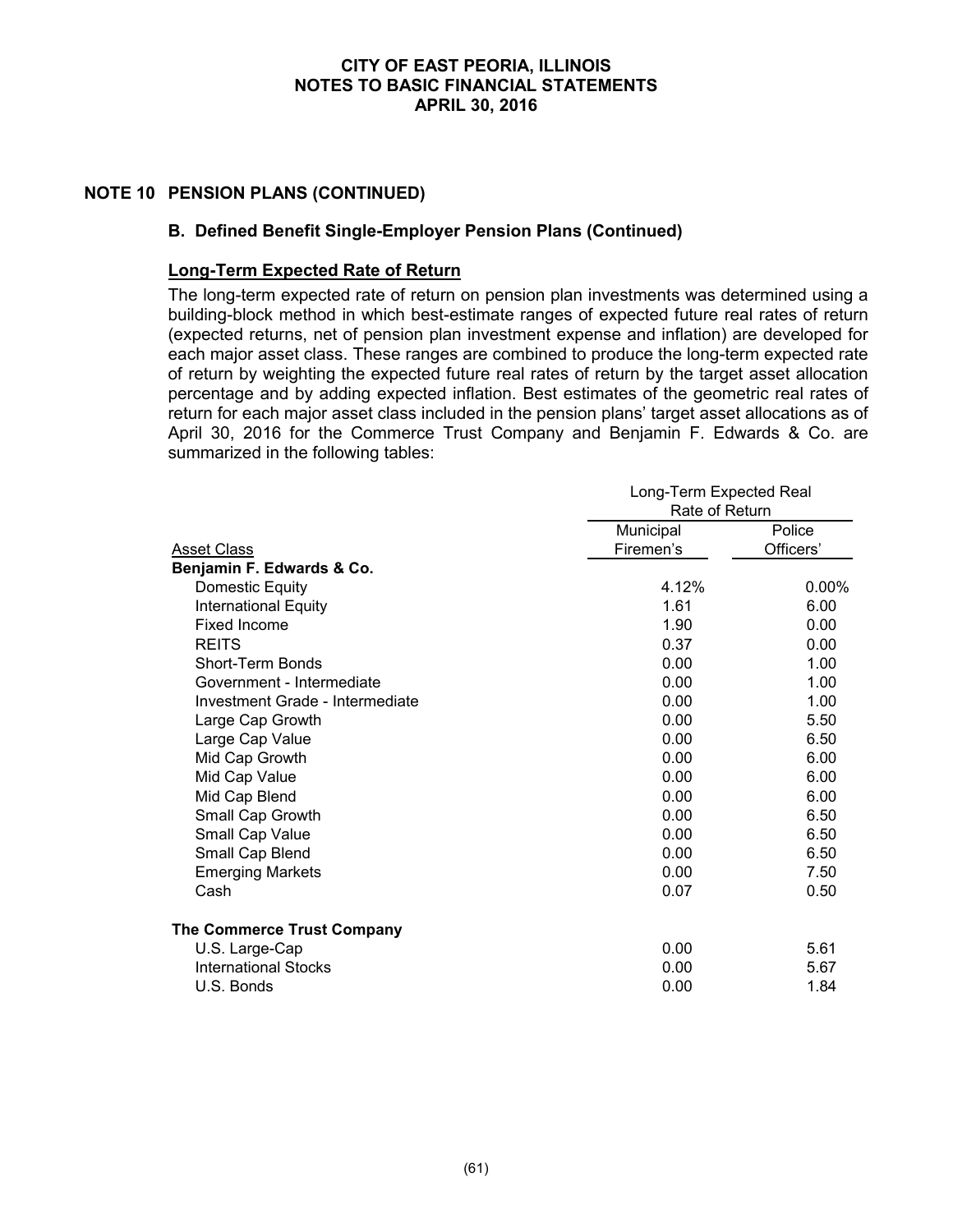## NOTE 10 PENSION PLANS (CONTINUED)

### B. Defined Benefit Single-Employer Pension Plans (Continued)

**Long-Term Expected Rate of Return**

The long-term expected rate of return on pension plan investments was determined using a building-block method in which best-estimate ranges of expected future real rates of return (expected returns, net of pension plan investment expense and inflation) are developed for each major asset class. These ranges are combined to produce the long-term expected rate of return by weighting the expected future real rates of return by the target asset allocation percentage and by adding expected inflation. Best estimates of the geometric real rates of return for each major asset class included in the pension plans' target asset allocations as of April 30, 2016 for the Commerce Trust Company and Benjamin F. Edwards & Co. are summarized in the following tables:

| | Long-Term Expected Real Rate of Return | |
|---|---|---|
| Asset Class | Municipal Firemen's | Police Officers' |
| **Benjamin F. Edwards & Co.** | | |
| Domestic Equity | 4.12% | 0.00% |
| International Equity | 1.61 | 6.00 |
| Fixed Income | 1.90 | 0.00 |
| REITS | 0.37 | 0.00 |
| Short-Term Bonds | 0.00 | 1.00 |
| Government - Intermediate | 0.00 | 1.00 |
| Investment Grade - Intermediate | 0.00 | 1.00 |
| Large Cap Growth | 0.00 | 5.50 |
| Large Cap Value | 0.00 | 6.50 |
| Mid Cap Growth | 0.00 | 6.00 |
| Mid Cap Value | 0.00 | 6.00 |
| Mid Cap Blend | 0.00 | 6.00 |
| Small Cap Growth | 0.00 | 6.50 |
| Small Cap Value | 0.00 | 6.50 |
| Small Cap Blend | 0.00 | 6.50 |
| Emerging Markets | 0.00 | 7.50 |
| Cash | 0.07 | 0.50 |
| **The Commerce Trust Company** | | |
| U.S. Large-Cap | 0.00 | 5.61 |
| International Stocks | 0.00 | 5.67 |
| U.S. Bonds | 0.00 | 1.84 |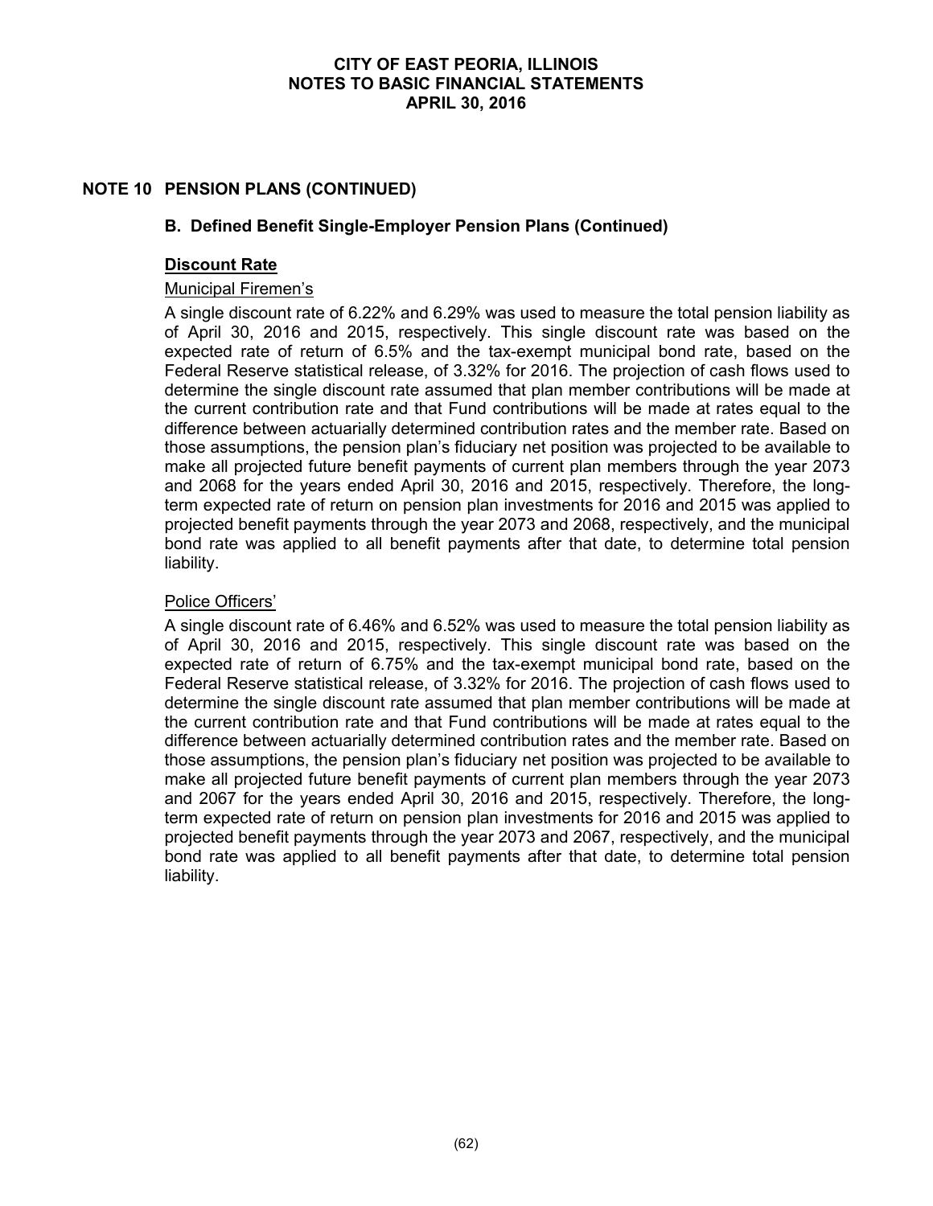## NOTE 10 PENSION PLANS (CONTINUED)

### B. Defined Benefit Single-Employer Pension Plans (Continued)

**Discount Rate**

Municipal Firemen's

A single discount rate of 6.22% and 6.29% was used to measure the total pension liability as of April 30, 2016 and 2015, respectively. This single discount rate was based on the expected rate of return of 6.5% and the tax-exempt municipal bond rate, based on the Federal Reserve statistical release, of 3.32% for 2016. The projection of cash flows used to determine the single discount rate assumed that plan member contributions will be made at the current contribution rate and that Fund contributions will be made at rates equal to the difference between actuarially determined contribution rates and the member rate. Based on those assumptions, the pension plan's fiduciary net position was projected to be available to make all projected future benefit payments of current plan members through the year 2073 and 2068 for the years ended April 30, 2016 and 2015, respectively. Therefore, the long-term expected rate of return on pension plan investments for 2016 and 2015 was applied to projected benefit payments through the year 2073 and 2068, respectively, and the municipal bond rate was applied to all benefit payments after that date, to determine total pension liability.

Police Officers'

A single discount rate of 6.46% and 6.52% was used to measure the total pension liability as of April 30, 2016 and 2015, respectively. This single discount rate was based on the expected rate of return of 6.75% and the tax-exempt municipal bond rate, based on the Federal Reserve statistical release, of 3.32% for 2016. The projection of cash flows used to determine the single discount rate assumed that plan member contributions will be made at the current contribution rate and that Fund contributions will be made at rates equal to the difference between actuarially determined contribution rates and the member rate. Based on those assumptions, the pension plan's fiduciary net position was projected to be available to make all projected future benefit payments of current plan members through the year 2073 and 2067 for the years ended April 30, 2016 and 2015, respectively. Therefore, the long-term expected rate of return on pension plan investments for 2016 and 2015 was applied to projected benefit payments through the year 2073 and 2067, respectively, and the municipal bond rate was applied to all benefit payments after that date, to determine total pension liability.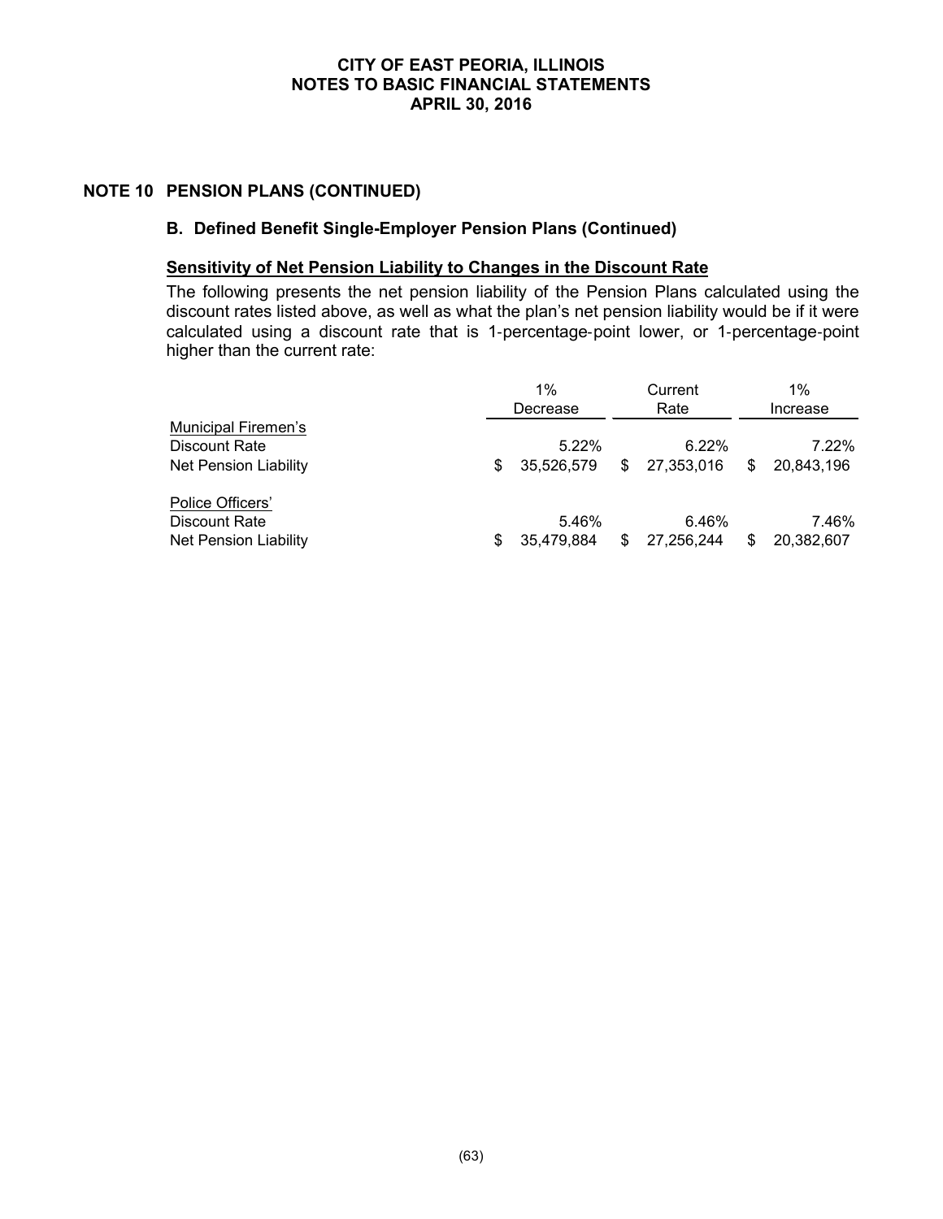## NOTE 10 PENSION PLANS (CONTINUED)

### B. Defined Benefit Single-Employer Pension Plans (Continued)

**Sensitivity of Net Pension Liability to Changes in the Discount Rate**

The following presents the net pension liability of the Pension Plans calculated using the discount rates listed above, as well as what the plan's net pension liability would be if it were calculated using a discount rate that is 1-percentage-point lower, or 1-percentage-point higher than the current rate:

| | 1% Decrease | Current Rate | 1% Increase |
|---|---|---|---|
| Municipal Firemen's | | | |
| Discount Rate | 5.22% | 6.22% | 7.22% |
| Net Pension Liability | $ 35,526,579 | $ 27,353,016 | $ 20,843,196 |
| Police Officers' | | | |
| Discount Rate | 5.46% | 6.46% | 7.46% |
| Net Pension Liability | $ 35,479,884 | $ 27,256,244 | $ 20,382,607 |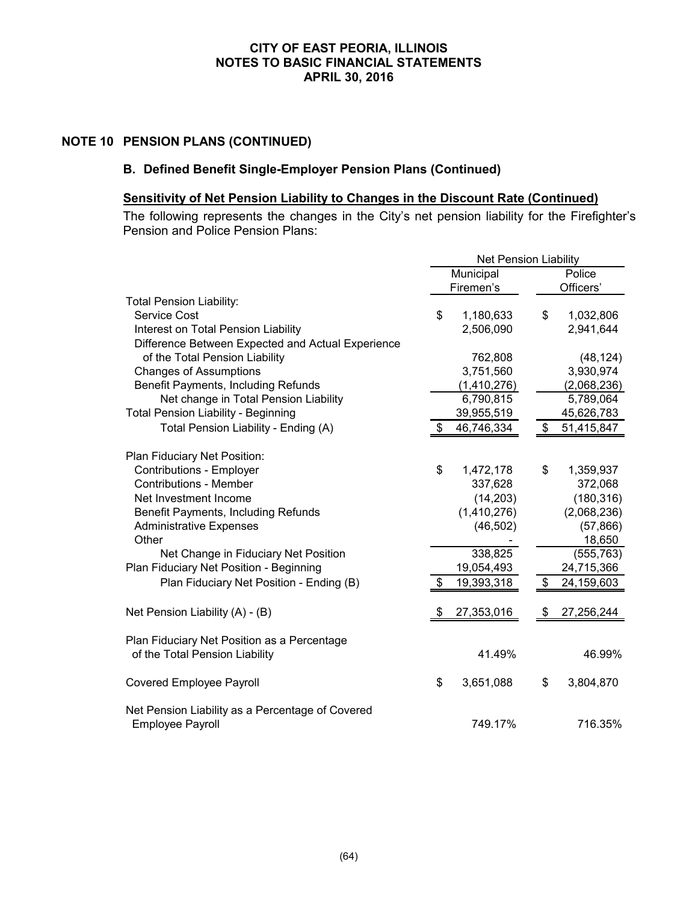# CITY OF EAST PEORIA, ILLINOIS
# NOTES TO BASIC FINANCIAL STATEMENTS
# APRIL 30, 2016

## NOTE 10 PENSION PLANS (CONTINUED)

### B. Defined Benefit Single-Employer Pension Plans (Continued)

**Sensitivity of Net Pension Liability to Changes in the Discount Rate (Continued)**

The following represents the changes in the City's net pension liability for the Firefighter's Pension and Police Pension Plans:

| | Net Pension Liability | |
|---|---|---|
| | Municipal Firemen's | Police Officers' |
| **Total Pension Liability:** | | |
| Service Cost | $ 1,180,633 | $ 1,032,806 |
| Interest on Total Pension Liability | 2,506,090 | 2,941,644 |
| Difference Between Expected and Actual Experience of the Total Pension Liability | 762,808 | (48,124) |
| Changes of Assumptions | 3,751,560 | 3,930,974 |
| Benefit Payments, Including Refunds | (1,410,276) | (2,068,236) |
| Net change in Total Pension Liability | 6,790,815 | 5,789,064 |
| Total Pension Liability - Beginning | 39,955,519 | 45,626,783 |
| Total Pension Liability - Ending (A) | $ 46,746,334 | $ 51,415,847 |
| **Plan Fiduciary Net Position:** | | |
| Contributions - Employer | $ 1,472,178 | $ 1,359,937 |
| Contributions - Member | 337,628 | 372,068 |
| Net Investment Income | (14,203) | (180,316) |
| Benefit Payments, Including Refunds | (1,410,276) | (2,068,236) |
| Administrative Expenses | (46,502) | (57,866) |
| Other | - | 18,650 |
| Net Change in Fiduciary Net Position | 338,825 | (555,763) |
| Plan Fiduciary Net Position - Beginning | 19,054,493 | 24,715,366 |
| Plan Fiduciary Net Position - Ending (B) | $ 19,393,318 | $ 24,159,603 |
| Net Pension Liability (A) - (B) | $ 27,353,016 | $ 27,256,244 |
| Plan Fiduciary Net Position as a Percentage of the Total Pension Liability | 41.49% | 46.99% |
| Covered Employee Payroll | $ 3,651,088 | $ 3,804,870 |
| Net Pension Liability as a Percentage of Covered Employee Payroll | 749.17% | 716.35% |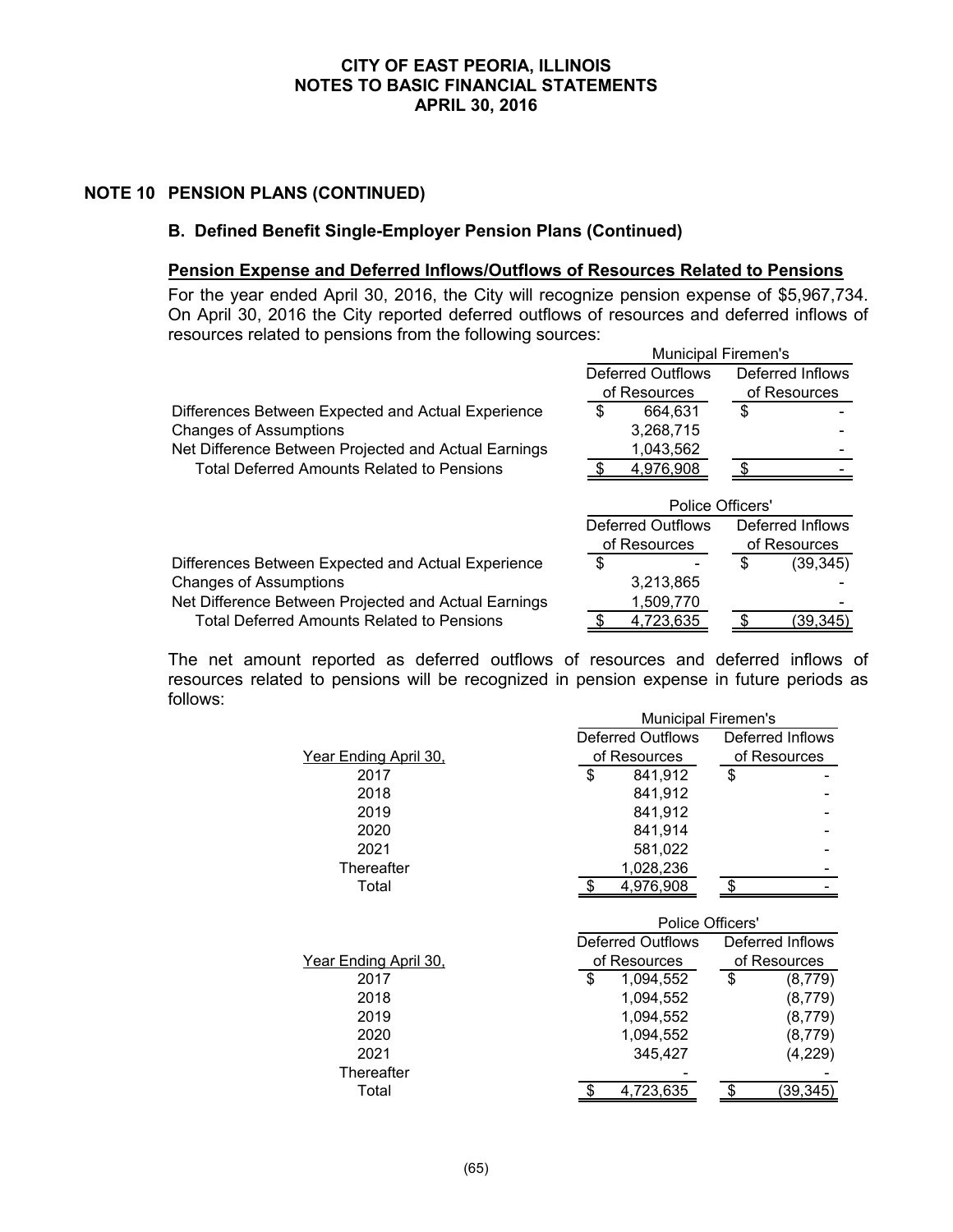## NOTE 10 PENSION PLANS (CONTINUED)

### B. Defined Benefit Single-Employer Pension Plans (Continued)

**Pension Expense and Deferred Inflows/Outflows of Resources Related to Pensions**

For the year ended April 30, 2016, the City will recognize pension expense of $5,967,734. On April 30, 2016 the City reported deferred outflows of resources and deferred inflows of resources related to pensions from the following sources:

| | Municipal Firemen's | |
|---|---|---|
| | Deferred Outflows of Resources | Deferred Inflows of Resources |
| Differences Between Expected and Actual Experience | $ 664,631 | $ - |
| Changes of Assumptions | 3,268,715 | - |
| Net Difference Between Projected and Actual Earnings | 1,043,562 | - |
| Total Deferred Amounts Related to Pensions | $ 4,976,908 | $ - |

| | Police Officers' | |
|---|---|---|
| | Deferred Outflows of Resources | Deferred Inflows of Resources |
| Differences Between Expected and Actual Experience | $ - | $ (39,345) |
| Changes of Assumptions | 3,213,865 | - |
| Net Difference Between Projected and Actual Earnings | 1,509,770 | - |
| Total Deferred Amounts Related to Pensions | $ 4,723,635 | $ (39,345) |

The net amount reported as deferred outflows of resources and deferred inflows of resources related to pensions will be recognized in pension expense in future periods as follows:

| | Municipal Firemen's | |
|---|---|---|
| Year Ending April 30, | Deferred Outflows of Resources | Deferred Inflows of Resources |
| 2017 | $ 841,912 | $ - |
| 2018 | 841,912 | - |
| 2019 | 841,912 | - |
| 2020 | 841,914 | - |
| 2021 | 581,022 | - |
| Thereafter | 1,028,236 | - |
| Total | $ 4,976,908 | $ - |

| | Police Officers' | |
|---|---|---|
| Year Ending April 30, | Deferred Outflows of Resources | Deferred Inflows of Resources |
| 2017 | $ 1,094,552 | $ (8,779) |
| 2018 | 1,094,552 | (8,779) |
| 2019 | 1,094,552 | (8,779) |
| 2020 | 1,094,552 | (8,779) |
| 2021 | 345,427 | (4,229) |
| Thereafter | - | - |
| Total | $ 4,723,635 | $ (39,345) |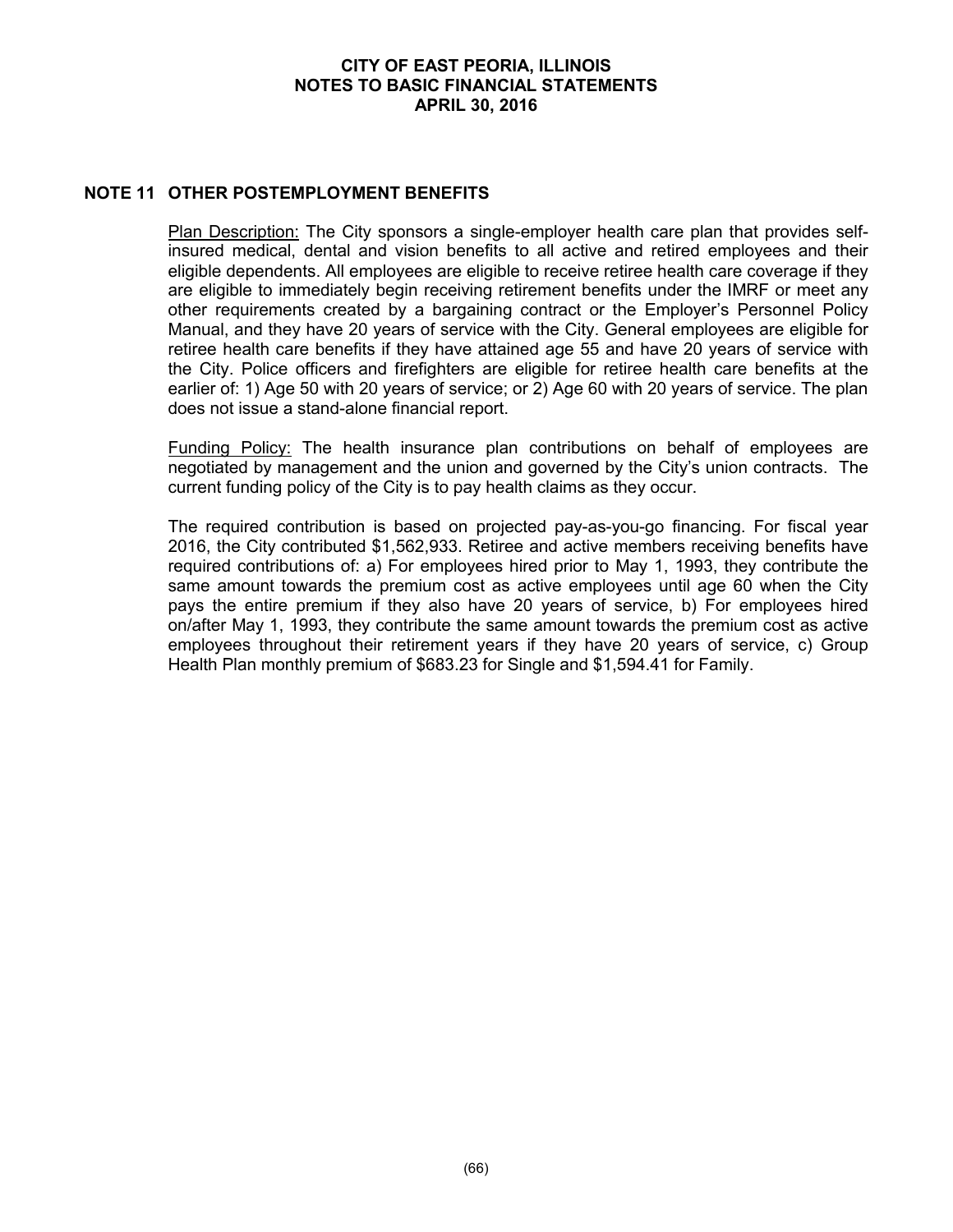## NOTE 11 OTHER POSTEMPLOYMENT BENEFITS

Plan Description: The City sponsors a single-employer health care plan that provides self-insured medical, dental and vision benefits to all active and retired employees and their eligible dependents. All employees are eligible to receive retiree health care coverage if they are eligible to immediately begin receiving retirement benefits under the IMRF or meet any other requirements created by a bargaining contract or the Employer's Personnel Policy Manual, and they have 20 years of service with the City. General employees are eligible for retiree health care benefits if they have attained age 55 and have 20 years of service with the City. Police officers and firefighters are eligible for retiree health care benefits at the earlier of: 1) Age 50 with 20 years of service; or 2) Age 60 with 20 years of service. The plan does not issue a stand-alone financial report.

Funding Policy: The health insurance plan contributions on behalf of employees are negotiated by management and the union and governed by the City's union contracts. The current funding policy of the City is to pay health claims as they occur.

The required contribution is based on projected pay-as-you-go financing. For fiscal year 2016, the City contributed $1,562,933. Retiree and active members receiving benefits have required contributions of: a) For employees hired prior to May 1, 1993, they contribute the same amount towards the premium cost as active employees until age 60 when the City pays the entire premium if they also have 20 years of service, b) For employees hired on/after May 1, 1993, they contribute the same amount towards the premium cost as active employees throughout their retirement years if they have 20 years of service, c) Group Health Plan monthly premium of $683.23 for Single and $1,594.41 for Family.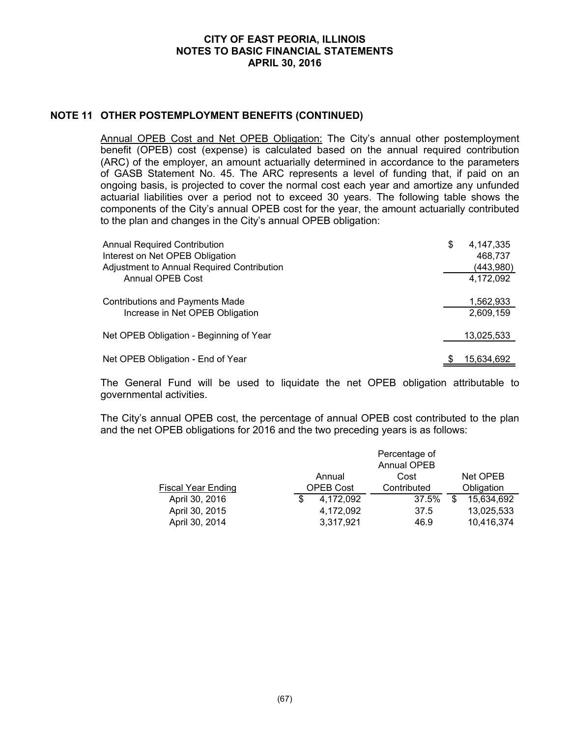## NOTE 11 OTHER POSTEMPLOYMENT BENEFITS (CONTINUED)

Annual OPEB Cost and Net OPEB Obligation: The City's annual other postemployment benefit (OPEB) cost (expense) is calculated based on the annual required contribution (ARC) of the employer, an amount actuarially determined in accordance to the parameters of GASB Statement No. 45. The ARC represents a level of funding that, if paid on an ongoing basis, is projected to cover the normal cost each year and amortize any unfunded actuarial liabilities over a period not to exceed 30 years. The following table shows the components of the City's annual OPEB cost for the year, the amount actuarially contributed to the plan and changes in the City's annual OPEB obligation:

| | |
|---|---|
| Annual Required Contribution | $ 4,147,335 |
| Interest on Net OPEB Obligation | 468,737 |
| Adjustment to Annual Required Contribution | (443,980) |
| Annual OPEB Cost | 4,172,092 |
| | |
| Contributions and Payments Made | 1,562,933 |
| Increase in Net OPEB Obligation | 2,609,159 |
| | |
| Net OPEB Obligation - Beginning of Year | 13,025,533 |
| | |
| Net OPEB Obligation - End of Year | $ 15,634,692 |

The General Fund will be used to liquidate the net OPEB obligation attributable to governmental activities.

The City's annual OPEB cost, the percentage of annual OPEB cost contributed to the plan and the net OPEB obligations for 2016 and the two preceding years is as follows:

| Fiscal Year Ending | Annual OPEB Cost | Percentage of Annual OPEB Cost Contributed | Net OPEB Obligation |
|---|---|---|---|
| April 30, 2016 | $ 4,172,092 | 37.5% | $ 15,634,692 |
| April 30, 2015 | 4,172,092 | 37.5 | 13,025,533 |
| April 30, 2014 | 3,317,921 | 46.9 | 10,416,374 |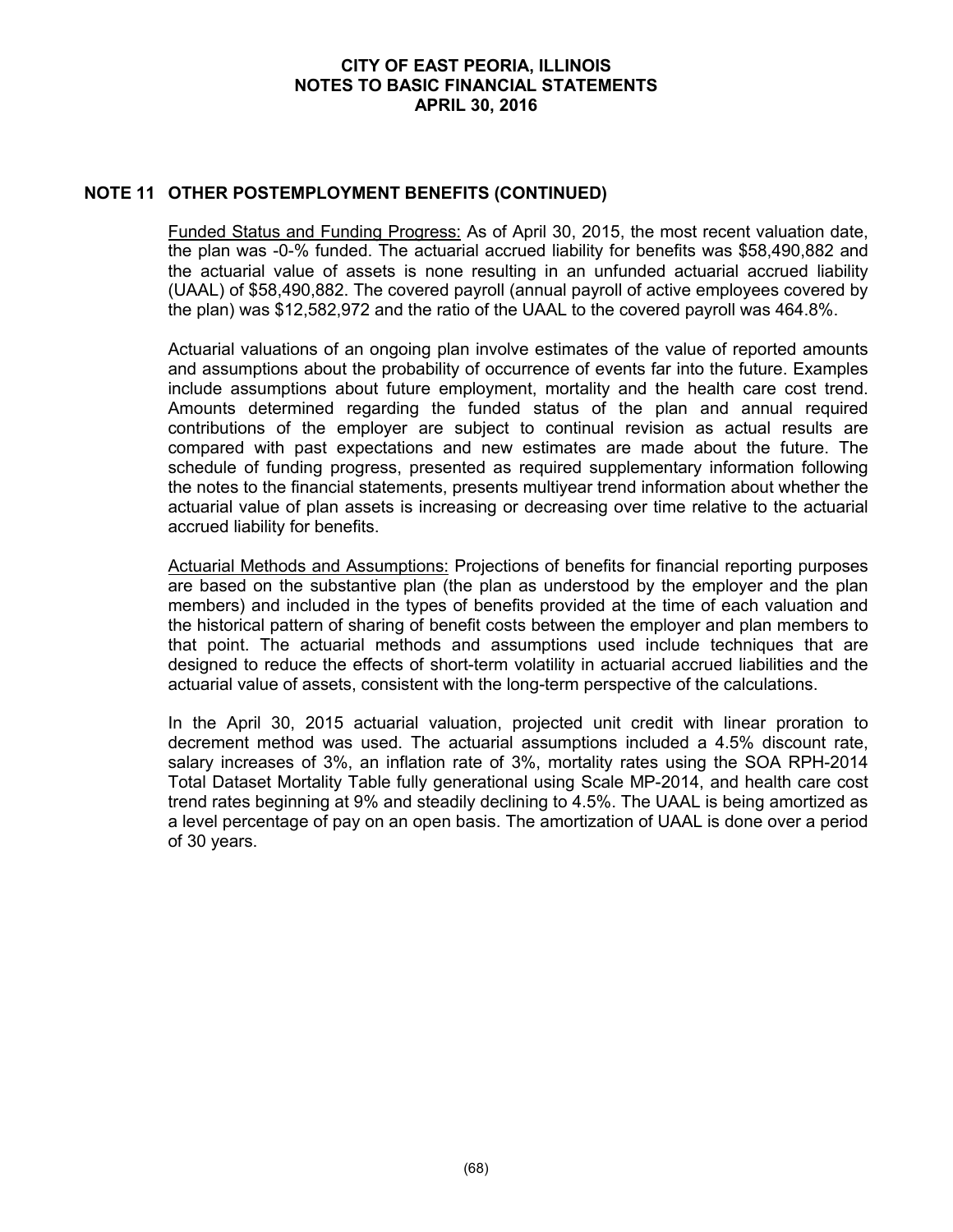## NOTE 11 OTHER POSTEMPLOYMENT BENEFITS (CONTINUED)

Funded Status and Funding Progress: As of April 30, 2015, the most recent valuation date, the plan was -0-% funded. The actuarial accrued liability for benefits was $58,490,882 and the actuarial value of assets is none resulting in an unfunded actuarial accrued liability (UAAL) of $58,490,882. The covered payroll (annual payroll of active employees covered by the plan) was $12,582,972 and the ratio of the UAAL to the covered payroll was 464.8%.

Actuarial valuations of an ongoing plan involve estimates of the value of reported amounts and assumptions about the probability of occurrence of events far into the future. Examples include assumptions about future employment, mortality and the health care cost trend. Amounts determined regarding the funded status of the plan and annual required contributions of the employer are subject to continual revision as actual results are compared with past expectations and new estimates are made about the future. The schedule of funding progress, presented as required supplementary information following the notes to the financial statements, presents multiyear trend information about whether the actuarial value of plan assets is increasing or decreasing over time relative to the actuarial accrued liability for benefits.

Actuarial Methods and Assumptions: Projections of benefits for financial reporting purposes are based on the substantive plan (the plan as understood by the employer and the plan members) and included in the types of benefits provided at the time of each valuation and the historical pattern of sharing of benefit costs between the employer and plan members to that point. The actuarial methods and assumptions used include techniques that are designed to reduce the effects of short-term volatility in actuarial accrued liabilities and the actuarial value of assets, consistent with the long-term perspective of the calculations.

In the April 30, 2015 actuarial valuation, projected unit credit with linear proration to decrement method was used. The actuarial assumptions included a 4.5% discount rate, salary increases of 3%, an inflation rate of 3%, mortality rates using the SOA RPH-2014 Total Dataset Mortality Table fully generational using Scale MP-2014, and health care cost trend rates beginning at 9% and steadily declining to 4.5%. The UAAL is being amortized as a level percentage of pay on an open basis. The amortization of UAAL is done over a period of 30 years.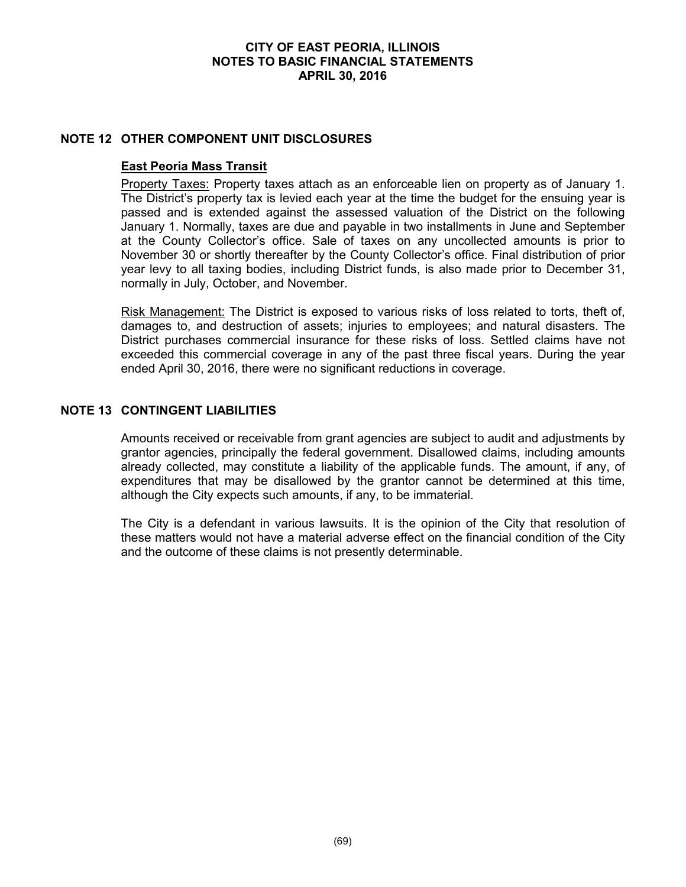## NOTE 12 OTHER COMPONENT UNIT DISCLOSURES

### East Peoria Mass Transit

Property Taxes: Property taxes attach as an enforceable lien on property as of January 1. The District's property tax is levied each year at the time the budget for the ensuing year is passed and is extended against the assessed valuation of the District on the following January 1. Normally, taxes are due and payable in two installments in June and September at the County Collector's office. Sale of taxes on any uncollected amounts is prior to November 30 or shortly thereafter by the County Collector's office. Final distribution of prior year levy to all taxing bodies, including District funds, is also made prior to December 31, normally in July, October, and November.

Risk Management: The District is exposed to various risks of loss related to torts, theft of, damages to, and destruction of assets; injuries to employees; and natural disasters. The District purchases commercial insurance for these risks of loss. Settled claims have not exceeded this commercial coverage in any of the past three fiscal years. During the year ended April 30, 2016, there were no significant reductions in coverage.

## NOTE 13 CONTINGENT LIABILITIES

Amounts received or receivable from grant agencies are subject to audit and adjustments by grantor agencies, principally the federal government. Disallowed claims, including amounts already collected, may constitute a liability of the applicable funds. The amount, if any, of expenditures that may be disallowed by the grantor cannot be determined at this time, although the City expects such amounts, if any, to be immaterial.

The City is a defendant in various lawsuits. It is the opinion of the City that resolution of these matters would not have a material adverse effect on the financial condition of the City and the outcome of these claims is not presently determinable.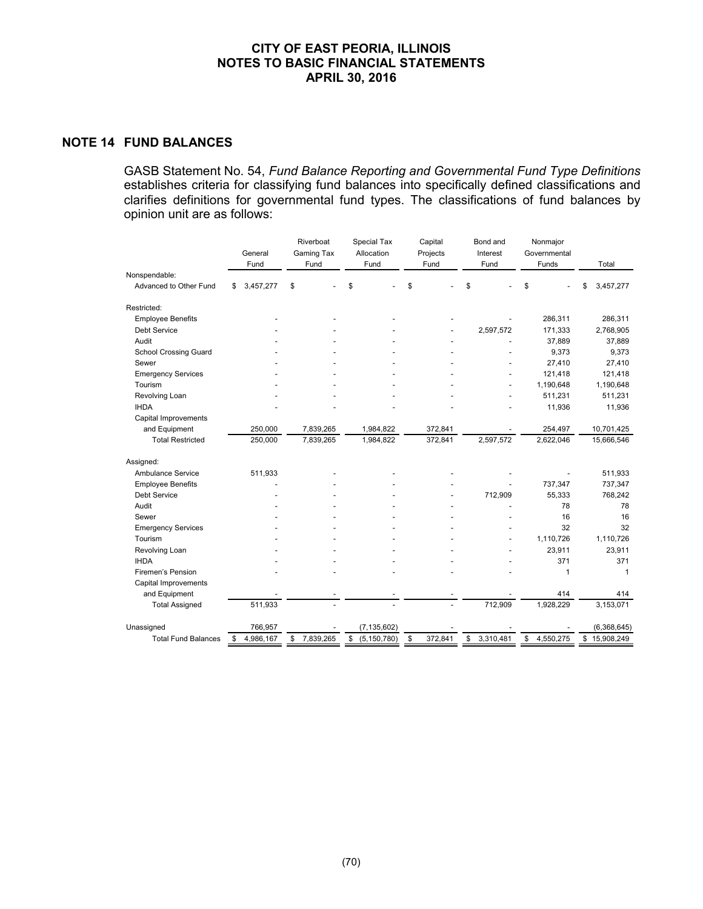# CITY OF EAST PEORIA, ILLINOIS
## NOTES TO BASIC FINANCIAL STATEMENTS
### APRIL 30, 2016

## NOTE 14 FUND BALANCES

GASB Statement No. 54, *Fund Balance Reporting and Governmental Fund Type Definitions* establishes criteria for classifying fund balances into specifically defined classifications and clarifies definitions for governmental fund types. The classifications of fund balances by opinion unit are as follows:

| | General Fund | Riverboat Gaming Tax Fund | Special Tax Allocation Fund | Capital Projects Fund | Bond and Interest Fund | Nonmajor Governmental Funds | Total |
|---|---|---|---|---|---|---|---|
| Nonspendable: | | | | | | | |
| Advanced to Other Fund | $ 3,457,277 | $ - | $ - | $ - | $ - | $ - | $ 3,457,277 |
| Restricted: | | | | | | | |
| Employee Benefits | - | - | - | - | - | 286,311 | 286,311 |
| Debt Service | - | - | - | - | 2,597,572 | 171,333 | 2,768,905 |
| Audit | - | - | - | - | - | 37,889 | 37,889 |
| School Crossing Guard | - | - | - | - | - | 9,373 | 9,373 |
| Sewer | - | - | - | - | - | 27,410 | 27,410 |
| Emergency Services | - | - | - | - | - | 121,418 | 121,418 |
| Tourism | - | - | - | - | - | 1,190,648 | 1,190,648 |
| Revolving Loan | - | - | - | - | - | 511,231 | 511,231 |
| IHDA | - | - | - | - | - | 11,936 | 11,936 |
| Capital Improvements and Equipment | 250,000 | 7,839,265 | 1,984,822 | 372,841 | - | 254,497 | 10,701,425 |
| Total Restricted | 250,000 | 7,839,265 | 1,984,822 | 372,841 | 2,597,572 | 2,622,046 | 15,666,546 |
| Assigned: | | | | | | | |
| Ambulance Service | 511,933 | - | - | - | - | - | 511,933 |
| Employee Benefits | - | - | - | - | - | 737,347 | 737,347 |
| Debt Service | - | - | - | - | 712,909 | 55,333 | 768,242 |
| Audit | - | - | - | - | - | 78 | 78 |
| Sewer | - | - | - | - | - | 16 | 16 |
| Emergency Services | - | - | - | - | - | 32 | 32 |
| Tourism | - | - | - | - | - | 1,110,726 | 1,110,726 |
| Revolving Loan | - | - | - | - | - | 23,911 | 23,911 |
| IHDA | - | - | - | - | - | 371 | 371 |
| Firemen's Pension | - | - | - | - | - | 1 | 1 |
| Capital Improvements and Equipment | - | - | - | - | - | 414 | 414 |
| Total Assigned | 511,933 | - | - | - | 712,909 | 1,928,229 | 3,153,071 |
| Unassigned | 766,957 | - | (7,135,602) | - | - | - | (6,368,645) |
| Total Fund Balances | $ 4,986,167 | $ 7,839,265 | $ (5,150,780) | $ 372,841 | $ 3,310,481 | $ 4,550,275 | $ 15,908,249 |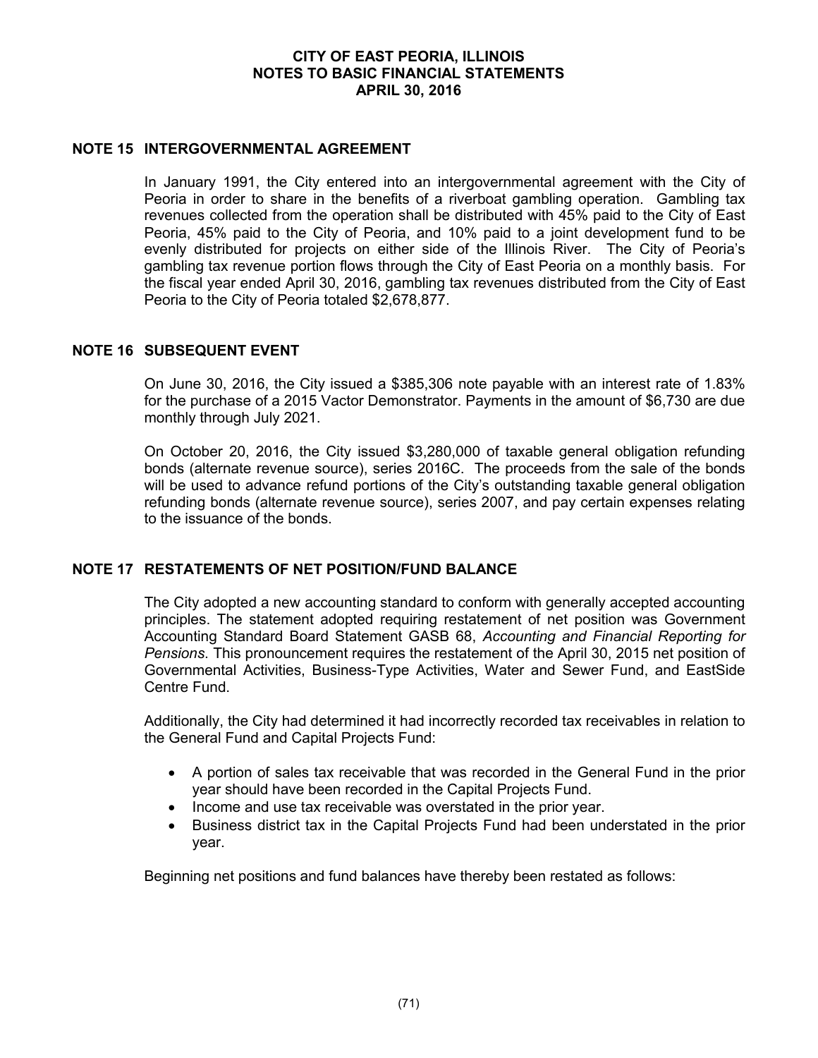## NOTE 15 INTERGOVERNMENTAL AGREEMENT

In January 1991, the City entered into an intergovernmental agreement with the City of Peoria in order to share in the benefits of a riverboat gambling operation. Gambling tax revenues collected from the operation shall be distributed with 45% paid to the City of East Peoria, 45% paid to the City of Peoria, and 10% paid to a joint development fund to be evenly distributed for projects on either side of the Illinois River. The City of Peoria's gambling tax revenue portion flows through the City of East Peoria on a monthly basis. For the fiscal year ended April 30, 2016, gambling tax revenues distributed from the City of East Peoria to the City of Peoria totaled $2,678,877.

## NOTE 16 SUBSEQUENT EVENT

On June 30, 2016, the City issued a $385,306 note payable with an interest rate of 1.83% for the purchase of a 2015 Vactor Demonstrator. Payments in the amount of $6,730 are due monthly through July 2021.

On October 20, 2016, the City issued $3,280,000 of taxable general obligation refunding bonds (alternate revenue source), series 2016C. The proceeds from the sale of the bonds will be used to advance refund portions of the City's outstanding taxable general obligation refunding bonds (alternate revenue source), series 2007, and pay certain expenses relating to the issuance of the bonds.

## NOTE 17 RESTATEMENTS OF NET POSITION/FUND BALANCE

The City adopted a new accounting standard to conform with generally accepted accounting principles. The statement adopted requiring restatement of net position was Government Accounting Standard Board Statement GASB 68, *Accounting and Financial Reporting for Pensions.* This pronouncement requires the restatement of the April 30, 2015 net position of Governmental Activities, Business-Type Activities, Water and Sewer Fund, and EastSide Centre Fund.

Additionally, the City had determined it had incorrectly recorded tax receivables in relation to the General Fund and Capital Projects Fund:

- A portion of sales tax receivable that was recorded in the General Fund in the prior year should have been recorded in the Capital Projects Fund.
- Income and use tax receivable was overstated in the prior year.
- Business district tax in the Capital Projects Fund had been understated in the prior year.

Beginning net positions and fund balances have thereby been restated as follows: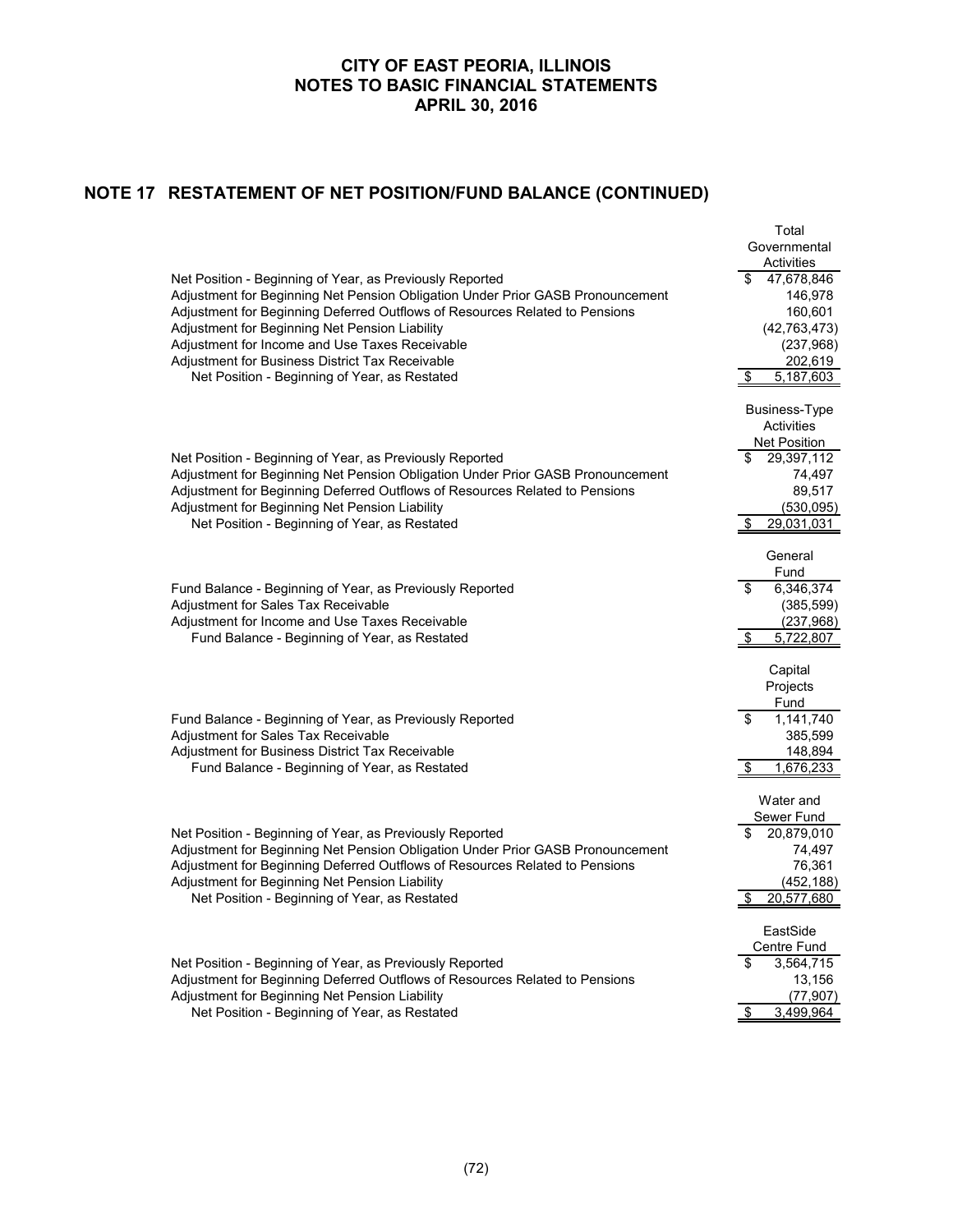## NOTE 17 RESTATEMENT OF NET POSITION/FUND BALANCE (CONTINUED)

| | Total Governmental Activities |
|---|---|
| Net Position - Beginning of Year, as Previously Reported | $ 47,678,846 |
| Adjustment for Beginning Net Pension Obligation Under Prior GASB Pronouncement | 146,978 |
| Adjustment for Beginning Deferred Outflows of Resources Related to Pensions | 160,601 |
| Adjustment for Beginning Net Pension Liability | (42,763,473) |
| Adjustment for Income and Use Taxes Receivable | (237,968) |
| Adjustment for Business District Tax Receivable | 202,619 |
| Net Position - Beginning of Year, as Restated | $ 5,187,603 |

| | Business-Type Activities Net Position |
|---|---|
| Net Position - Beginning of Year, as Previously Reported | $ 29,397,112 |
| Adjustment for Beginning Net Pension Obligation Under Prior GASB Pronouncement | 74,497 |
| Adjustment for Beginning Deferred Outflows of Resources Related to Pensions | 89,517 |
| Adjustment for Beginning Net Pension Liability | (530,095) |
| Net Position - Beginning of Year, as Restated | $ 29,031,031 |

| | General Fund |
|---|---|
| Fund Balance - Beginning of Year, as Previously Reported | $ 6,346,374 |
| Adjustment for Sales Tax Receivable | (385,599) |
| Adjustment for Income and Use Taxes Receivable | (237,968) |
| Fund Balance - Beginning of Year, as Restated | $ 5,722,807 |

| | Capital Projects Fund |
|---|---|
| Fund Balance - Beginning of Year, as Previously Reported | $ 1,141,740 |
| Adjustment for Sales Tax Receivable | 385,599 |
| Adjustment for Business District Tax Receivable | 148,894 |
| Fund Balance - Beginning of Year, as Restated | $ 1,676,233 |

| | Water and Sewer Fund |
|---|---|
| Net Position - Beginning of Year, as Previously Reported | $ 20,879,010 |
| Adjustment for Beginning Net Pension Obligation Under Prior GASB Pronouncement | 74,497 |
| Adjustment for Beginning Deferred Outflows of Resources Related to Pensions | 76,361 |
| Adjustment for Beginning Net Pension Liability | (452,188) |
| Net Position - Beginning of Year, as Restated | $ 20,577,680 |

| | EastSide Centre Fund |
|---|---|
| Net Position - Beginning of Year, as Previously Reported | $ 3,564,715 |
| Adjustment for Beginning Deferred Outflows of Resources Related to Pensions | 13,156 |
| Adjustment for Beginning Net Pension Liability | (77,907) |
| Net Position - Beginning of Year, as Restated | $ 3,499,964 |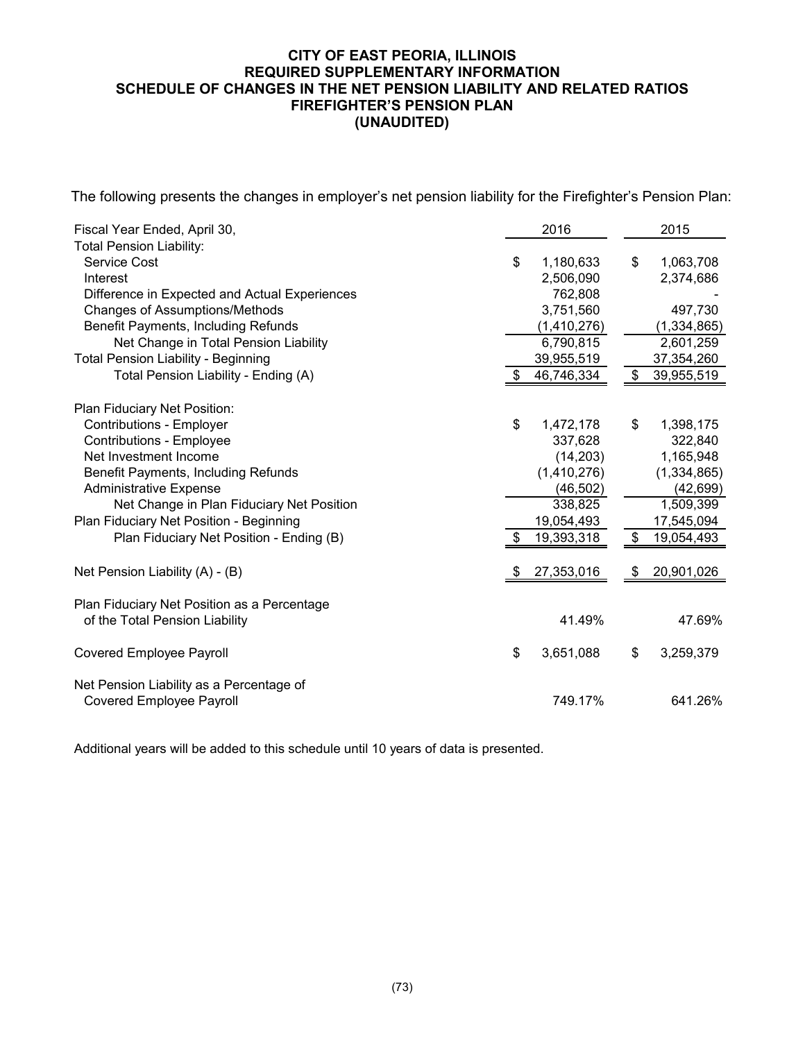# CITY OF EAST PEORIA, ILLINOIS
## REQUIRED SUPPLEMENTARY INFORMATION
## SCHEDULE OF CHANGES IN THE NET PENSION LIABILITY AND RELATED RATIOS
## FIREFIGHTER'S PENSION PLAN
## (UNAUDITED)

The following presents the changes in employer's net pension liability for the Firefighter's Pension Plan:

| Fiscal Year Ended, April 30, | 2016 | 2015 |
|---|---|---|
| **Total Pension Liability:** | | |
| Service Cost | $ 1,180,633 | $ 1,063,708 |
| Interest | 2,506,090 | 2,374,686 |
| Difference in Expected and Actual Experiences | 762,808 | - |
| Changes of Assumptions/Methods | 3,751,560 | 497,730 |
| Benefit Payments, Including Refunds | (1,410,276) | (1,334,865) |
| Net Change in Total Pension Liability | 6,790,815 | 2,601,259 |
| Total Pension Liability - Beginning | 39,955,519 | 37,354,260 |
| Total Pension Liability - Ending (A) | $ 46,746,334 | $ 39,955,519 |
| | | |
| **Plan Fiduciary Net Position:** | | |
| Contributions - Employer | $ 1,472,178 | $ 1,398,175 |
| Contributions - Employee | 337,628 | 322,840 |
| Net Investment Income | (14,203) | 1,165,948 |
| Benefit Payments, Including Refunds | (1,410,276) | (1,334,865) |
| Administrative Expense | (46,502) | (42,699) |
| Net Change in Plan Fiduciary Net Position | 338,825 | 1,509,399 |
| Plan Fiduciary Net Position - Beginning | 19,054,493 | 17,545,094 |
| Plan Fiduciary Net Position - Ending (B) | $ 19,393,318 | $ 19,054,493 |
| | | |
| Net Pension Liability (A) - (B) | $ 27,353,016 | $ 20,901,026 |
| | | |
| Plan Fiduciary Net Position as a Percentage of the Total Pension Liability | 41.49% | 47.69% |
| | | |
| Covered Employee Payroll | $ 3,651,088 | $ 3,259,379 |
| | | |
| Net Pension Liability as a Percentage of Covered Employee Payroll | 749.17% | 641.26% |

Additional years will be added to this schedule until 10 years of data is presented.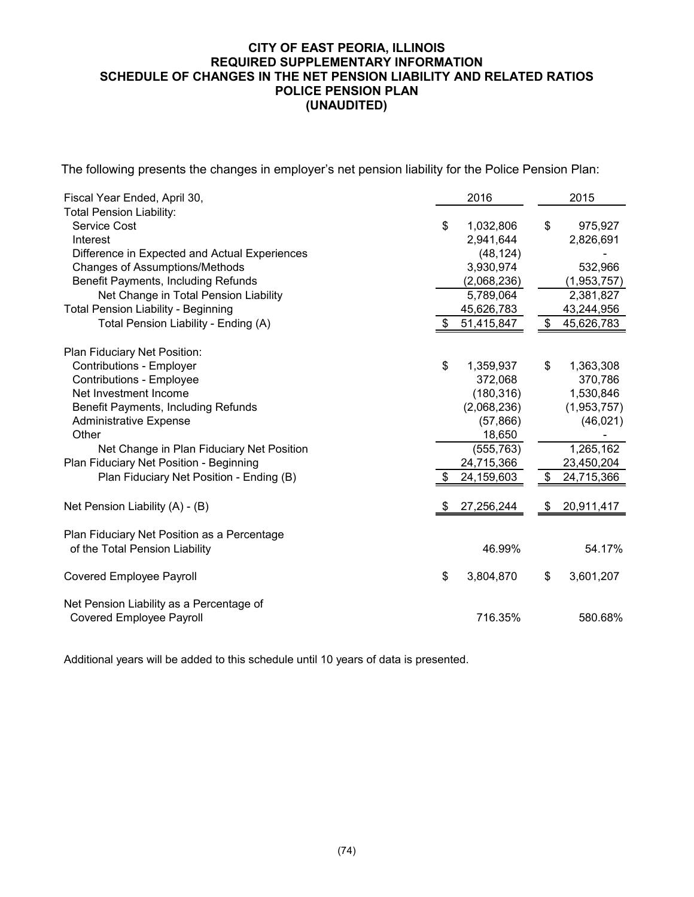# CITY OF EAST PEORIA, ILLINOIS
## REQUIRED SUPPLEMENTARY INFORMATION
## SCHEDULE OF CHANGES IN THE NET PENSION LIABILITY AND RELATED RATIOS
## POLICE PENSION PLAN
## (UNAUDITED)

The following presents the changes in employer's net pension liability for the Police Pension Plan:

| Fiscal Year Ended, April 30, | 2016 | 2015 |
|---|---|---|
| Total Pension Liability: | | |
| Service Cost | $ 1,032,806 | $ 975,927 |
| Interest | 2,941,644 | 2,826,691 |
| Difference in Expected and Actual Experiences | (48,124) | - |
| Changes of Assumptions/Methods | 3,930,974 | 532,966 |
| Benefit Payments, Including Refunds | (2,068,236) | (1,953,757) |
| Net Change in Total Pension Liability | 5,789,064 | 2,381,827 |
| Total Pension Liability - Beginning | 45,626,783 | 43,244,956 |
| Total Pension Liability - Ending (A) | $ 51,415,847 | $ 45,626,783 |
| | | |
| Plan Fiduciary Net Position: | | |
| Contributions - Employer | $ 1,359,937 | $ 1,363,308 |
| Contributions - Employee | 372,068 | 370,786 |
| Net Investment Income | (180,316) | 1,530,846 |
| Benefit Payments, Including Refunds | (2,068,236) | (1,953,757) |
| Administrative Expense | (57,866) | (46,021) |
| Other | 18,650 | - |
| Net Change in Plan Fiduciary Net Position | (555,763) | 1,265,162 |
| Plan Fiduciary Net Position - Beginning | 24,715,366 | 23,450,204 |
| Plan Fiduciary Net Position - Ending (B) | $ 24,159,603 | $ 24,715,366 |
| | | |
| Net Pension Liability (A) - (B) | $ 27,256,244 | $ 20,911,417 |
| | | |
| Plan Fiduciary Net Position as a Percentage of the Total Pension Liability | 46.99% | 54.17% |
| | | |
| Covered Employee Payroll | $ 3,804,870 | $ 3,601,207 |
| | | |
| Net Pension Liability as a Percentage of Covered Employee Payroll | 716.35% | 580.68% |

Additional years will be added to this schedule until 10 years of data is presented.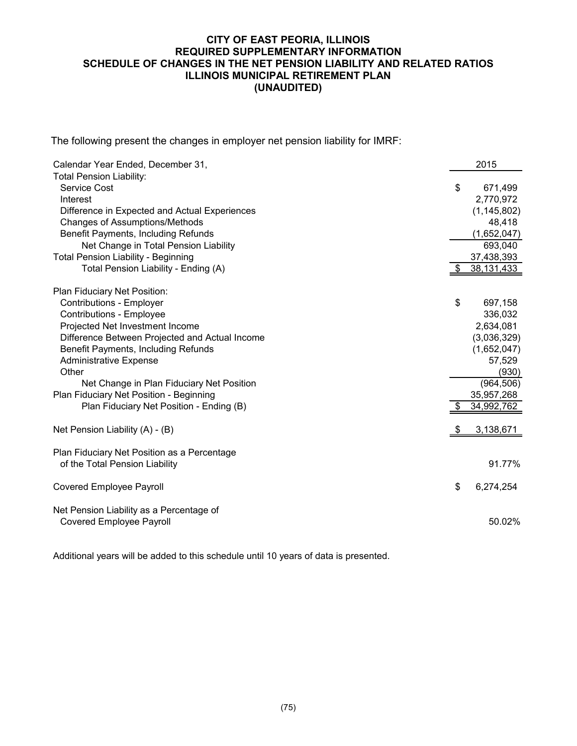# CITY OF EAST PEORIA, ILLINOIS
## REQUIRED SUPPLEMENTARY INFORMATION
## SCHEDULE OF CHANGES IN THE NET PENSION LIABILITY AND RELATED RATIOS
## ILLINOIS MUNICIPAL RETIREMENT PLAN
## (UNAUDITED)

The following present the changes in employer net pension liability for IMRF:

| Calendar Year Ended, December 31, | 2015 |
|---|---|
| **Total Pension Liability:** | |
| Service Cost | $ 671,499 |
| Interest | 2,770,972 |
| Difference in Expected and Actual Experiences | (1,145,802) |
| Changes of Assumptions/Methods | 48,418 |
| Benefit Payments, Including Refunds | (1,652,047) |
| Net Change in Total Pension Liability | 693,040 |
| Total Pension Liability - Beginning | 37,438,393 |
| Total Pension Liability - Ending (A) | $ 38,131,433 |
| | |
| **Plan Fiduciary Net Position:** | |
| Contributions - Employer | $ 697,158 |
| Contributions - Employee | 336,032 |
| Projected Net Investment Income | 2,634,081 |
| Difference Between Projected and Actual Income | (3,036,329) |
| Benefit Payments, Including Refunds | (1,652,047) |
| Administrative Expense | 57,529 |
| Other | (930) |
| Net Change in Plan Fiduciary Net Position | (964,506) |
| Plan Fiduciary Net Position - Beginning | 35,957,268 |
| Plan Fiduciary Net Position - Ending (B) | $ 34,992,762 |
| | |
| Net Pension Liability (A) - (B) | $ 3,138,671 |
| | |
| Plan Fiduciary Net Position as a Percentage of the Total Pension Liability | 91.77% |
| | |
| Covered Employee Payroll | $ 6,274,254 |
| | |
| Net Pension Liability as a Percentage of Covered Employee Payroll | 50.02% |

Additional years will be added to this schedule until 10 years of data is presented.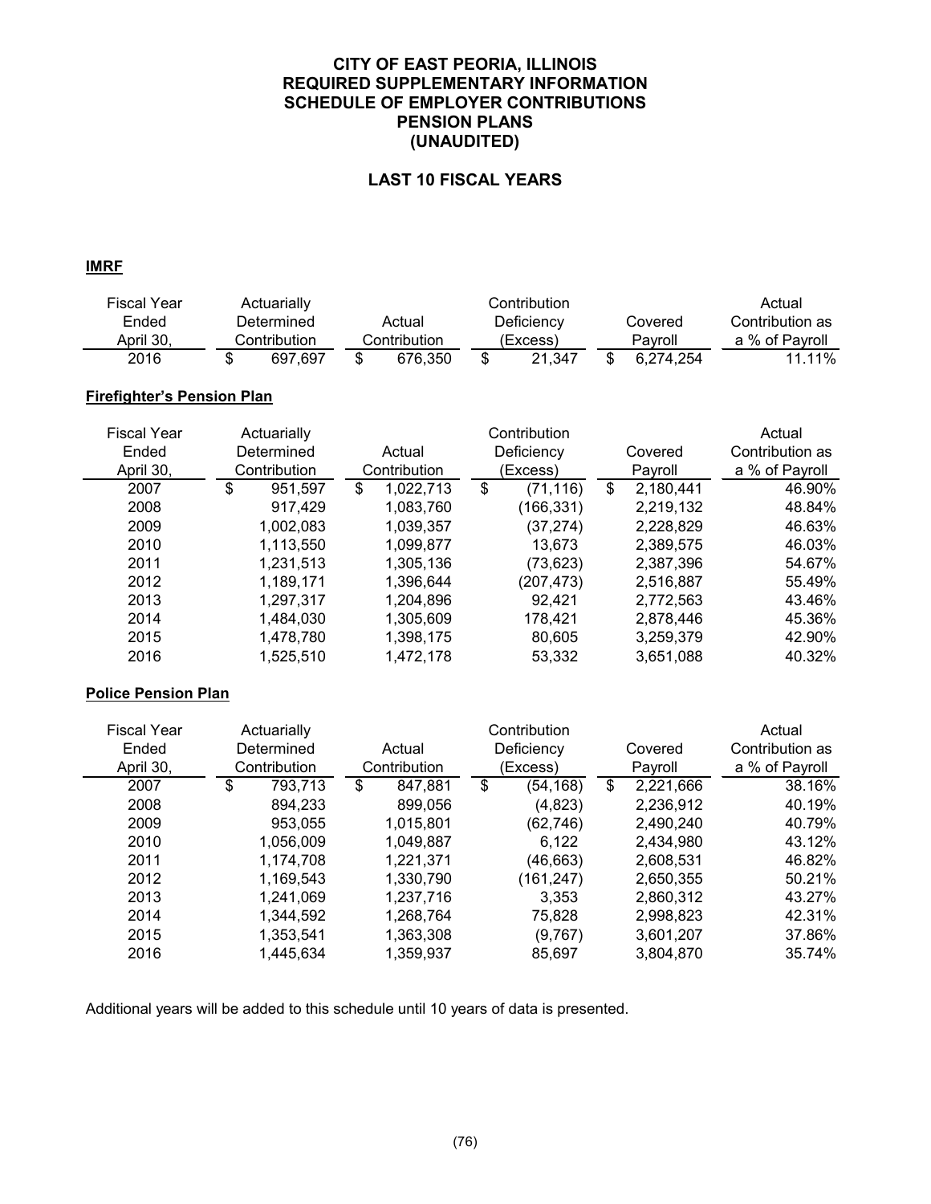# CITY OF EAST PEORIA, ILLINOIS
# REQUIRED SUPPLEMENTARY INFORMATION
# SCHEDULE OF EMPLOYER CONTRIBUTIONS
# PENSION PLANS
# (UNAUDITED)

## LAST 10 FISCAL YEARS

**IMRF**

| Fiscal Year Ended April 30, | Actuarially Determined Contribution | Actual Contribution | Contribution Deficiency (Excess) | Covered Payroll | Actual Contribution as a % of Payroll |
|---|---|---|---|---|---|
| 2016 | $ 697,697 | $ 676,350 | $ 21,347 | $ 6,274,254 | 11.11% |

**Firefighter's Pension Plan**

| Fiscal Year Ended April 30, | Actuarially Determined Contribution | Actual Contribution | Contribution Deficiency (Excess) | Covered Payroll | Actual Contribution as a % of Payroll |
|---|---|---|---|---|---|
| 2007 | $ 951,597 | $ 1,022,713 | $ (71,116) | $ 2,180,441 | 46.90% |
| 2008 | 917,429 | 1,083,760 | (166,331) | 2,219,132 | 48.84% |
| 2009 | 1,002,083 | 1,039,357 | (37,274) | 2,228,829 | 46.63% |
| 2010 | 1,113,550 | 1,099,877 | 13,673 | 2,389,575 | 46.03% |
| 2011 | 1,231,513 | 1,305,136 | (73,623) | 2,387,396 | 54.67% |
| 2012 | 1,189,171 | 1,396,644 | (207,473) | 2,516,887 | 55.49% |
| 2013 | 1,297,317 | 1,204,896 | 92,421 | 2,772,563 | 43.46% |
| 2014 | 1,484,030 | 1,305,609 | 178,421 | 2,878,446 | 45.36% |
| 2015 | 1,478,780 | 1,398,175 | 80,605 | 3,259,379 | 42.90% |
| 2016 | 1,525,510 | 1,472,178 | 53,332 | 3,651,088 | 40.32% |

**Police Pension Plan**

| Fiscal Year Ended April 30, | Actuarially Determined Contribution | Actual Contribution | Contribution Deficiency (Excess) | Covered Payroll | Actual Contribution as a % of Payroll |
|---|---|---|---|---|---|
| 2007 | $ 793,713 | $ 847,881 | $ (54,168) | $ 2,221,666 | 38.16% |
| 2008 | 894,233 | 899,056 | (4,823) | 2,236,912 | 40.19% |
| 2009 | 953,055 | 1,015,801 | (62,746) | 2,490,240 | 40.79% |
| 2010 | 1,056,009 | 1,049,887 | 6,122 | 2,434,980 | 43.12% |
| 2011 | 1,174,708 | 1,221,371 | (46,663) | 2,608,531 | 46.82% |
| 2012 | 1,169,543 | 1,330,790 | (161,247) | 2,650,355 | 50.21% |
| 2013 | 1,241,069 | 1,237,716 | 3,353 | 2,860,312 | 43.27% |
| 2014 | 1,344,592 | 1,268,764 | 75,828 | 2,998,823 | 42.31% |
| 2015 | 1,353,541 | 1,363,308 | (9,767) | 3,601,207 | 37.86% |
| 2016 | 1,445,634 | 1,359,937 | 85,697 | 3,804,870 | 35.74% |

Additional years will be added to this schedule until 10 years of data is presented.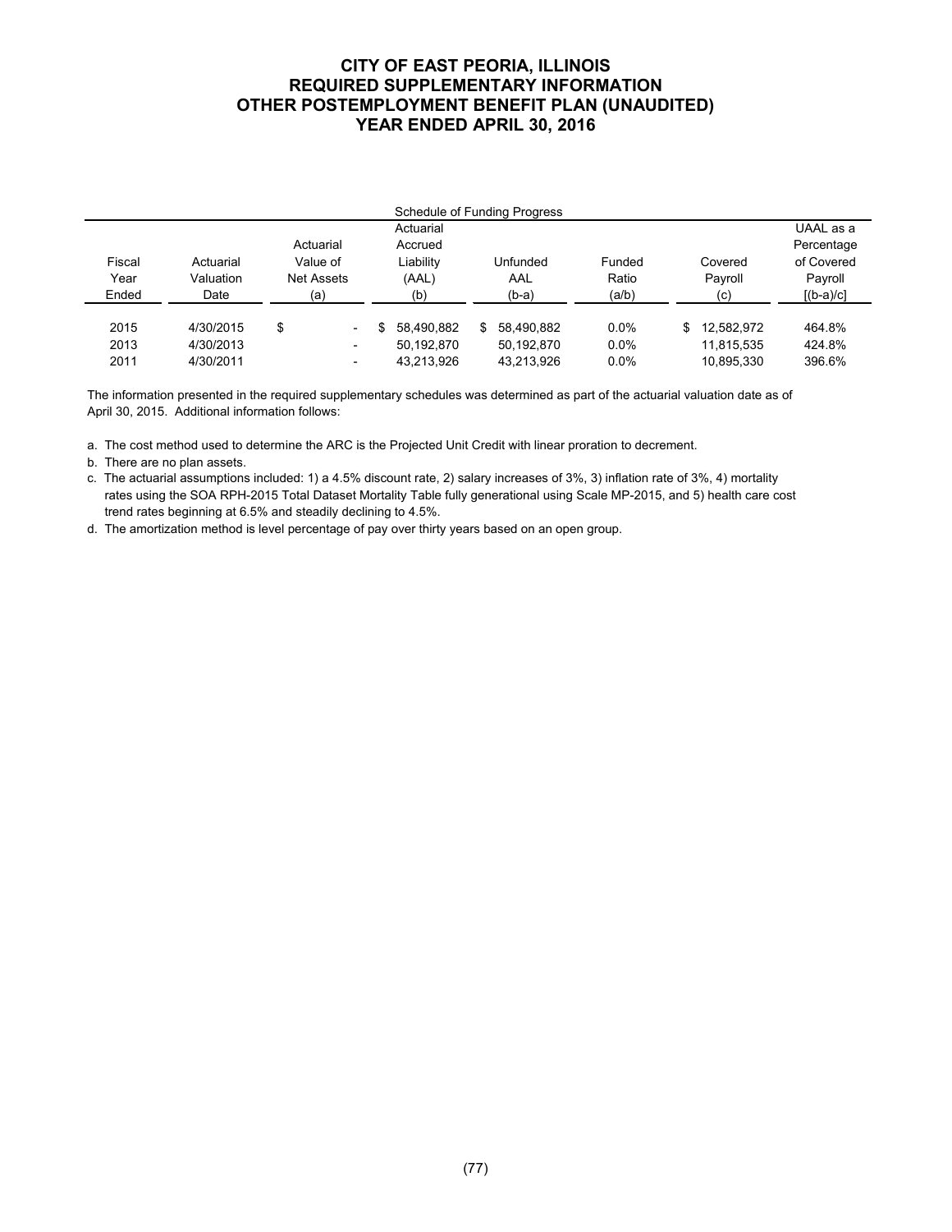# CITY OF EAST PEORIA, ILLINOIS
## REQUIRED SUPPLEMENTARY INFORMATION
## OTHER POSTEMPLOYMENT BENEFIT PLAN (UNAUDITED)
## YEAR ENDED APRIL 30, 2016

Schedule of Funding Progress

| Fiscal Year Ended | Actuarial Valuation Date | Actuarial Value of Net Assets (a) | Actuarial Accrued Liability (AAL) (b) | Unfunded AAL (b-a) | Funded Ratio (a/b) | Covered Payroll (c) | UAAL as a Percentage of Covered Payroll [(b-a)/c] |
|---|---|---|---|---|---|---|---|
| 2015 | 4/30/2015 | $ - | $ 58,490,882 | $ 58,490,882 | 0.0% | $ 12,582,972 | 464.8% |
| 2013 | 4/30/2013 | - | 50,192,870 | 50,192,870 | 0.0% | 11,815,535 | 424.8% |
| 2011 | 4/30/2011 | - | 43,213,926 | 43,213,926 | 0.0% | 10,895,330 | 396.6% |

The information presented in the required supplementary schedules was determined as part of the actuarial valuation date as of April 30, 2015. Additional information follows:

a. The cost method used to determine the ARC is the Projected Unit Credit with linear proration to decrement.

b. There are no plan assets.

c. The actuarial assumptions included: 1) a 4.5% discount rate, 2) salary increases of 3%, 3) inflation rate of 3%, 4) mortality rates using the SOA RPH-2015 Total Dataset Mortality Table fully generational using Scale MP-2015, and 5) health care cost trend rates beginning at 6.5% and steadily declining to 4.5%.

d. The amortization method is level percentage of pay over thirty years based on an open group.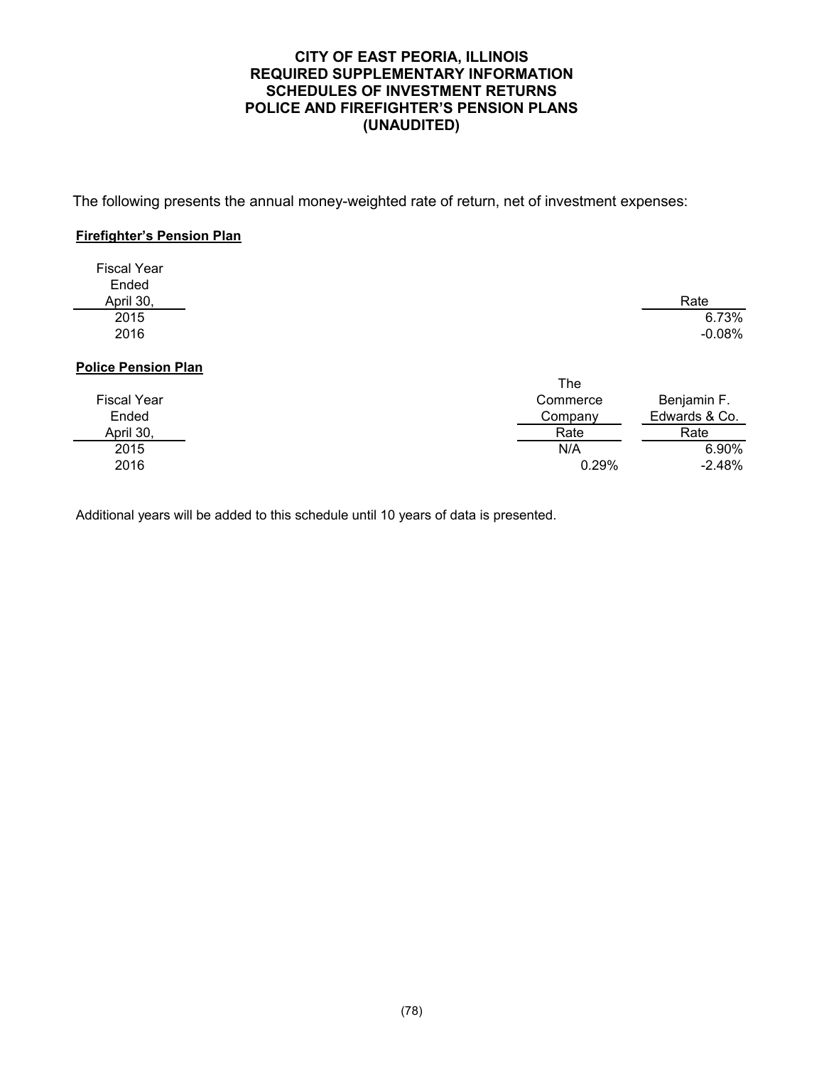# CITY OF EAST PEORIA, ILLINOIS
## REQUIRED SUPPLEMENTARY INFORMATION
## SCHEDULES OF INVESTMENT RETURNS
## POLICE AND FIREFIGHTER'S PENSION PLANS
## (UNAUDITED)

The following presents the annual money-weighted rate of return, net of investment expenses:

**Firefighter's Pension Plan**

| Fiscal Year Ended April 30, | Rate |
|---|---|
| 2015 | 6.73% |
| 2016 | -0.08% |

**Police Pension Plan**

| Fiscal Year Ended April 30, | The Commerce Company Rate | Benjamin F. Edwards & Co. Rate |
|---|---|---|
| 2015 | N/A | 6.90% |
| 2016 | 0.29% | -2.48% |

Additional years will be added to this schedule until 10 years of data is presented.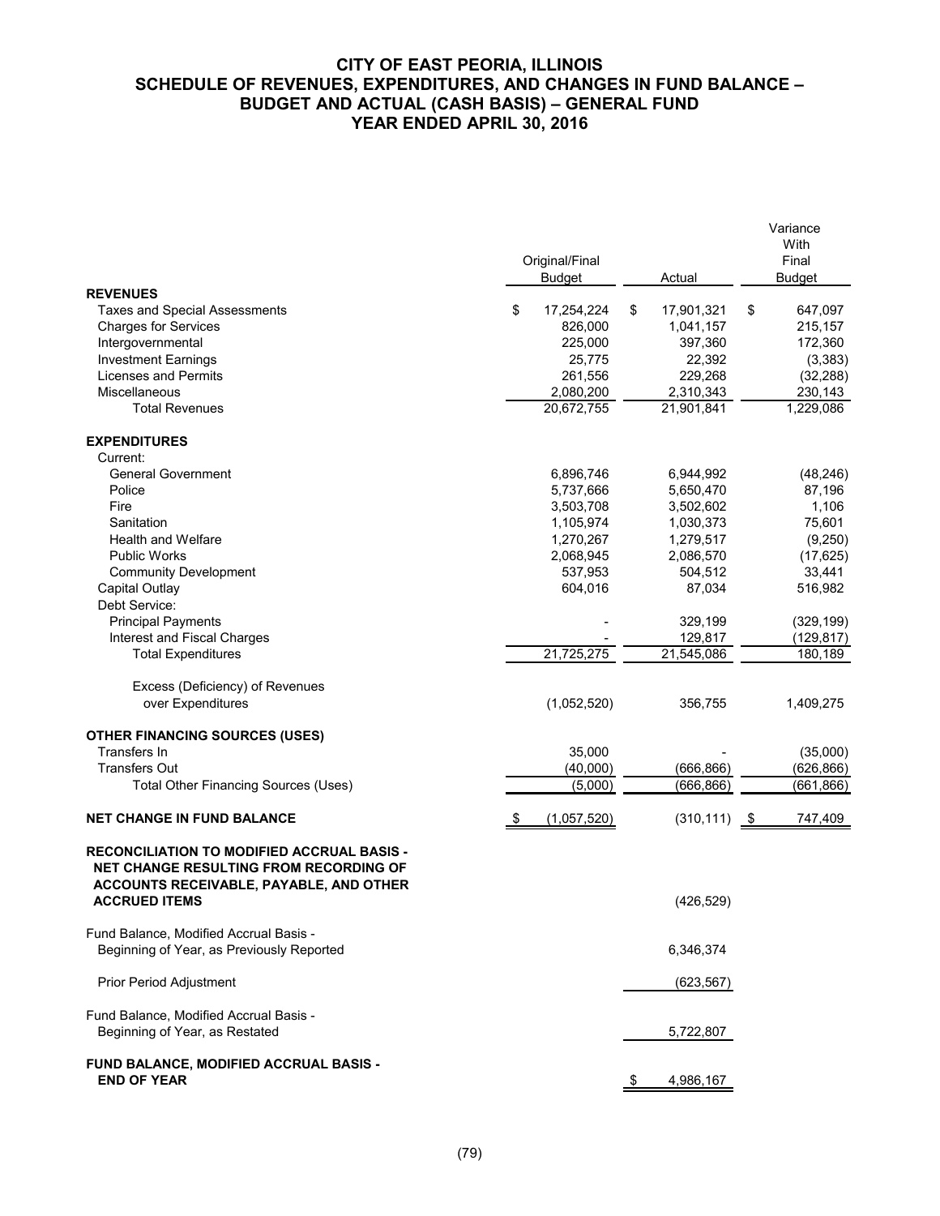# CITY OF EAST PEORIA, ILLINOIS
## SCHEDULE OF REVENUES, EXPENDITURES, AND CHANGES IN FUND BALANCE – BUDGET AND ACTUAL (CASH BASIS) – GENERAL FUND
### YEAR ENDED APRIL 30, 2016

| | Original/Final Budget | Actual | Variance With Final Budget |
|---|---|---|---|
| **REVENUES** | | | |
| Taxes and Special Assessments | $ 17,254,224 | $ 17,901,321 | $ 647,097 |
| Charges for Services | 826,000 | 1,041,157 | 215,157 |
| Intergovernmental | 225,000 | 397,360 | 172,360 |
| Investment Earnings | 25,775 | 22,392 | (3,383) |
| Licenses and Permits | 261,556 | 229,268 | (32,288) |
| Miscellaneous | 2,080,200 | 2,310,343 | 230,143 |
| Total Revenues | 20,672,755 | 21,901,841 | 1,229,086 |
| **EXPENDITURES** | | | |
| Current: | | | |
| General Government | 6,896,746 | 6,944,992 | (48,246) |
| Police | 5,737,666 | 5,650,470 | 87,196 |
| Fire | 3,503,708 | 3,502,602 | 1,106 |
| Sanitation | 1,105,974 | 1,030,373 | 75,601 |
| Health and Welfare | 1,270,267 | 1,279,517 | (9,250) |
| Public Works | 2,068,945 | 2,086,570 | (17,625) |
| Community Development | 537,953 | 504,512 | 33,441 |
| Capital Outlay | 604,016 | 87,034 | 516,982 |
| Debt Service: | | | |
| Principal Payments | - | 329,199 | (329,199) |
| Interest and Fiscal Charges | - | 129,817 | (129,817) |
| Total Expenditures | 21,725,275 | 21,545,086 | 180,189 |
| Excess (Deficiency) of Revenues over Expenditures | (1,052,520) | 356,755 | 1,409,275 |
| **OTHER FINANCING SOURCES (USES)** | | | |
| Transfers In | 35,000 | - | (35,000) |
| Transfers Out | (40,000) | (666,866) | (626,866) |
| Total Other Financing Sources (Uses) | (5,000) | (666,866) | (661,866) |
| **NET CHANGE IN FUND BALANCE** | $ (1,057,520) | (310,111) | $ 747,409 |
| **RECONCILIATION TO MODIFIED ACCRUAL BASIS - NET CHANGE RESULTING FROM RECORDING OF ACCOUNTS RECEIVABLE, PAYABLE, AND OTHER ACCRUED ITEMS** | | (426,529) | |
| Fund Balance, Modified Accrual Basis - Beginning of Year, as Previously Reported | | 6,346,374 | |
| Prior Period Adjustment | | (623,567) | |
| Fund Balance, Modified Accrual Basis - Beginning of Year, as Restated | | 5,722,807 | |
| **FUND BALANCE, MODIFIED ACCRUAL BASIS - END OF YEAR** | | $ 4,986,167 | |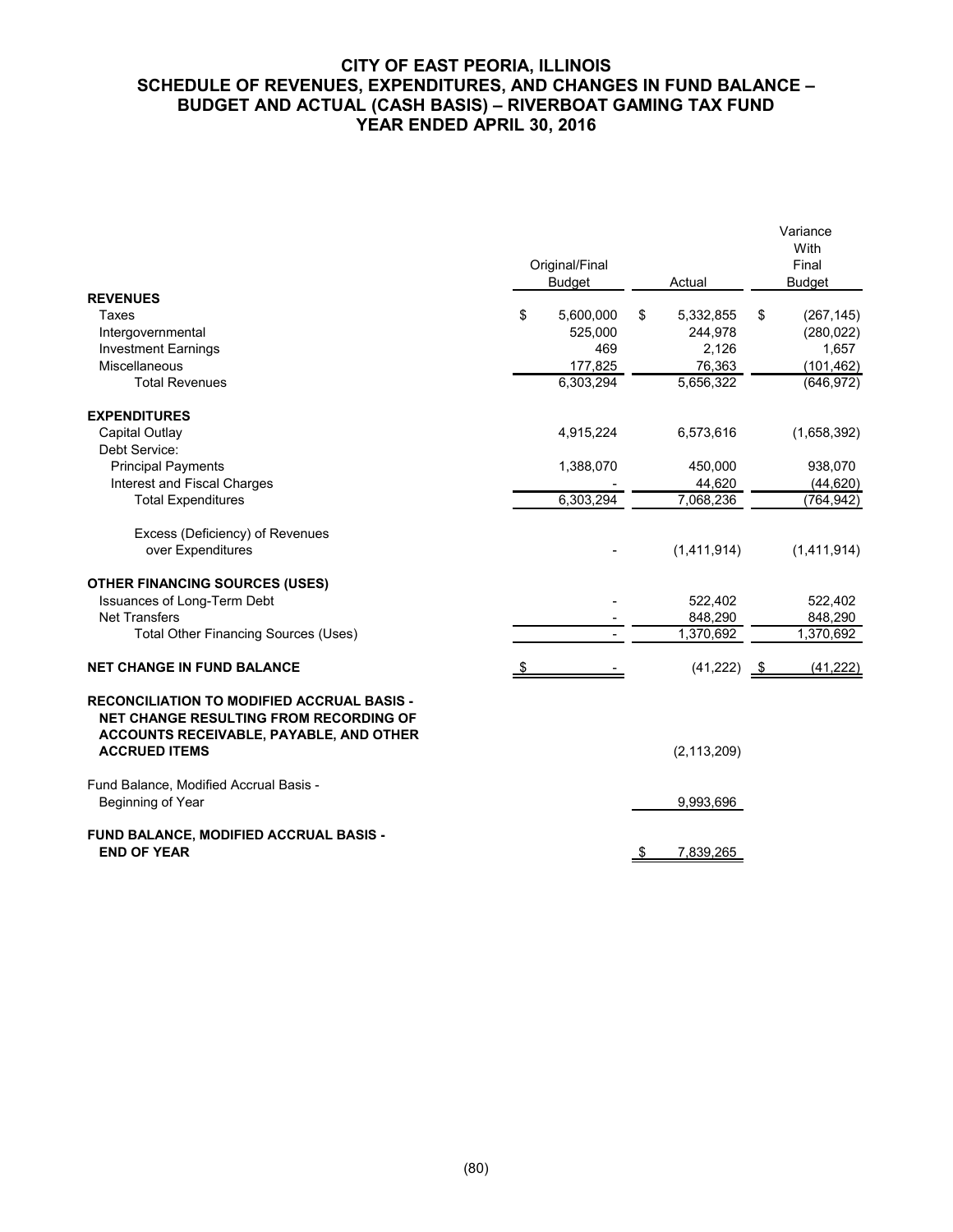# CITY OF EAST PEORIA, ILLINOIS
# SCHEDULE OF REVENUES, EXPENDITURES, AND CHANGES IN FUND BALANCE – BUDGET AND ACTUAL (CASH BASIS) – RIVERBOAT GAMING TAX FUND
# YEAR ENDED APRIL 30, 2016

| | Original/Final Budget | Actual | Variance With Final Budget |
|---|---|---|---|
| **REVENUES** | | | |
| Taxes | $ 5,600,000 | $ 5,332,855 | $ (267,145) |
| Intergovernmental | 525,000 | 244,978 | (280,022) |
| Investment Earnings | 469 | 2,126 | 1,657 |
| Miscellaneous | 177,825 | 76,363 | (101,462) |
| Total Revenues | 6,303,294 | 5,656,322 | (646,972) |
| **EXPENDITURES** | | | |
| Capital Outlay | 4,915,224 | 6,573,616 | (1,658,392) |
| Debt Service: | | | |
| Principal Payments | 1,388,070 | 450,000 | 938,070 |
| Interest and Fiscal Charges | - | 44,620 | (44,620) |
| Total Expenditures | 6,303,294 | 7,068,236 | (764,942) |
| Excess (Deficiency) of Revenues over Expenditures | - | (1,411,914) | (1,411,914) |
| **OTHER FINANCING SOURCES (USES)** | | | |
| Issuances of Long-Term Debt | - | 522,402 | 522,402 |
| Net Transfers | - | 848,290 | 848,290 |
| Total Other Financing Sources (Uses) | - | 1,370,692 | 1,370,692 |
| **NET CHANGE IN FUND BALANCE** | $ - | (41,222) | $ (41,222) |
| **RECONCILIATION TO MODIFIED ACCRUAL BASIS - NET CHANGE RESULTING FROM RECORDING OF ACCOUNTS RECEIVABLE, PAYABLE, AND OTHER ACCRUED ITEMS** | | (2,113,209) | |
| Fund Balance, Modified Accrual Basis - Beginning of Year | | 9,993,696 | |
| **FUND BALANCE, MODIFIED ACCRUAL BASIS - END OF YEAR** | | $ 7,839,265 | |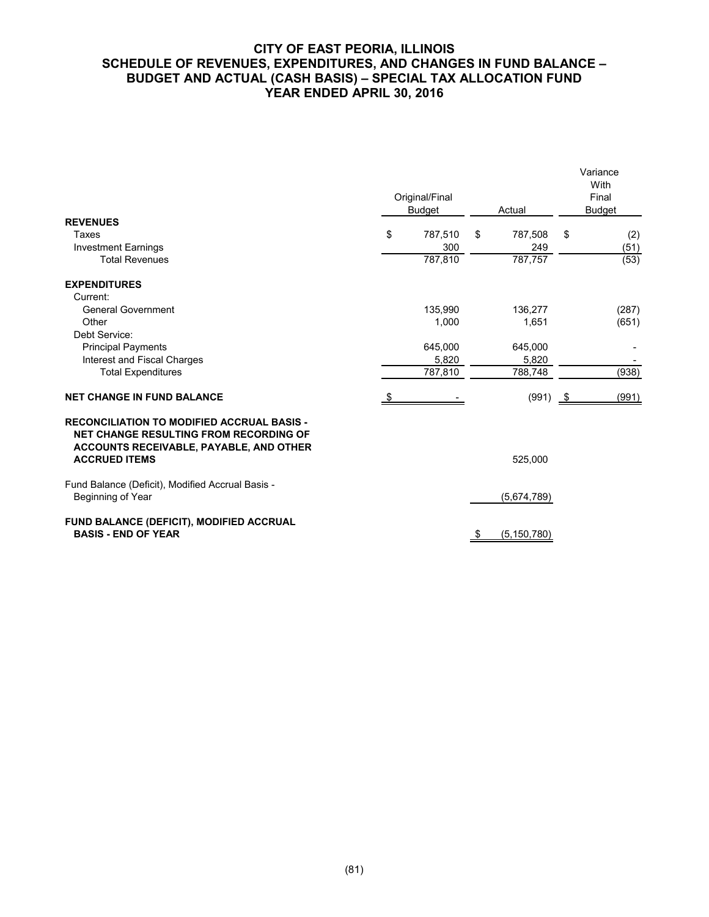# CITY OF EAST PEORIA, ILLINOIS
## SCHEDULE OF REVENUES, EXPENDITURES, AND CHANGES IN FUND BALANCE – BUDGET AND ACTUAL (CASH BASIS) – SPECIAL TAX ALLOCATION FUND
### YEAR ENDED APRIL 30, 2016

| | Original/Final Budget | Actual | Variance With Final Budget |
|---|---|---|---|
| **REVENUES** | | | |
| Taxes | $ 787,510 | $ 787,508 | $ (2) |
| Investment Earnings | 300 | 249 | (51) |
| Total Revenues | 787,810 | 787,757 | (53) |
| **EXPENDITURES** | | | |
| Current: | | | |
| General Government | 135,990 | 136,277 | (287) |
| Other | 1,000 | 1,651 | (651) |
| Debt Service: | | | |
| Principal Payments | 645,000 | 645,000 | - |
| Interest and Fiscal Charges | 5,820 | 5,820 | - |
| Total Expenditures | 787,810 | 788,748 | (938) |
| **NET CHANGE IN FUND BALANCE** | $ - | (991) | $ (991) |
| **RECONCILIATION TO MODIFIED ACCRUAL BASIS - NET CHANGE RESULTING FROM RECORDING OF ACCOUNTS RECEIVABLE, PAYABLE, AND OTHER ACCRUED ITEMS** | | 525,000 | |
| Fund Balance (Deficit), Modified Accrual Basis - Beginning of Year | | (5,674,789) | |
| **FUND BALANCE (DEFICIT), MODIFIED ACCRUAL BASIS - END OF YEAR** | | $ (5,150,780) | |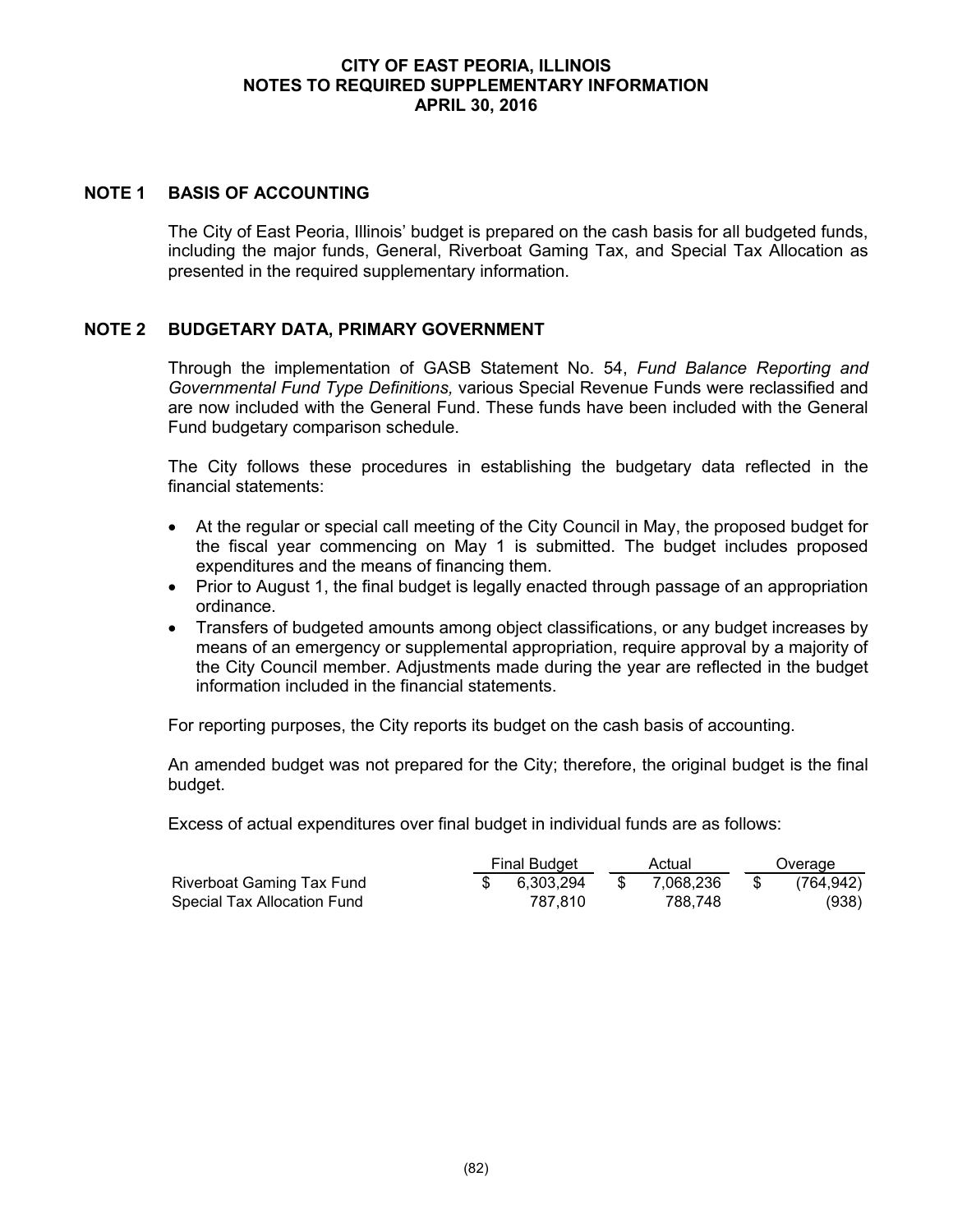# CITY OF EAST PEORIA, ILLINOIS
## NOTES TO REQUIRED SUPPLEMENTARY INFORMATION
### APRIL 30, 2016

## NOTE 1 BASIS OF ACCOUNTING

The City of East Peoria, Illinois' budget is prepared on the cash basis for all budgeted funds, including the major funds, General, Riverboat Gaming Tax, and Special Tax Allocation as presented in the required supplementary information.

## NOTE 2 BUDGETARY DATA, PRIMARY GOVERNMENT

Through the implementation of GASB Statement No. 54, *Fund Balance Reporting and Governmental Fund Type Definitions,* various Special Revenue Funds were reclassified and are now included with the General Fund. These funds have been included with the General Fund budgetary comparison schedule.

The City follows these procedures in establishing the budgetary data reflected in the financial statements:

- At the regular or special call meeting of the City Council in May, the proposed budget for the fiscal year commencing on May 1 is submitted. The budget includes proposed expenditures and the means of financing them.
- Prior to August 1, the final budget is legally enacted through passage of an appropriation ordinance.
- Transfers of budgeted amounts among object classifications, or any budget increases by means of an emergency or supplemental appropriation, require approval by a majority of the City Council member. Adjustments made during the year are reflected in the budget information included in the financial statements.

For reporting purposes, the City reports its budget on the cash basis of accounting.

An amended budget was not prepared for the City; therefore, the original budget is the final budget.

Excess of actual expenditures over final budget in individual funds are as follows:

| | Final Budget | Actual | Overage |
|---|---|---|---|
| Riverboat Gaming Tax Fund | $ 6,303,294 | $ 7,068,236 | $ (764,942) |
| Special Tax Allocation Fund | 787,810 | 788,748 | (938) |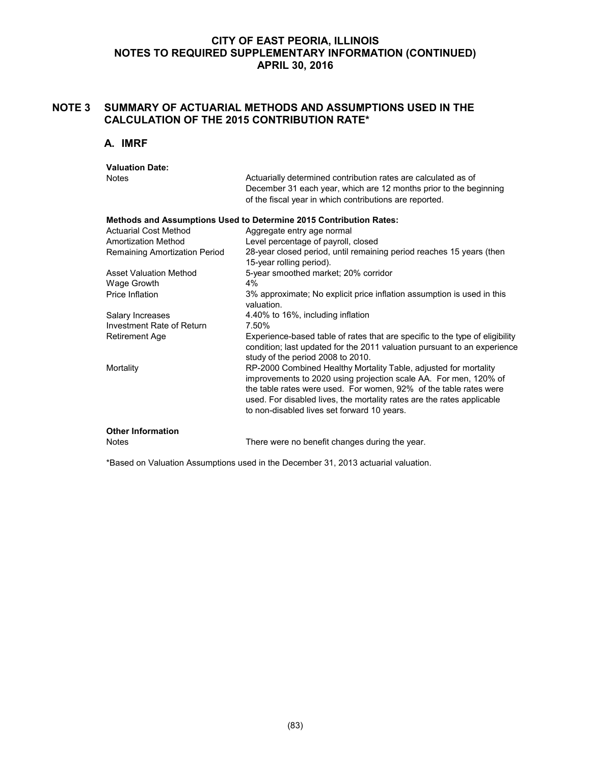# CITY OF EAST PEORIA, ILLINOIS
## NOTES TO REQUIRED SUPPLEMENTARY INFORMATION (CONTINUED)
## APRIL 30, 2016

## NOTE 3 SUMMARY OF ACTUARIAL METHODS AND ASSUMPTIONS USED IN THE CALCULATION OF THE 2015 CONTRIBUTION RATE*

### A. IMRF

**Valuation Date:**

| | |
|---|---|
| Notes | Actuarially determined contribution rates are calculated as of December 31 each year, which are 12 months prior to the beginning of the fiscal year in which contributions are reported. |

**Methods and Assumptions Used to Determine 2015 Contribution Rates:**

| | |
|---|---|
| Actuarial Cost Method | Aggregate entry age normal |
| Amortization Method | Level percentage of payroll, closed |
| Remaining Amortization Period | 28-year closed period, until remaining period reaches 15 years (then 15-year rolling period). |
| Asset Valuation Method | 5-year smoothed market; 20% corridor |
| Wage Growth | 4% |
| Price Inflation | 3% approximate; No explicit price inflation assumption is used in this valuation. |
| Salary Increases | 4.40% to 16%, including inflation |
| Investment Rate of Return | 7.50% |
| Retirement Age | Experience-based table of rates that are specific to the type of eligibility condition; last updated for the 2011 valuation pursuant to an experience study of the period 2008 to 2010. |
| Mortality | RP-2000 Combined Healthy Mortality Table, adjusted for mortality improvements to 2020 using projection scale AA. For men, 120% of the table rates were used. For women, 92% of the table rates were used. For disabled lives, the mortality rates are the rates applicable to non-disabled lives set forward 10 years. |

**Other Information**

| | |
|---|---|
| Notes | There were no benefit changes during the year. |

*Based on Valuation Assumptions used in the December 31, 2013 actuarial valuation.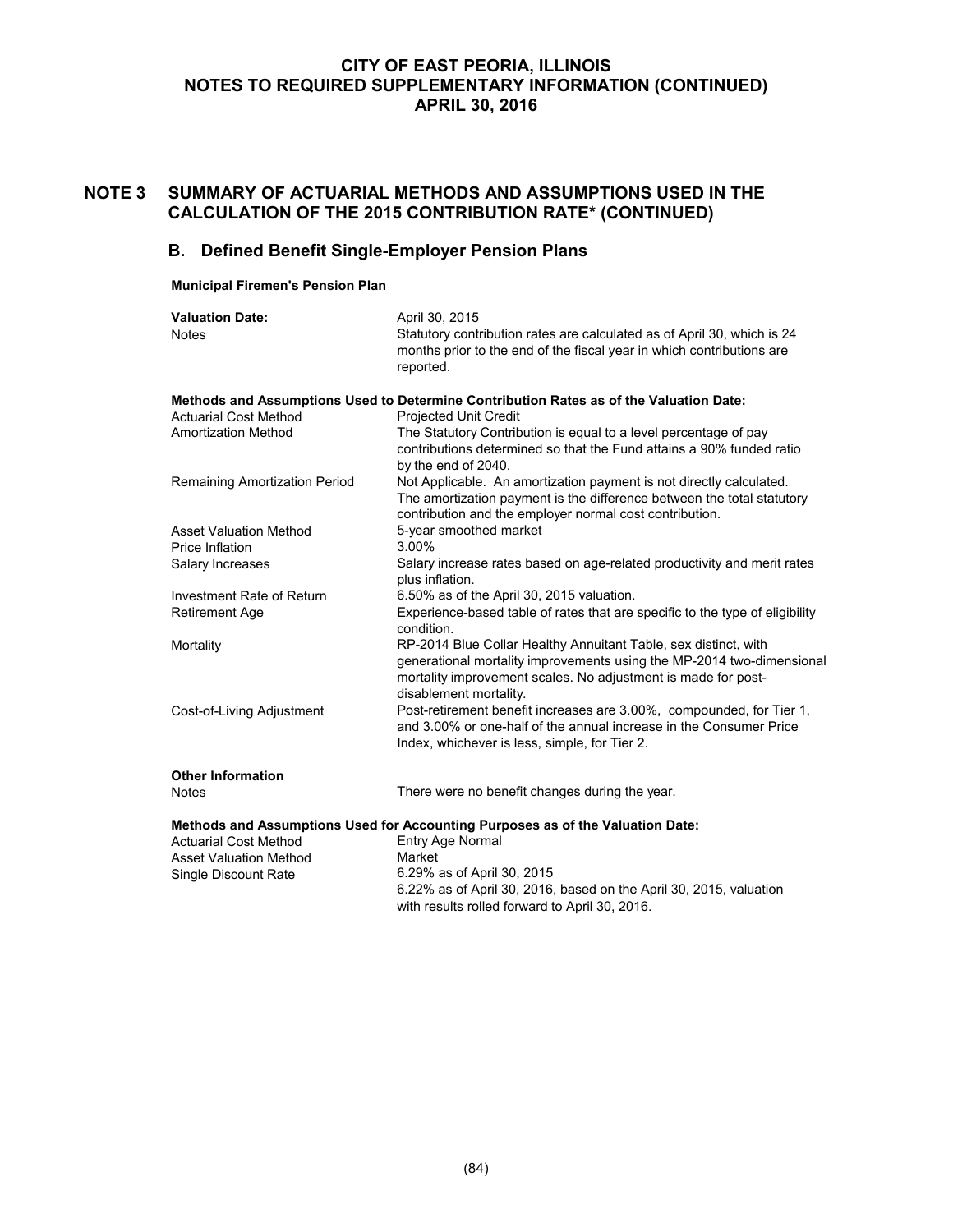# CITY OF EAST PEORIA, ILLINOIS
# NOTES TO REQUIRED SUPPLEMENTARY INFORMATION (CONTINUED)
# APRIL 30, 2016

## NOTE 3 SUMMARY OF ACTUARIAL METHODS AND ASSUMPTIONS USED IN THE CALCULATION OF THE 2015 CONTRIBUTION RATE* (CONTINUED)

### B. Defined Benefit Single-Employer Pension Plans

**Municipal Firemen's Pension Plan**

| | |
|---|---|
| **Valuation Date:** | April 30, 2015 |
| Notes | Statutory contribution rates are calculated as of April 30, which is 24 months prior to the end of the fiscal year in which contributions are reported. |

**Methods and Assumptions Used to Determine Contribution Rates as of the Valuation Date:**

| | |
|---|---|
| Actuarial Cost Method | Projected Unit Credit |
| Amortization Method | The Statutory Contribution is equal to a level percentage of pay contributions determined so that the Fund attains a 90% funded ratio by the end of 2040. |
| Remaining Amortization Period | Not Applicable. An amortization payment is not directly calculated. The amortization payment is the difference between the total statutory contribution and the employer normal cost contribution. |
| Asset Valuation Method | 5-year smoothed market |
| Price Inflation | 3.00% |
| Salary Increases | Salary increase rates based on age-related productivity and merit rates plus inflation. |
| Investment Rate of Return | 6.50% as of the April 30, 2015 valuation. |
| Retirement Age | Experience-based table of rates that are specific to the type of eligibility condition. |
| Mortality | RP-2014 Blue Collar Healthy Annuitant Table, sex distinct, with generational mortality improvements using the MP-2014 two-dimensional mortality improvement scales. No adjustment is made for post-disablement mortality. |
| Cost-of-Living Adjustment | Post-retirement benefit increases are 3.00%, compounded, for Tier 1, and 3.00% or one-half of the annual increase in the Consumer Price Index, whichever is less, simple, for Tier 2. |

**Other Information**

| | |
|---|---|
| Notes | There were no benefit changes during the year. |

**Methods and Assumptions Used for Accounting Purposes as of the Valuation Date:**

| | |
|---|---|
| Actuarial Cost Method | Entry Age Normal |
| Asset Valuation Method | Market |
| Single Discount Rate | 6.29% as of April 30, 2015<br>6.22% as of April 30, 2016, based on the April 30, 2015, valuation with results rolled forward to April 30, 2016. |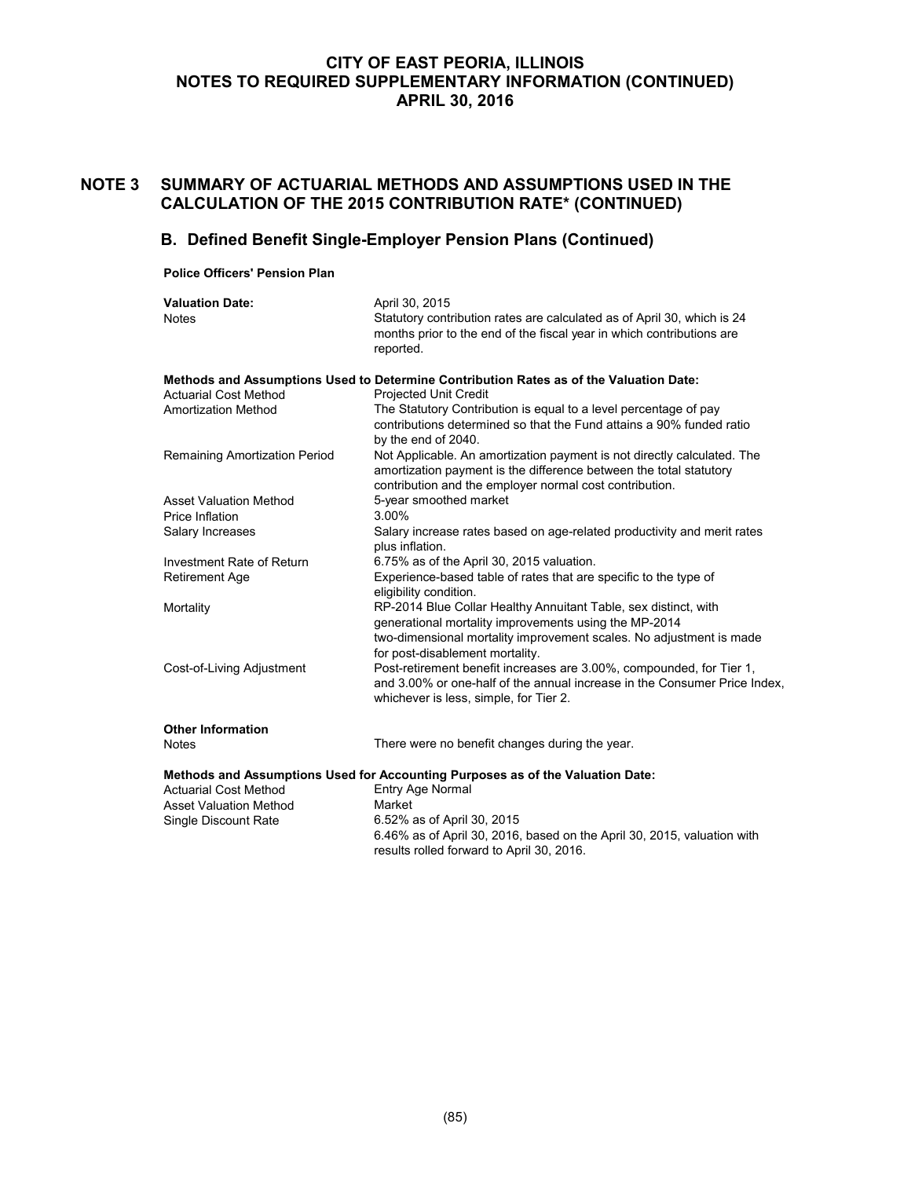# CITY OF EAST PEORIA, ILLINOIS
# NOTES TO REQUIRED SUPPLEMENTARY INFORMATION (CONTINUED)
# APRIL 30, 2016

## NOTE 3 SUMMARY OF ACTUARIAL METHODS AND ASSUMPTIONS USED IN THE CALCULATION OF THE 2015 CONTRIBUTION RATE* (CONTINUED)

### B. Defined Benefit Single-Employer Pension Plans (Continued)

**Police Officers' Pension Plan**

| | |
|---|---|
| **Valuation Date:** | April 30, 2015 |
| Notes | Statutory contribution rates are calculated as of April 30, which is 24 months prior to the end of the fiscal year in which contributions are reported. |

**Methods and Assumptions Used to Determine Contribution Rates as of the Valuation Date:**

| | |
|---|---|
| Actuarial Cost Method | Projected Unit Credit |
| Amortization Method | The Statutory Contribution is equal to a level percentage of pay contributions determined so that the Fund attains a 90% funded ratio by the end of 2040. |
| Remaining Amortization Period | Not Applicable. An amortization payment is not directly calculated. The amortization payment is the difference between the total statutory contribution and the employer normal cost contribution. |
| Asset Valuation Method | 5-year smoothed market |
| Price Inflation | 3.00% |
| Salary Increases | Salary increase rates based on age-related productivity and merit rates plus inflation. |
| Investment Rate of Return | 6.75% as of the April 30, 2015 valuation. |
| Retirement Age | Experience-based table of rates that are specific to the type of eligibility condition. |
| Mortality | RP-2014 Blue Collar Healthy Annuitant Table, sex distinct, with generational mortality improvements using the MP-2014 two-dimensional mortality improvement scales. No adjustment is made for post-disablement mortality. |
| Cost-of-Living Adjustment | Post-retirement benefit increases are 3.00%, compounded, for Tier 1, and 3.00% or one-half of the annual increase in the Consumer Price Index, whichever is less, simple, for Tier 2. |

**Other Information**

| | |
|---|---|
| Notes | There were no benefit changes during the year. |

**Methods and Assumptions Used for Accounting Purposes as of the Valuation Date:**

| | |
|---|---|
| Actuarial Cost Method | Entry Age Normal |
| Asset Valuation Method | Market |
| Single Discount Rate | 6.52% as of April 30, 2015<br>6.46% as of April 30, 2016, based on the April 30, 2015, valuation with results rolled forward to April 30, 2016. |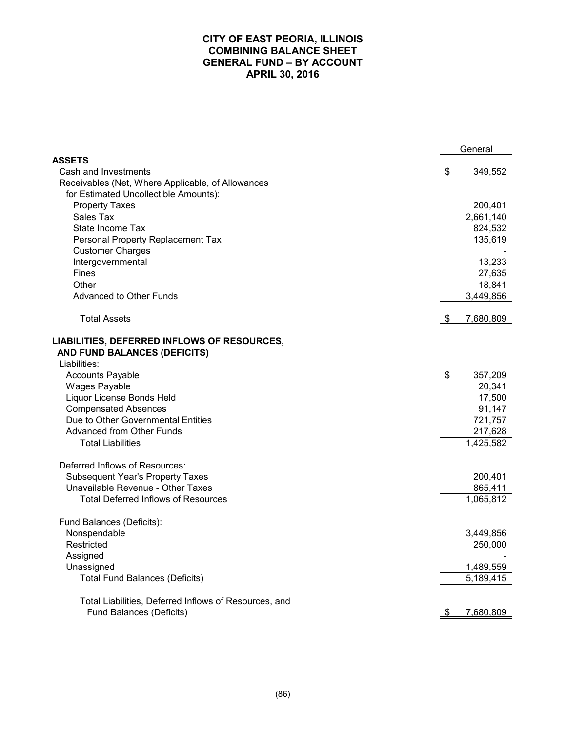# CITY OF EAST PEORIA, ILLINOIS
## COMBINING BALANCE SHEET
## GENERAL FUND – BY ACCOUNT
## APRIL 30, 2016

| | General |
|---|---|
| **ASSETS** | |
| Cash and Investments | $ 349,552 |
| Receivables (Net, Where Applicable, of Allowances for Estimated Uncollectible Amounts): | |
| Property Taxes | 200,401 |
| Sales Tax | 2,661,140 |
| State Income Tax | 824,532 |
| Personal Property Replacement Tax | 135,619 |
| Customer Charges | - |
| Intergovernmental | 13,233 |
| Fines | 27,635 |
| Other | 18,841 |
| Advanced to Other Funds | 3,449,856 |
| Total Assets | $ 7,680,809 |
| **LIABILITIES, DEFERRED INFLOWS OF RESOURCES, AND FUND BALANCES (DEFICITS)** | |
| Liabilities: | |
| Accounts Payable | $ 357,209 |
| Wages Payable | 20,341 |
| Liquor License Bonds Held | 17,500 |
| Compensated Absences | 91,147 |
| Due to Other Governmental Entities | 721,757 |
| Advanced from Other Funds | 217,628 |
| Total Liabilities | 1,425,582 |
| Deferred Inflows of Resources: | |
| Subsequent Year's Property Taxes | 200,401 |
| Unavailable Revenue - Other Taxes | 865,411 |
| Total Deferred Inflows of Resources | 1,065,812 |
| Fund Balances (Deficits): | |
| Nonspendable | 3,449,856 |
| Restricted | 250,000 |
| Assigned | - |
| Unassigned | 1,489,559 |
| Total Fund Balances (Deficits) | 5,189,415 |
| Total Liabilities, Deferred Inflows of Resources, and Fund Balances (Deficits) | $ 7,680,809 |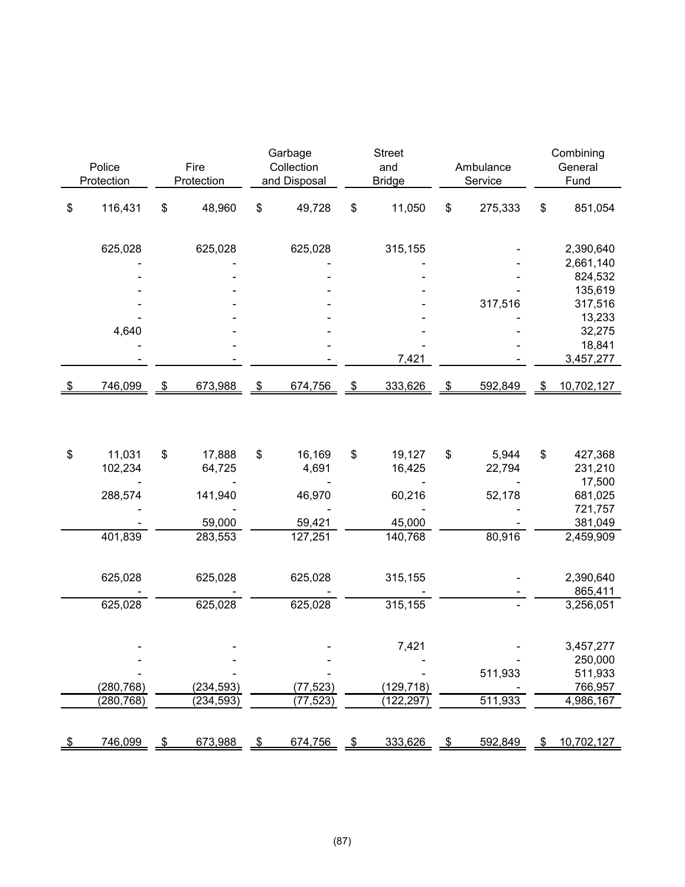| Police Protection | Fire Protection | Garbage Collection and Disposal | Street and Bridge | Ambulance Service | Combining General Fund |
|---|---|---|---|---|---|
| $ 116,431 | $ 48,960 | $ 49,728 | $ 11,050 | $ 275,333 | $ 851,054 |
| | | | | | |
| 625,028 | 625,028 | 625,028 | 315,155 | - | 2,390,640 |
| - | - | - | - | - | 2,661,140 |
| - | - | - | - | - | 824,532 |
| - | - | - | - | - | 135,619 |
| - | - | - | - | 317,516 | 317,516 |
| - | - | - | - | - | 13,233 |
| 4,640 | - | - | - | - | 32,275 |
| - | - | - | - | - | 18,841 |
| - | - | - | 7,421 | - | 3,457,277 |
| $ 746,099 | $ 673,988 | $ 674,756 | $ 333,626 | $ 592,849 | $ 10,702,127 |
| | | | | | |
| $ 11,031 | $ 17,888 | $ 16,169 | $ 19,127 | $ 5,944 | $ 427,368 |
| 102,234 | 64,725 | 4,691 | 16,425 | 22,794 | 231,210 |
| - | - | - | - | - | 17,500 |
| 288,574 | 141,940 | 46,970 | 60,216 | 52,178 | 681,025 |
| - | - | - | - | - | 721,757 |
| - | 59,000 | 59,421 | 45,000 | - | 381,049 |
| 401,839 | 283,553 | 127,251 | 140,768 | 80,916 | 2,459,909 |
| | | | | | |
| 625,028 | 625,028 | 625,028 | 315,155 | - | 2,390,640 |
| - | - | - | - | - | 865,411 |
| 625,028 | 625,028 | 625,028 | 315,155 | - | 3,256,051 |
| | | | | | |
| - | - | - | 7,421 | - | 3,457,277 |
| - | - | - | - | - | 250,000 |
| - | - | - | - | 511,933 | 511,933 |
| (280,768) | (234,593) | (77,523) | (129,718) | - | 766,957 |
| (280,768) | (234,593) | (77,523) | (122,297) | 511,933 | 4,986,167 |
| | | | | | |
| $ 746,099 | $ 673,988 | $ 674,756 | $ 333,626 | $ 592,849 | $ 10,702,127 |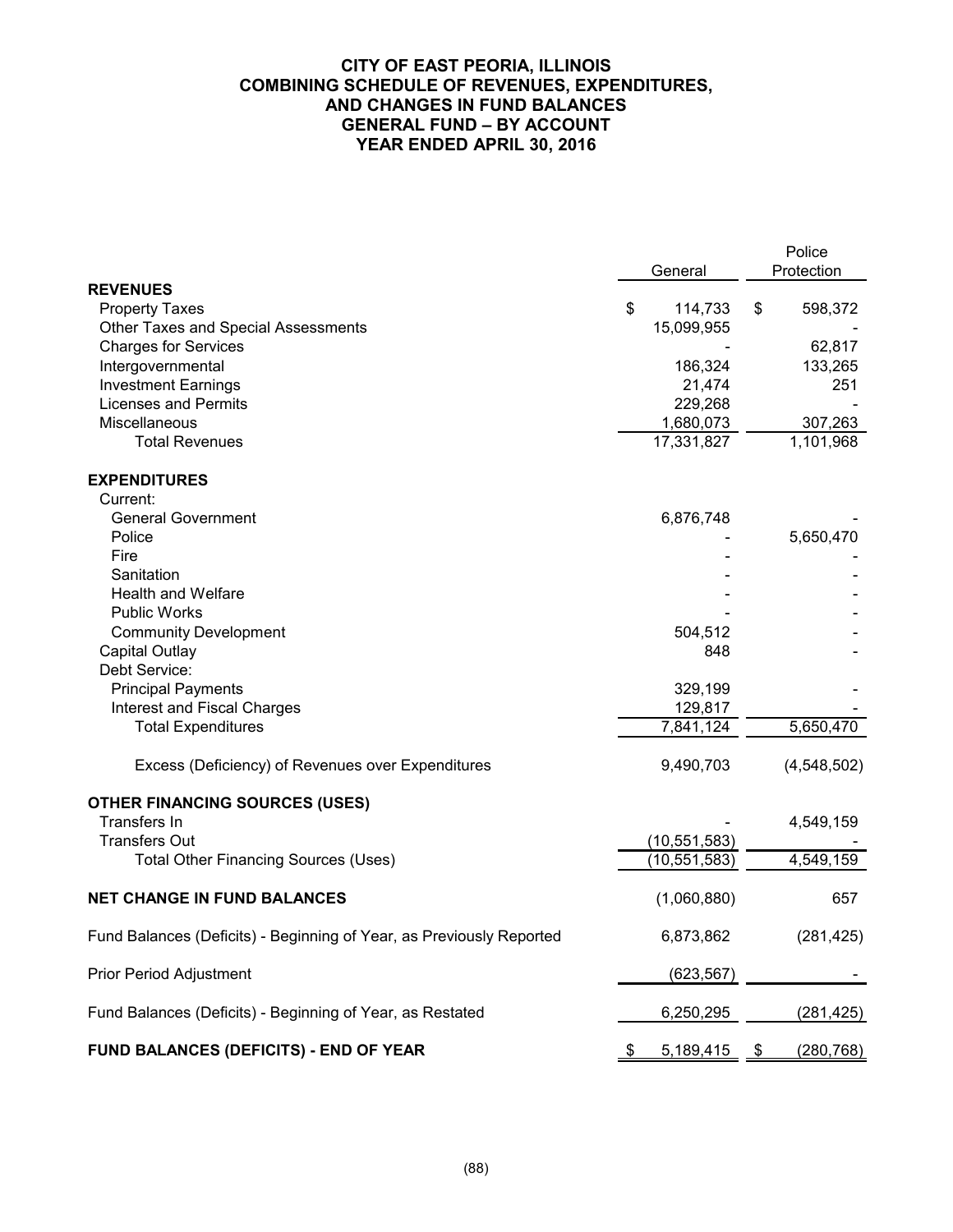# CITY OF EAST PEORIA, ILLINOIS
## COMBINING SCHEDULE OF REVENUES, EXPENDITURES, AND CHANGES IN FUND BALANCES
## GENERAL FUND – BY ACCOUNT
## YEAR ENDED APRIL 30, 2016

| | General | Police Protection |
|---|---|---|
| **REVENUES** | | |
| Property Taxes | $ 114,733 | $ 598,372 |
| Other Taxes and Special Assessments | 15,099,955 | - |
| Charges for Services | - | 62,817 |
| Intergovernmental | 186,324 | 133,265 |
| Investment Earnings | 21,474 | 251 |
| Licenses and Permits | 229,268 | - |
| Miscellaneous | 1,680,073 | 307,263 |
| Total Revenues | 17,331,827 | 1,101,968 |
| **EXPENDITURES** | | |
| Current: | | |
| General Government | 6,876,748 | - |
| Police | - | 5,650,470 |
| Fire | - | - |
| Sanitation | - | - |
| Health and Welfare | - | - |
| Public Works | - | - |
| Community Development | 504,512 | - |
| Capital Outlay | 848 | - |
| Debt Service: | | |
| Principal Payments | 329,199 | - |
| Interest and Fiscal Charges | 129,817 | - |
| Total Expenditures | 7,841,124 | 5,650,470 |
| Excess (Deficiency) of Revenues over Expenditures | 9,490,703 | (4,548,502) |
| **OTHER FINANCING SOURCES (USES)** | | |
| Transfers In | - | 4,549,159 |
| Transfers Out | (10,551,583) | - |
| Total Other Financing Sources (Uses) | (10,551,583) | 4,549,159 |
| **NET CHANGE IN FUND BALANCES** | (1,060,880) | 657 |
| Fund Balances (Deficits) - Beginning of Year, as Previously Reported | 6,873,862 | (281,425) |
| Prior Period Adjustment | (623,567) | - |
| Fund Balances (Deficits) - Beginning of Year, as Restated | 6,250,295 | (281,425) |
| **FUND BALANCES (DEFICITS) - END OF YEAR** | $ 5,189,415 | $ (280,768) |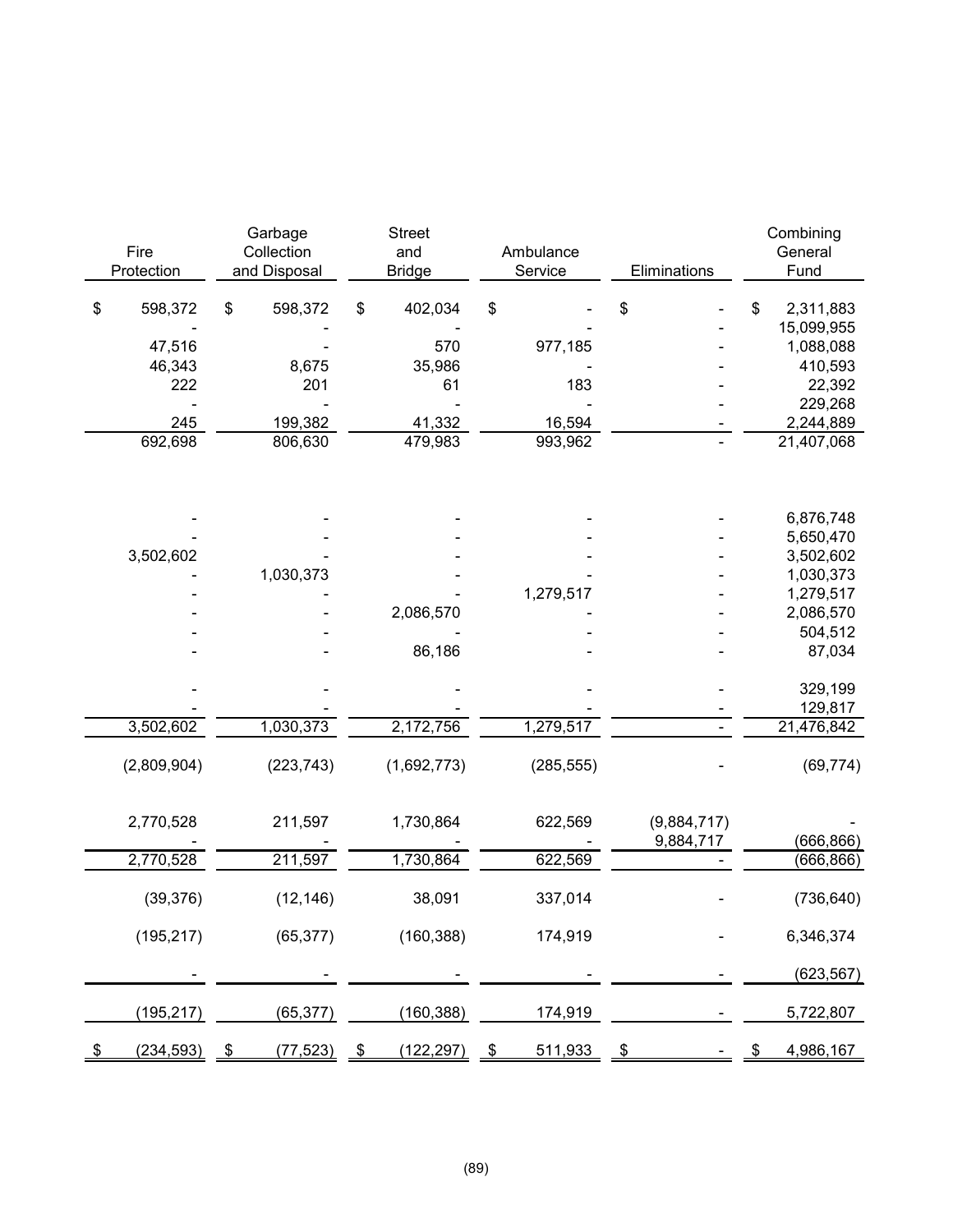| Fire Protection | Garbage Collection and Disposal | Street and Bridge | Ambulance Service | Eliminations | Combining General Fund |
|---|---|---|---|---|---|
| $ 598,372 | $ 598,372 | $ 402,034 | $ - | $ - | $ 2,311,883 |
| - | - | - | - | - | 15,099,955 |
| 47,516 | - | 570 | 977,185 | - | 1,088,088 |
| 46,343 | 8,675 | 35,986 | - | - | 410,593 |
| 222 | 201 | 61 | 183 | - | 22,392 |
| - | - | - | - | - | 229,268 |
| 245 | 199,382 | 41,332 | 16,594 | - | 2,244,889 |
| 692,698 | 806,630 | 479,983 | 993,962 | - | 21,407,068 |
| | | | | | |
| - | - | - | - | - | 6,876,748 |
| - | - | - | - | - | 5,650,470 |
| 3,502,602 | - | - | - | - | 3,502,602 |
| - | 1,030,373 | - | - | - | 1,030,373 |
| - | - | - | 1,279,517 | - | 1,279,517 |
| - | - | 2,086,570 | - | - | 2,086,570 |
| - | - | - | - | - | 504,512 |
| - | - | 86,186 | - | - | 87,034 |
| | | | | | |
| - | - | - | - | - | 329,199 |
| - | - | - | - | - | 129,817 |
| 3,502,602 | 1,030,373 | 2,172,756 | 1,279,517 | - | 21,476,842 |
| | | | | | |
| (2,809,904) | (223,743) | (1,692,773) | (285,555) | - | (69,774) |
| | | | | | |
| 2,770,528 | 211,597 | 1,730,864 | 622,569 | (9,884,717) | - |
| - | - | - | - | 9,884,717 | (666,866) |
| 2,770,528 | 211,597 | 1,730,864 | 622,569 | - | (666,866) |
| | | | | | |
| (39,376) | (12,146) | 38,091 | 337,014 | - | (736,640) |
| | | | | | |
| (195,217) | (65,377) | (160,388) | 174,919 | - | 6,346,374 |
| | | | | | |
| - | - | - | - | - | (623,567) |
| | | | | | |
| (195,217) | (65,377) | (160,388) | 174,919 | - | 5,722,807 |
| | | | | | |
| $ (234,593) | $ (77,523) | $ (122,297) | $ 511,933 | $ - | $ 4,986,167 |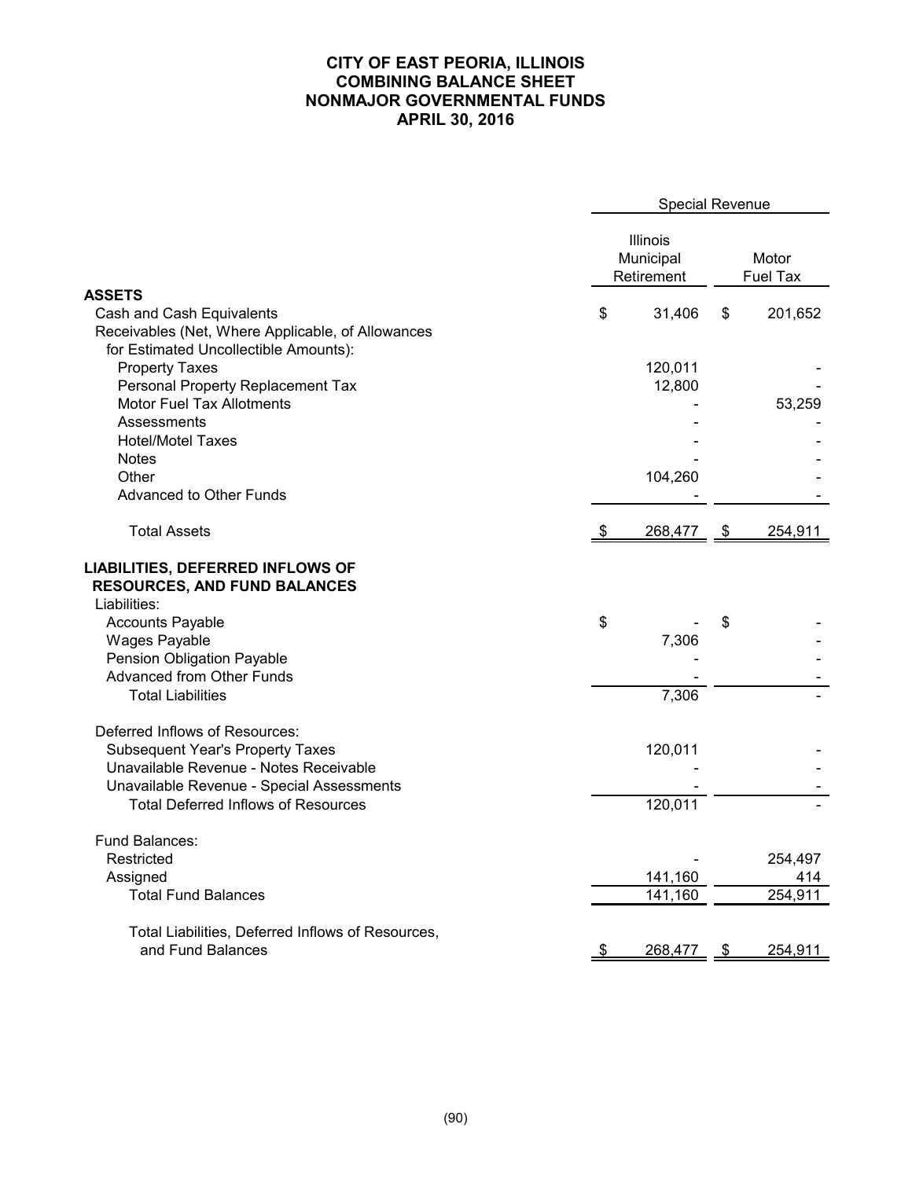# CITY OF EAST PEORIA, ILLINOIS
## COMBINING BALANCE SHEET
## NONMAJOR GOVERNMENTAL FUNDS
## APRIL 30, 2016

| | Special Revenue | |
|---|---|---|
| | Illinois Municipal Retirement | Motor Fuel Tax |
| **ASSETS** | | |
| Cash and Cash Equivalents | $ 31,406 | $ 201,652 |
| Receivables (Net, Where Applicable, of Allowances for Estimated Uncollectible Amounts): | | |
| Property Taxes | 120,011 | - |
| Personal Property Replacement Tax | 12,800 | - |
| Motor Fuel Tax Allotments | - | 53,259 |
| Assessments | - | - |
| Hotel/Motel Taxes | - | - |
| Notes | - | - |
| Other | 104,260 | - |
| Advanced to Other Funds | - | - |
| Total Assets | $ 268,477 | $ 254,911 |
| **LIABILITIES, DEFERRED INFLOWS OF RESOURCES, AND FUND BALANCES** | | |
| Liabilities: | | |
| Accounts Payable | $ - | $ - |
| Wages Payable | 7,306 | - |
| Pension Obligation Payable | - | - |
| Advanced from Other Funds | - | - |
| Total Liabilities | 7,306 | - |
| Deferred Inflows of Resources: | | |
| Subsequent Year's Property Taxes | 120,011 | - |
| Unavailable Revenue - Notes Receivable | - | - |
| Unavailable Revenue - Special Assessments | - | - |
| Total Deferred Inflows of Resources | 120,011 | - |
| Fund Balances: | | |
| Restricted | - | 254,497 |
| Assigned | 141,160 | 414 |
| Total Fund Balances | 141,160 | 254,911 |
| Total Liabilities, Deferred Inflows of Resources, and Fund Balances | $ 268,477 | $ 254,911 |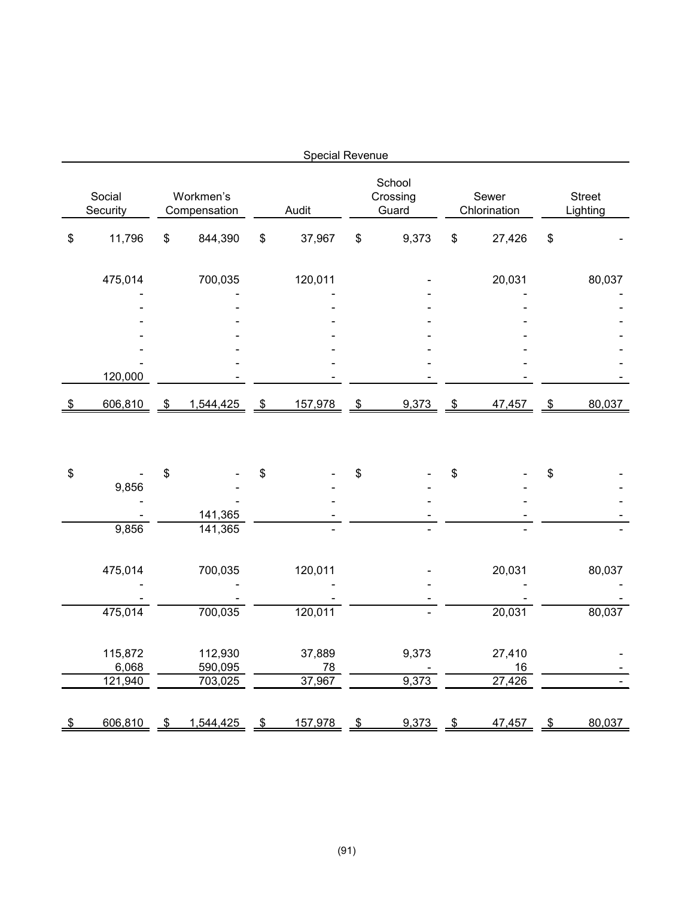| Special Revenue | | | | | |
|---|---|---|---|---|---|
| Social Security | Workmen's Compensation | Audit | School Crossing Guard | Sewer Chlorination | Street Lighting |
| $ 11,796 | $ 844,390 | $ 37,967 | $ 9,373 | $ 27,426 | $ - |
| 475,014 | 700,035 | 120,011 | - | 20,031 | 80,037 |
| - | - | - | - | - | - |
| - | - | - | - | - | - |
| - | - | - | - | - | - |
| - | - | - | - | - | - |
| - | - | - | - | - | - |
| - | - | - | - | - | - |
| 120,000 | - | - | - | - | - |
| $ 606,810 | $ 1,544,425 | $ 157,978 | $ 9,373 | $ 47,457 | $ 80,037 |
| | | | | | |
| $ - | $ - | $ - | $ - | $ - | $ - |
| 9,856 | - | - | - | - | - |
| - | - | - | - | - | - |
| - | 141,365 | - | - | - | - |
| 9,856 | 141,365 | - | - | - | - |
| | | | | | |
| 475,014 | 700,035 | 120,011 | - | 20,031 | 80,037 |
| - | - | - | - | - | - |
| - | - | - | - | - | - |
| 475,014 | 700,035 | 120,011 | - | 20,031 | 80,037 |
| | | | | | |
| 115,872 | 112,930 | 37,889 | 9,373 | 27,410 | - |
| 6,068 | 590,095 | 78 | - | 16 | - |
| 121,940 | 703,025 | 37,967 | 9,373 | 27,426 | - |
| | | | | | |
| $ 606,810 | $ 1,544,425 | $ 157,978 | $ 9,373 | $ 47,457 | $ 80,037 |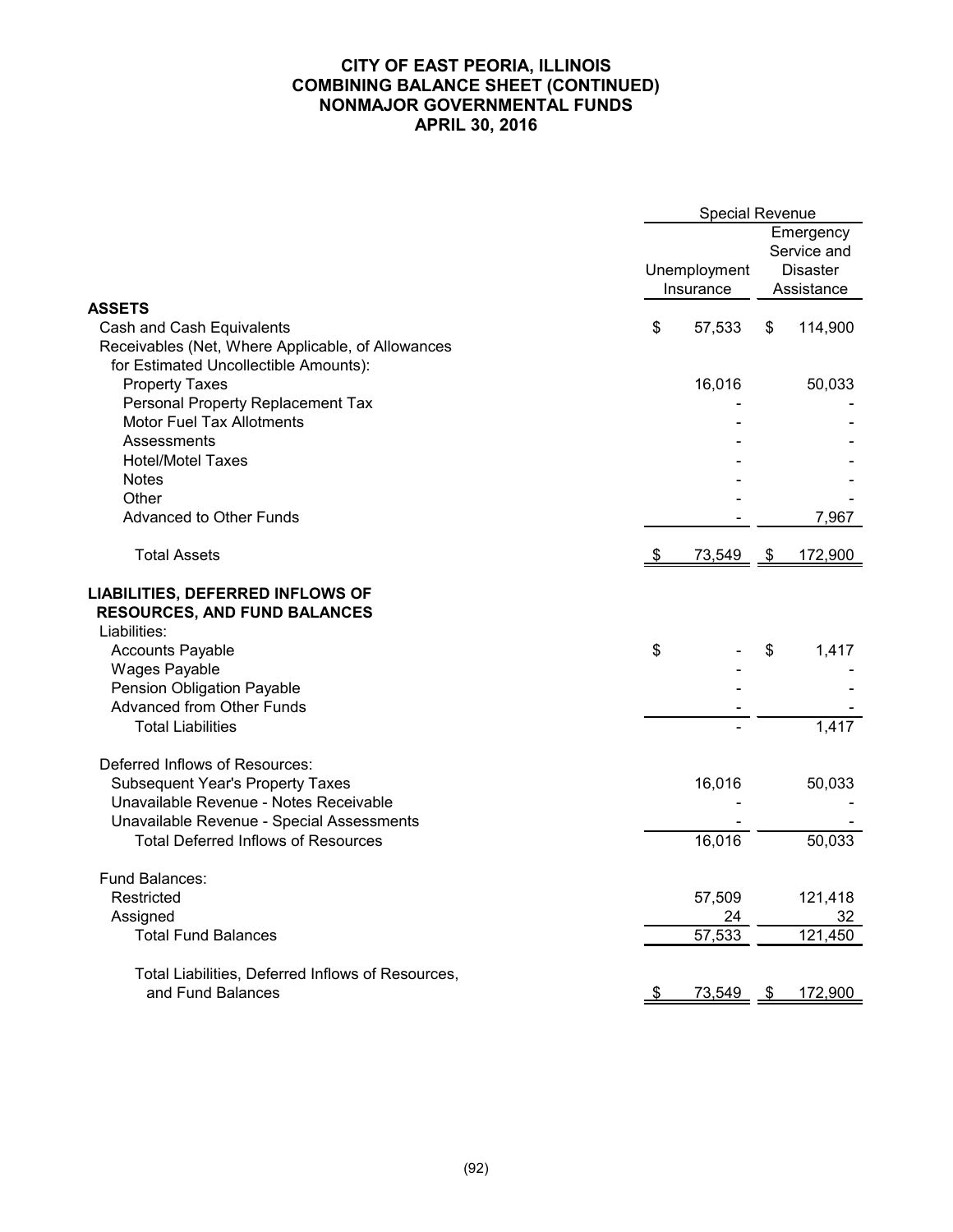# CITY OF EAST PEORIA, ILLINOIS
## COMBINING BALANCE SHEET (CONTINUED)
## NONMAJOR GOVERNMENTAL FUNDS
## APRIL 30, 2016

| | Special Revenue | |
|---|---|---|
| | Unemployment Insurance | Emergency Service and Disaster Assistance |
| **ASSETS** | | |
| Cash and Cash Equivalents | $ 57,533 | $ 114,900 |
| Receivables (Net, Where Applicable, of Allowances for Estimated Uncollectible Amounts): | | |
| Property Taxes | 16,016 | 50,033 |
| Personal Property Replacement Tax | - | - |
| Motor Fuel Tax Allotments | - | - |
| Assessments | - | - |
| Hotel/Motel Taxes | - | - |
| Notes | - | - |
| Other | - | - |
| Advanced to Other Funds | - | 7,967 |
| Total Assets | $ 73,549 | $ 172,900 |
| **LIABILITIES, DEFERRED INFLOWS OF RESOURCES, AND FUND BALANCES** | | |
| Liabilities: | | |
| Accounts Payable | $ - | $ 1,417 |
| Wages Payable | - | - |
| Pension Obligation Payable | - | - |
| Advanced from Other Funds | - | - |
| Total Liabilities | - | 1,417 |
| Deferred Inflows of Resources: | | |
| Subsequent Year's Property Taxes | 16,016 | 50,033 |
| Unavailable Revenue - Notes Receivable | - | - |
| Unavailable Revenue - Special Assessments | - | - |
| Total Deferred Inflows of Resources | 16,016 | 50,033 |
| Fund Balances: | | |
| Restricted | 57,509 | 121,418 |
| Assigned | 24 | 32 |
| Total Fund Balances | 57,533 | 121,450 |
| Total Liabilities, Deferred Inflows of Resources, and Fund Balances | $ 73,549 | $ 172,900 |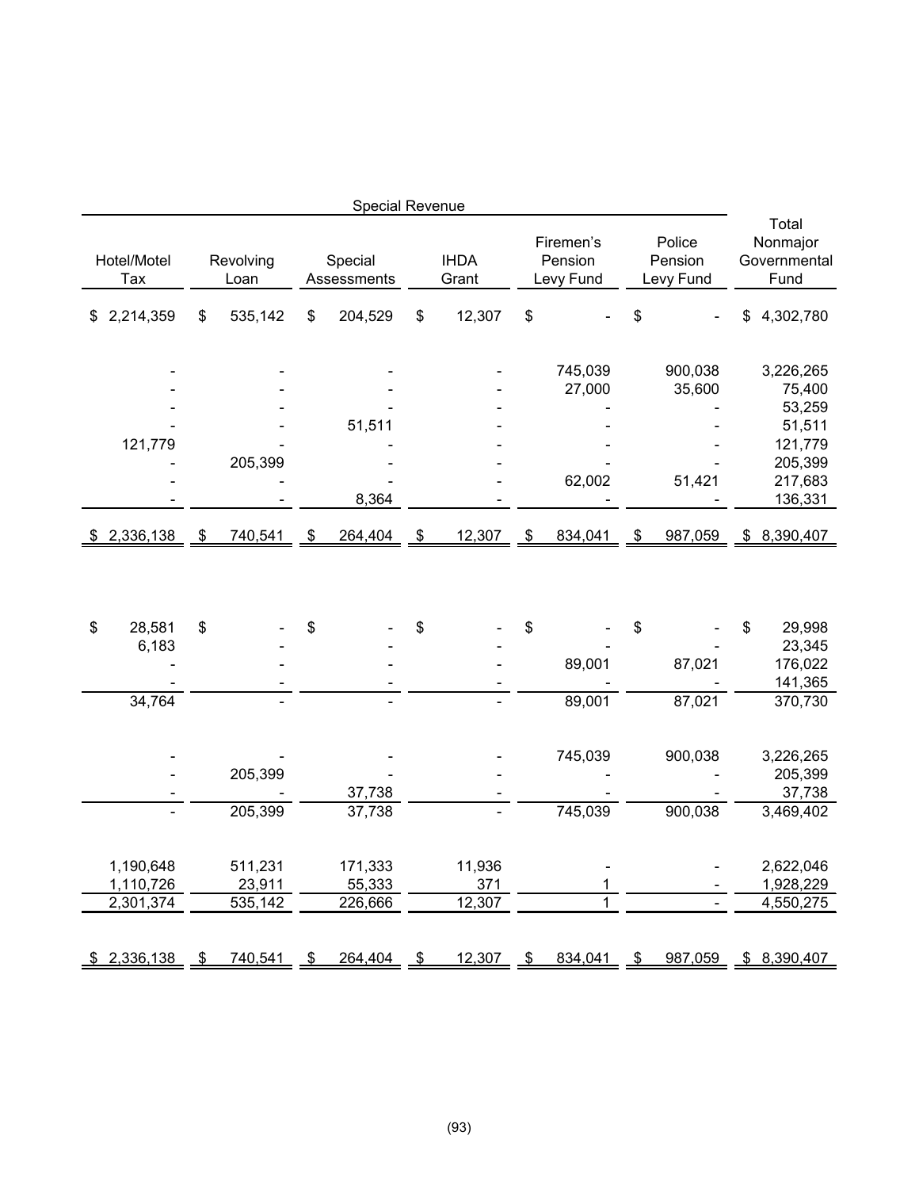| Special Revenue | | | | | | |
| --- | --- | --- | --- | --- | --- | --- |
| Hotel/Motel Tax | Revolving Loan | Special Assessments | IHDA Grant | Firemen's Pension Levy Fund | Police Pension Levy Fund | Total Nonmajor Governmental Fund |
| $ 2,214,359 | $ 535,142 | $ 204,529 | $ 12,307 | $ - | $ - | $ 4,302,780 |
| | | | | | | |
| - | - | - | - | 745,039 | 900,038 | 3,226,265 |
| - | - | - | - | 27,000 | 35,600 | 75,400 |
| - | - | - | - | - | - | 53,259 |
| - | - | 51,511 | - | - | - | 51,511 |
| 121,779 | - | - | - | - | - | 121,779 |
| - | 205,399 | - | - | - | - | 205,399 |
| - | - | - | - | 62,002 | 51,421 | 217,683 |
| - | - | 8,364 | - | - | - | 136,331 |
| $ 2,336,138 | $ 740,541 | $ 264,404 | $ 12,307 | $ 834,041 | $ 987,059 | $ 8,390,407 |
| | | | | | | |
| $ 28,581 | $ - | $ - | $ - | $ - | $ - | $ 29,998 |
| 6,183 | - | - | - | - | - | 23,345 |
| - | - | - | - | 89,001 | 87,021 | 176,022 |
| - | - | - | - | - | - | 141,365 |
| 34,764 | - | - | - | 89,001 | 87,021 | 370,730 |
| | | | | | | |
| - | - | - | - | 745,039 | 900,038 | 3,226,265 |
| - | 205,399 | - | - | - | - | 205,399 |
| - | - | 37,738 | - | - | - | 37,738 |
| - | 205,399 | 37,738 | - | 745,039 | 900,038 | 3,469,402 |
| | | | | | | |
| 1,190,648 | 511,231 | 171,333 | 11,936 | - | - | 2,622,046 |
| 1,110,726 | 23,911 | 55,333 | 371 | 1 | - | 1,928,229 |
| 2,301,374 | 535,142 | 226,666 | 12,307 | 1 | - | 4,550,275 |
| | | | | | | |
| $ 2,336,138 | $ 740,541 | $ 264,404 | $ 12,307 | $ 834,041 | $ 987,059 | $ 8,390,407 |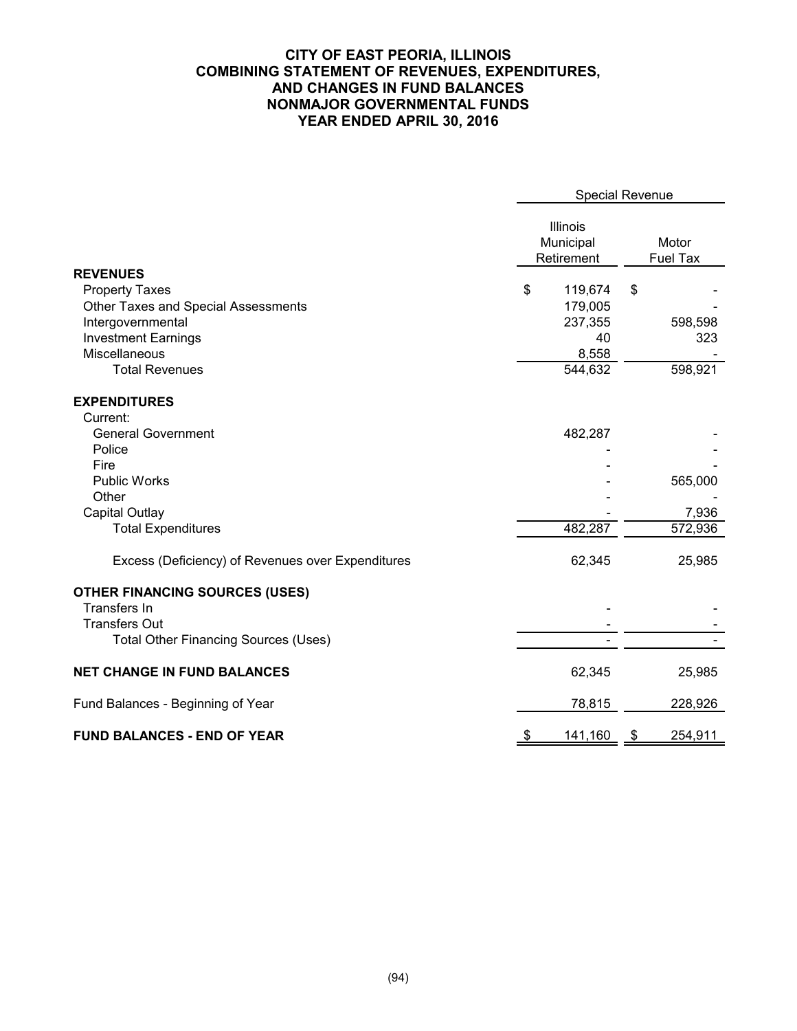# CITY OF EAST PEORIA, ILLINOIS
## COMBINING STATEMENT OF REVENUES, EXPENDITURES, AND CHANGES IN FUND BALANCES
## NONMAJOR GOVERNMENTAL FUNDS
## YEAR ENDED APRIL 30, 2016

| | Special Revenue | |
|---|---|---|
| | Illinois Municipal Retirement | Motor Fuel Tax |
| **REVENUES** | | |
| Property Taxes | $ 119,674 | $ - |
| Other Taxes and Special Assessments | 179,005 | - |
| Intergovernmental | 237,355 | 598,598 |
| Investment Earnings | 40 | 323 |
| Miscellaneous | 8,558 | - |
| Total Revenues | 544,632 | 598,921 |
| **EXPENDITURES** | | |
| Current: | | |
| General Government | 482,287 | - |
| Police | - | - |
| Fire | - | - |
| Public Works | - | 565,000 |
| Other | - | - |
| Capital Outlay | - | 7,936 |
| Total Expenditures | 482,287 | 572,936 |
| Excess (Deficiency) of Revenues over Expenditures | 62,345 | 25,985 |
| **OTHER FINANCING SOURCES (USES)** | | |
| Transfers In | - | - |
| Transfers Out | - | - |
| Total Other Financing Sources (Uses) | - | - |
| **NET CHANGE IN FUND BALANCES** | 62,345 | 25,985 |
| Fund Balances - Beginning of Year | 78,815 | 228,926 |
| **FUND BALANCES - END OF YEAR** | $ 141,160 | $ 254,911 |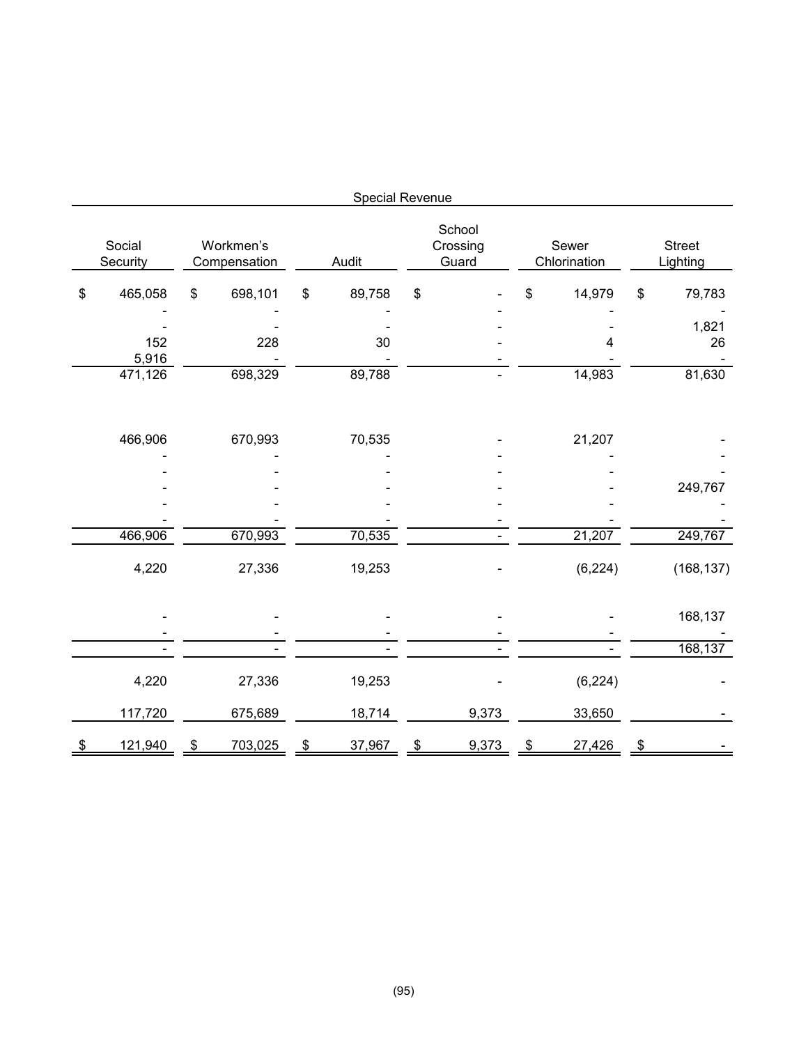| Special Revenue | | | | | |
|---|---|---|---|---|---|
| Social Security | Workmen's Compensation | Audit | School Crossing Guard | Sewer Chlorination | Street Lighting |
| $ 465,058 | $ 698,101 | $ 89,758 | $ - | $ 14,979 | $ 79,783 |
| - | - | - | - | - | - |
| - | - | - | - | - | 1,821 |
| 152 | 228 | 30 | - | 4 | 26 |
| 5,916 | - | - | - | - | - |
| 471,126 | 698,329 | 89,788 | - | 14,983 | 81,630 |
| | | | | | |
| 466,906 | 670,993 | 70,535 | - | 21,207 | - |
| - | - | - | - | - | - |
| - | - | - | - | - | - |
| - | - | - | - | - | 249,767 |
| - | - | - | - | - | - |
| - | - | - | - | - | - |
| 466,906 | 670,993 | 70,535 | - | 21,207 | 249,767 |
| 4,220 | 27,336 | 19,253 | - | (6,224) | (168,137) |
| | | | | | |
| - | - | - | - | - | 168,137 |
| - | - | - | - | - | - |
| - | - | - | - | - | 168,137 |
| 4,220 | 27,336 | 19,253 | - | (6,224) | - |
| 117,720 | 675,689 | 18,714 | 9,373 | 33,650 | - |
| $ 121,940 | $ 703,025 | $ 37,967 | $ 9,373 | $ 27,426 | $ - |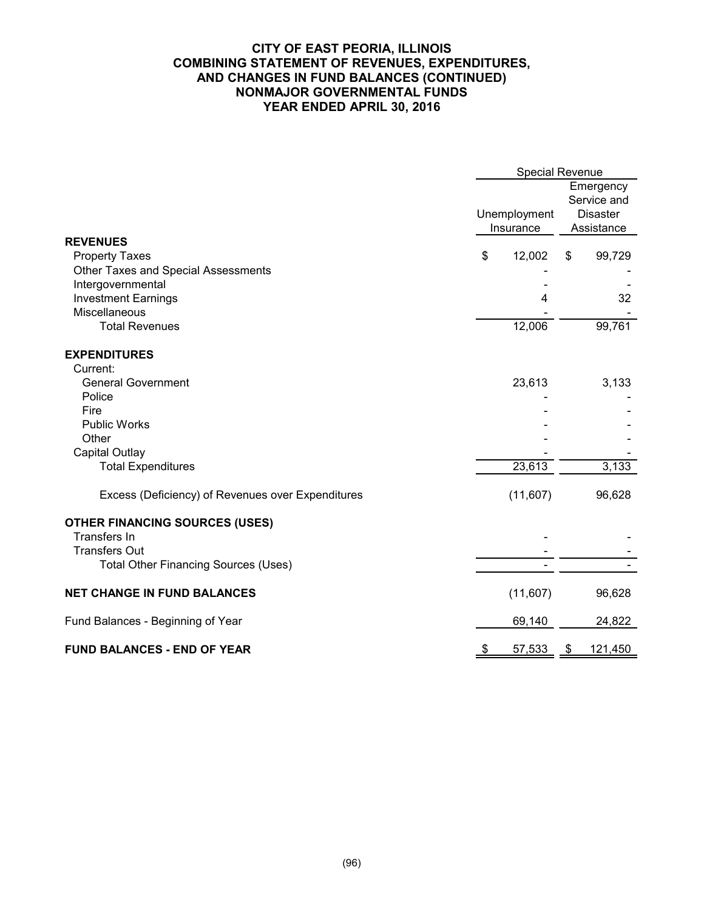# CITY OF EAST PEORIA, ILLINOIS
## COMBINING STATEMENT OF REVENUES, EXPENDITURES, AND CHANGES IN FUND BALANCES (CONTINUED)
## NONMAJOR GOVERNMENTAL FUNDS
## YEAR ENDED APRIL 30, 2016

| | Special Revenue | |
|---|---|---|
| | Unemployment Insurance | Emergency Service and Disaster Assistance |
| **REVENUES** | | |
| Property Taxes | $ 12,002 | $ 99,729 |
| Other Taxes and Special Assessments | - | - |
| Intergovernmental | - | - |
| Investment Earnings | 4 | 32 |
| Miscellaneous | - | - |
| Total Revenues | 12,006 | 99,761 |
| **EXPENDITURES** | | |
| Current: | | |
| General Government | 23,613 | 3,133 |
| Police | - | - |
| Fire | - | - |
| Public Works | - | - |
| Other | - | - |
| Capital Outlay | - | - |
| Total Expenditures | 23,613 | 3,133 |
| Excess (Deficiency) of Revenues over Expenditures | (11,607) | 96,628 |
| **OTHER FINANCING SOURCES (USES)** | | |
| Transfers In | - | - |
| Transfers Out | - | - |
| Total Other Financing Sources (Uses) | - | - |
| **NET CHANGE IN FUND BALANCES** | (11,607) | 96,628 |
| Fund Balances - Beginning of Year | 69,140 | 24,822 |
| **FUND BALANCES - END OF YEAR** | $ 57,533 | $ 121,450 |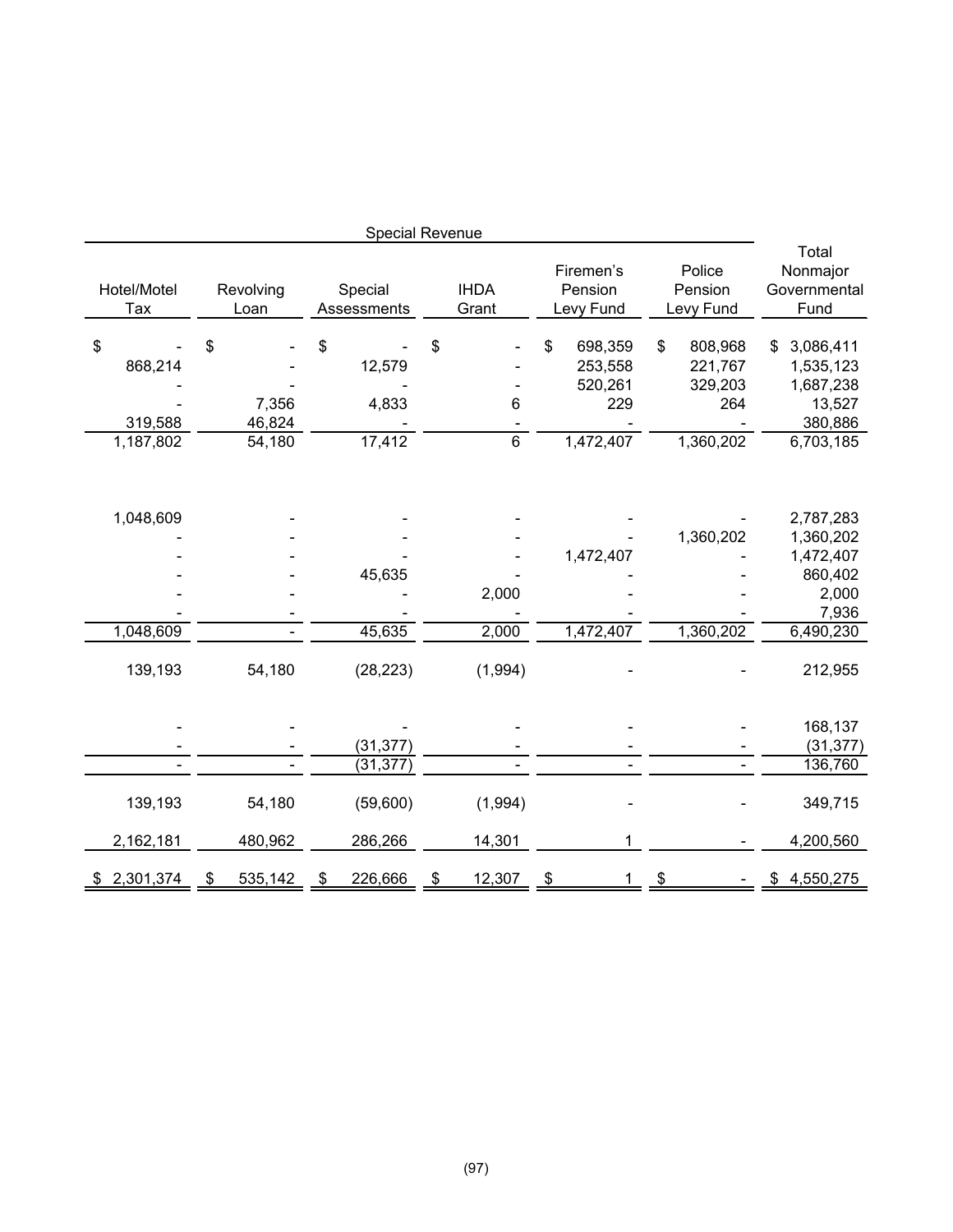| Special Revenue | | | | | | Total Nonmajor Governmental Fund |
|---|---|---|---|---|---|---|
| Hotel/Motel Tax | Revolving Loan | Special Assessments | IHDA Grant | Firemen's Pension Levy Fund | Police Pension Levy Fund | |
| $ - | $ - | $ - | $ - | $ 698,359 | $ 808,968 | $ 3,086,411 |
| 868,214 | - | 12,579 | - | 253,558 | 221,767 | 1,535,123 |
| - | - | - | - | 520,261 | 329,203 | 1,687,238 |
| - | 7,356 | 4,833 | 6 | 229 | 264 | 13,527 |
| 319,588 | 46,824 | - | - | - | - | 380,886 |
| 1,187,802 | 54,180 | 17,412 | 6 | 1,472,407 | 1,360,202 | 6,703,185 |
| | | | | | | |
| 1,048,609 | - | - | - | - | - | 2,787,283 |
| - | - | - | - | - | 1,360,202 | 1,360,202 |
| - | - | - | - | 1,472,407 | - | 1,472,407 |
| - | - | 45,635 | - | - | - | 860,402 |
| - | - | - | 2,000 | - | - | 2,000 |
| - | - | - | - | - | - | 7,936 |
| 1,048,609 | - | 45,635 | 2,000 | 1,472,407 | 1,360,202 | 6,490,230 |
| 139,193 | 54,180 | (28,223) | (1,994) | - | - | 212,955 |
| | | | | | | |
| - | - | - | - | - | - | 168,137 |
| - | - | (31,377) | - | - | - | (31,377) |
| - | - | (31,377) | - | - | - | 136,760 |
| 139,193 | 54,180 | (59,600) | (1,994) | - | - | 349,715 |
| 2,162,181 | 480,962 | 286,266 | 14,301 | 1 | - | 4,200,560 |
| $ 2,301,374 | $ 535,142 | $ 226,666 | $ 12,307 | $ 1 | $ - | $ 4,550,275 |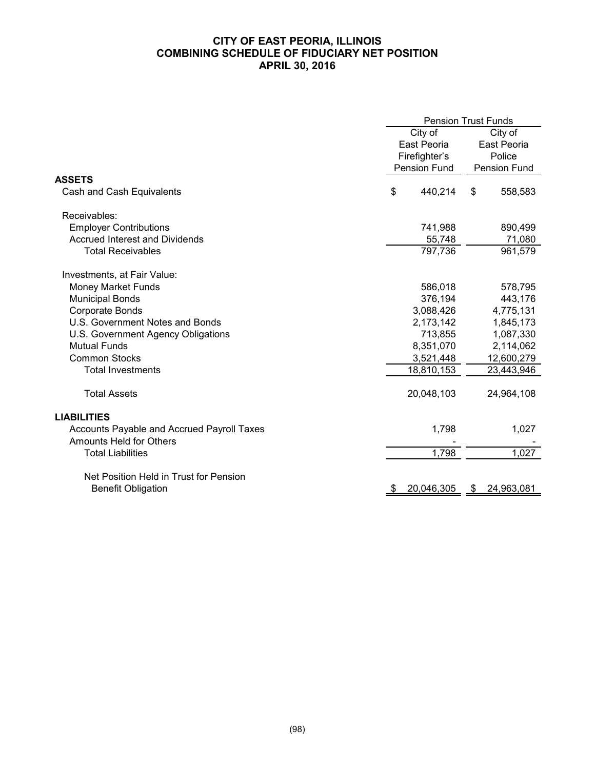# CITY OF EAST PEORIA, ILLINOIS
## COMBINING SCHEDULE OF FIDUCIARY NET POSITION
## APRIL 30, 2016

| | Pension Trust Funds | |
|---|---|---|
| | City of East Peoria Firefighter's Pension Fund | City of East Peoria Police Pension Fund |
| **ASSETS** | | |
| Cash and Cash Equivalents | $ 440,214 | $ 558,583 |
| Receivables: | | |
| Employer Contributions | 741,988 | 890,499 |
| Accrued Interest and Dividends | 55,748 | 71,080 |
| Total Receivables | 797,736 | 961,579 |
| Investments, at Fair Value: | | |
| Money Market Funds | 586,018 | 578,795 |
| Municipal Bonds | 376,194 | 443,176 |
| Corporate Bonds | 3,088,426 | 4,775,131 |
| U.S. Government Notes and Bonds | 2,173,142 | 1,845,173 |
| U.S. Government Agency Obligations | 713,855 | 1,087,330 |
| Mutual Funds | 8,351,070 | 2,114,062 |
| Common Stocks | 3,521,448 | 12,600,279 |
| Total Investments | 18,810,153 | 23,443,946 |
| Total Assets | 20,048,103 | 24,964,108 |
| **LIABILITIES** | | |
| Accounts Payable and Accrued Payroll Taxes | 1,798 | 1,027 |
| Amounts Held for Others | - | - |
| Total Liabilities | 1,798 | 1,027 |
| Net Position Held in Trust for Pension Benefit Obligation | $ 20,046,305 | $ 24,963,081 |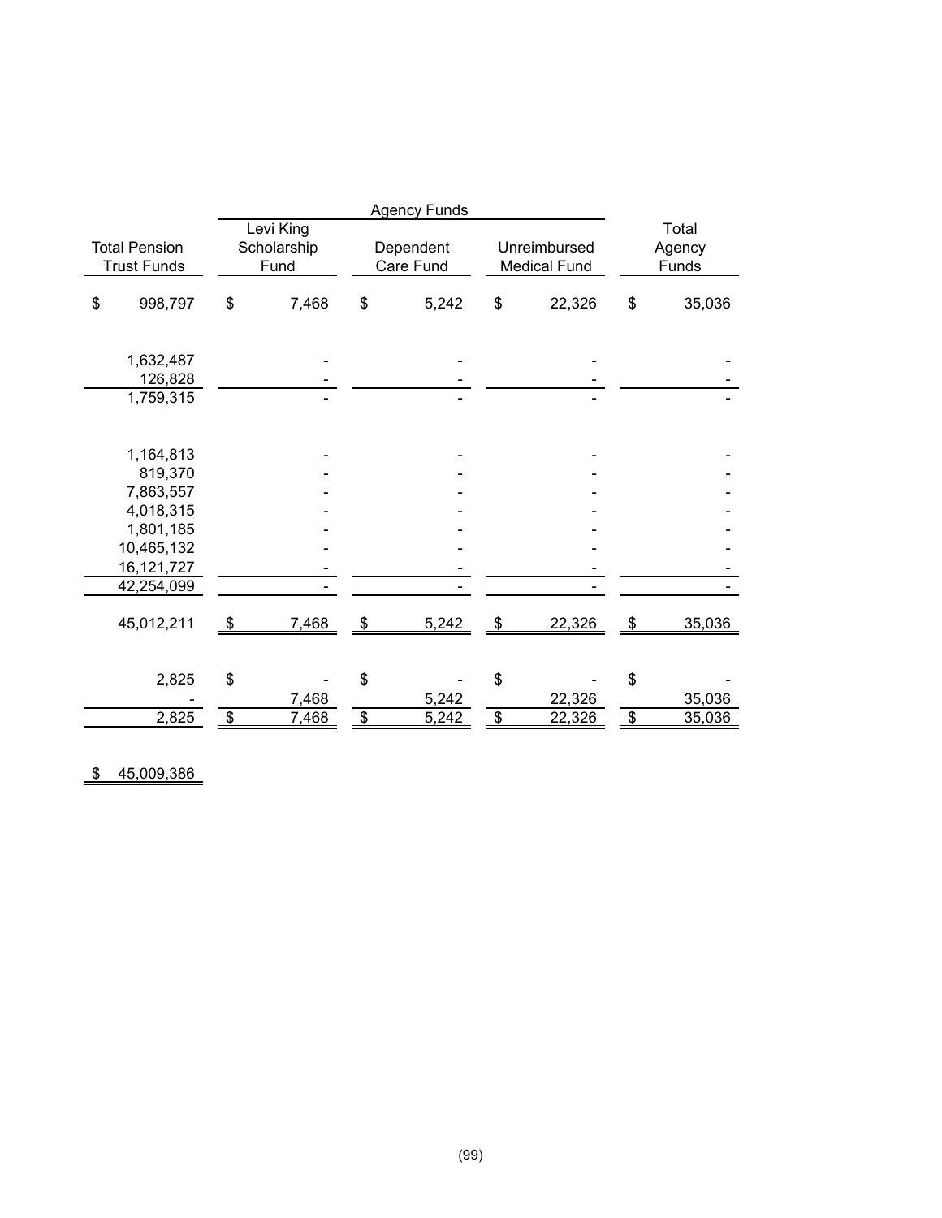| Total Pension Trust Funds | Agency Funds | | | |
|---|---|---|---|---|
| | Levi King Scholarship Fund | Dependent Care Fund | Unreimbursed Medical Fund | Total Agency Funds |
| $ 998,797 | $ 7,468 | $ 5,242 | $ 22,326 | $ 35,036 |
| | | | | |
| 1,632,487 | - | - | - | - |
| 126,828 | - | - | - | - |
| 1,759,315 | - | - | - | - |
| | | | | |
| 1,164,813 | - | - | - | - |
| 819,370 | - | - | - | - |
| 7,863,557 | - | - | - | - |
| 4,018,315 | - | - | - | - |
| 1,801,185 | - | - | - | - |
| 10,465,132 | - | - | - | - |
| 16,121,727 | - | - | - | - |
| 42,254,099 | - | - | - | - |
| | | | | |
| 45,012,211 | $ 7,468 | $ 5,242 | $ 22,326 | $ 35,036 |
| | | | | |
| 2,825 | $ - | $ - | $ - | $ - |
| - | 7,468 | 5,242 | 22,326 | 35,036 |
| 2,825 | $ 7,468 | $ 5,242 | $ 22,326 | $ 35,036 |
| | | | | |
| $ 45,009,386 | | | | |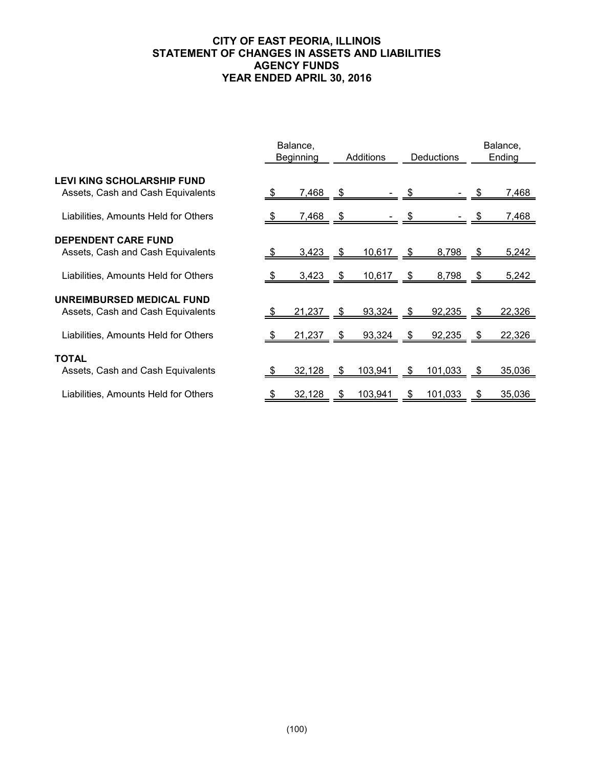# CITY OF EAST PEORIA, ILLINOIS
## STATEMENT OF CHANGES IN ASSETS AND LIABILITIES
## AGENCY FUNDS
## YEAR ENDED APRIL 30, 2016

| | Balance, Beginning | Additions | Deductions | Balance, Ending |
|---|---|---|---|---|
| **LEVI KING SCHOLARSHIP FUND** | | | | |
| Assets, Cash and Cash Equivalents | $ 7,468 | $ - | $ - | $ 7,468 |
| Liabilities, Amounts Held for Others | $ 7,468 | $ - | $ - | $ 7,468 |
| **DEPENDENT CARE FUND** | | | | |
| Assets, Cash and Cash Equivalents | $ 3,423 | $ 10,617 | $ 8,798 | $ 5,242 |
| Liabilities, Amounts Held for Others | $ 3,423 | $ 10,617 | $ 8,798 | $ 5,242 |
| **UNREIMBURSED MEDICAL FUND** | | | | |
| Assets, Cash and Cash Equivalents | $ 21,237 | $ 93,324 | $ 92,235 | $ 22,326 |
| Liabilities, Amounts Held for Others | $ 21,237 | $ 93,324 | $ 92,235 | $ 22,326 |
| **TOTAL** | | | | |
| Assets, Cash and Cash Equivalents | $ 32,128 | $ 103,941 | $ 101,033 | $ 35,036 |
| Liabilities, Amounts Held for Others | $ 32,128 | $ 103,941 | $ 101,033 | $ 35,036 |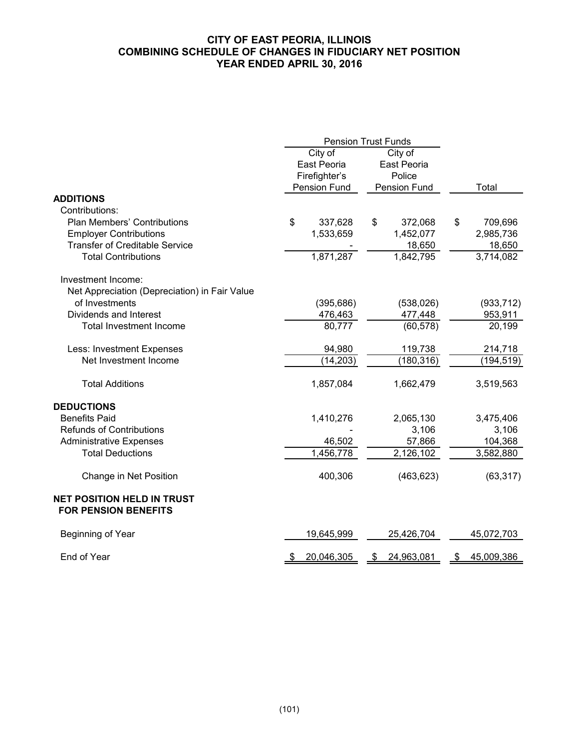# CITY OF EAST PEORIA, ILLINOIS
## COMBINING SCHEDULE OF CHANGES IN FIDUCIARY NET POSITION
### YEAR ENDED APRIL 30, 2016

| | Pension Trust Funds | | |
|---|---|---|---|
| | City of East Peoria Firefighter's Pension Fund | City of East Peoria Police Pension Fund | Total |
| **ADDITIONS** | | | |
| Contributions: | | | |
| Plan Members' Contributions | $ 337,628 | $ 372,068 | $ 709,696 |
| Employer Contributions | 1,533,659 | 1,452,077 | 2,985,736 |
| Transfer of Creditable Service | - | 18,650 | 18,650 |
| Total Contributions | 1,871,287 | 1,842,795 | 3,714,082 |
| Investment Income: | | | |
| Net Appreciation (Depreciation) in Fair Value of Investments | (395,686) | (538,026) | (933,712) |
| Dividends and Interest | 476,463 | 477,448 | 953,911 |
| Total Investment Income | 80,777 | (60,578) | 20,199 |
| Less: Investment Expenses | 94,980 | 119,738 | 214,718 |
| Net Investment Income | (14,203) | (180,316) | (194,519) |
| Total Additions | 1,857,084 | 1,662,479 | 3,519,563 |
| **DEDUCTIONS** | | | |
| Benefits Paid | 1,410,276 | 2,065,130 | 3,475,406 |
| Refunds of Contributions | - | 3,106 | 3,106 |
| Administrative Expenses | 46,502 | 57,866 | 104,368 |
| Total Deductions | 1,456,778 | 2,126,102 | 3,582,880 |
| Change in Net Position | 400,306 | (463,623) | (63,317) |
| **NET POSITION HELD IN TRUST FOR PENSION BENEFITS** | | | |
| Beginning of Year | 19,645,999 | 25,426,704 | 45,072,703 |
| End of Year | $ 20,046,305 | $ 24,963,081 | $ 45,009,386 |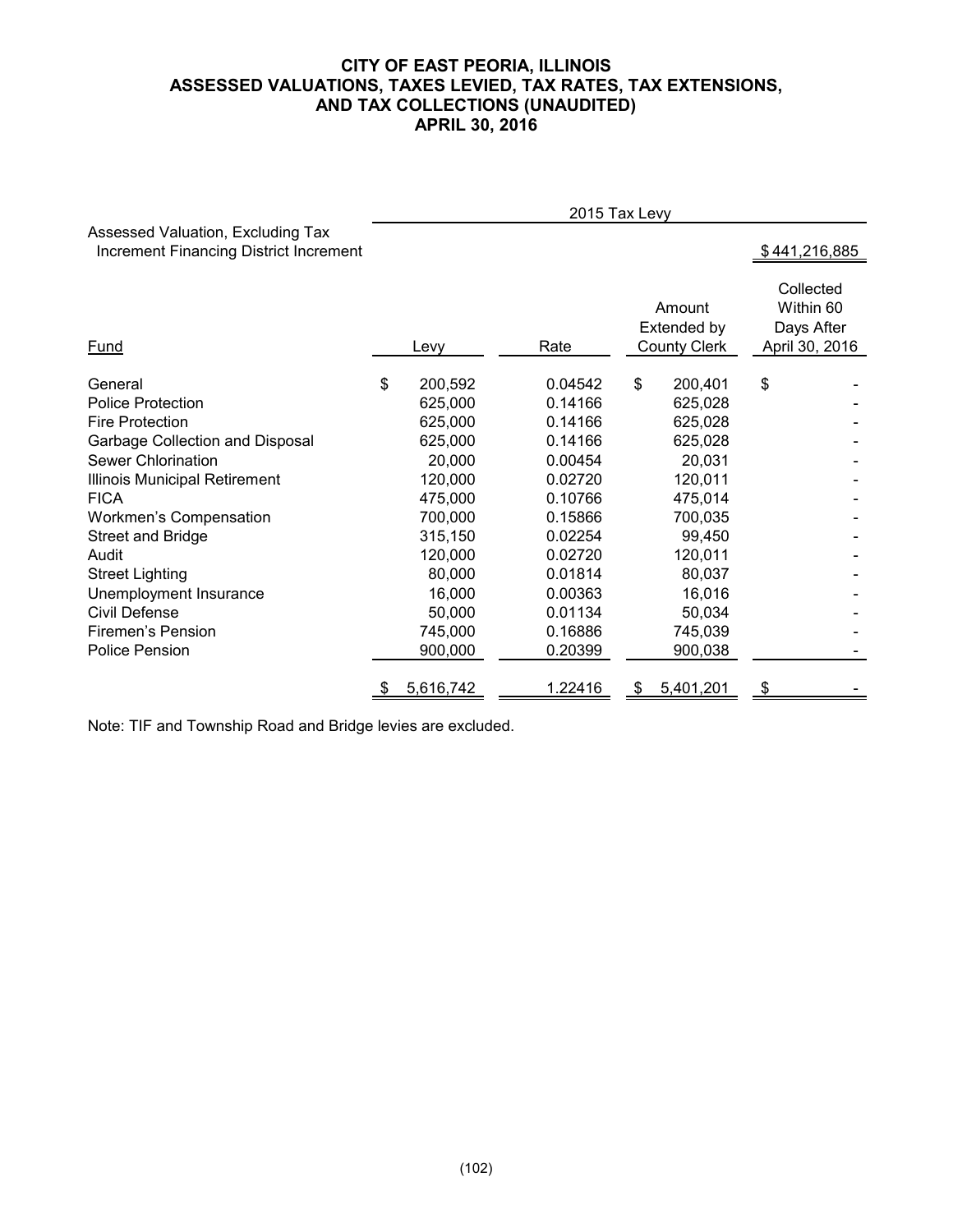# CITY OF EAST PEORIA, ILLINOIS
# ASSESSED VALUATIONS, TAXES LEVIED, TAX RATES, TAX EXTENSIONS, AND TAX COLLECTIONS (UNAUDITED)
# APRIL 30, 2016

| | 2015 Tax Levy | | | |
|---|---|---|---|---|
| Assessed Valuation, Excluding Tax Increment Financing District Increment | | | | $ 441,216,885 |
| Fund | Levy | Rate | Amount Extended by County Clerk | Collected Within 60 Days After April 30, 2016 |
| General | $ 200,592 | 0.04542 | $ 200,401 | $ - |
| Police Protection | 625,000 | 0.14166 | 625,028 | - |
| Fire Protection | 625,000 | 0.14166 | 625,028 | - |
| Garbage Collection and Disposal | 625,000 | 0.14166 | 625,028 | - |
| Sewer Chlorination | 20,000 | 0.00454 | 20,031 | - |
| Illinois Municipal Retirement | 120,000 | 0.02720 | 120,011 | - |
| FICA | 475,000 | 0.10766 | 475,014 | - |
| Workmen's Compensation | 700,000 | 0.15866 | 700,035 | - |
| Street and Bridge | 315,150 | 0.02254 | 99,450 | - |
| Audit | 120,000 | 0.02720 | 120,011 | - |
| Street Lighting | 80,000 | 0.01814 | 80,037 | - |
| Unemployment Insurance | 16,000 | 0.00363 | 16,016 | - |
| Civil Defense | 50,000 | 0.01134 | 50,034 | - |
| Firemen's Pension | 745,000 | 0.16886 | 745,039 | - |
| Police Pension | 900,000 | 0.20399 | 900,038 | - |
| | $ 5,616,742 | 1.22416 | $ 5,401,201 | $ - |

Note: TIF and Township Road and Bridge levies are excluded.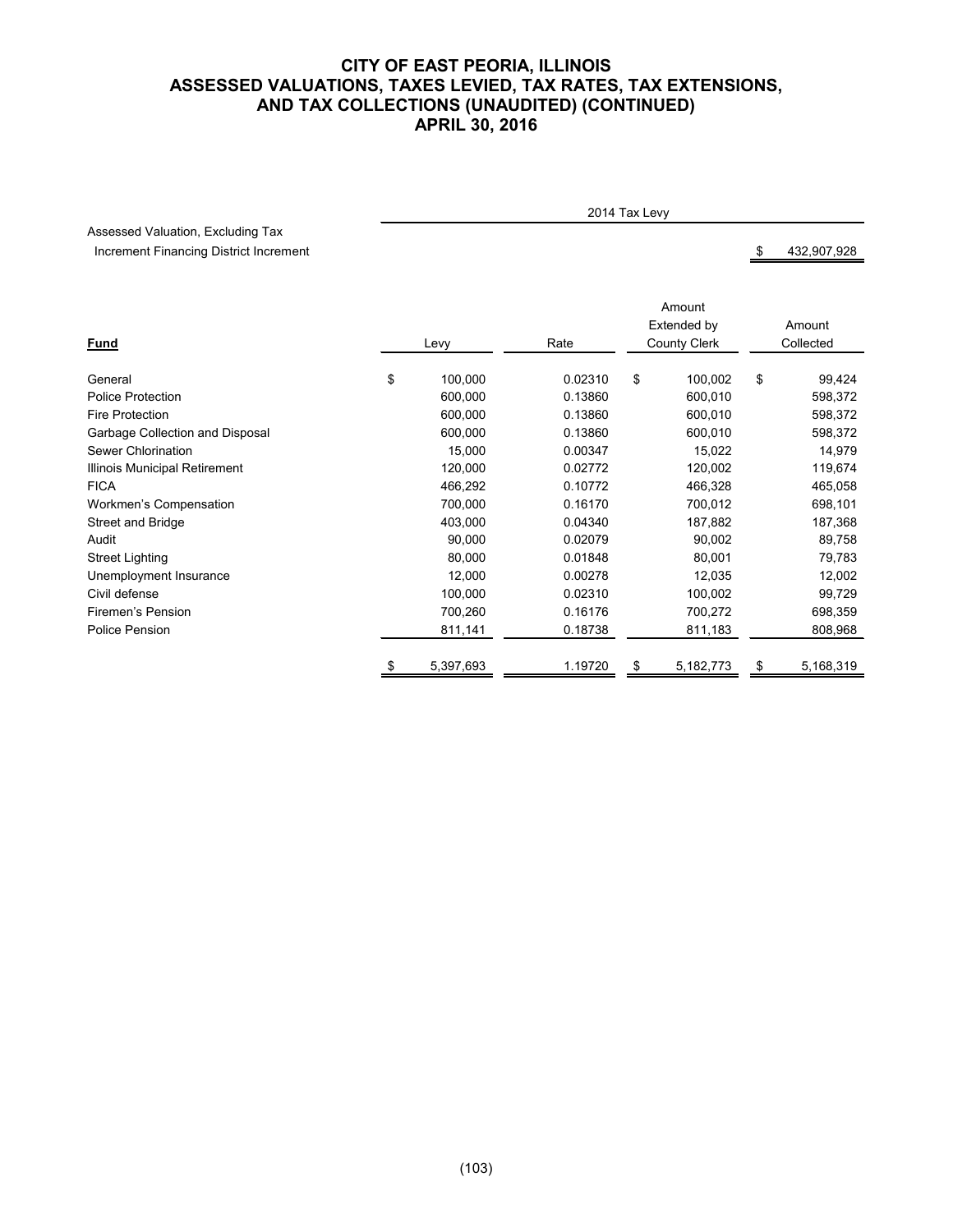# CITY OF EAST PEORIA, ILLINOIS
# ASSESSED VALUATIONS, TAXES LEVIED, TAX RATES, TAX EXTENSIONS, AND TAX COLLECTIONS (UNAUDITED) (CONTINUED)
# APRIL 30, 2016

| | 2014 Tax Levy |
|---|---|
| Assessed Valuation, Excluding Tax Increment Financing District Increment | $ 432,907,928 |

| **Fund** | Levy | Rate | Amount Extended by County Clerk | Amount Collected |
|---|---|---|---|---|
| General | $ 100,000 | 0.02310 | $ 100,002 | $ 99,424 |
| Police Protection | 600,000 | 0.13860 | 600,010 | 598,372 |
| Fire Protection | 600,000 | 0.13860 | 600,010 | 598,372 |
| Garbage Collection and Disposal | 600,000 | 0.13860 | 600,010 | 598,372 |
| Sewer Chlorination | 15,000 | 0.00347 | 15,022 | 14,979 |
| Illinois Municipal Retirement | 120,000 | 0.02772 | 120,002 | 119,674 |
| FICA | 466,292 | 0.10772 | 466,328 | 465,058 |
| Workmen's Compensation | 700,000 | 0.16170 | 700,012 | 698,101 |
| Street and Bridge | 403,000 | 0.04340 | 187,882 | 187,368 |
| Audit | 90,000 | 0.02079 | 90,002 | 89,758 |
| Street Lighting | 80,000 | 0.01848 | 80,001 | 79,783 |
| Unemployment Insurance | 12,000 | 0.00278 | 12,035 | 12,002 |
| Civil defense | 100,000 | 0.02310 | 100,002 | 99,729 |
| Firemen's Pension | 700,260 | 0.16176 | 700,272 | 698,359 |
| Police Pension | 811,141 | 0.18738 | 811,183 | 808,968 |
| | $ 5,397,693 | 1.19720 | $ 5,182,773 | $ 5,168,319 |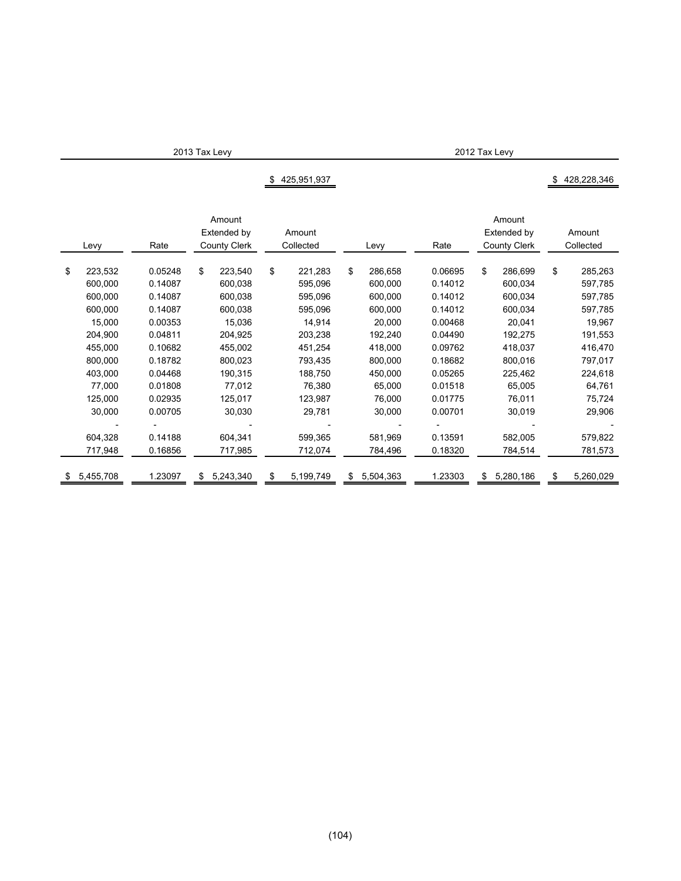| 2013 Tax Levy | | | | 2012 Tax Levy | | | |
|---|---|---|---|---|---|---|---|
| | | | $ 425,951,937 | | | | $ 428,228,346 |
| Levy | Rate | Amount Extended by County Clerk | Amount Collected | Levy | Rate | Amount Extended by County Clerk | Amount Collected |
| $ 223,532 | 0.05248 | $ 223,540 | $ 221,283 | $ 286,658 | 0.06695 | $ 286,699 | $ 285,263 |
| 600,000 | 0.14087 | 600,038 | 595,096 | 600,000 | 0.14012 | 600,034 | 597,785 |
| 600,000 | 0.14087 | 600,038 | 595,096 | 600,000 | 0.14012 | 600,034 | 597,785 |
| 600,000 | 0.14087 | 600,038 | 595,096 | 600,000 | 0.14012 | 600,034 | 597,785 |
| 15,000 | 0.00353 | 15,036 | 14,914 | 20,000 | 0.00468 | 20,041 | 19,967 |
| 204,900 | 0.04811 | 204,925 | 203,238 | 192,240 | 0.04490 | 192,275 | 191,553 |
| 455,000 | 0.10682 | 455,002 | 451,254 | 418,000 | 0.09762 | 418,037 | 416,470 |
| 800,000 | 0.18782 | 800,023 | 793,435 | 800,000 | 0.18682 | 800,016 | 797,017 |
| 403,000 | 0.04468 | 190,315 | 188,750 | 450,000 | 0.05265 | 225,462 | 224,618 |
| 77,000 | 0.01808 | 77,012 | 76,380 | 65,000 | 0.01518 | 65,005 | 64,761 |
| 125,000 | 0.02935 | 125,017 | 123,987 | 76,000 | 0.01775 | 76,011 | 75,724 |
| 30,000 | 0.00705 | 30,030 | 29,781 | 30,000 | 0.00701 | 30,019 | 29,906 |
| - | - | - | - | - | - | - | - |
| 604,328 | 0.14188 | 604,341 | 599,365 | 581,969 | 0.13591 | 582,005 | 579,822 |
| 717,948 | 0.16856 | 717,985 | 712,074 | 784,496 | 0.18320 | 784,514 | 781,573 |
| $ 5,455,708 | 1.23097 | $ 5,243,340 | $ 5,199,749 | $ 5,504,363 | 1.23303 | $ 5,280,186 | $ 5,260,029 |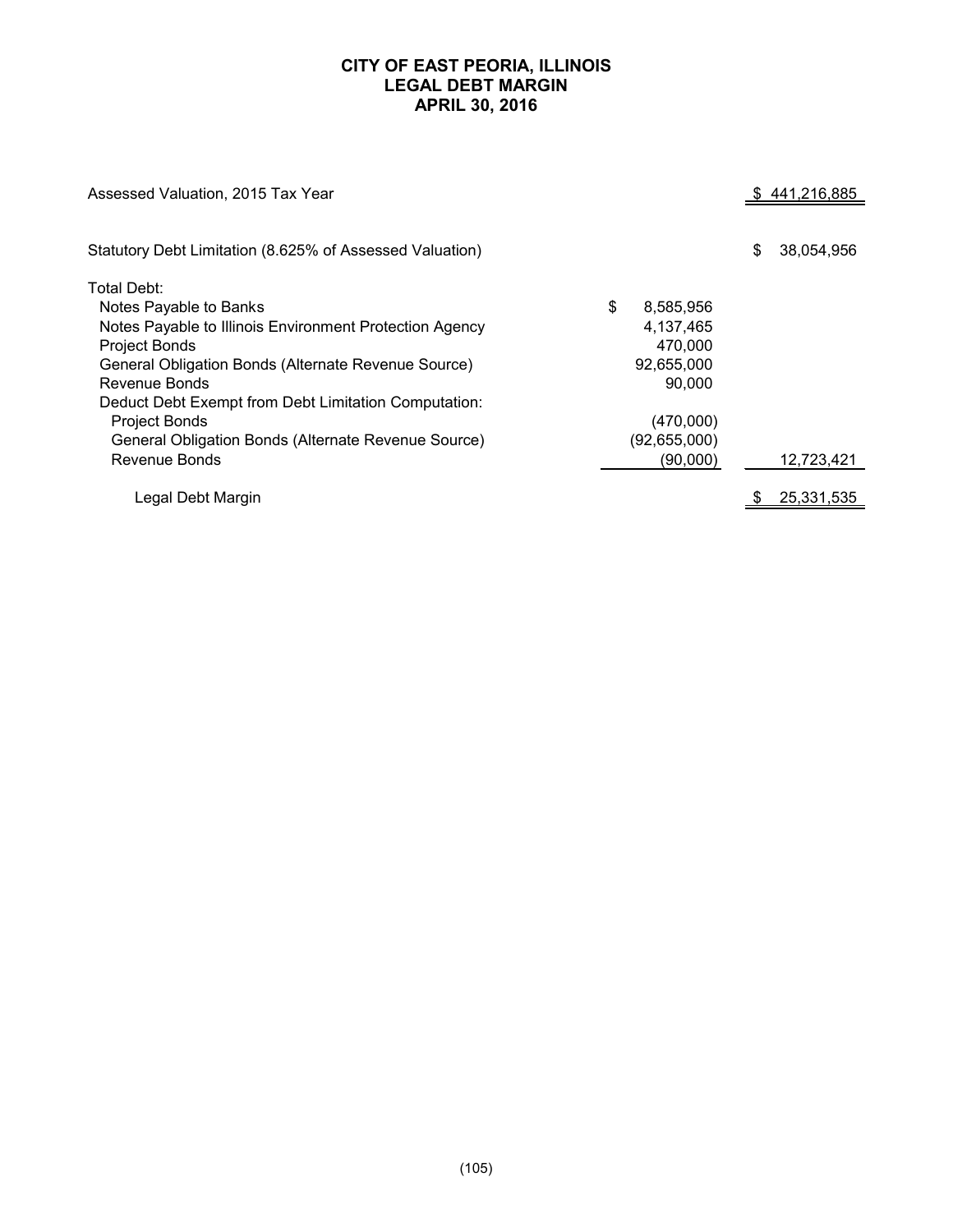# CITY OF EAST PEORIA, ILLINOIS
# LEGAL DEBT MARGIN
# APRIL 30, 2016

| | | |
|---|---|---|
| Assessed Valuation, 2015 Tax Year | | $ 441,216,885 |
| | | |
| Statutory Debt Limitation (8.625% of Assessed Valuation) | | $ 38,054,956 |
| Total Debt: | | |
| Notes Payable to Banks | $ 8,585,956 | |
| Notes Payable to Illinois Environment Protection Agency | 4,137,465 | |
| Project Bonds | 470,000 | |
| General Obligation Bonds (Alternate Revenue Source) | 92,655,000 | |
| Revenue Bonds | 90,000 | |
| Deduct Debt Exempt from Debt Limitation Computation: | | |
| Project Bonds | (470,000) | |
| General Obligation Bonds (Alternate Revenue Source) | (92,655,000) | |
| Revenue Bonds | (90,000) | 12,723,421 |
| | | |
| Legal Debt Margin | | $ 25,331,535 |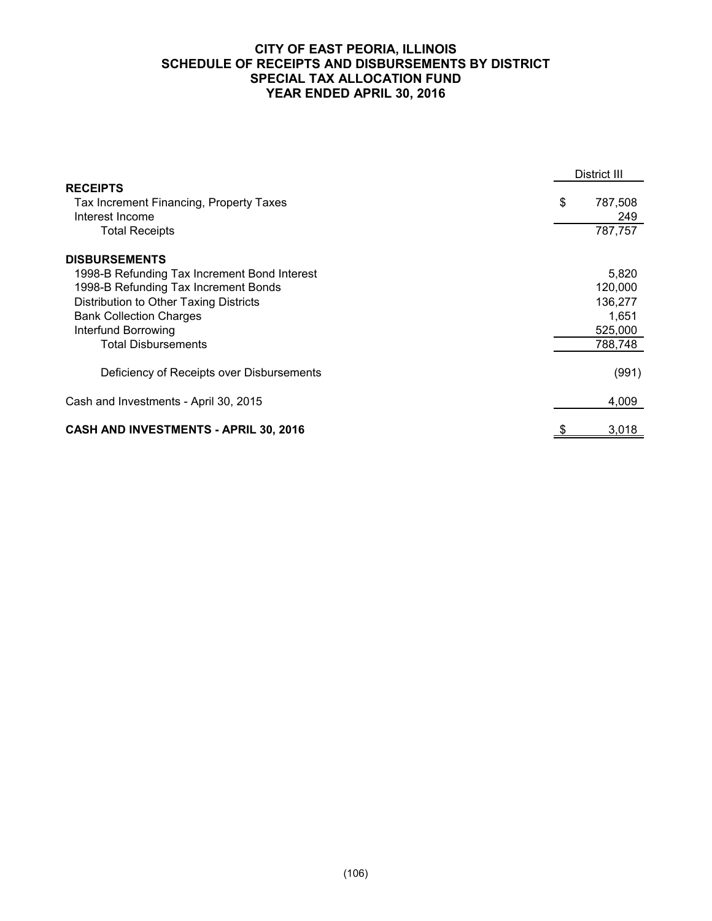# CITY OF EAST PEORIA, ILLINOIS
## SCHEDULE OF RECEIPTS AND DISBURSEMENTS BY DISTRICT
## SPECIAL TAX ALLOCATION FUND
## YEAR ENDED APRIL 30, 2016

| | District III |
|---|---|
| **RECEIPTS** | |
| Tax Increment Financing, Property Taxes | $ 787,508 |
| Interest Income | 249 |
| Total Receipts | 787,757 |
| **DISBURSEMENTS** | |
| 1998-B Refunding Tax Increment Bond Interest | 5,820 |
| 1998-B Refunding Tax Increment Bonds | 120,000 |
| Distribution to Other Taxing Districts | 136,277 |
| Bank Collection Charges | 1,651 |
| Interfund Borrowing | 525,000 |
| Total Disbursements | 788,748 |
| Deficiency of Receipts over Disbursements | (991) |
| Cash and Investments - April 30, 2015 | 4,009 |
| **CASH AND INVESTMENTS - APRIL 30, 2016** | $ 3,018 |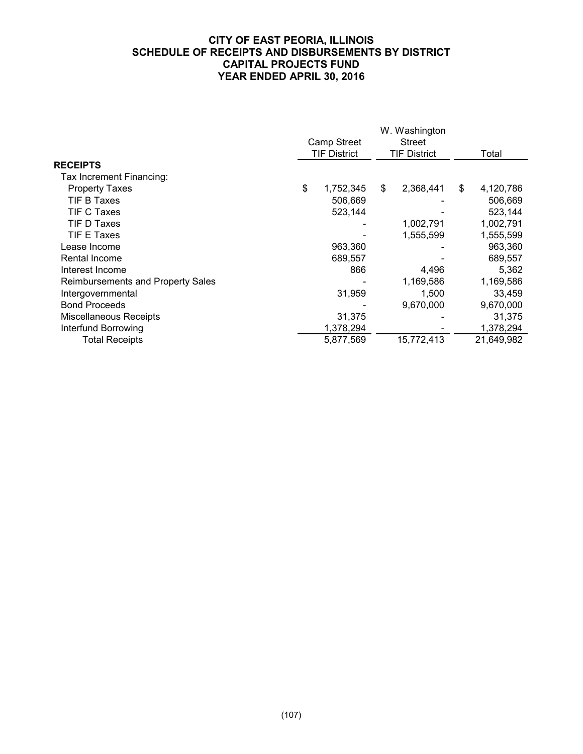# CITY OF EAST PEORIA, ILLINOIS
## SCHEDULE OF RECEIPTS AND DISBURSEMENTS BY DISTRICT
## CAPITAL PROJECTS FUND
## YEAR ENDED APRIL 30, 2016

| | Camp Street TIF District | W. Washington Street TIF District | Total |
|---|---|---|---|
| **RECEIPTS** | | | |
| Tax Increment Financing: | | | |
| Property Taxes | $ 1,752,345 | $ 2,368,441 | $ 4,120,786 |
| TIF B Taxes | 506,669 | - | 506,669 |
| TIF C Taxes | 523,144 | - | 523,144 |
| TIF D Taxes | - | 1,002,791 | 1,002,791 |
| TIF E Taxes | - | 1,555,599 | 1,555,599 |
| Lease Income | 963,360 | - | 963,360 |
| Rental Income | 689,557 | - | 689,557 |
| Interest Income | 866 | 4,496 | 5,362 |
| Reimbursements and Property Sales | - | 1,169,586 | 1,169,586 |
| Intergovernmental | 31,959 | 1,500 | 33,459 |
| Bond Proceeds | - | 9,670,000 | 9,670,000 |
| Miscellaneous Receipts | 31,375 | - | 31,375 |
| Interfund Borrowing | 1,378,294 | - | 1,378,294 |
| Total Receipts | 5,877,569 | 15,772,413 | 21,649,982 |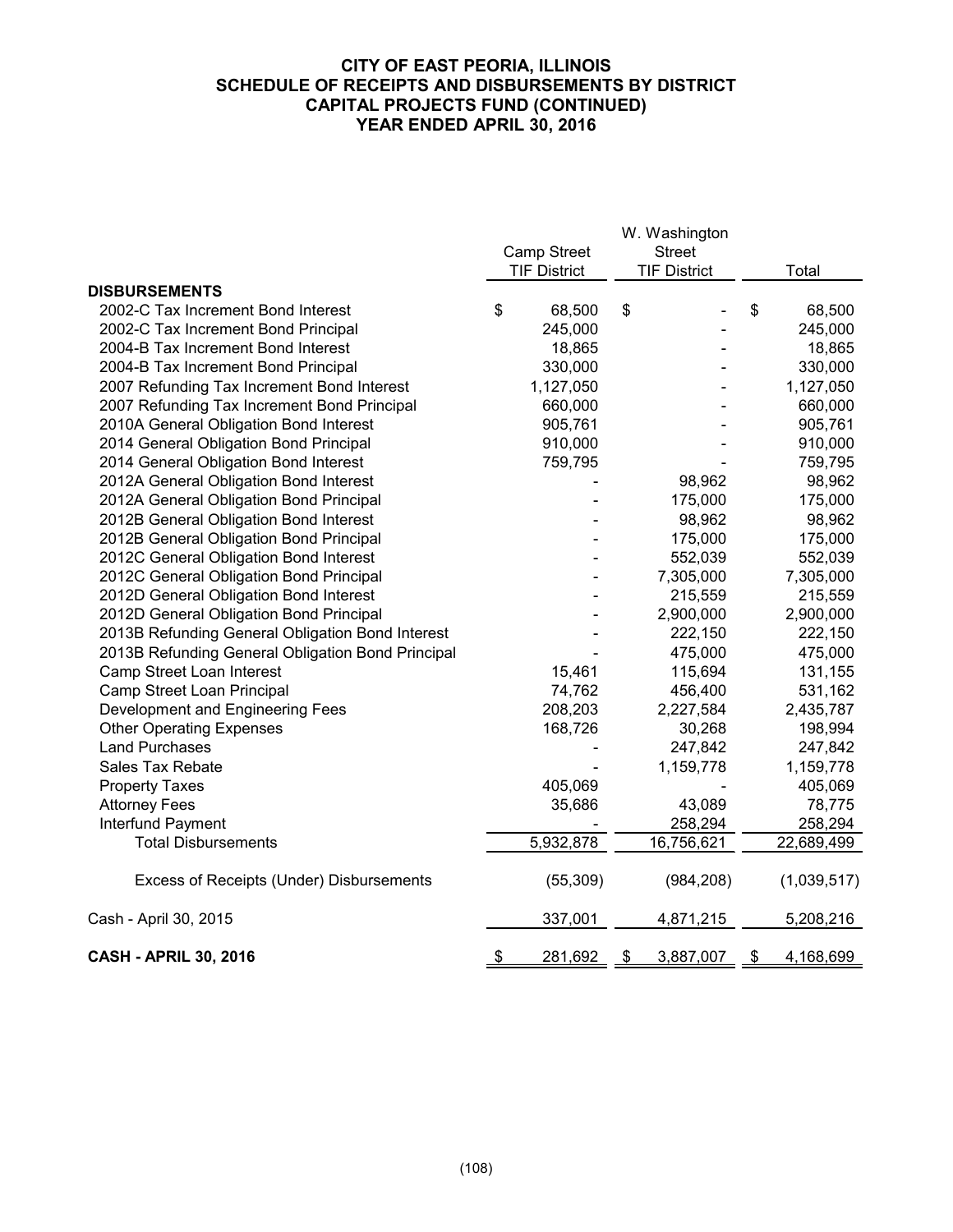# CITY OF EAST PEORIA, ILLINOIS
## SCHEDULE OF RECEIPTS AND DISBURSEMENTS BY DISTRICT
## CAPITAL PROJECTS FUND (CONTINUED)
## YEAR ENDED APRIL 30, 2016

| | Camp Street TIF District | W. Washington Street TIF District | Total |
|---|---|---|---|
| **DISBURSEMENTS** | | | |
| 2002-C Tax Increment Bond Interest | $ 68,500 | $ - | $ 68,500 |
| 2002-C Tax Increment Bond Principal | 245,000 | - | 245,000 |
| 2004-B Tax Increment Bond Interest | 18,865 | - | 18,865 |
| 2004-B Tax Increment Bond Principal | 330,000 | - | 330,000 |
| 2007 Refunding Tax Increment Bond Interest | 1,127,050 | - | 1,127,050 |
| 2007 Refunding Tax Increment Bond Principal | 660,000 | - | 660,000 |
| 2010A General Obligation Bond Interest | 905,761 | - | 905,761 |
| 2014 General Obligation Bond Principal | 910,000 | - | 910,000 |
| 2014 General Obligation Bond Interest | 759,795 | - | 759,795 |
| 2012A General Obligation Bond Interest | - | 98,962 | 98,962 |
| 2012A General Obligation Bond Principal | - | 175,000 | 175,000 |
| 2012B General Obligation Bond Interest | - | 98,962 | 98,962 |
| 2012B General Obligation Bond Principal | - | 175,000 | 175,000 |
| 2012C General Obligation Bond Interest | - | 552,039 | 552,039 |
| 2012C General Obligation Bond Principal | - | 7,305,000 | 7,305,000 |
| 2012D General Obligation Bond Interest | - | 215,559 | 215,559 |
| 2012D General Obligation Bond Principal | - | 2,900,000 | 2,900,000 |
| 2013B Refunding General Obligation Bond Interest | - | 222,150 | 222,150 |
| 2013B Refunding General Obligation Bond Principal | - | 475,000 | 475,000 |
| Camp Street Loan Interest | 15,461 | 115,694 | 131,155 |
| Camp Street Loan Principal | 74,762 | 456,400 | 531,162 |
| Development and Engineering Fees | 208,203 | 2,227,584 | 2,435,787 |
| Other Operating Expenses | 168,726 | 30,268 | 198,994 |
| Land Purchases | - | 247,842 | 247,842 |
| Sales Tax Rebate | - | 1,159,778 | 1,159,778 |
| Property Taxes | 405,069 | - | 405,069 |
| Attorney Fees | 35,686 | 43,089 | 78,775 |
| Interfund Payment | - | 258,294 | 258,294 |
| Total Disbursements | 5,932,878 | 16,756,621 | 22,689,499 |
| Excess of Receipts (Under) Disbursements | (55,309) | (984,208) | (1,039,517) |
| Cash - April 30, 2015 | 337,001 | 4,871,215 | 5,208,216 |
| **CASH - APRIL 30, 2016** | $ 281,692 | $ 3,887,007 | $ 4,168,699 |